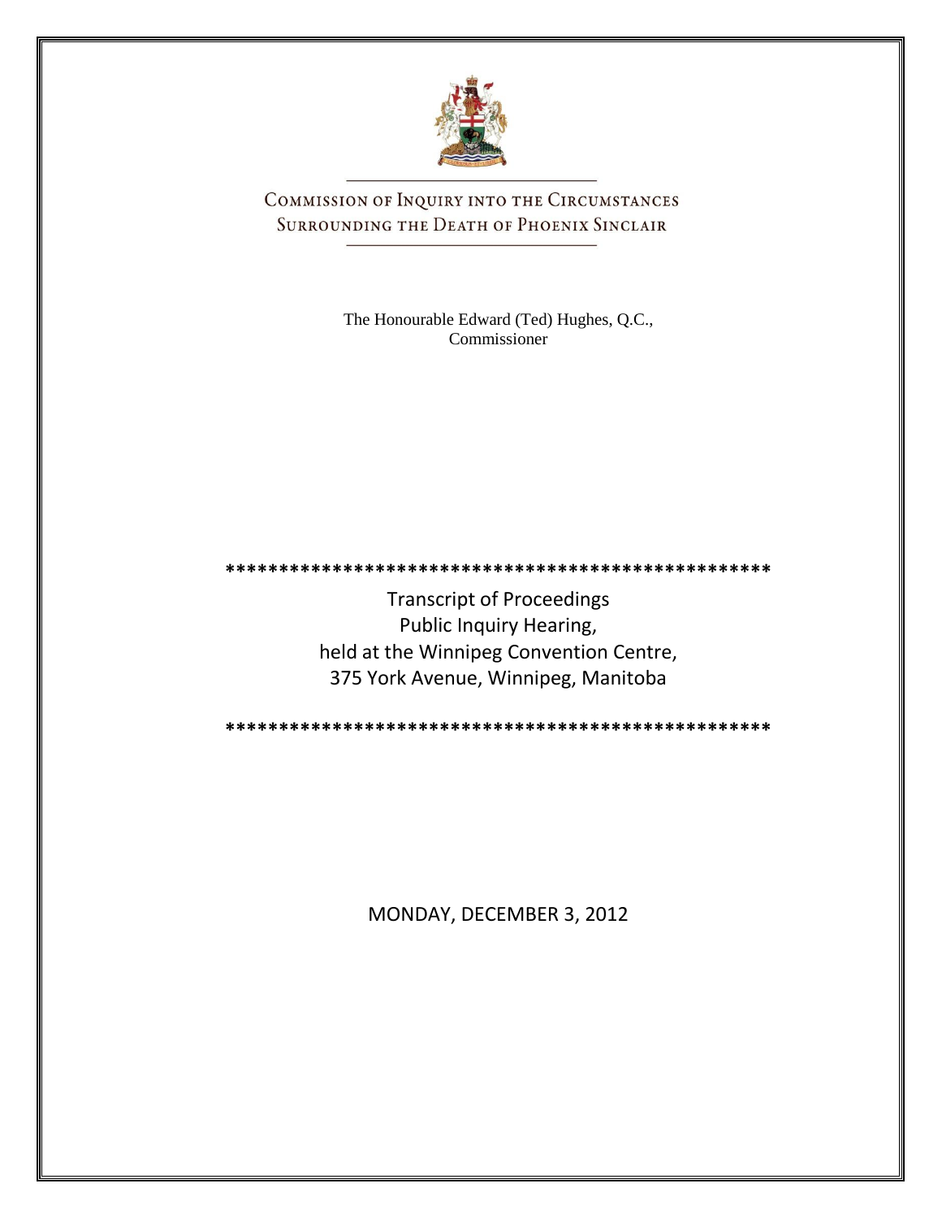# COMMISSION OF INQUIRY INTO THE CIRCUMSTANCES SURROUNDING THE DEATH OF PHOENIX SINCLAIR

The Honourable Edward (Ted) Hughes, Q.C.,
Commissioner

**************************************************

Transcript of Proceedings
Public Inquiry Hearing,
held at the Winnipeg Convention Centre,
375 York Avenue, Winnipeg, Manitoba

**************************************************

MONDAY, DECEMBER 3, 2012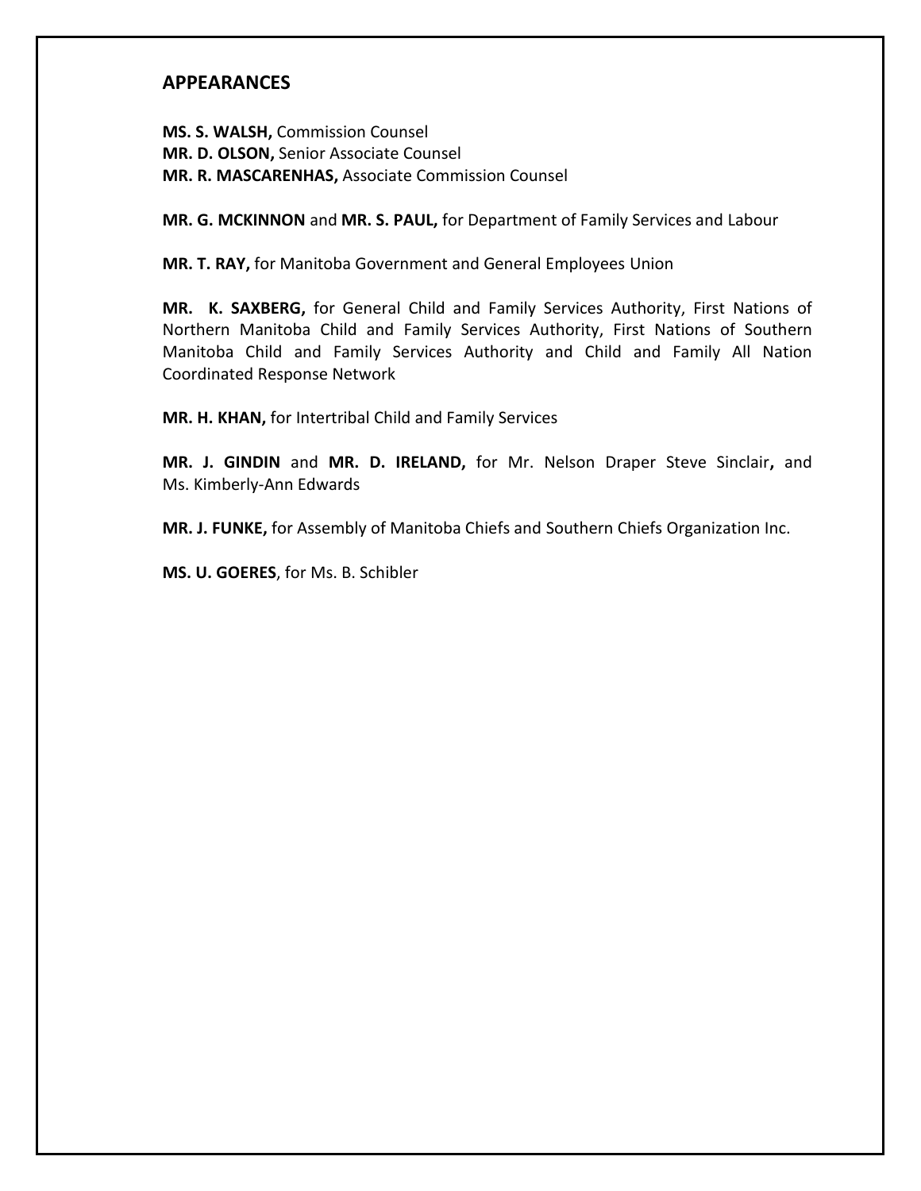## APPEARANCES

**MS. S. WALSH,** Commission Counsel
**MR. D. OLSON,** Senior Associate Counsel
**MR. R. MASCARENHAS,** Associate Commission Counsel

**MR. G. MCKINNON** and **MR. S. PAUL,** for Department of Family Services and Labour

**MR. T. RAY,** for Manitoba Government and General Employees Union

**MR. K. SAXBERG,** for General Child and Family Services Authority, First Nations of Northern Manitoba Child and Family Services Authority, First Nations of Southern Manitoba Child and Family Services Authority and Child and Family All Nation Coordinated Response Network

**MR. H. KHAN,** for Intertribal Child and Family Services

**MR. J. GINDIN** and **MR. D. IRELAND,** for Mr. Nelson Draper Steve Sinclair**,** and Ms. Kimberly-Ann Edwards

**MR. J. FUNKE,** for Assembly of Manitoba Chiefs and Southern Chiefs Organization Inc.

**MS. U. GOERES**, for Ms. B. Schibler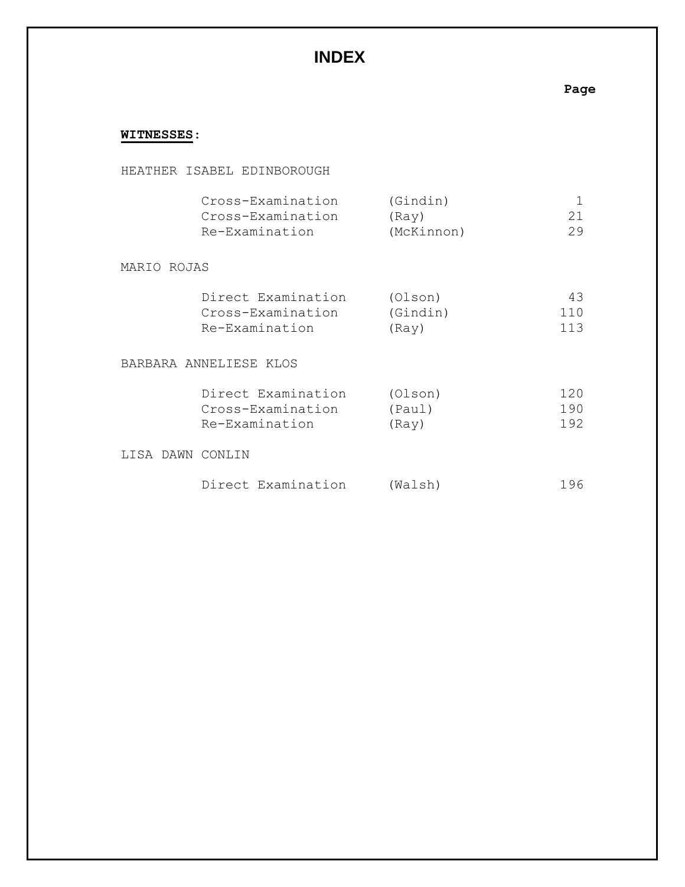# INDEX

**Page**

**WITNESSES**:

HEATHER ISABEL EDINBOROUGH

| | | |
|---|---|---|
| Cross-Examination | (Gindin) | 1 |
| Cross-Examination | (Ray) | 21 |
| Re-Examination | (McKinnon) | 29 |

MARIO ROJAS

| | | |
|---|---|---|
| Direct Examination | (Olson) | 43 |
| Cross-Examination | (Gindin) | 110 |
| Re-Examination | (Ray) | 113 |

BARBARA ANNELIESE KLOS

| | | |
|---|---|---|
| Direct Examination | (Olson) | 120 |
| Cross-Examination | (Paul) | 190 |
| Re-Examination | (Ray) | 192 |

LISA DAWN CONLIN

| | | |
|---|---|---|
| Direct Examination | (Walsh) | 196 |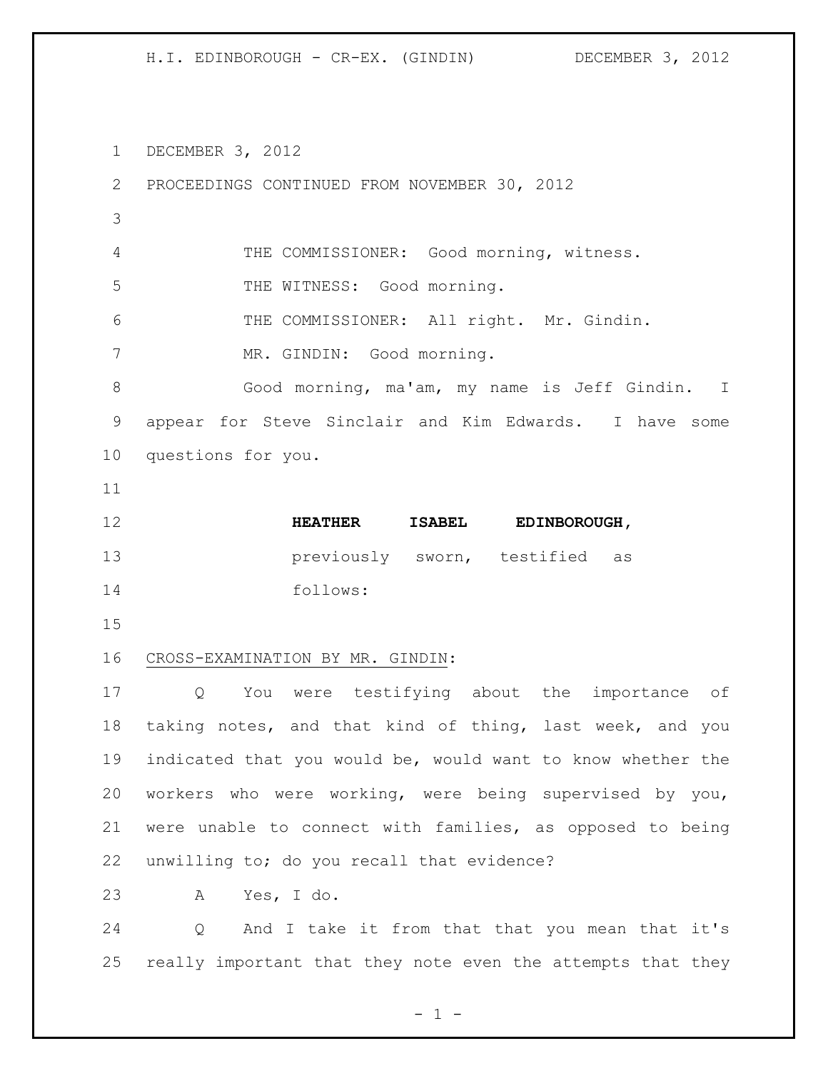DECEMBER 3, 2012

PROCEEDINGS CONTINUED FROM NOVEMBER 30, 2012

THE COMMISSIONER: Good morning, witness.

THE WITNESS: Good morning.

THE COMMISSIONER: All right. Mr. Gindin.

MR. GINDIN: Good morning.

Good morning, ma'am, my name is Jeff Gindin. I appear for Steve Sinclair and Kim Edwards. I have some questions for you.

**HEATHER ISABEL EDINBOROUGH,**
previously sworn, testified as follows:

CROSS-EXAMINATION BY MR. GINDIN:

Q You were testifying about the importance of taking notes, and that kind of thing, last week, and you indicated that you would be, would want to know whether the workers who were working, were being supervised by you, were unable to connect with families, as opposed to being unwilling to; do you recall that evidence?

A Yes, I do.

Q And I take it from that that you mean that it's really important that they note even the attempts that they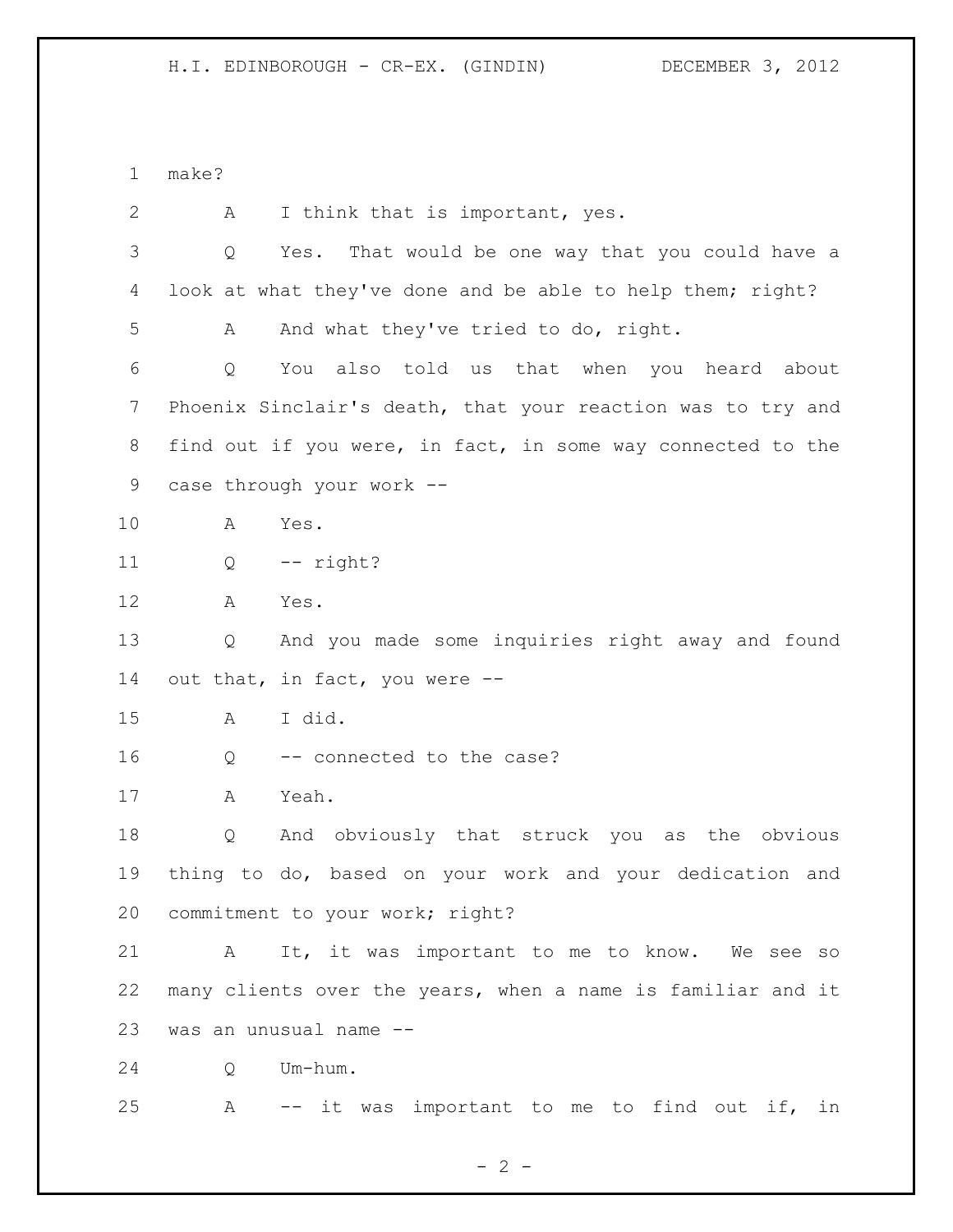make?

A I think that is important, yes.

Q Yes. That would be one way that you could have a look at what they've done and be able to help them; right?

A And what they've tried to do, right.

Q You also told us that when you heard about Phoenix Sinclair's death, that your reaction was to try and find out if you were, in fact, in some way connected to the case through your work --

A Yes.

Q -- right?

A Yes.

Q And you made some inquiries right away and found out that, in fact, you were --

A I did.

Q -- connected to the case?

A Yeah.

Q And obviously that struck you as the obvious thing to do, based on your work and your dedication and commitment to your work; right?

A It, it was important to me to know. We see so many clients over the years, when a name is familiar and it was an unusual name --

Q Um-hum.

A -- it was important to me to find out if, in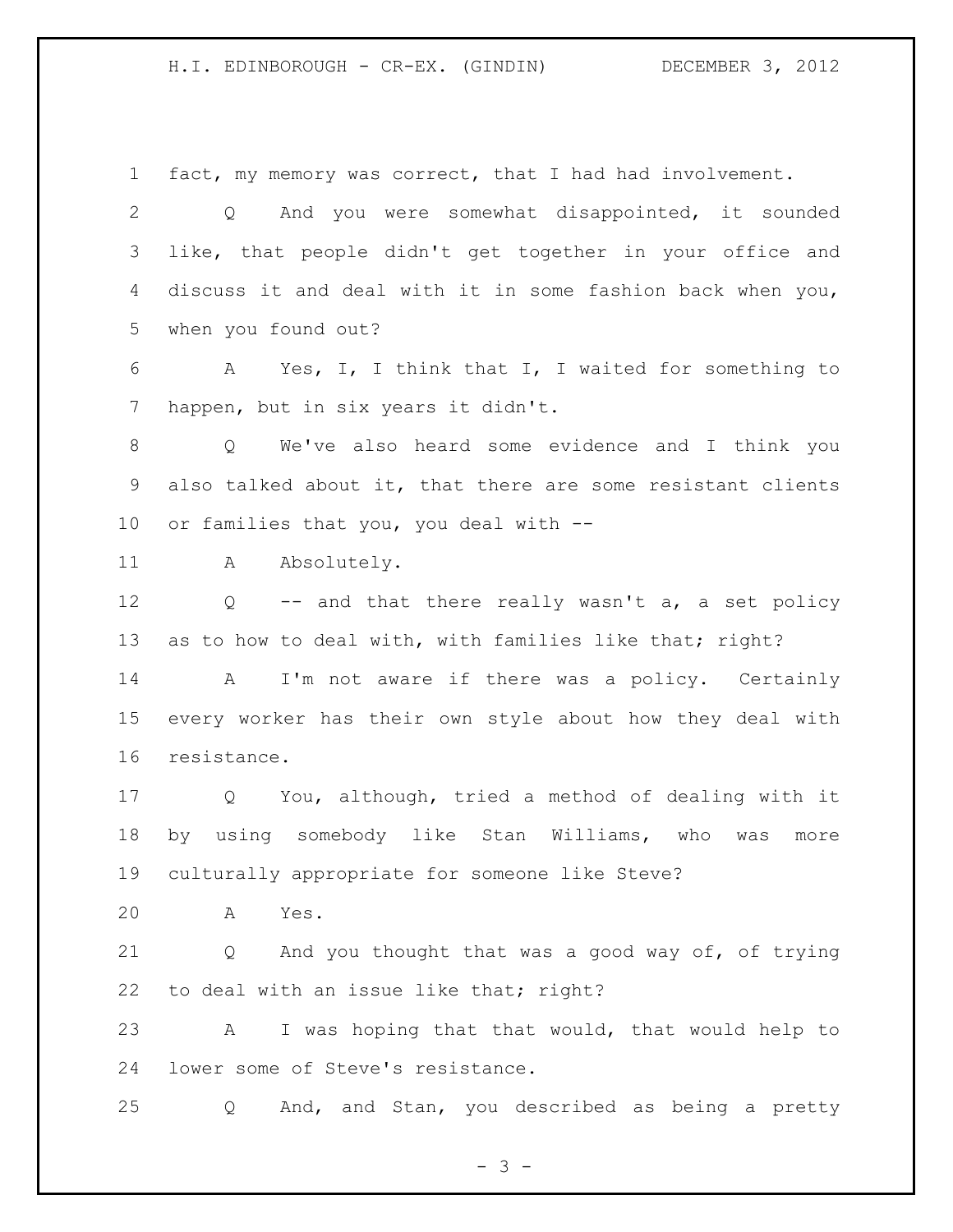1 fact, my memory was correct, that I had had involvement.

2 Q And you were somewhat disappointed, it sounded

3 like, that people didn't get together in your office and

4 discuss it and deal with it in some fashion back when you,

5 when you found out?

6 A Yes, I, I think that I, I waited for something to

7 happen, but in six years it didn't.

8 Q We've also heard some evidence and I think you

9 also talked about it, that there are some resistant clients

10 or families that you, you deal with --

11 A Absolutely.

12 Q -- and that there really wasn't a, a set policy

13 as to how to deal with, with families like that; right?

14 A I'm not aware if there was a policy. Certainly

15 every worker has their own style about how they deal with

16 resistance.

17 Q You, although, tried a method of dealing with it

18 by using somebody like Stan Williams, who was more

19 culturally appropriate for someone like Steve?

20 A Yes.

21 Q And you thought that was a good way of, of trying

22 to deal with an issue like that; right?

23 A I was hoping that that would, that would help to

24 lower some of Steve's resistance.

25 Q And, and Stan, you described as being a pretty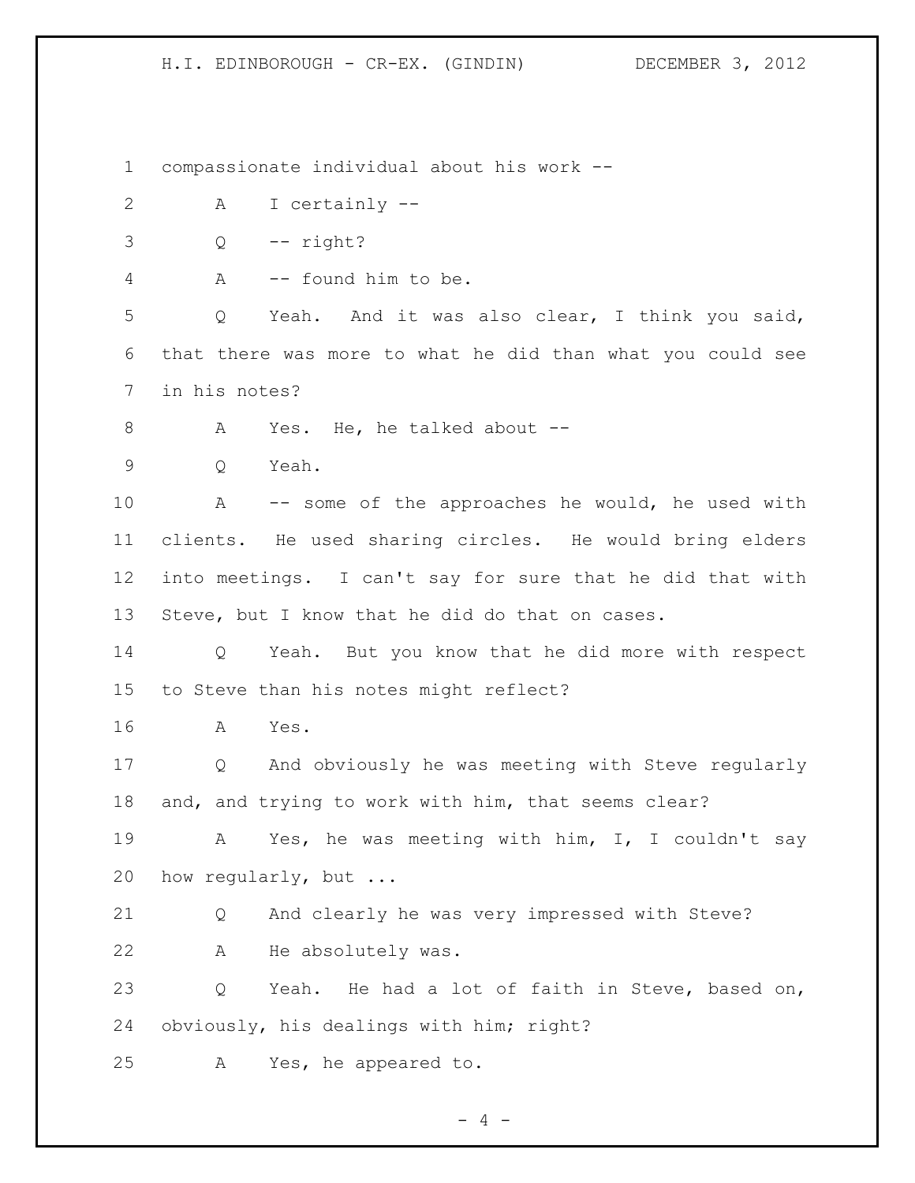compassionate individual about his work --

A I certainly --

Q -- right?

A -- found him to be.

Q Yeah. And it was also clear, I think you said, that there was more to what he did than what you could see in his notes?

A Yes. He, he talked about --

Q Yeah.

A -- some of the approaches he would, he used with clients. He used sharing circles. He would bring elders into meetings. I can't say for sure that he did that with Steve, but I know that he did do that on cases.

Q Yeah. But you know that he did more with respect to Steve than his notes might reflect?

A Yes.

Q And obviously he was meeting with Steve regularly and, and trying to work with him, that seems clear?

A Yes, he was meeting with him, I, I couldn't say how regularly, but ...

Q And clearly he was very impressed with Steve?

A He absolutely was.

Q Yeah. He had a lot of faith in Steve, based on, obviously, his dealings with him; right?

A Yes, he appeared to.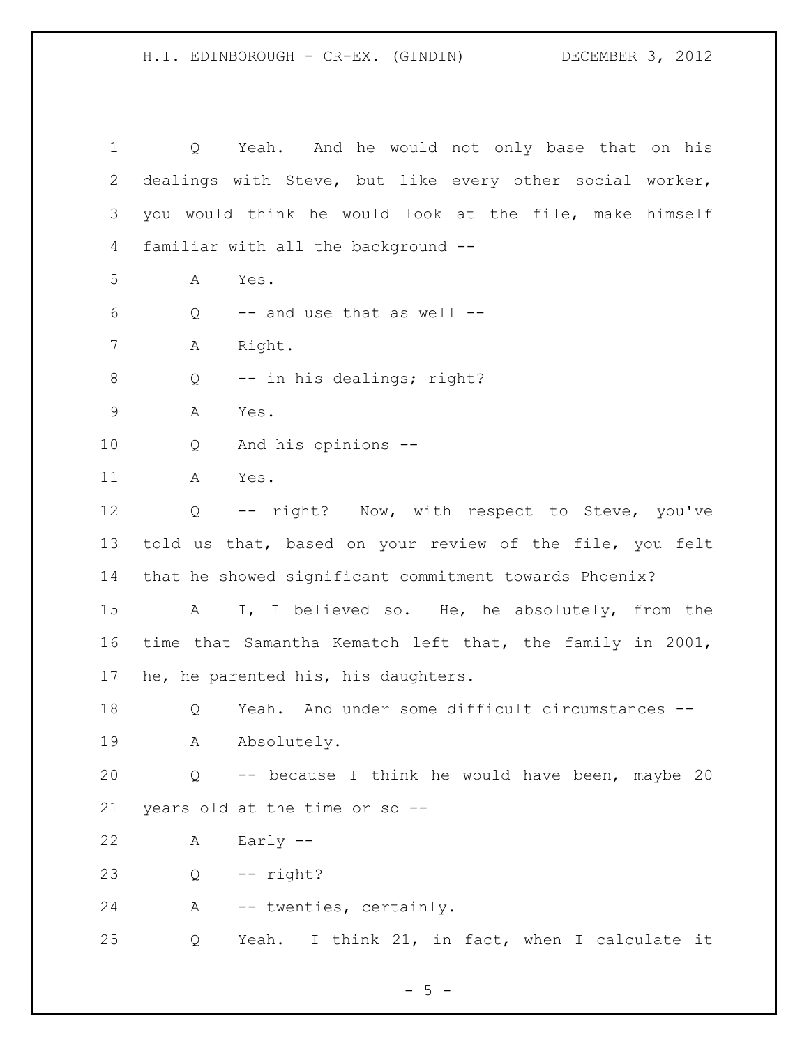1 Q Yeah. And he would not only base that on his
2 dealings with Steve, but like every other social worker,
3 you would think he would look at the file, make himself
4 familiar with all the background --
5 A Yes.
6 Q -- and use that as well --
7 A Right.
8 Q -- in his dealings; right?
9 A Yes.
10 Q And his opinions --
11 A Yes.
12 Q -- right? Now, with respect to Steve, you've
13 told us that, based on your review of the file, you felt
14 that he showed significant commitment towards Phoenix?
15 A I, I believed so. He, he absolutely, from the
16 time that Samantha Kematch left that, the family in 2001,
17 he, he parented his, his daughters.
18 Q Yeah. And under some difficult circumstances --
19 A Absolutely.
20 Q -- because I think he would have been, maybe 20
21 years old at the time or so --
22 A Early --
23 Q -- right?
24 A -- twenties, certainly.
25 Q Yeah. I think 21, in fact, when I calculate it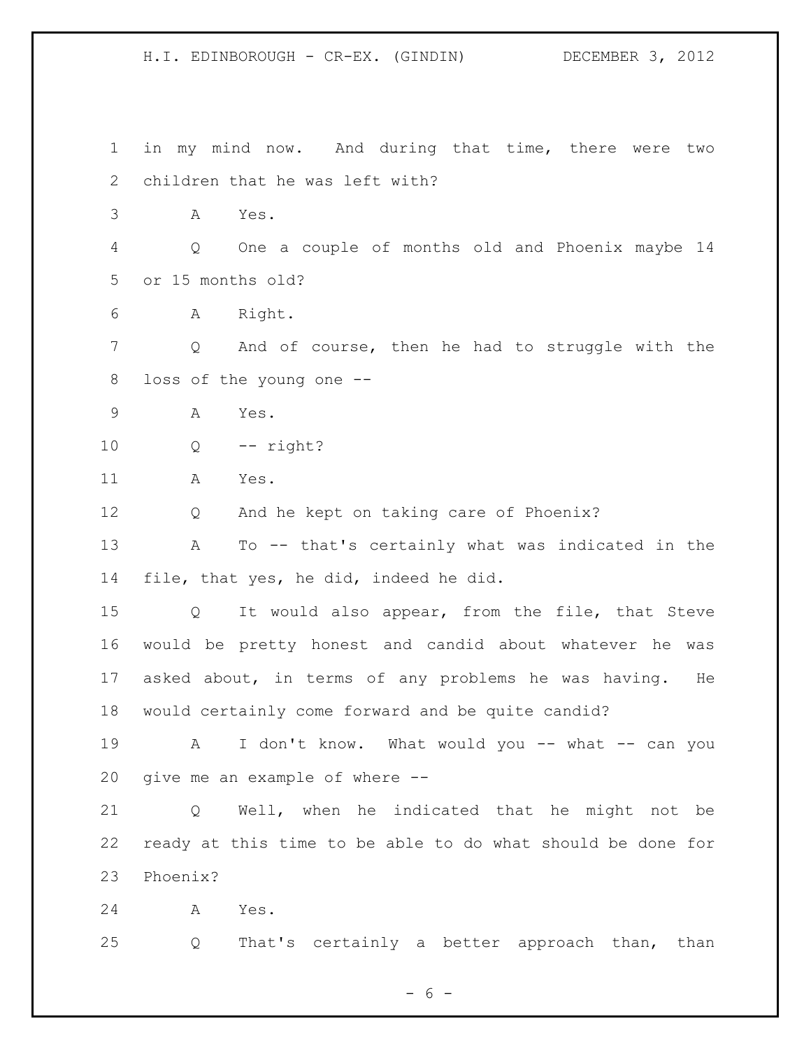in my mind now. And during that time, there were two children that he was left with?

A Yes.

Q One a couple of months old and Phoenix maybe 14 or 15 months old?

A Right.

Q And of course, then he had to struggle with the loss of the young one --

A Yes.

Q -- right?

A Yes.

Q And he kept on taking care of Phoenix?

A To -- that's certainly what was indicated in the file, that yes, he did, indeed he did.

Q It would also appear, from the file, that Steve would be pretty honest and candid about whatever he was asked about, in terms of any problems he was having. He would certainly come forward and be quite candid?

A I don't know. What would you -- what -- can you give me an example of where --

Q Well, when he indicated that he might not be ready at this time to be able to do what should be done for Phoenix?

A Yes.

Q That's certainly a better approach than, than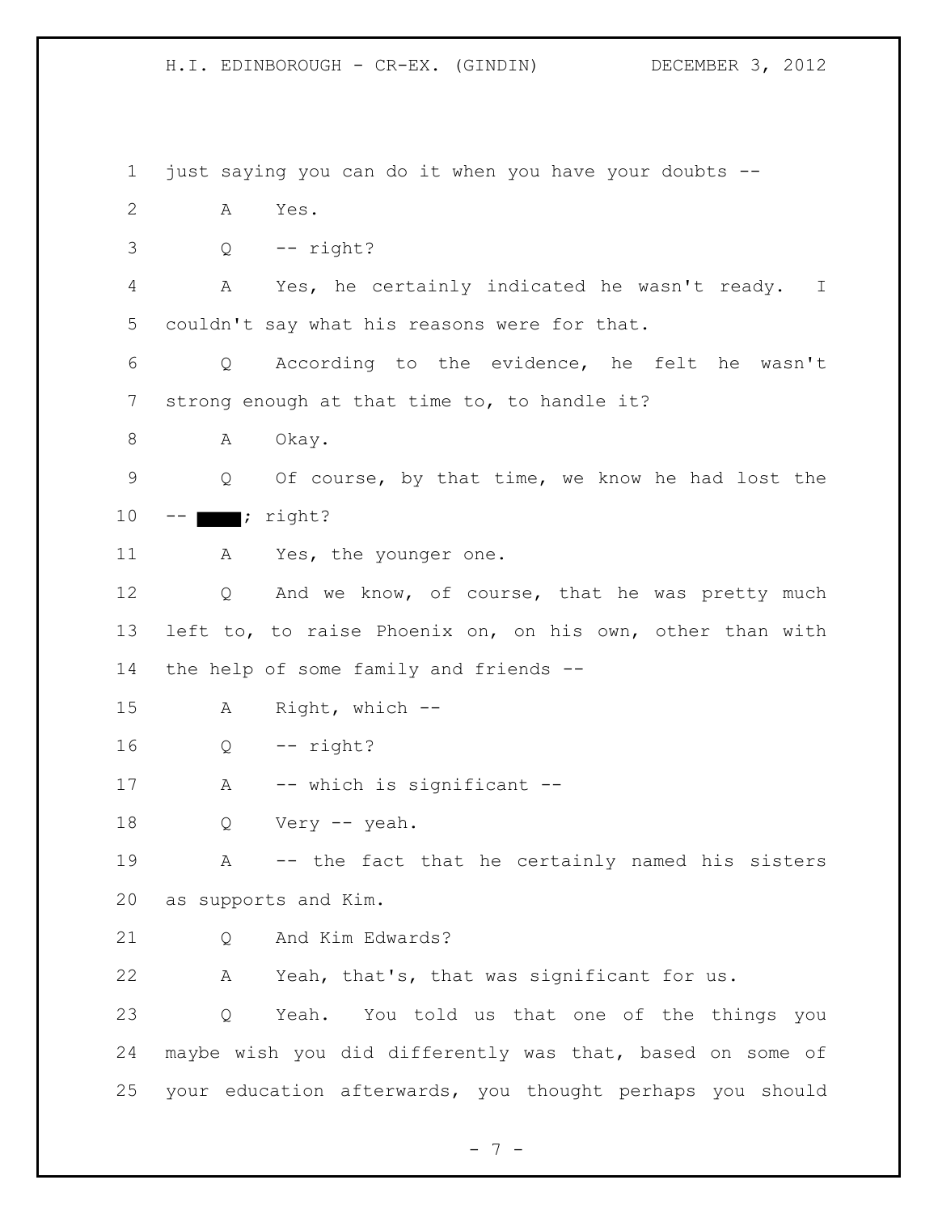1 just saying you can do it when you have your doubts --

2 A Yes.

3 Q -- right?

4 A Yes, he certainly indicated he wasn't ready. I

5 couldn't say what his reasons were for that.

6 Q According to the evidence, he felt he wasn't

7 strong enough at that time to, to handle it?

8 A Okay.

9 Q Of course, by that time, we know he had lost the

10 -- ████; right?

11 A Yes, the younger one.

12 Q And we know, of course, that he was pretty much

13 left to, to raise Phoenix on, on his own, other than with

14 the help of some family and friends --

15 A Right, which --

16 Q -- right?

17 A -- which is significant --

18 Q Very -- yeah.

19 A -- the fact that he certainly named his sisters

20 as supports and Kim.

21 Q And Kim Edwards?

22 A Yeah, that's, that was significant for us.

23 Q Yeah. You told us that one of the things you

24 maybe wish you did differently was that, based on some of

25 your education afterwards, you thought perhaps you should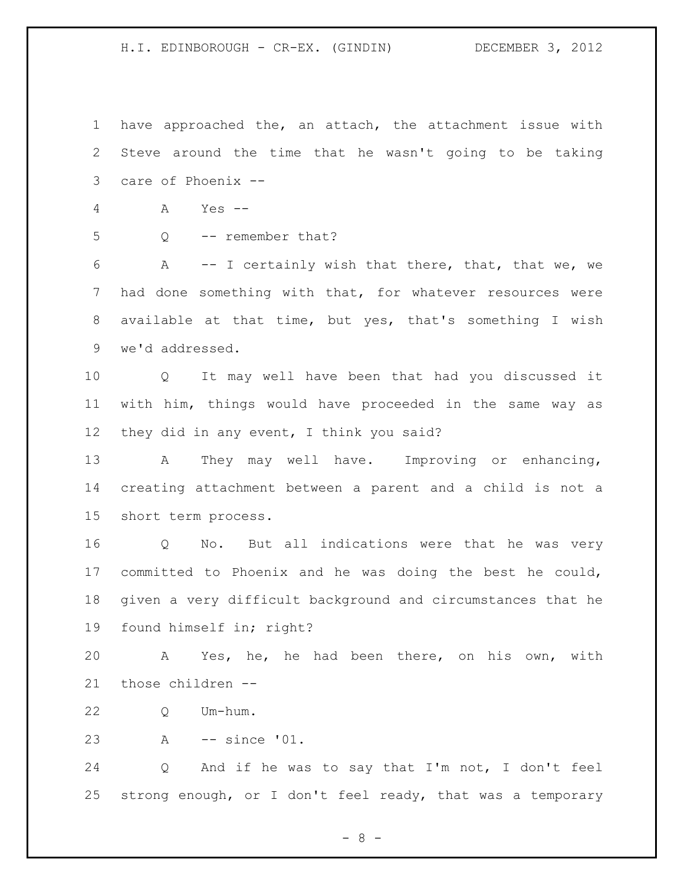have approached the, an attach, the attachment issue with Steve around the time that he wasn't going to be taking care of Phoenix --

A Yes --

Q -- remember that?

A -- I certainly wish that there, that, that we, we had done something with that, for whatever resources were available at that time, but yes, that's something I wish we'd addressed.

Q It may well have been that had you discussed it with him, things would have proceeded in the same way as they did in any event, I think you said?

A They may well have. Improving or enhancing, creating attachment between a parent and a child is not a short term process.

Q No. But all indications were that he was very committed to Phoenix and he was doing the best he could, given a very difficult background and circumstances that he found himself in; right?

A Yes, he, he had been there, on his own, with those children --

Q Um-hum.

A -- since '01.

Q And if he was to say that I'm not, I don't feel strong enough, or I don't feel ready, that was a temporary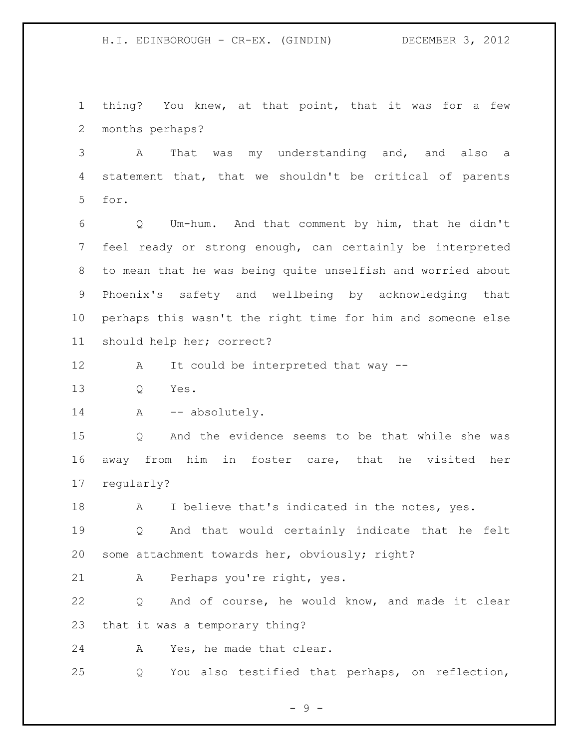thing? You knew, at that point, that it was for a few months perhaps?

A That was my understanding and, and also a statement that, that we shouldn't be critical of parents for.

Q Um-hum. And that comment by him, that he didn't feel ready or strong enough, can certainly be interpreted to mean that he was being quite unselfish and worried about Phoenix's safety and wellbeing by acknowledging that perhaps this wasn't the right time for him and someone else should help her; correct?

A It could be interpreted that way --

Q Yes.

A -- absolutely.

Q And the evidence seems to be that while she was away from him in foster care, that he visited her regularly?

A I believe that's indicated in the notes, yes.

Q And that would certainly indicate that he felt some attachment towards her, obviously; right?

A Perhaps you're right, yes.

Q And of course, he would know, and made it clear that it was a temporary thing?

A Yes, he made that clear.

Q You also testified that perhaps, on reflection,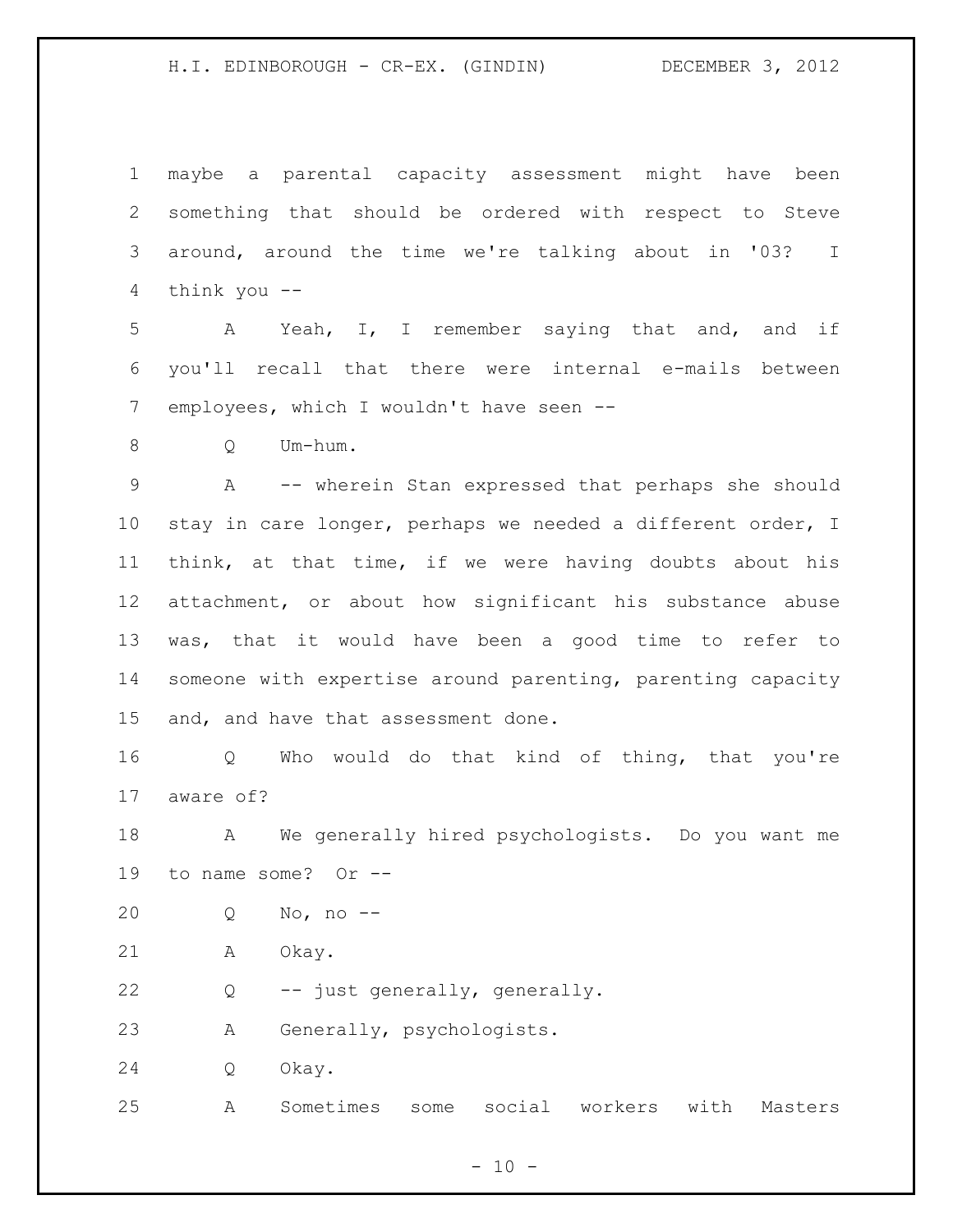maybe a parental capacity assessment might have been something that should be ordered with respect to Steve around, around the time we're talking about in '03? I think you --

A Yeah, I, I remember saying that and, and if you'll recall that there were internal e-mails between employees, which I wouldn't have seen --

Q Um-hum.

A -- wherein Stan expressed that perhaps she should stay in care longer, perhaps we needed a different order, I think, at that time, if we were having doubts about his attachment, or about how significant his substance abuse was, that it would have been a good time to refer to someone with expertise around parenting, parenting capacity and, and have that assessment done.

Q Who would do that kind of thing, that you're aware of?

A We generally hired psychologists. Do you want me to name some? Or --

Q No, no --

A Okay.

Q -- just generally, generally.

A Generally, psychologists.

Q Okay.

A Sometimes some social workers with Masters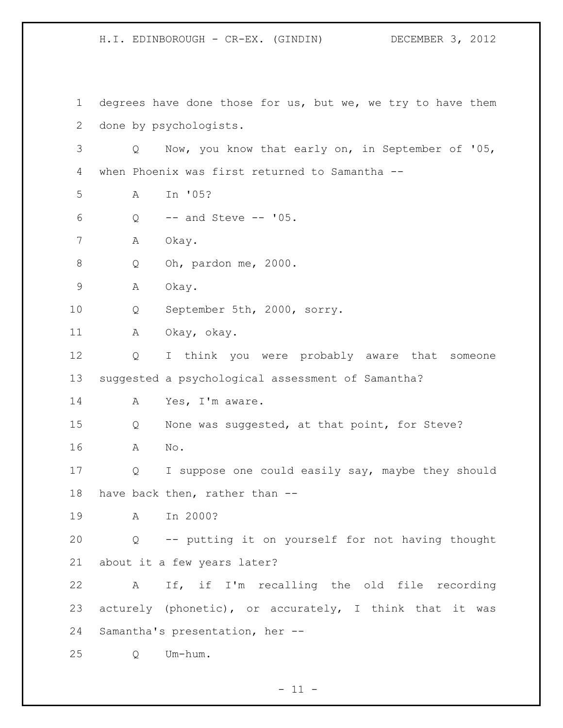degrees have done those for us, but we, we try to have them done by psychologists.

Q Now, you know that early on, in September of '05, when Phoenix was first returned to Samantha --

A In '05?

Q -- and Steve -- '05.

A Okay.

Q Oh, pardon me, 2000.

A Okay.

Q September 5th, 2000, sorry.

A Okay, okay.

Q I think you were probably aware that someone suggested a psychological assessment of Samantha?

A Yes, I'm aware.

Q None was suggested, at that point, for Steve?

A No.

Q I suppose one could easily say, maybe they should have back then, rather than --

A In 2000?

Q -- putting it on yourself for not having thought about it a few years later?

A If, if I'm recalling the old file recording acturely (phonetic), or accurately, I think that it was Samantha's presentation, her --

Q Um-hum.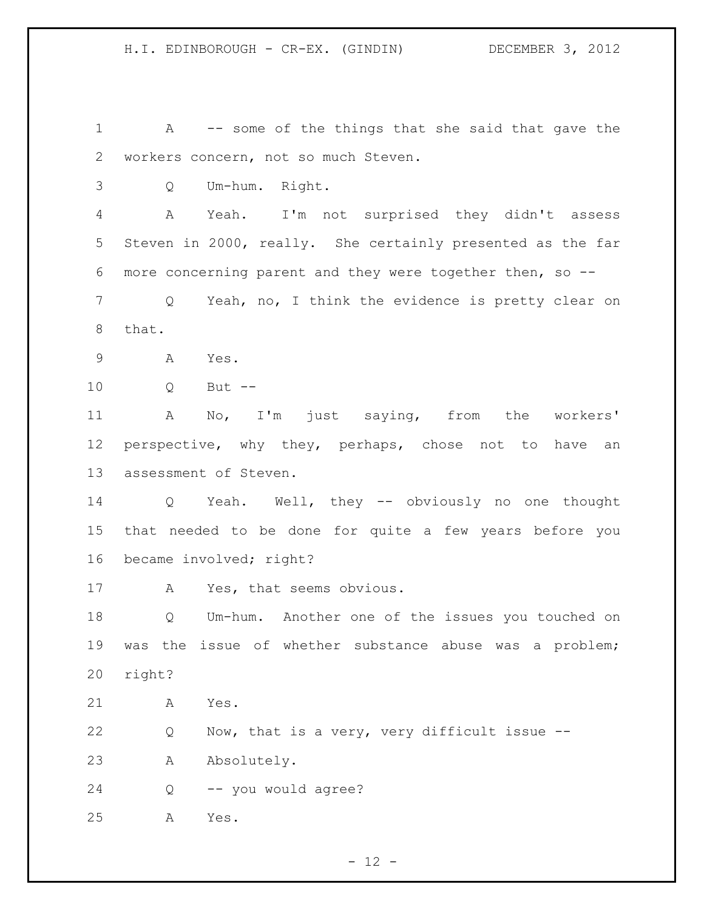A -- some of the things that she said that gave the workers concern, not so much Steven.

Q Um-hum. Right.

A Yeah. I'm not surprised they didn't assess Steven in 2000, really. She certainly presented as the far more concerning parent and they were together then, so --

Q Yeah, no, I think the evidence is pretty clear on that.

A Yes.

Q But --

A No, I'm just saying, from the workers' perspective, why they, perhaps, chose not to have an assessment of Steven.

Q Yeah. Well, they -- obviously no one thought that needed to be done for quite a few years before you became involved; right?

A Yes, that seems obvious.

Q Um-hum. Another one of the issues you touched on was the issue of whether substance abuse was a problem; right?

A Yes.

Q Now, that is a very, very difficult issue --

A Absolutely.

Q -- you would agree?

A Yes.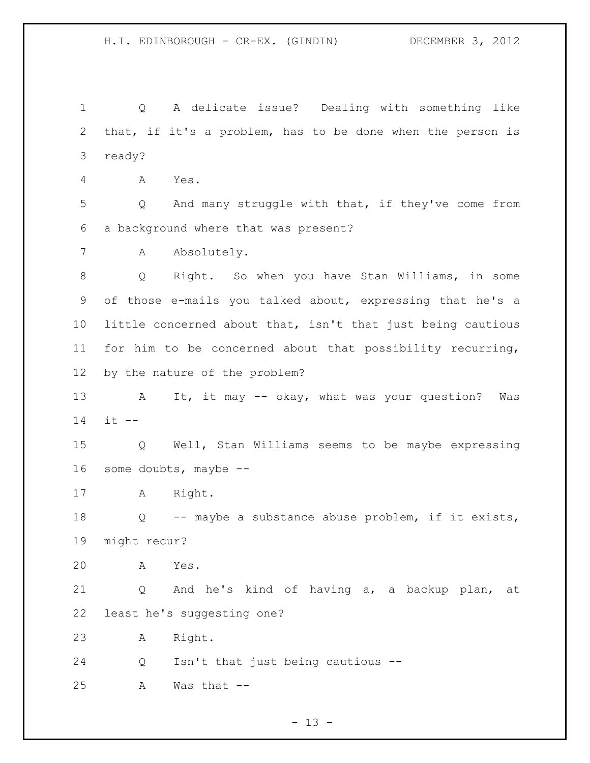Q A delicate issue? Dealing with something like that, if it's a problem, has to be done when the person is ready?

A Yes.

Q And many struggle with that, if they've come from a background where that was present?

A Absolutely.

Q Right. So when you have Stan Williams, in some of those e-mails you talked about, expressing that he's a little concerned about that, isn't that just being cautious for him to be concerned about that possibility recurring, by the nature of the problem?

A It, it may -- okay, what was your question? Was it --

Q Well, Stan Williams seems to be maybe expressing some doubts, maybe --

A Right.

Q -- maybe a substance abuse problem, if it exists, might recur?

A Yes.

Q And he's kind of having a, a backup plan, at least he's suggesting one?

A Right.

Q Isn't that just being cautious --

A Was that --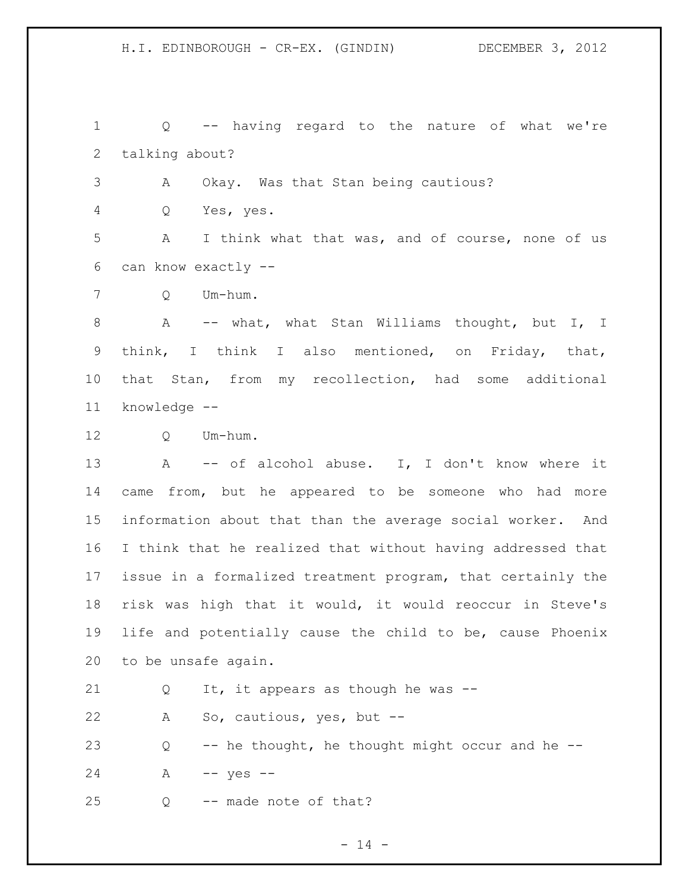Q -- having regard to the nature of what we're talking about?

A Okay. Was that Stan being cautious?

Q Yes, yes.

A I think what that was, and of course, none of us can know exactly --

Q Um-hum.

A -- what, what Stan Williams thought, but I, I think, I think I also mentioned, on Friday, that, that Stan, from my recollection, had some additional knowledge --

Q Um-hum.

A -- of alcohol abuse. I, I don't know where it came from, but he appeared to be someone who had more information about that than the average social worker. And I think that he realized that without having addressed that issue in a formalized treatment program, that certainly the risk was high that it would, it would reoccur in Steve's life and potentially cause the child to be, cause Phoenix to be unsafe again.

Q It, it appears as though he was --

A So, cautious, yes, but --

Q -- he thought, he thought might occur and he --

A -- yes --

Q -- made note of that?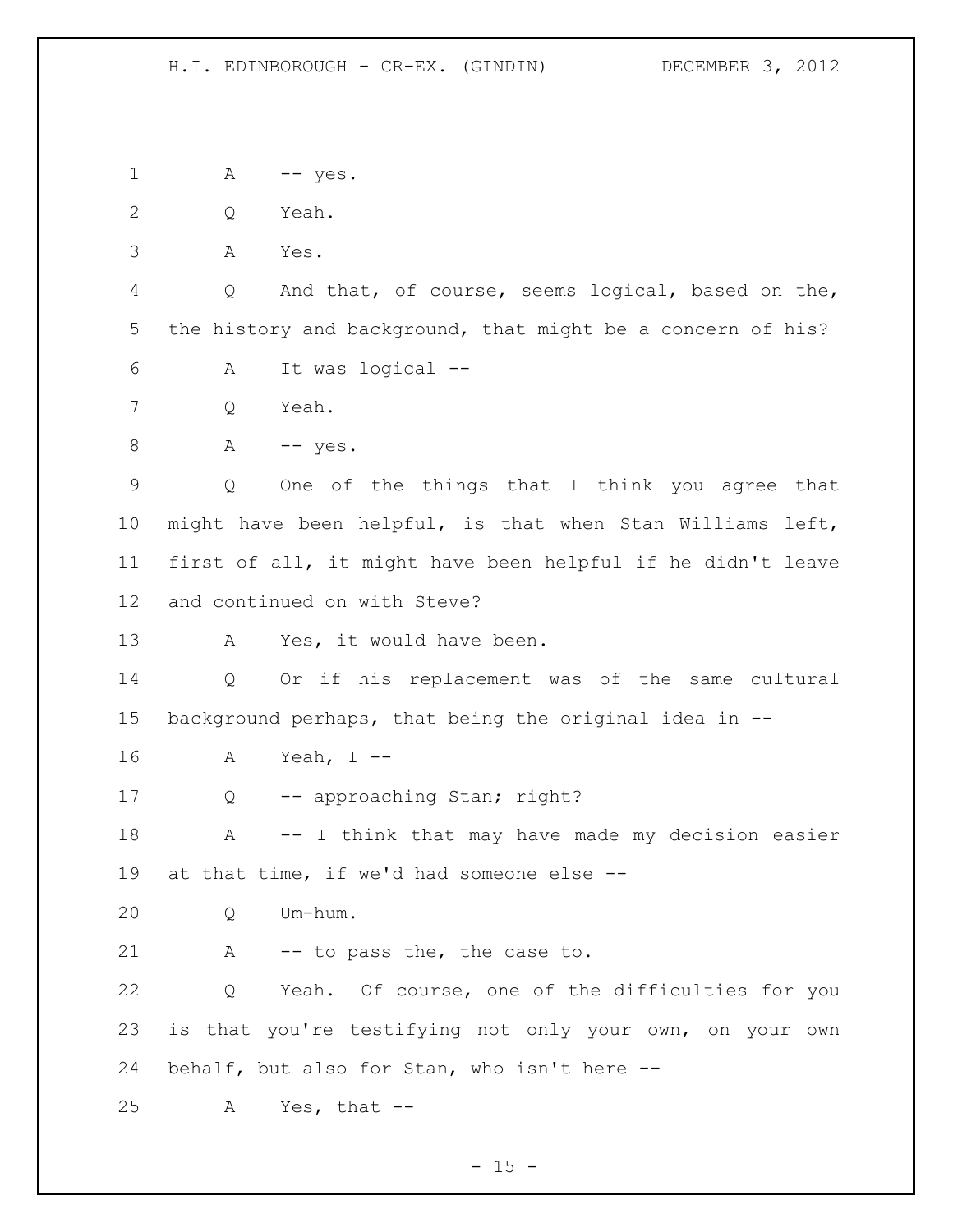1 A -- yes.

2 Q Yeah.

3 A Yes.

4 Q And that, of course, seems logical, based on the,

5 the history and background, that might be a concern of his?

6 A It was logical --

7 Q Yeah.

8 A -- yes.

9 Q One of the things that I think you agree that

10 might have been helpful, is that when Stan Williams left,

11 first of all, it might have been helpful if he didn't leave

12 and continued on with Steve?

13 A Yes, it would have been.

14 Q Or if his replacement was of the same cultural

15 background perhaps, that being the original idea in --

16 A Yeah, I --

17 Q -- approaching Stan; right?

18 A -- I think that may have made my decision easier

19 at that time, if we'd had someone else --

20 Q Um-hum.

21 A -- to pass the, the case to.

22 Q Yeah. Of course, one of the difficulties for you

23 is that you're testifying not only your own, on your own

24 behalf, but also for Stan, who isn't here --

25 A Yes, that --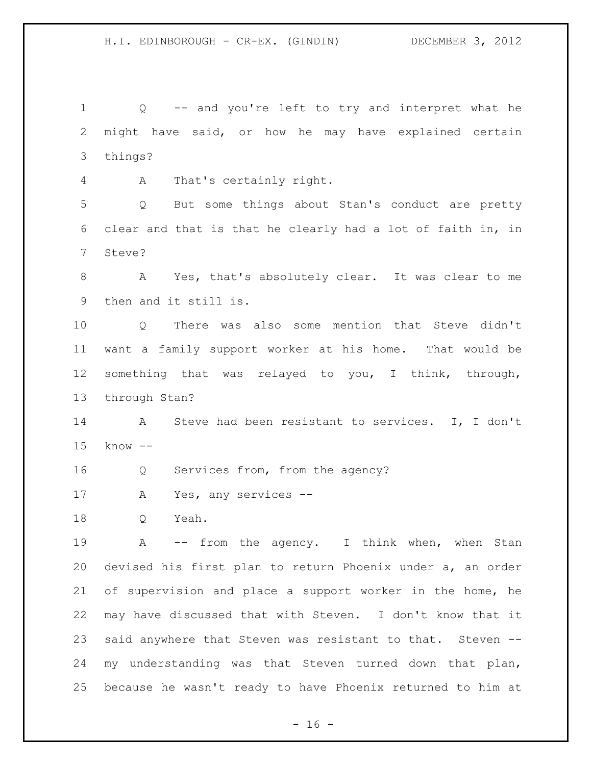Q -- and you're left to try and interpret what he might have said, or how he may have explained certain things?

A That's certainly right.

Q But some things about Stan's conduct are pretty clear and that is that he clearly had a lot of faith in, in Steve?

A Yes, that's absolutely clear. It was clear to me then and it still is.

Q There was also some mention that Steve didn't want a family support worker at his home. That would be something that was relayed to you, I think, through, through Stan?

A Steve had been resistant to services. I, I don't know --

Q Services from, from the agency?

A Yes, any services --

Q Yeah.

A -- from the agency. I think when, when Stan devised his first plan to return Phoenix under a, an order of supervision and place a support worker in the home, he may have discussed that with Steven. I don't know that it said anywhere that Steven was resistant to that. Steven -- my understanding was that Steven turned down that plan, because he wasn't ready to have Phoenix returned to him at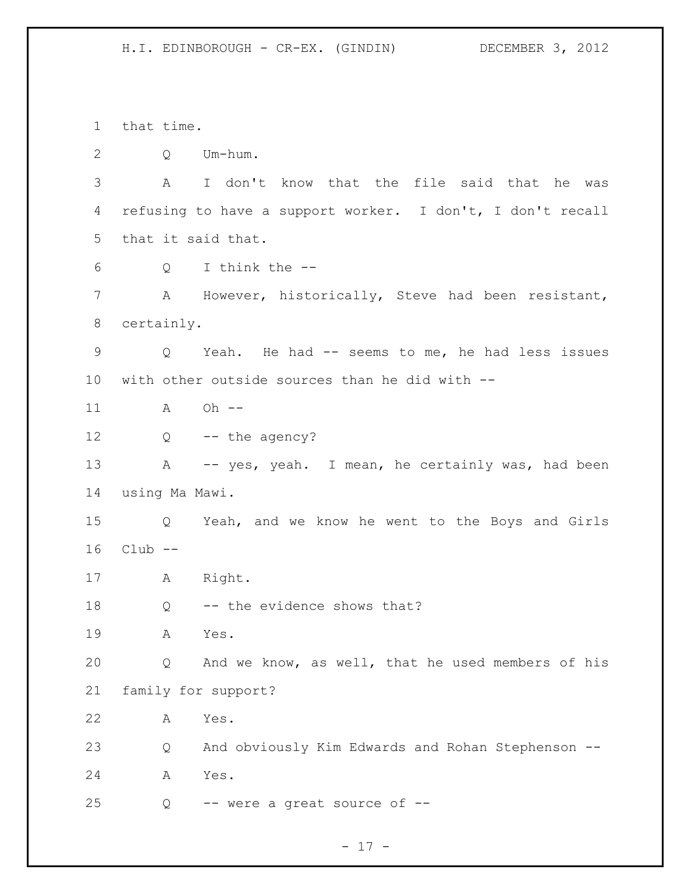that time.

Q Um-hum.

A I don't know that the file said that he was refusing to have a support worker. I don't, I don't recall that it said that.

Q I think the --

A However, historically, Steve had been resistant, certainly.

Q Yeah. He had -- seems to me, he had less issues with other outside sources than he did with --

A Oh --

Q -- the agency?

A -- yes, yeah. I mean, he certainly was, had been using Ma Mawi.

Q Yeah, and we know he went to the Boys and Girls Club --

A Right.

Q -- the evidence shows that?

A Yes.

Q And we know, as well, that he used members of his family for support?

A Yes.

Q And obviously Kim Edwards and Rohan Stephenson --

A Yes.

Q -- were a great source of --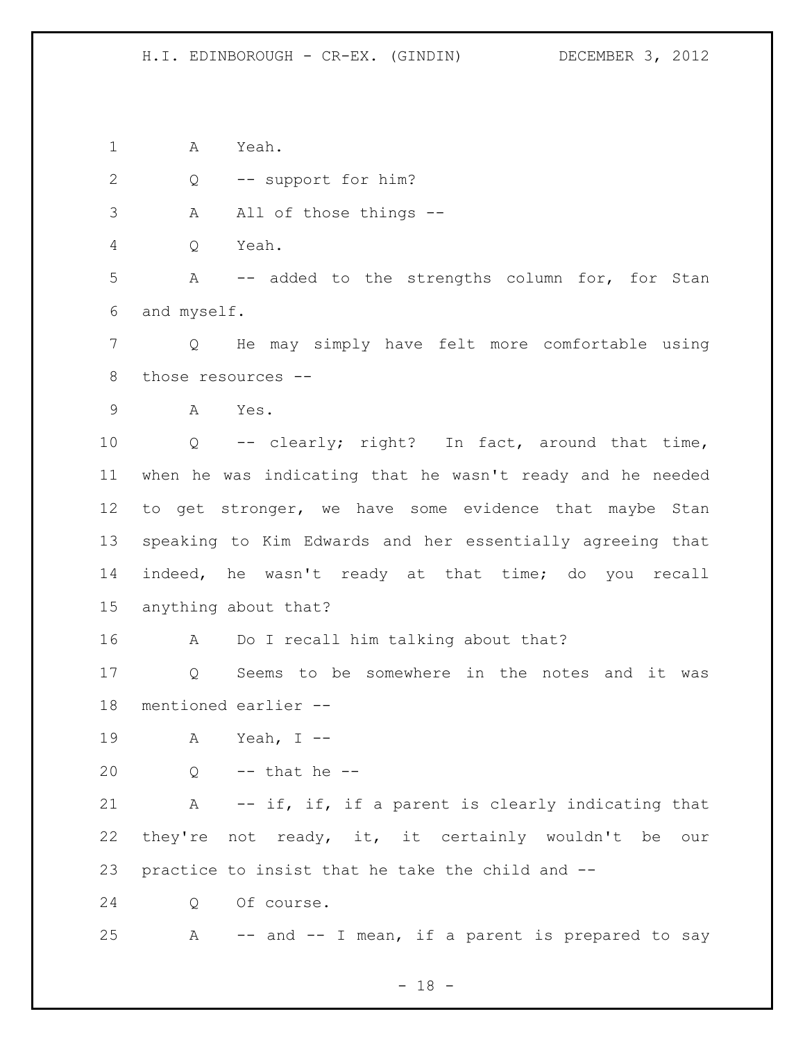A Yeah.

Q -- support for him?

A All of those things --

Q Yeah.

A -- added to the strengths column for, for Stan and myself.

Q He may simply have felt more comfortable using those resources --

A Yes.

Q -- clearly; right? In fact, around that time, when he was indicating that he wasn't ready and he needed to get stronger, we have some evidence that maybe Stan speaking to Kim Edwards and her essentially agreeing that indeed, he wasn't ready at that time; do you recall anything about that?

A Do I recall him talking about that?

Q Seems to be somewhere in the notes and it was mentioned earlier --

A Yeah, I --

Q -- that he --

A -- if, if, if a parent is clearly indicating that they're not ready, it, it certainly wouldn't be our practice to insist that he take the child and --

Q Of course.

A -- and -- I mean, if a parent is prepared to say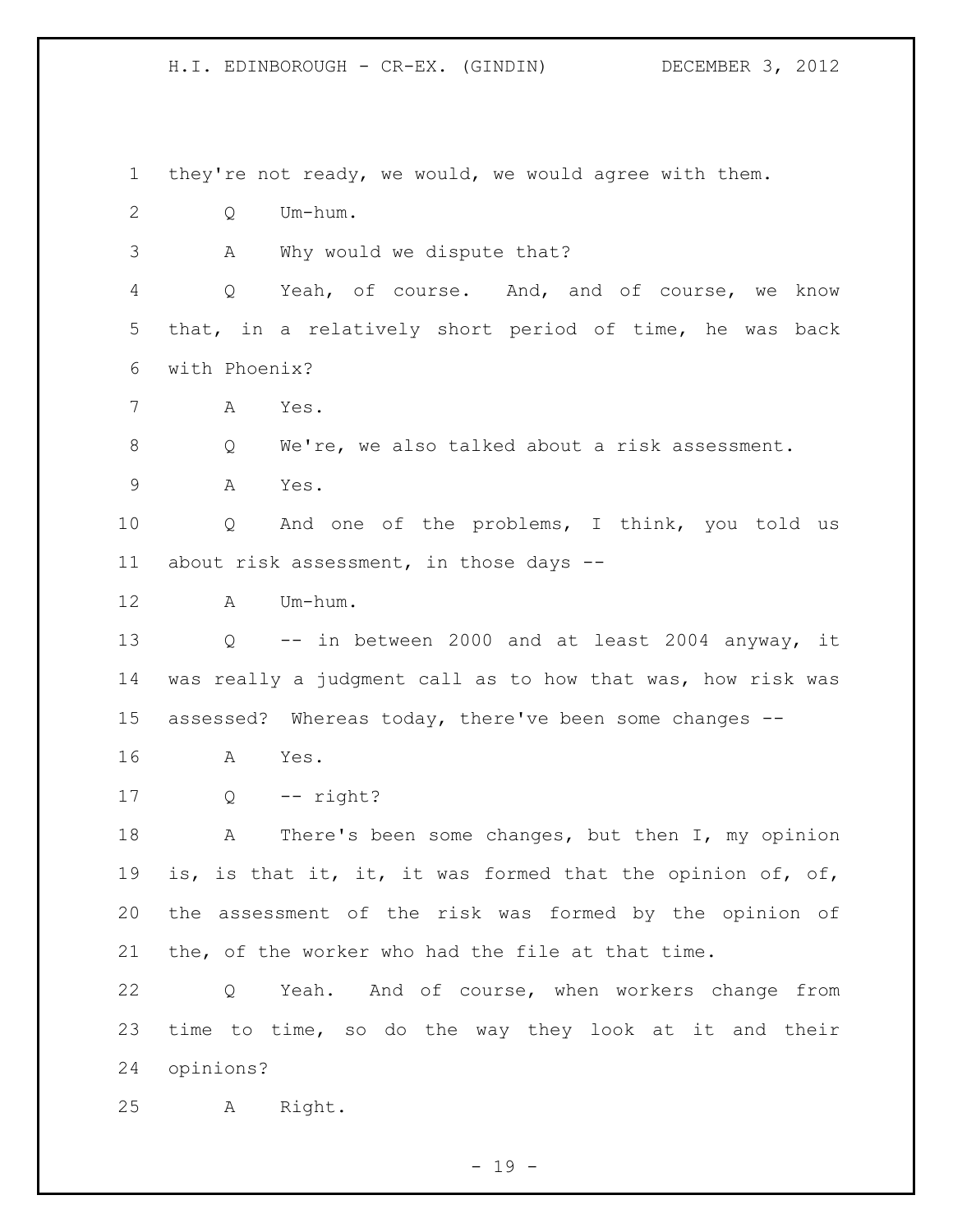they're not ready, we would, we would agree with them.

Q Um-hum.

A Why would we dispute that?

Q Yeah, of course. And, and of course, we know that, in a relatively short period of time, he was back with Phoenix?

A Yes.

Q We're, we also talked about a risk assessment.

A Yes.

Q And one of the problems, I think, you told us about risk assessment, in those days --

A Um-hum.

Q -- in between 2000 and at least 2004 anyway, it was really a judgment call as to how that was, how risk was assessed? Whereas today, there've been some changes --

A Yes.

Q -- right?

A There's been some changes, but then I, my opinion is, is that it, it, it was formed that the opinion of, of, the assessment of the risk was formed by the opinion of the, of the worker who had the file at that time.

Q Yeah. And of course, when workers change from time to time, so do the way they look at it and their opinions?

A Right.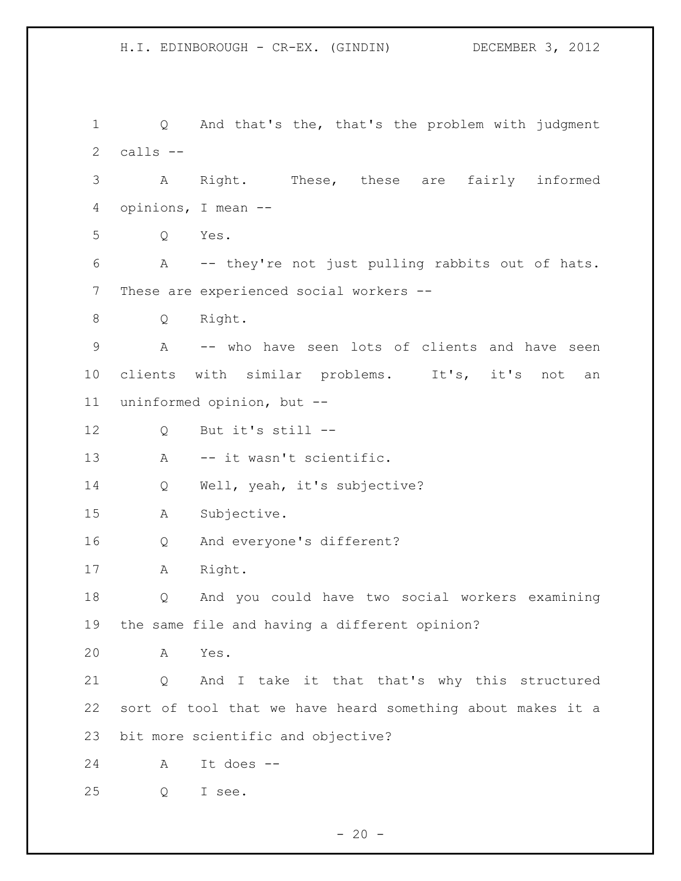Q And that's the, that's the problem with judgment calls --

A Right. These, these are fairly informed opinions, I mean --

Q Yes.

A -- they're not just pulling rabbits out of hats. These are experienced social workers --

Q Right.

A -- who have seen lots of clients and have seen clients with similar problems. It's, it's not an uninformed opinion, but --

Q But it's still --

A -- it wasn't scientific.

Q Well, yeah, it's subjective?

A Subjective.

Q And everyone's different?

A Right.

Q And you could have two social workers examining the same file and having a different opinion?

A Yes.

Q And I take it that that's why this structured sort of tool that we have heard something about makes it a bit more scientific and objective?

A It does --

Q I see.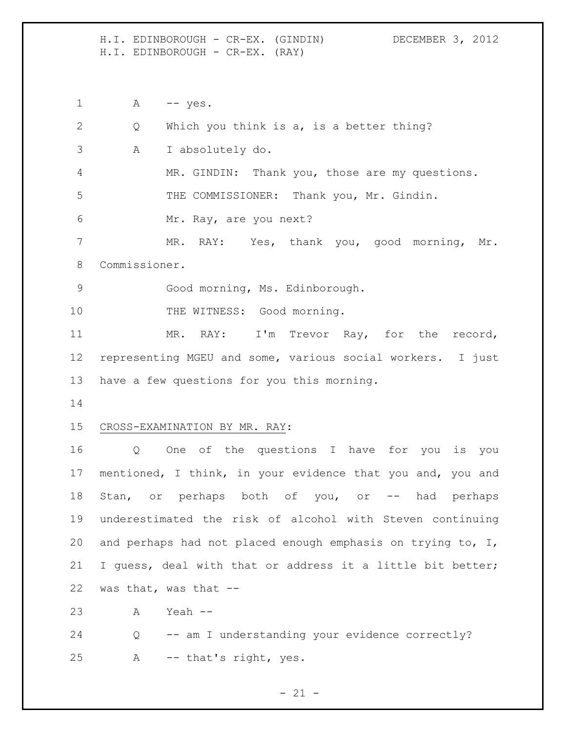A -- yes.

Q Which you think is a, is a better thing?

A I absolutely do.

MR. GINDIN: Thank you, those are my questions.

THE COMMISSIONER: Thank you, Mr. Gindin.

Mr. Ray, are you next?

MR. RAY: Yes, thank you, good morning, Mr. Commissioner.

Good morning, Ms. Edinborough.

THE WITNESS: Good morning.

MR. RAY: I'm Trevor Ray, for the record, representing MGEU and some, various social workers. I just have a few questions for you this morning.

CROSS-EXAMINATION BY MR. RAY:

Q One of the questions I have for you is you mentioned, I think, in your evidence that you and, you and Stan, or perhaps both of you, or -- had perhaps underestimated the risk of alcohol with Steven continuing and perhaps had not placed enough emphasis on trying to, I, I guess, deal with that or address it a little bit better; was that, was that --

A Yeah --

Q -- am I understanding your evidence correctly?

A -- that's right, yes.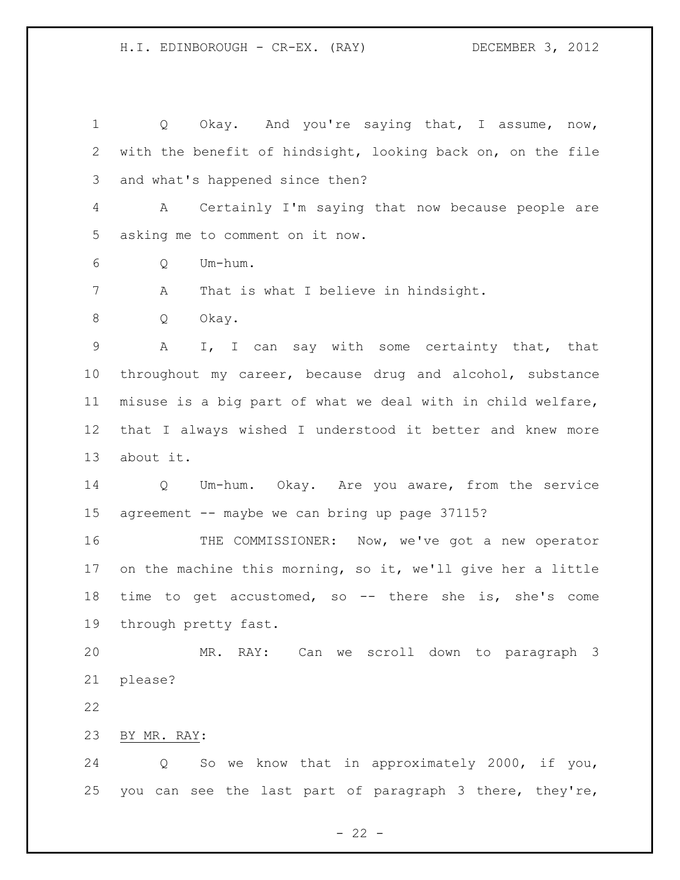Q Okay. And you're saying that, I assume, now, with the benefit of hindsight, looking back on, on the file and what's happened since then?

A Certainly I'm saying that now because people are asking me to comment on it now.

Q Um-hum.

A That is what I believe in hindsight.

Q Okay.

A I, I can say with some certainty that, that throughout my career, because drug and alcohol, substance misuse is a big part of what we deal with in child welfare, that I always wished I understood it better and knew more about it.

Q Um-hum. Okay. Are you aware, from the service agreement -- maybe we can bring up page 37115?

THE COMMISSIONER: Now, we've got a new operator on the machine this morning, so it, we'll give her a little time to get accustomed, so -- there she is, she's come through pretty fast.

MR. RAY: Can we scroll down to paragraph 3 please?

BY MR. RAY:

Q So we know that in approximately 2000, if you, you can see the last part of paragraph 3 there, they're,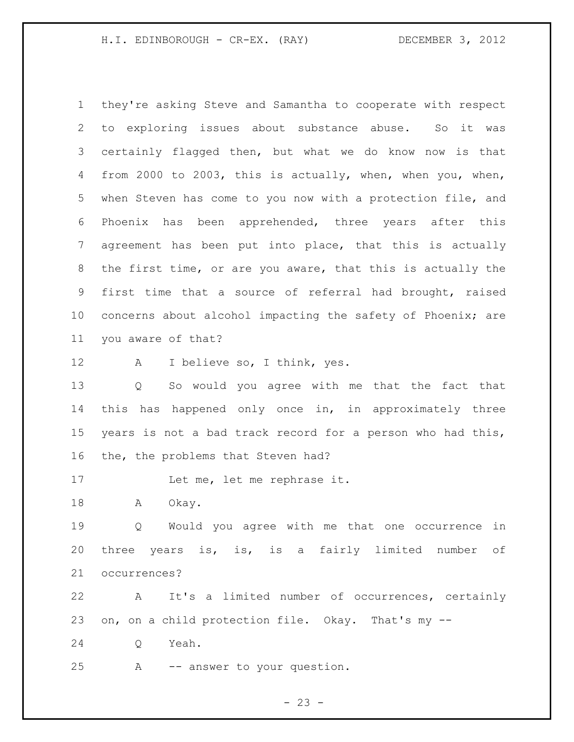they're asking Steve and Samantha to cooperate with respect to exploring issues about substance abuse. So it was certainly flagged then, but what we do know now is that from 2000 to 2003, this is actually, when, when you, when, when Steven has come to you now with a protection file, and Phoenix has been apprehended, three years after this agreement has been put into place, that this is actually the first time, or are you aware, that this is actually the first time that a source of referral had brought, raised concerns about alcohol impacting the safety of Phoenix; are you aware of that?

A I believe so, I think, yes.

Q So would you agree with me that the fact that this has happened only once in, in approximately three years is not a bad track record for a person who had this, the, the problems that Steven had?

Let me, let me rephrase it.

A Okay.

Q Would you agree with me that one occurrence in three years is, is, is a fairly limited number of occurrences?

A It's a limited number of occurrences, certainly on, on a child protection file. Okay. That's my --

Q Yeah.

A -- answer to your question.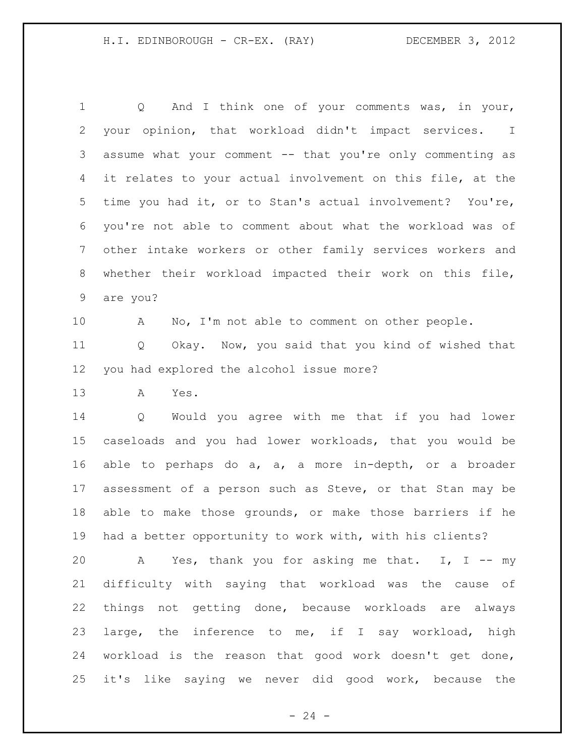Q And I think one of your comments was, in your, your opinion, that workload didn't impact services. I assume what your comment -- that you're only commenting as it relates to your actual involvement on this file, at the time you had it, or to Stan's actual involvement? You're, you're not able to comment about what the workload was of other intake workers or other family services workers and whether their workload impacted their work on this file, are you?

A No, I'm not able to comment on other people.

Q Okay. Now, you said that you kind of wished that you had explored the alcohol issue more?

A Yes.

Q Would you agree with me that if you had lower caseloads and you had lower workloads, that you would be able to perhaps do a, a, a more in-depth, or a broader assessment of a person such as Steve, or that Stan may be able to make those grounds, or make those barriers if he had a better opportunity to work with, with his clients?

A Yes, thank you for asking me that. I, I -- my difficulty with saying that workload was the cause of things not getting done, because workloads are always large, the inference to me, if I say workload, high workload is the reason that good work doesn't get done, it's like saying we never did good work, because the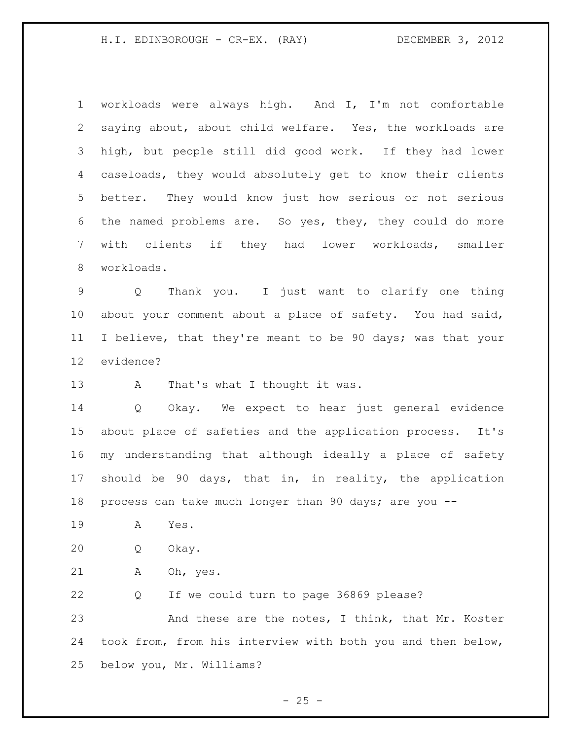workloads were always high. And I, I'm not comfortable saying about, about child welfare. Yes, the workloads are high, but people still did good work. If they had lower caseloads, they would absolutely get to know their clients better. They would know just how serious or not serious the named problems are. So yes, they, they could do more with clients if they had lower workloads, smaller workloads.

Q Thank you. I just want to clarify one thing about your comment about a place of safety. You had said, I believe, that they're meant to be 90 days; was that your evidence?

A That's what I thought it was.

Q Okay. We expect to hear just general evidence about place of safeties and the application process. It's my understanding that although ideally a place of safety should be 90 days, that in, in reality, the application process can take much longer than 90 days; are you --

A Yes.

Q Okay.

A Oh, yes.

Q If we could turn to page 36869 please?

And these are the notes, I think, that Mr. Koster took from, from his interview with both you and then below, below you, Mr. Williams?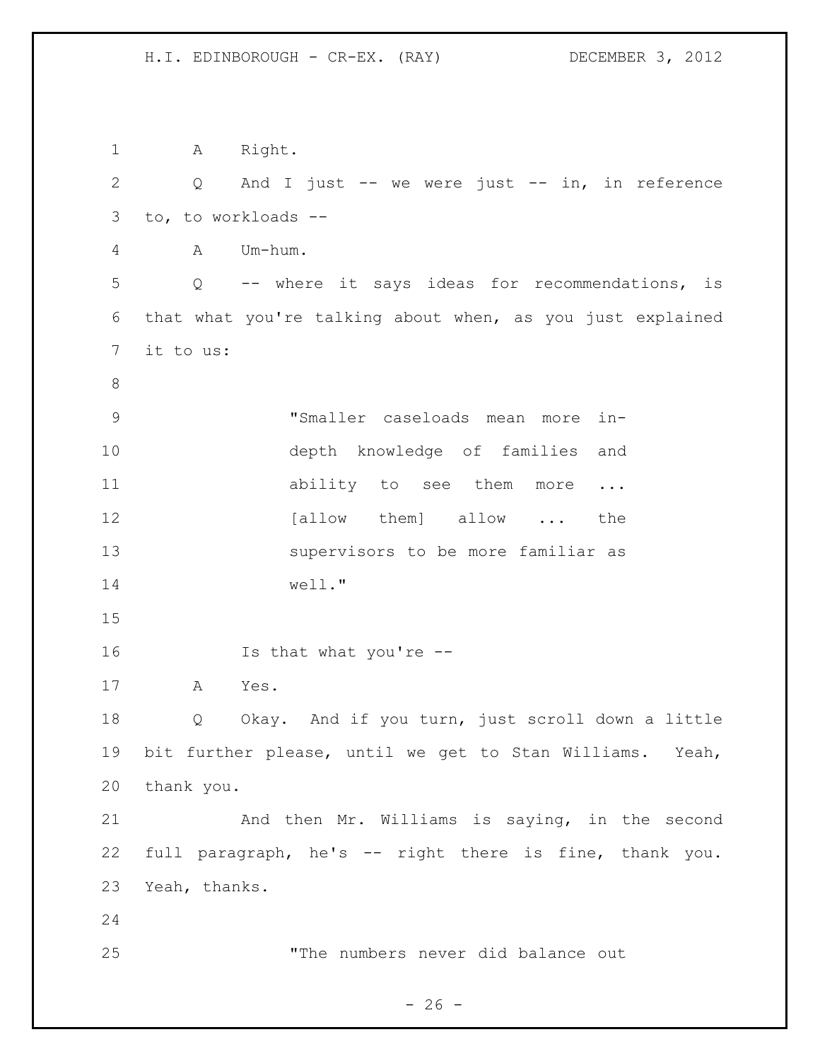A Right.

Q And I just -- we were just -- in, in reference to, to workloads --

A Um-hum.

Q -- where it says ideas for recommendations, is that what you're talking about when, as you just explained it to us:

> "Smaller caseloads mean more in-depth knowledge of families and ability to see them more ... [allow them] allow ... the supervisors to be more familiar as well."

Is that what you're --

A Yes.

Q Okay. And if you turn, just scroll down a little bit further please, until we get to Stan Williams. Yeah, thank you.

And then Mr. Williams is saying, in the second full paragraph, he's -- right there is fine, thank you. Yeah, thanks.

> "The numbers never did balance out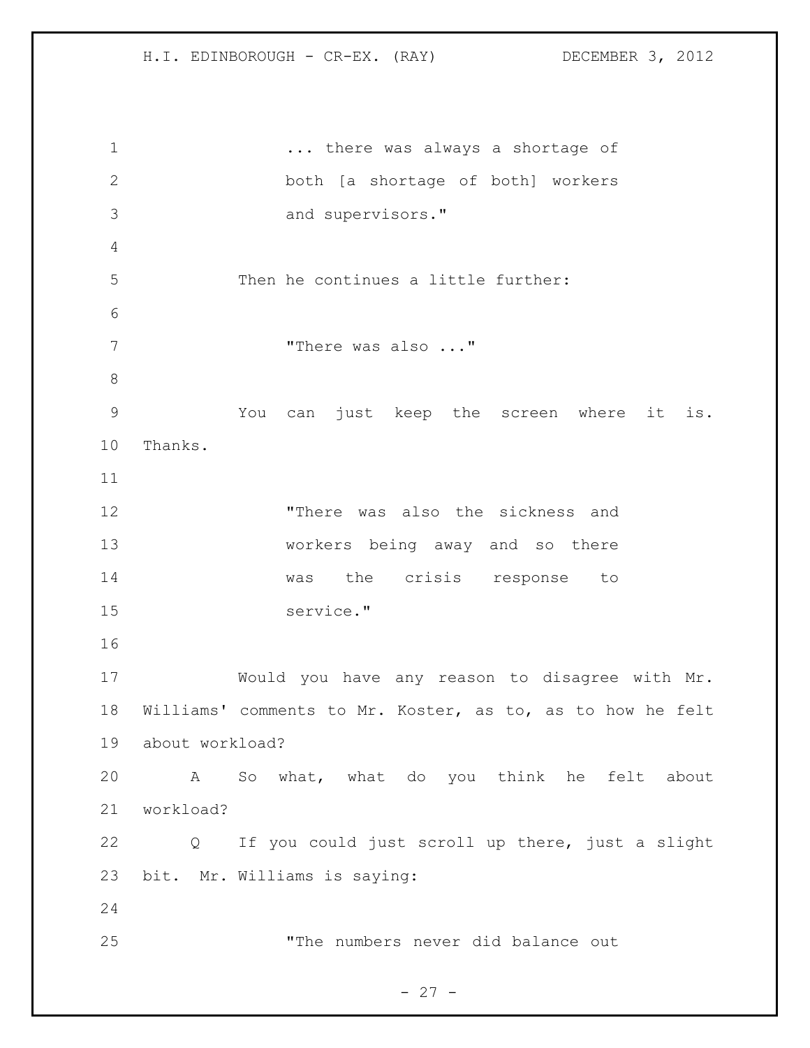> ... there was always a shortage of both [a shortage of both] workers and supervisors."

Then he continues a little further:

> "There was also ..."

You can just keep the screen where it is. Thanks.

> "There was also the sickness and workers being away and so there was the crisis response to service."

Would you have any reason to disagree with Mr. Williams' comments to Mr. Koster, as to, as to how he felt about workload?

A So what, what do you think he felt about workload?

Q If you could just scroll up there, just a slight bit. Mr. Williams is saying:

> "The numbers never did balance out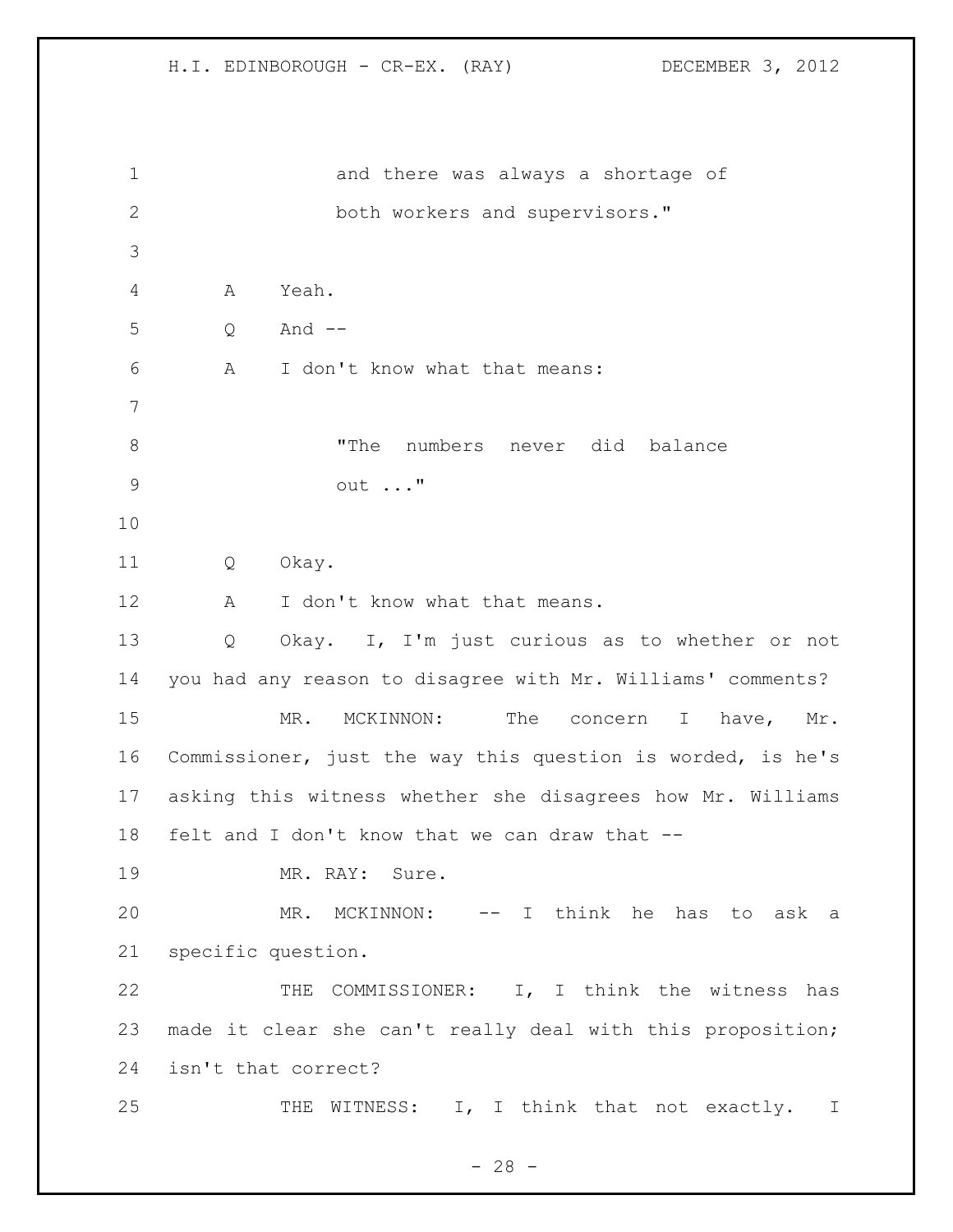and there was always a shortage of both workers and supervisors."

A Yeah.

Q And --

A I don't know what that means:

"The numbers never did balance out ..."

Q Okay.

A I don't know what that means.

Q Okay. I, I'm just curious as to whether or not you had any reason to disagree with Mr. Williams' comments?

MR. MCKINNON: The concern I have, Mr. Commissioner, just the way this question is worded, is he's asking this witness whether she disagrees how Mr. Williams felt and I don't know that we can draw that --

MR. RAY: Sure.

MR. MCKINNON: -- I think he has to ask a specific question.

THE COMMISSIONER: I, I think the witness has made it clear she can't really deal with this proposition; isn't that correct?

THE WITNESS: I, I think that not exactly. I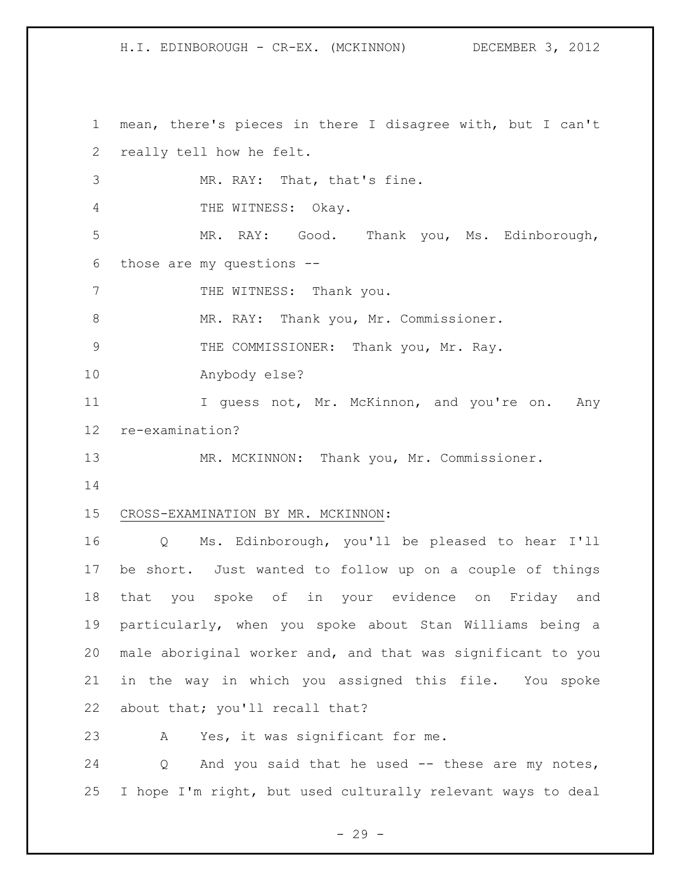mean, there's pieces in there I disagree with, but I can't really tell how he felt.

MR. RAY: That, that's fine.

THE WITNESS: Okay.

MR. RAY: Good. Thank you, Ms. Edinborough, those are my questions --

THE WITNESS: Thank you.

MR. RAY: Thank you, Mr. Commissioner.

THE COMMISSIONER: Thank you, Mr. Ray.

Anybody else?

I guess not, Mr. McKinnon, and you're on. Any re-examination?

MR. MCKINNON: Thank you, Mr. Commissioner.

CROSS-EXAMINATION BY MR. MCKINNON:

Q Ms. Edinborough, you'll be pleased to hear I'll be short. Just wanted to follow up on a couple of things that you spoke of in your evidence on Friday and particularly, when you spoke about Stan Williams being a male aboriginal worker and, and that was significant to you in the way in which you assigned this file. You spoke about that; you'll recall that?

A Yes, it was significant for me.

Q And you said that he used -- these are my notes, I hope I'm right, but used culturally relevant ways to deal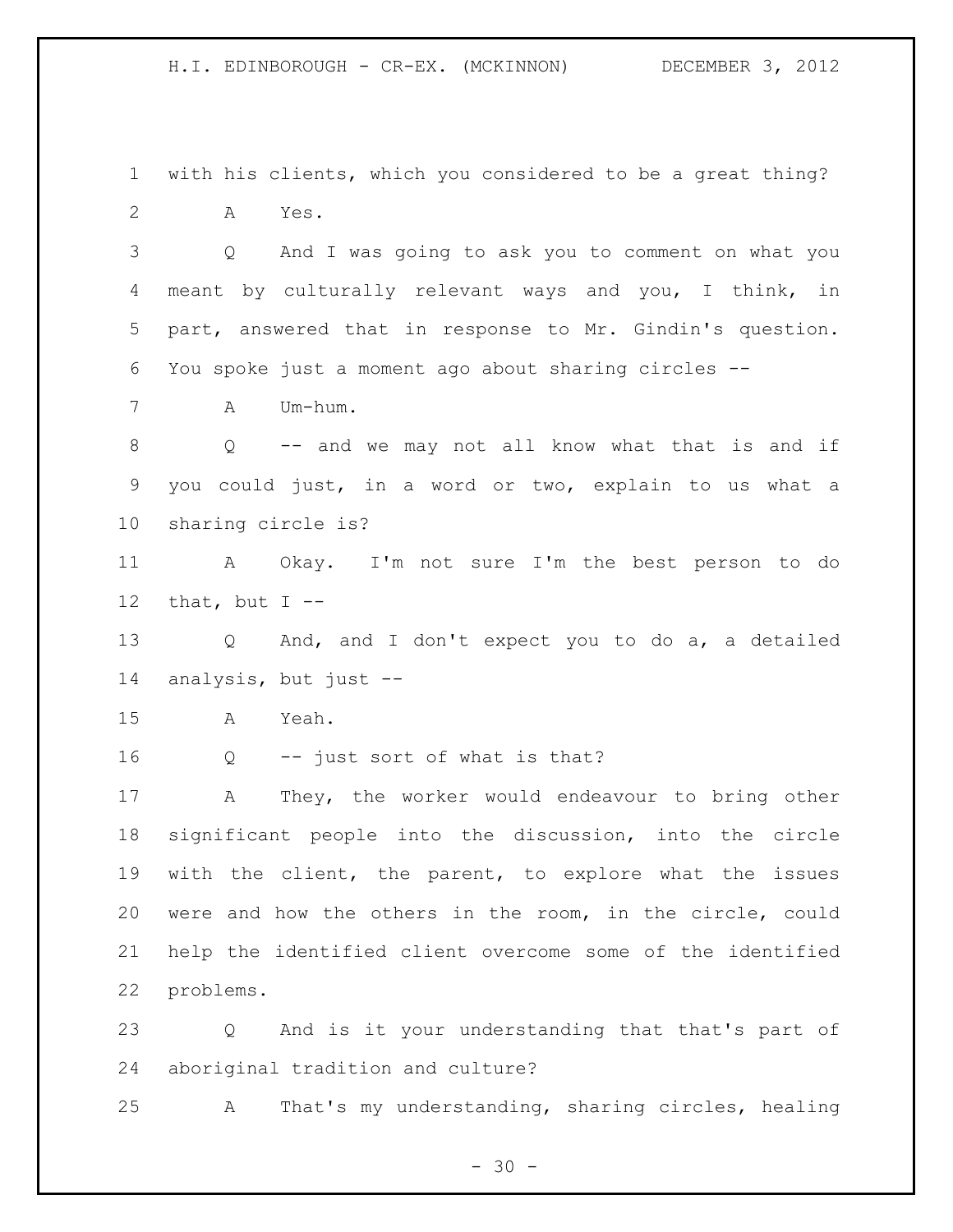with his clients, which you considered to be a great thing?

A Yes.

Q And I was going to ask you to comment on what you meant by culturally relevant ways and you, I think, in part, answered that in response to Mr. Gindin's question. You spoke just a moment ago about sharing circles --

A Um-hum.

Q -- and we may not all know what that is and if you could just, in a word or two, explain to us what a sharing circle is?

A Okay. I'm not sure I'm the best person to do that, but I --

Q And, and I don't expect you to do a, a detailed analysis, but just --

A Yeah.

Q -- just sort of what is that?

A They, the worker would endeavour to bring other significant people into the discussion, into the circle with the client, the parent, to explore what the issues were and how the others in the room, in the circle, could help the identified client overcome some of the identified problems.

Q And is it your understanding that that's part of aboriginal tradition and culture?

A That's my understanding, sharing circles, healing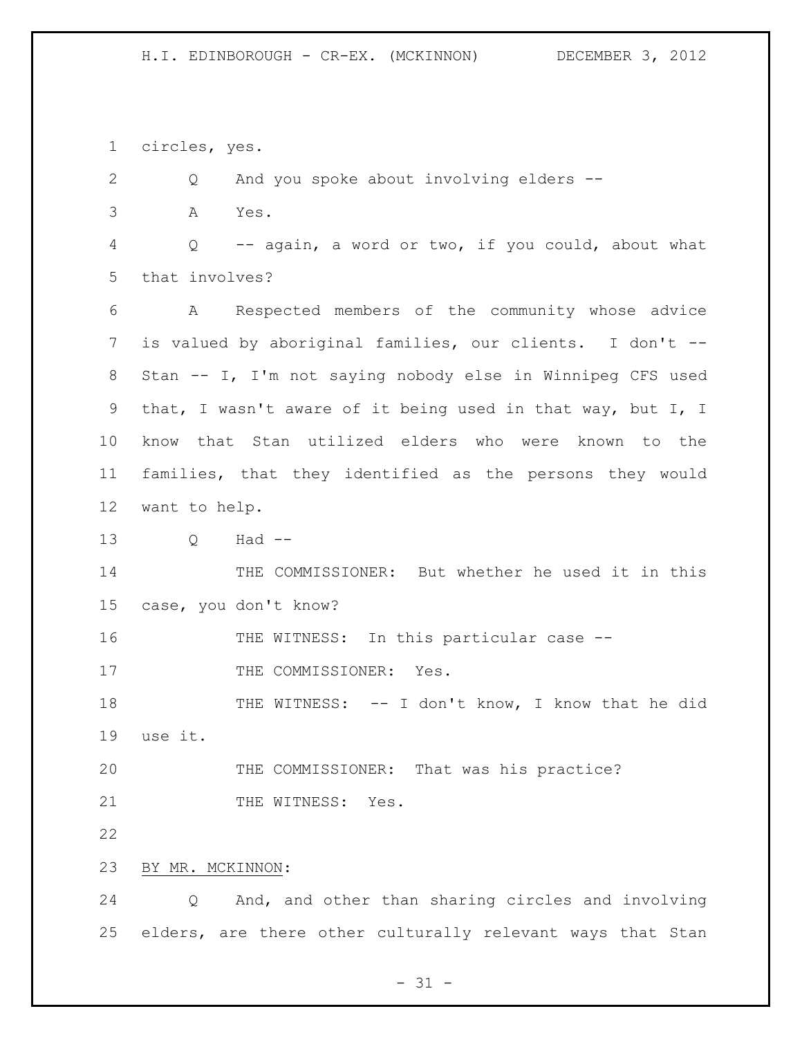circles, yes.

Q And you spoke about involving elders --

A Yes.

Q -- again, a word or two, if you could, about what that involves?

A Respected members of the community whose advice is valued by aboriginal families, our clients. I don't -- Stan -- I, I'm not saying nobody else in Winnipeg CFS used that, I wasn't aware of it being used in that way, but I, I know that Stan utilized elders who were known to the families, that they identified as the persons they would want to help.

Q Had --

THE COMMISSIONER: But whether he used it in this case, you don't know?

THE WITNESS: In this particular case --

THE COMMISSIONER: Yes.

THE WITNESS: -- I don't know, I know that he did use it.

THE COMMISSIONER: That was his practice?

THE WITNESS: Yes.

BY MR. MCKINNON:

Q And, and other than sharing circles and involving elders, are there other culturally relevant ways that Stan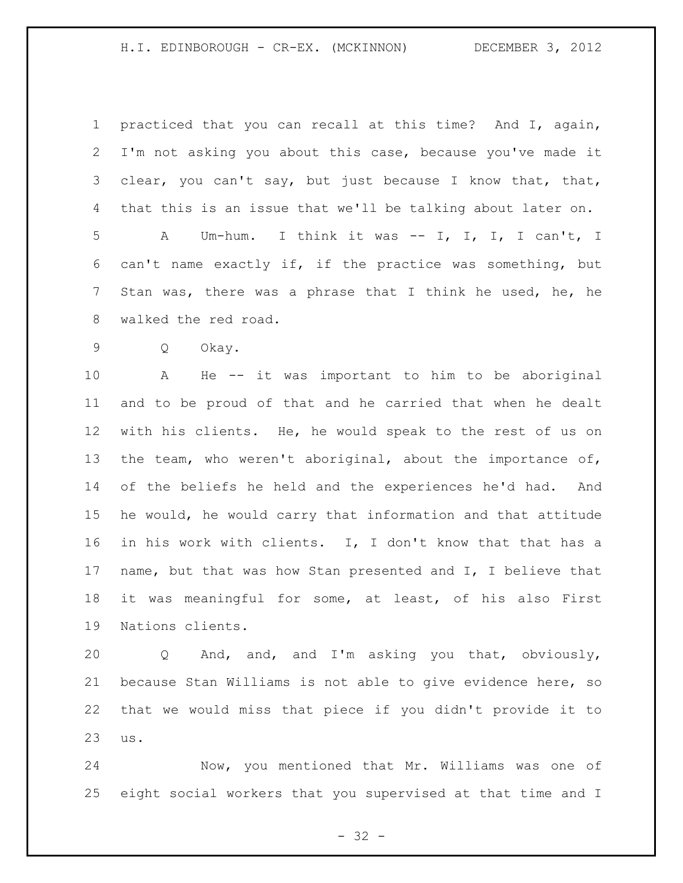practiced that you can recall at this time? And I, again, I'm not asking you about this case, because you've made it clear, you can't say, but just because I know that, that, that this is an issue that we'll be talking about later on.

A Um-hum. I think it was -- I, I, I, I can't, I can't name exactly if, if the practice was something, but Stan was, there was a phrase that I think he used, he, he walked the red road.

Q Okay.

A He -- it was important to him to be aboriginal and to be proud of that and he carried that when he dealt with his clients. He, he would speak to the rest of us on the team, who weren't aboriginal, about the importance of, of the beliefs he held and the experiences he'd had. And he would, he would carry that information and that attitude in his work with clients. I, I don't know that that has a name, but that was how Stan presented and I, I believe that it was meaningful for some, at least, of his also First Nations clients.

Q And, and, and I'm asking you that, obviously, because Stan Williams is not able to give evidence here, so that we would miss that piece if you didn't provide it to us.

Now, you mentioned that Mr. Williams was one of eight social workers that you supervised at that time and I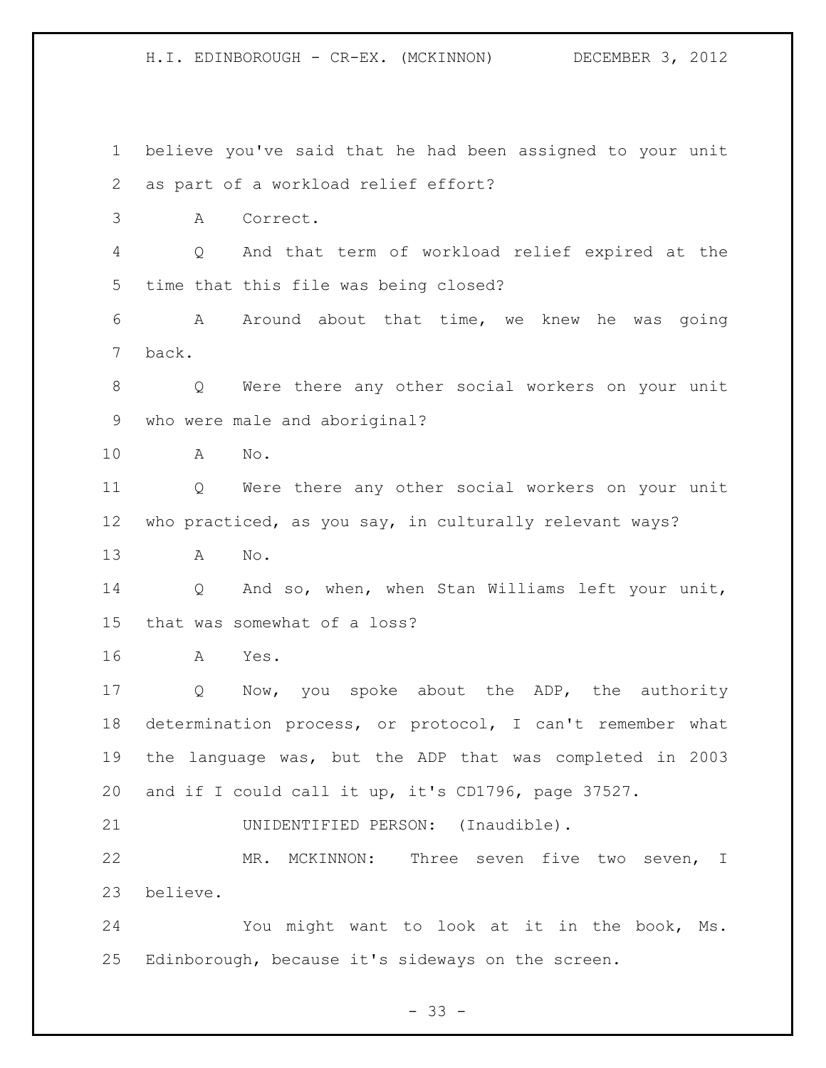believe you've said that he had been assigned to your unit as part of a workload relief effort?

A Correct.

Q And that term of workload relief expired at the time that this file was being closed?

A Around about that time, we knew he was going back.

Q Were there any other social workers on your unit who were male and aboriginal?

A No.

Q Were there any other social workers on your unit who practiced, as you say, in culturally relevant ways?

A No.

Q And so, when, when Stan Williams left your unit, that was somewhat of a loss?

A Yes.

Q Now, you spoke about the ADP, the authority determination process, or protocol, I can't remember what the language was, but the ADP that was completed in 2003 and if I could call it up, it's CD1796, page 37527.

UNIDENTIFIED PERSON: (Inaudible).

MR. MCKINNON: Three seven five two seven, I believe.

You might want to look at it in the book, Ms. Edinborough, because it's sideways on the screen.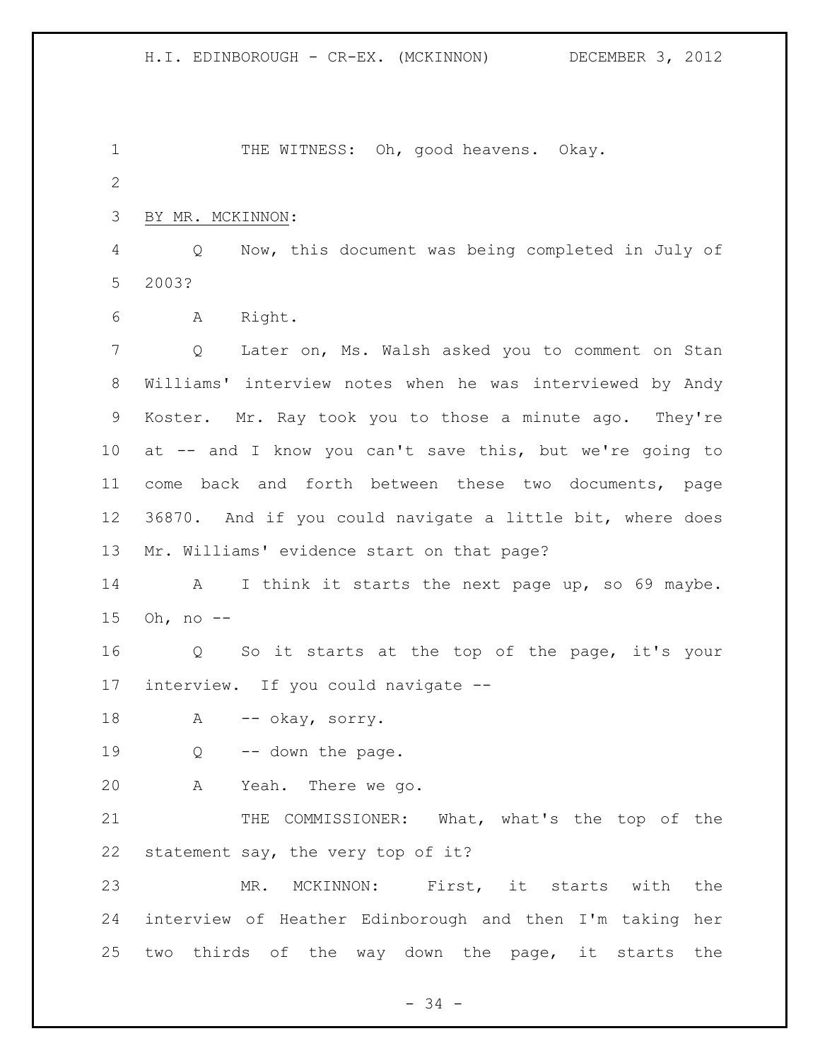THE WITNESS: Oh, good heavens. Okay.

BY MR. MCKINNON:

Q Now, this document was being completed in July of 2003?

A Right.

Q Later on, Ms. Walsh asked you to comment on Stan Williams' interview notes when he was interviewed by Andy Koster. Mr. Ray took you to those a minute ago. They're at -- and I know you can't save this, but we're going to come back and forth between these two documents, page 36870. And if you could navigate a little bit, where does Mr. Williams' evidence start on that page?

A I think it starts the next page up, so 69 maybe. Oh, no --

Q So it starts at the top of the page, it's your interview. If you could navigate --

A -- okay, sorry.

Q -- down the page.

A Yeah. There we go.

THE COMMISSIONER: What, what's the top of the statement say, the very top of it?

MR. MCKINNON: First, it starts with the interview of Heather Edinborough and then I'm taking her two thirds of the way down the page, it starts the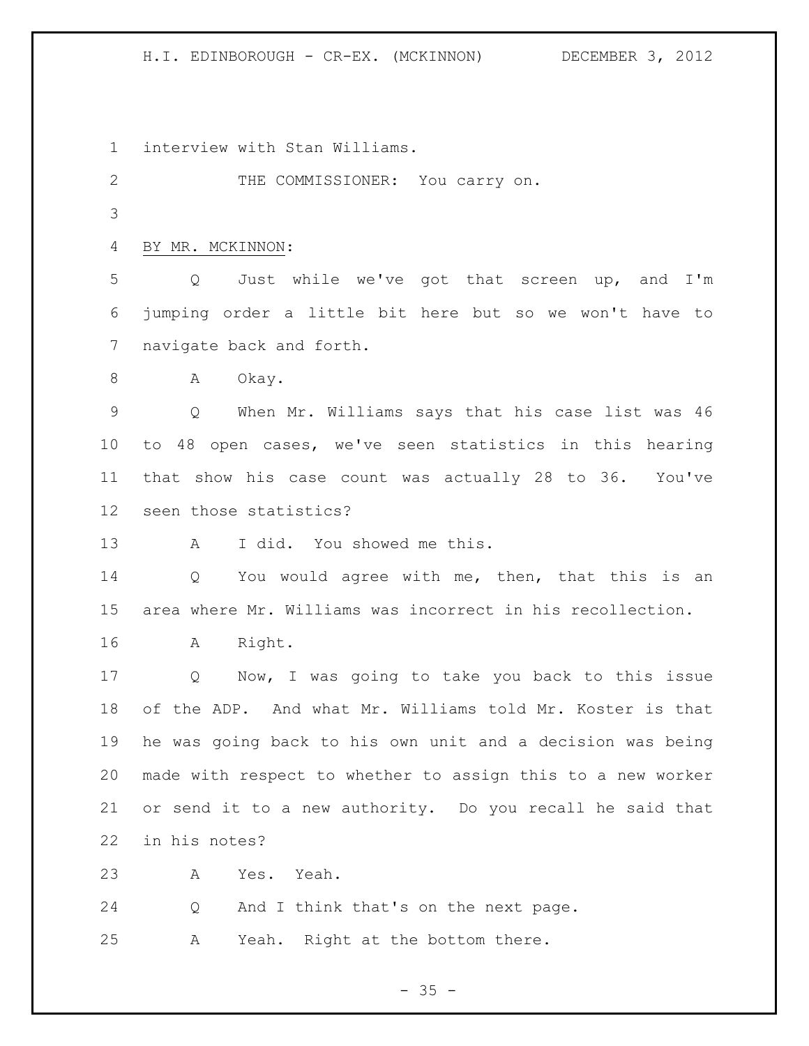interview with Stan Williams.

THE COMMISSIONER: You carry on.

BY MR. MCKINNON:

Q Just while we've got that screen up, and I'm jumping order a little bit here but so we won't have to navigate back and forth.

A Okay.

Q When Mr. Williams says that his case list was 46 to 48 open cases, we've seen statistics in this hearing that show his case count was actually 28 to 36. You've seen those statistics?

A I did. You showed me this.

Q You would agree with me, then, that this is an area where Mr. Williams was incorrect in his recollection.

A Right.

Q Now, I was going to take you back to this issue of the ADP. And what Mr. Williams told Mr. Koster is that he was going back to his own unit and a decision was being made with respect to whether to assign this to a new worker or send it to a new authority. Do you recall he said that in his notes?

A Yes. Yeah.

Q And I think that's on the next page.

A Yeah. Right at the bottom there.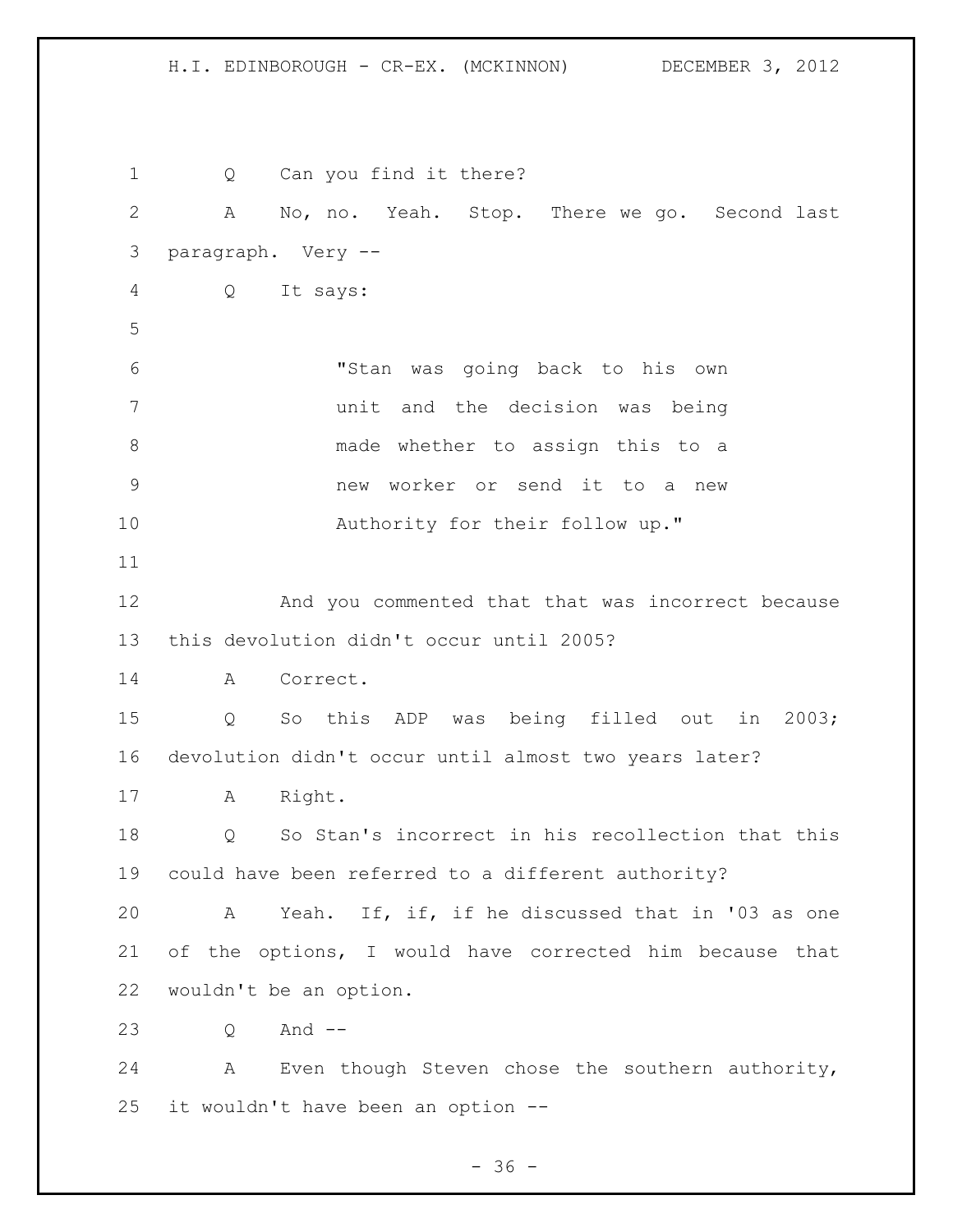Q Can you find it there?

A No, no. Yeah. Stop. There we go. Second last paragraph. Very --

Q It says:

> "Stan was going back to his own unit and the decision was being made whether to assign this to a new worker or send it to a new Authority for their follow up."

And you commented that that was incorrect because this devolution didn't occur until 2005?

A Correct.

Q So this ADP was being filled out in 2003; devolution didn't occur until almost two years later?

A Right.

Q So Stan's incorrect in his recollection that this could have been referred to a different authority?

A Yeah. If, if, if he discussed that in '03 as one of the options, I would have corrected him because that wouldn't be an option.

Q And --

A Even though Steven chose the southern authority, it wouldn't have been an option --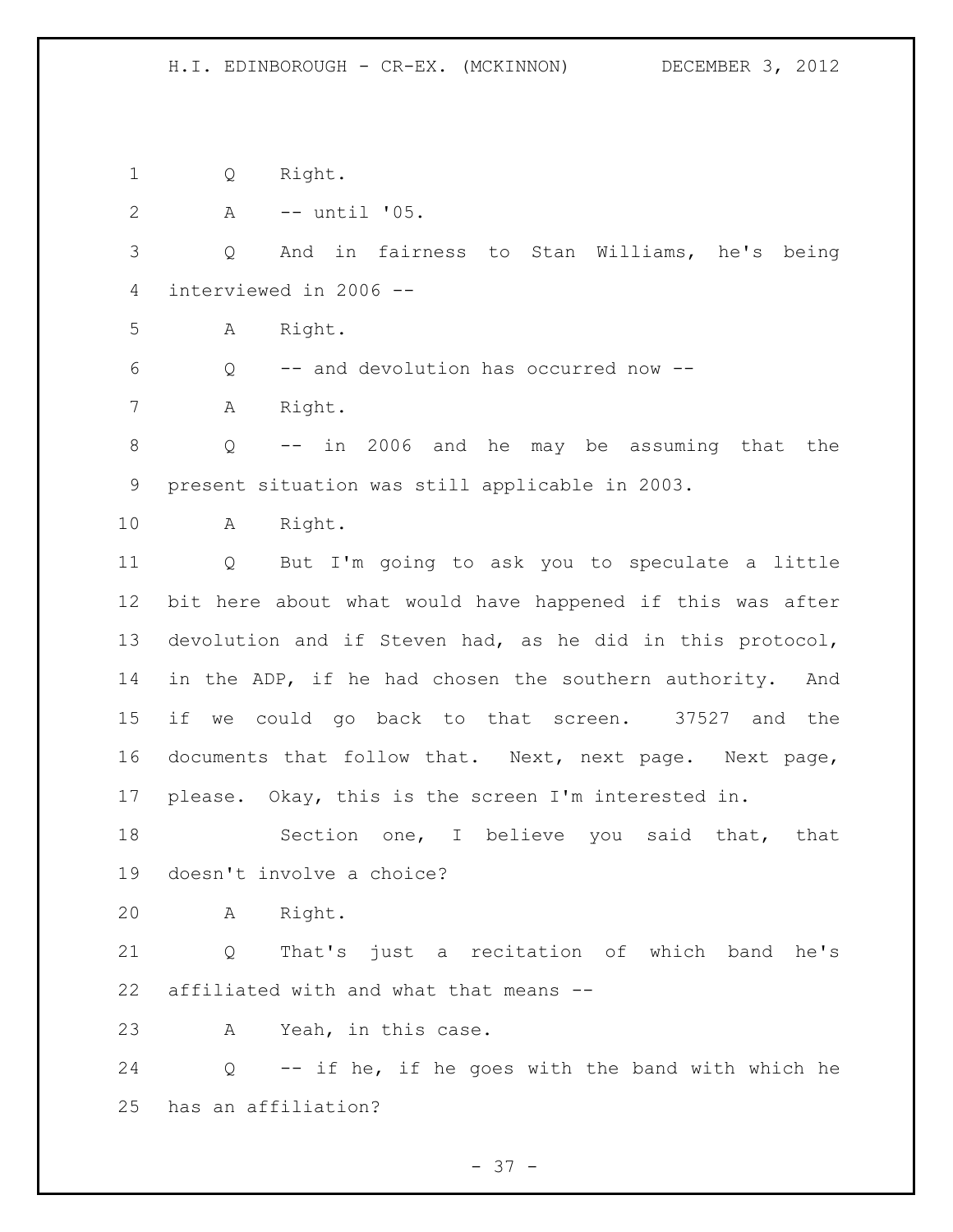Q Right.

A -- until '05.

Q And in fairness to Stan Williams, he's being interviewed in 2006 --

A Right.

Q -- and devolution has occurred now --

A Right.

Q -- in 2006 and he may be assuming that the present situation was still applicable in 2003.

A Right.

Q But I'm going to ask you to speculate a little bit here about what would have happened if this was after devolution and if Steven had, as he did in this protocol, in the ADP, if he had chosen the southern authority. And if we could go back to that screen. 37527 and the documents that follow that. Next, next page. Next page, please. Okay, this is the screen I'm interested in.

Section one, I believe you said that, that doesn't involve a choice?

A Right.

Q That's just a recitation of which band he's affiliated with and what that means --

A Yeah, in this case.

Q -- if he, if he goes with the band with which he has an affiliation?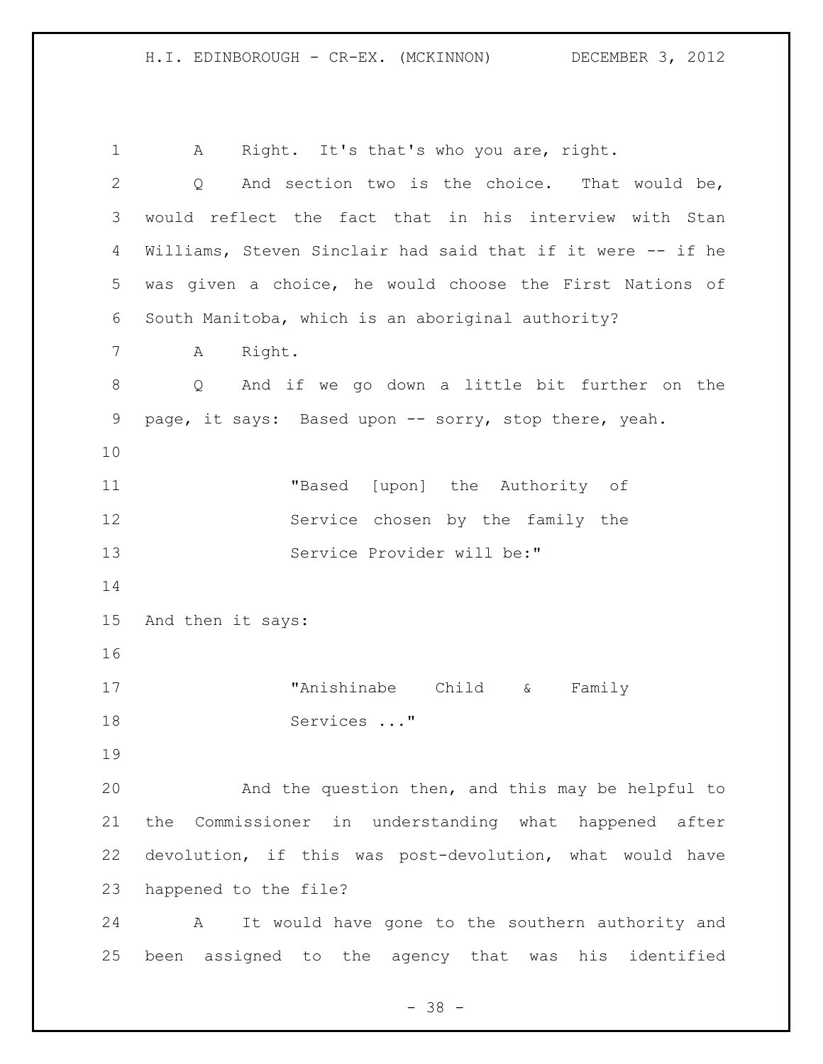A Right. It's that's who you are, right.

Q And section two is the choice. That would be, would reflect the fact that in his interview with Stan Williams, Steven Sinclair had said that if it were -- if he was given a choice, he would choose the First Nations of South Manitoba, which is an aboriginal authority?

A Right.

Q And if we go down a little bit further on the page, it says: Based upon -- sorry, stop there, yeah.

> "Based [upon] the Authority of Service chosen by the family the Service Provider will be:"

And then it says:

> "Anishinabe Child & Family Services ..."

And the question then, and this may be helpful to the Commissioner in understanding what happened after devolution, if this was post-devolution, what would have happened to the file?

A It would have gone to the southern authority and been assigned to the agency that was his identified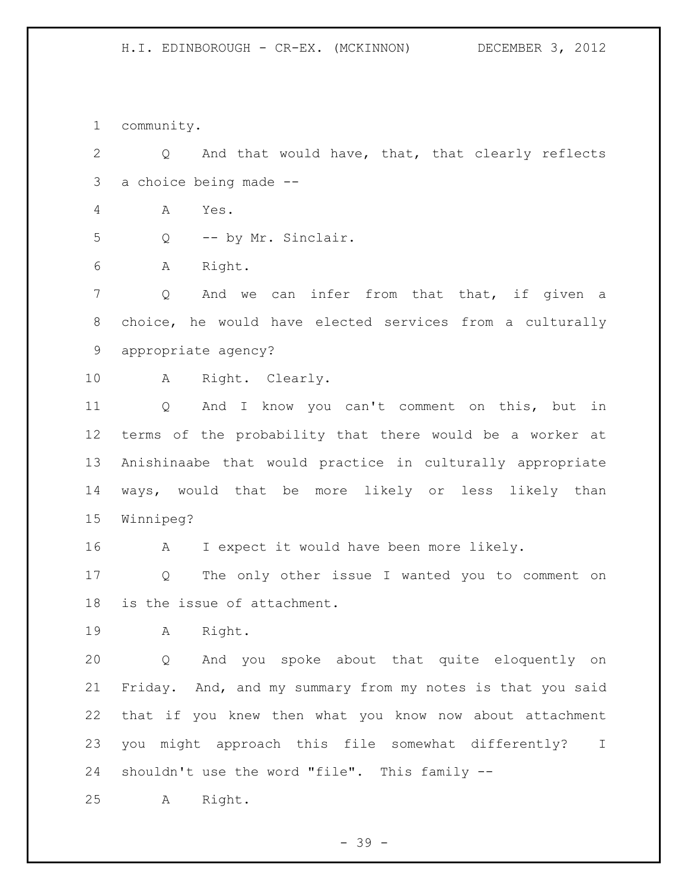community.

Q And that would have, that, that clearly reflects a choice being made --

A Yes.

Q -- by Mr. Sinclair.

A Right.

Q And we can infer from that that, if given a choice, he would have elected services from a culturally appropriate agency?

A Right. Clearly.

Q And I know you can't comment on this, but in terms of the probability that there would be a worker at Anishinaabe that would practice in culturally appropriate ways, would that be more likely or less likely than Winnipeg?

A I expect it would have been more likely.

Q The only other issue I wanted you to comment on is the issue of attachment.

A Right.

Q And you spoke about that quite eloquently on Friday. And, and my summary from my notes is that you said that if you knew then what you know now about attachment you might approach this file somewhat differently? I shouldn't use the word "file". This family --

A Right.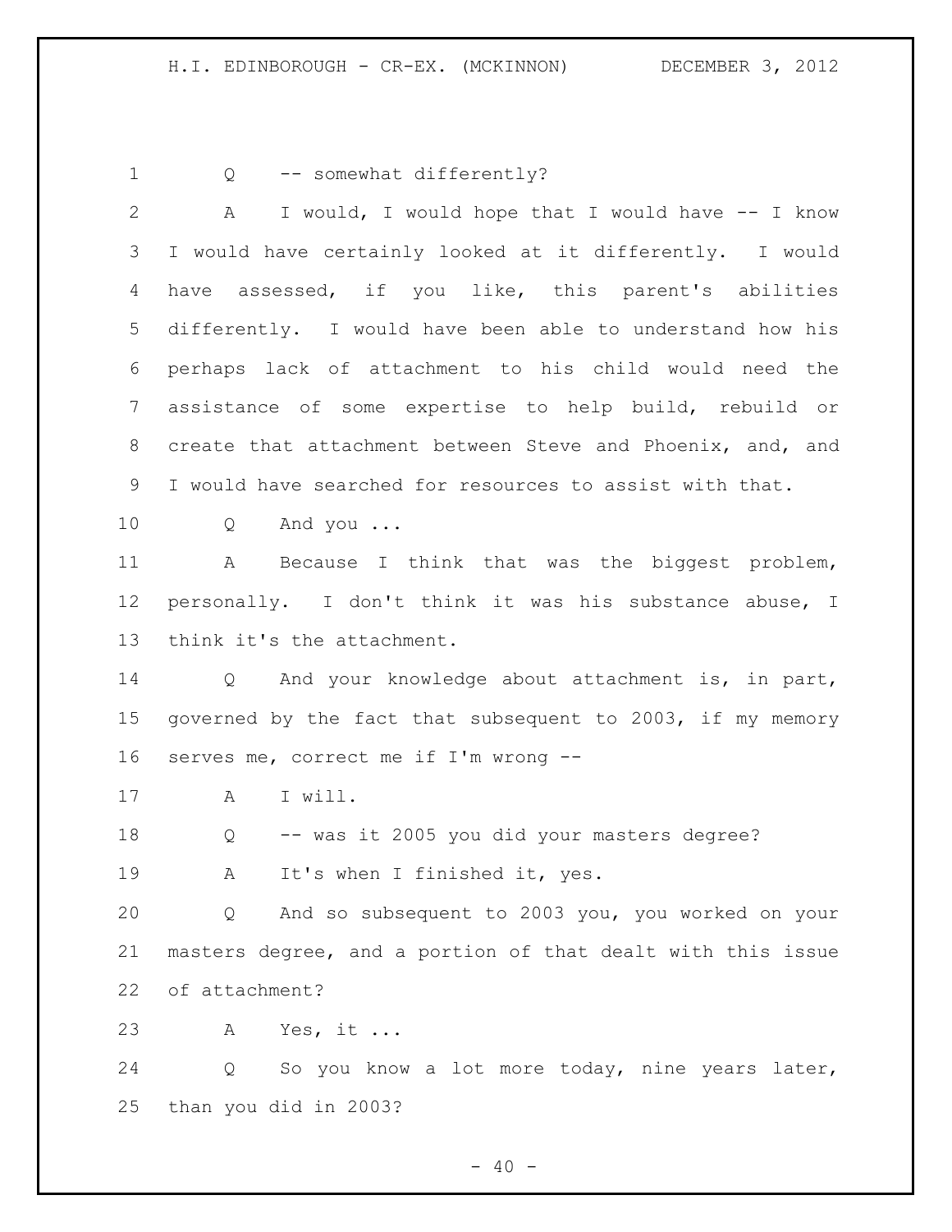Q -- somewhat differently?

A I would, I would hope that I would have -- I know I would have certainly looked at it differently. I would have assessed, if you like, this parent's abilities differently. I would have been able to understand how his perhaps lack of attachment to his child would need the assistance of some expertise to help build, rebuild or create that attachment between Steve and Phoenix, and, and I would have searched for resources to assist with that.

Q And you ...

A Because I think that was the biggest problem, personally. I don't think it was his substance abuse, I think it's the attachment.

Q And your knowledge about attachment is, in part, governed by the fact that subsequent to 2003, if my memory serves me, correct me if I'm wrong --

A I will.

Q -- was it 2005 you did your masters degree?

A It's when I finished it, yes.

Q And so subsequent to 2003 you, you worked on your masters degree, and a portion of that dealt with this issue of attachment?

A Yes, it ...

Q So you know a lot more today, nine years later, than you did in 2003?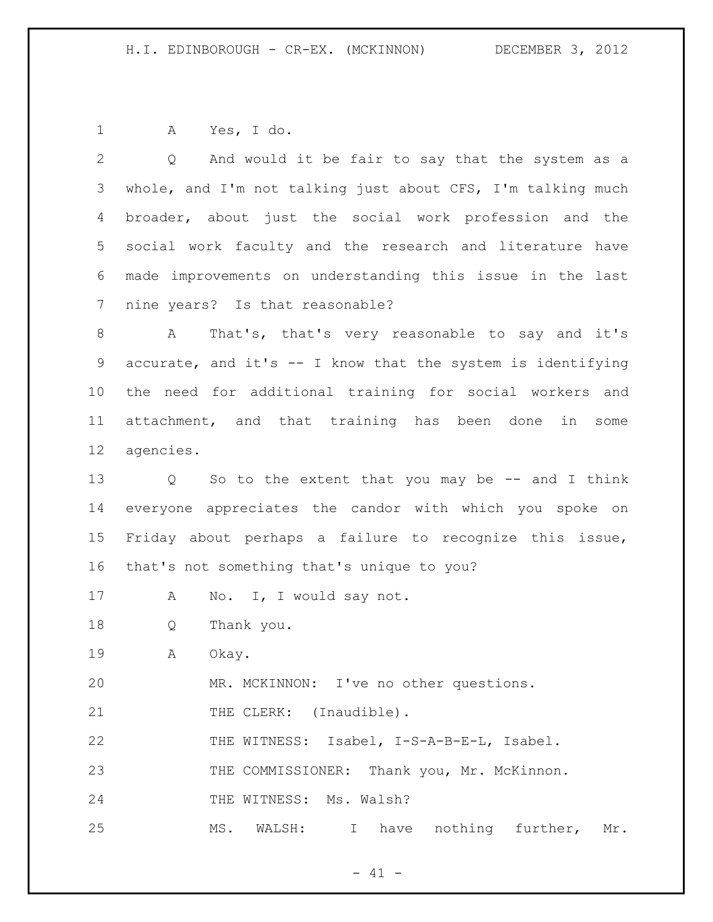A Yes, I do.

Q And would it be fair to say that the system as a whole, and I'm not talking just about CFS, I'm talking much broader, about just the social work profession and the social work faculty and the research and literature have made improvements on understanding this issue in the last nine years? Is that reasonable?

A That's, that's very reasonable to say and it's accurate, and it's -- I know that the system is identifying the need for additional training for social workers and attachment, and that training has been done in some agencies.

Q So to the extent that you may be -- and I think everyone appreciates the candor with which you spoke on Friday about perhaps a failure to recognize this issue, that's not something that's unique to you?

A No. I, I would say not.

Q Thank you.

A Okay.

MR. MCKINNON: I've no other questions.

THE CLERK: (Inaudible).

THE WITNESS: Isabel, I-S-A-B-E-L, Isabel.

THE COMMISSIONER: Thank you, Mr. McKinnon.

THE WITNESS: Ms. Walsh?

MS. WALSH: I have nothing further, Mr.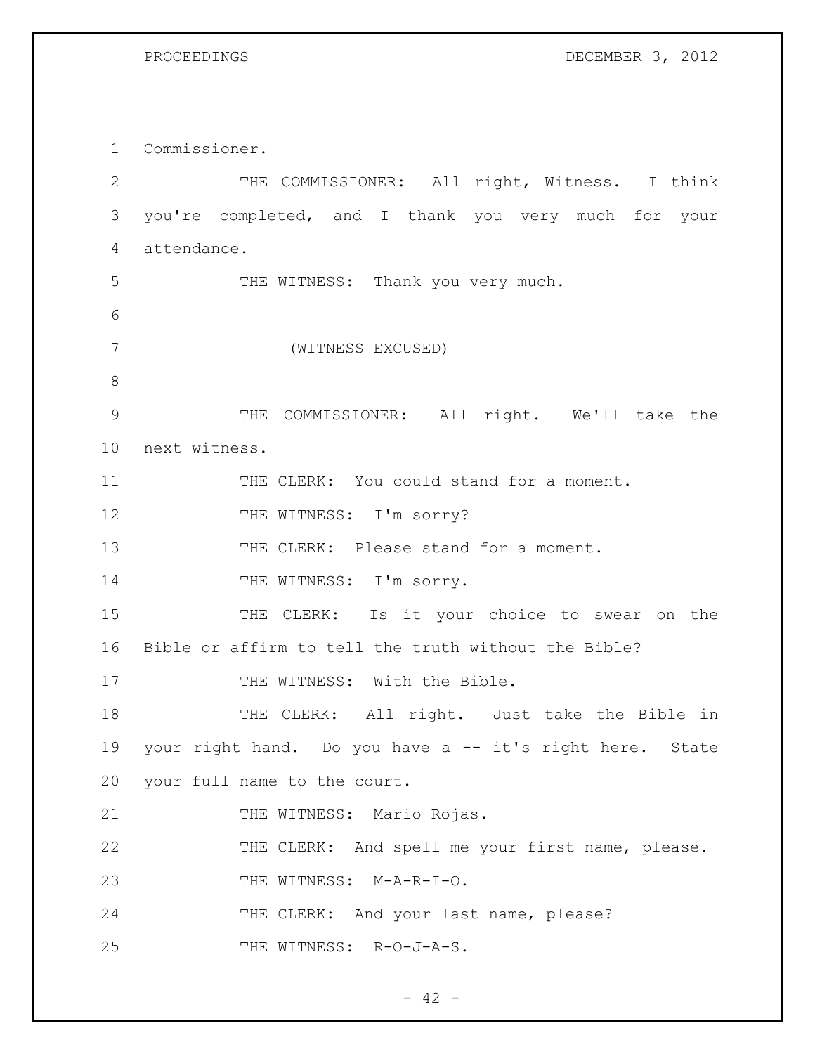1 Commissioner.

2 THE COMMISSIONER: All right, Witness. I think

3 you're completed, and I thank you very much for your

4 attendance.

5 THE WITNESS: Thank you very much.

6

7 (WITNESS EXCUSED)

8

9 THE COMMISSIONER: All right. We'll take the

10 next witness.

11 THE CLERK: You could stand for a moment.

12 THE WITNESS: I'm sorry?

13 THE CLERK: Please stand for a moment.

14 THE WITNESS: I'm sorry.

15 THE CLERK: Is it your choice to swear on the

16 Bible or affirm to tell the truth without the Bible?

17 THE WITNESS: With the Bible.

18 THE CLERK: All right. Just take the Bible in

19 your right hand. Do you have a -- it's right here. State

20 your full name to the court.

21 THE WITNESS: Mario Rojas.

22 THE CLERK: And spell me your first name, please.

23 THE WITNESS: M-A-R-I-O.

24 THE CLERK: And your last name, please?

25 THE WITNESS: R-O-J-A-S.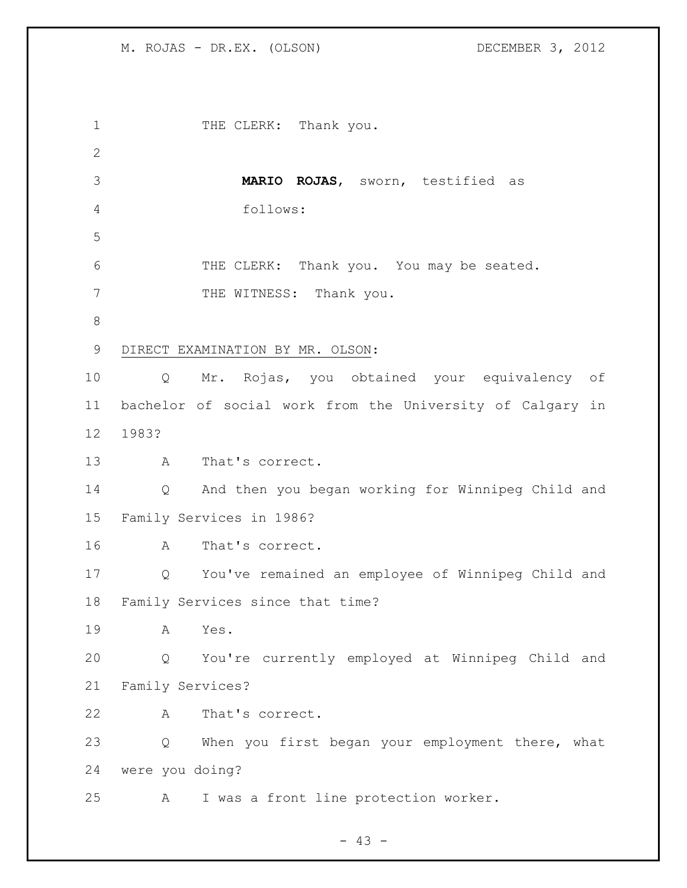THE CLERK: Thank you.

**MARIO ROJAS**, sworn, testified as follows:

THE CLERK: Thank you. You may be seated.

THE WITNESS: Thank you.

DIRECT EXAMINATION BY MR. OLSON:

Q Mr. Rojas, you obtained your equivalency of bachelor of social work from the University of Calgary in 1983?

A That's correct.

Q And then you began working for Winnipeg Child and Family Services in 1986?

A That's correct.

Q You've remained an employee of Winnipeg Child and Family Services since that time?

A Yes.

Q You're currently employed at Winnipeg Child and Family Services?

A That's correct.

Q When you first began your employment there, what were you doing?

A I was a front line protection worker.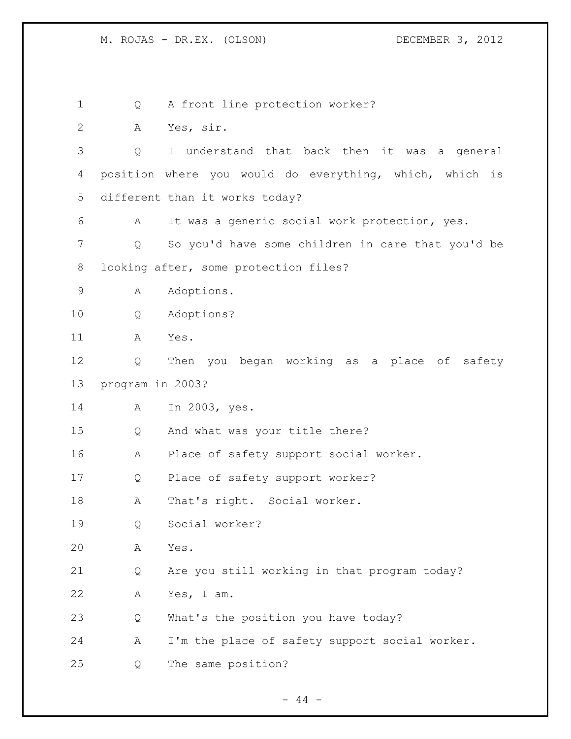1 Q A front line protection worker?

2 A Yes, sir.

3 Q I understand that back then it was a general

4 position where you would do everything, which, which is

5 different than it works today?

6 A It was a generic social work protection, yes.

7 Q So you'd have some children in care that you'd be

8 looking after, some protection files?

9 A Adoptions.

10 Q Adoptions?

11 A Yes.

12 Q Then you began working as a place of safety

13 program in 2003?

14 A In 2003, yes.

15 Q And what was your title there?

16 A Place of safety support social worker.

17 Q Place of safety support worker?

18 A That's right. Social worker.

19 Q Social worker?

20 A Yes.

21 Q Are you still working in that program today?

22 A Yes, I am.

23 Q What's the position you have today?

24 A I'm the place of safety support social worker.

25 Q The same position?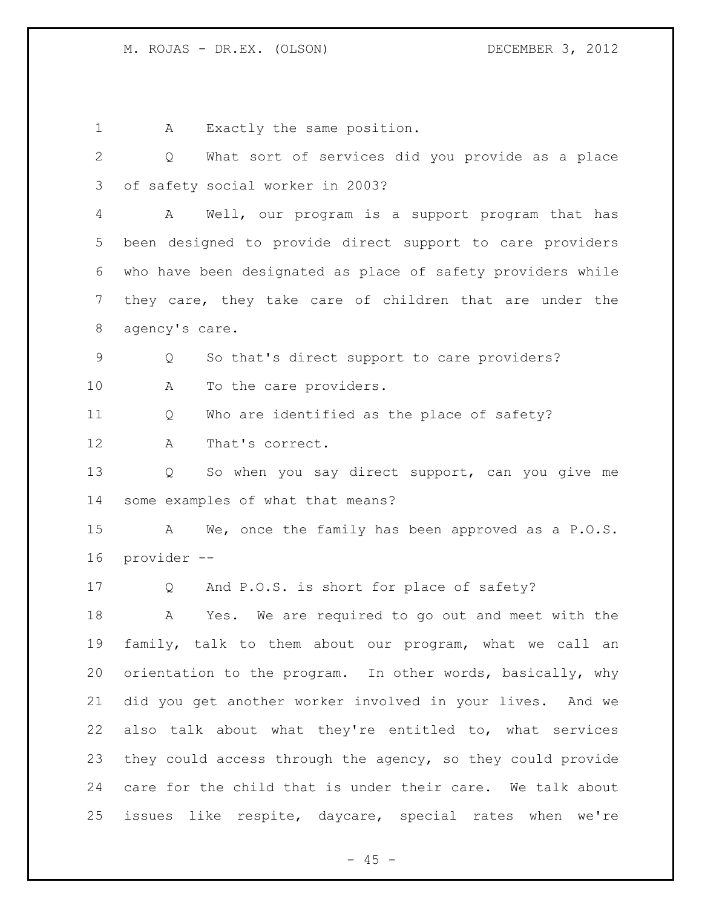A Exactly the same position.

Q What sort of services did you provide as a place of safety social worker in 2003?

A Well, our program is a support program that has been designed to provide direct support to care providers who have been designated as place of safety providers while they care, they take care of children that are under the agency's care.

Q So that's direct support to care providers?

A To the care providers.

Q Who are identified as the place of safety?

A That's correct.

Q So when you say direct support, can you give me some examples of what that means?

A We, once the family has been approved as a P.O.S. provider --

Q And P.O.S. is short for place of safety?

A Yes. We are required to go out and meet with the family, talk to them about our program, what we call an orientation to the program. In other words, basically, why did you get another worker involved in your lives. And we also talk about what they're entitled to, what services they could access through the agency, so they could provide care for the child that is under their care. We talk about issues like respite, daycare, special rates when we're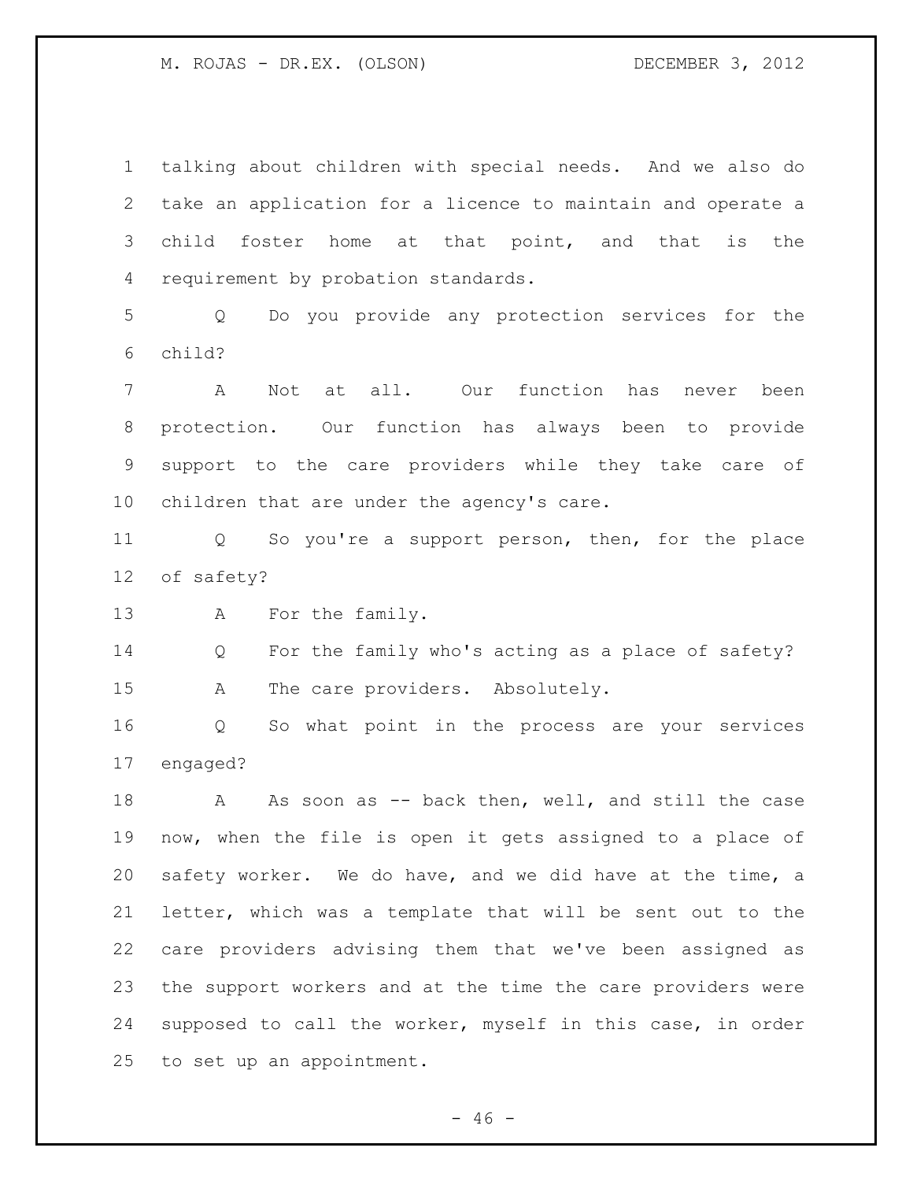talking about children with special needs. And we also do take an application for a licence to maintain and operate a child foster home at that point, and that is the requirement by probation standards.

Q Do you provide any protection services for the child?

A Not at all. Our function has never been protection. Our function has always been to provide support to the care providers while they take care of children that are under the agency's care.

Q So you're a support person, then, for the place of safety?

A For the family.

Q For the family who's acting as a place of safety?

A The care providers. Absolutely.

Q So what point in the process are your services engaged?

A As soon as -- back then, well, and still the case now, when the file is open it gets assigned to a place of safety worker. We do have, and we did have at the time, a letter, which was a template that will be sent out to the care providers advising them that we've been assigned as the support workers and at the time the care providers were supposed to call the worker, myself in this case, in order to set up an appointment.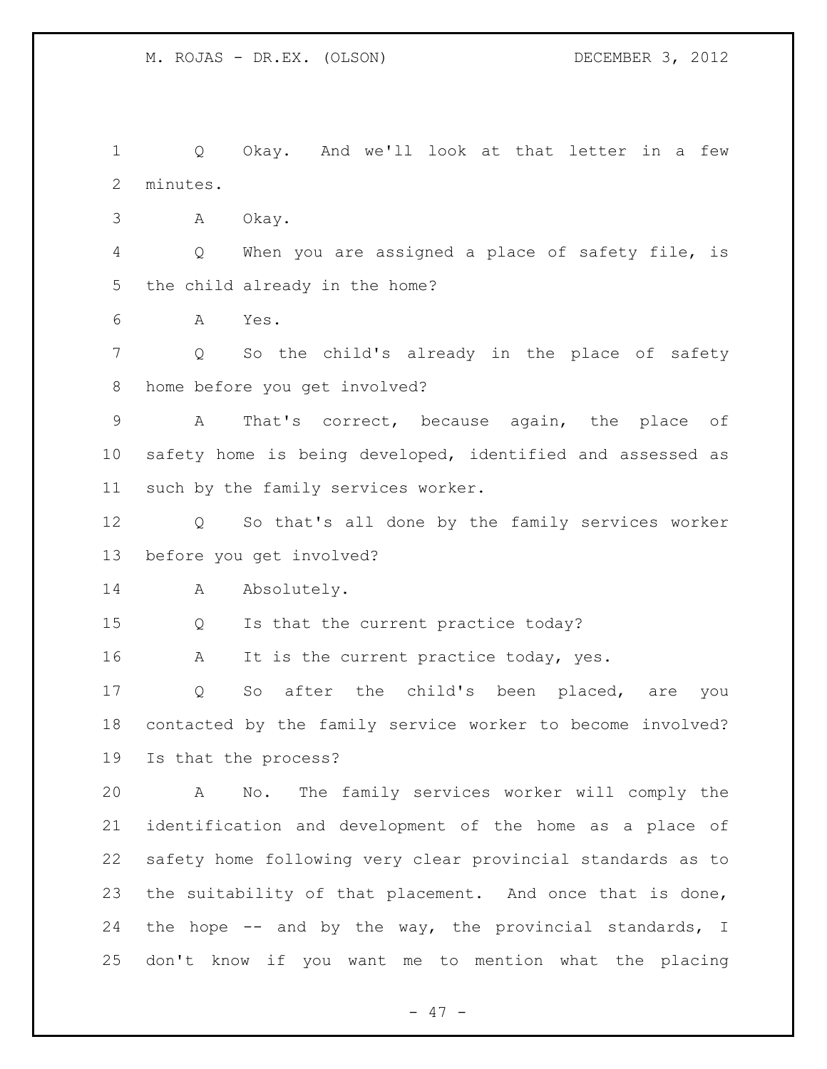Q Okay. And we'll look at that letter in a few minutes.

A Okay.

Q When you are assigned a place of safety file, is the child already in the home?

A Yes.

Q So the child's already in the place of safety home before you get involved?

A That's correct, because again, the place of safety home is being developed, identified and assessed as such by the family services worker.

Q So that's all done by the family services worker before you get involved?

A Absolutely.

Q Is that the current practice today?

A It is the current practice today, yes.

Q So after the child's been placed, are you contacted by the family service worker to become involved? Is that the process?

A No. The family services worker will comply the identification and development of the home as a place of safety home following very clear provincial standards as to the suitability of that placement. And once that is done, the hope -- and by the way, the provincial standards, I don't know if you want me to mention what the placing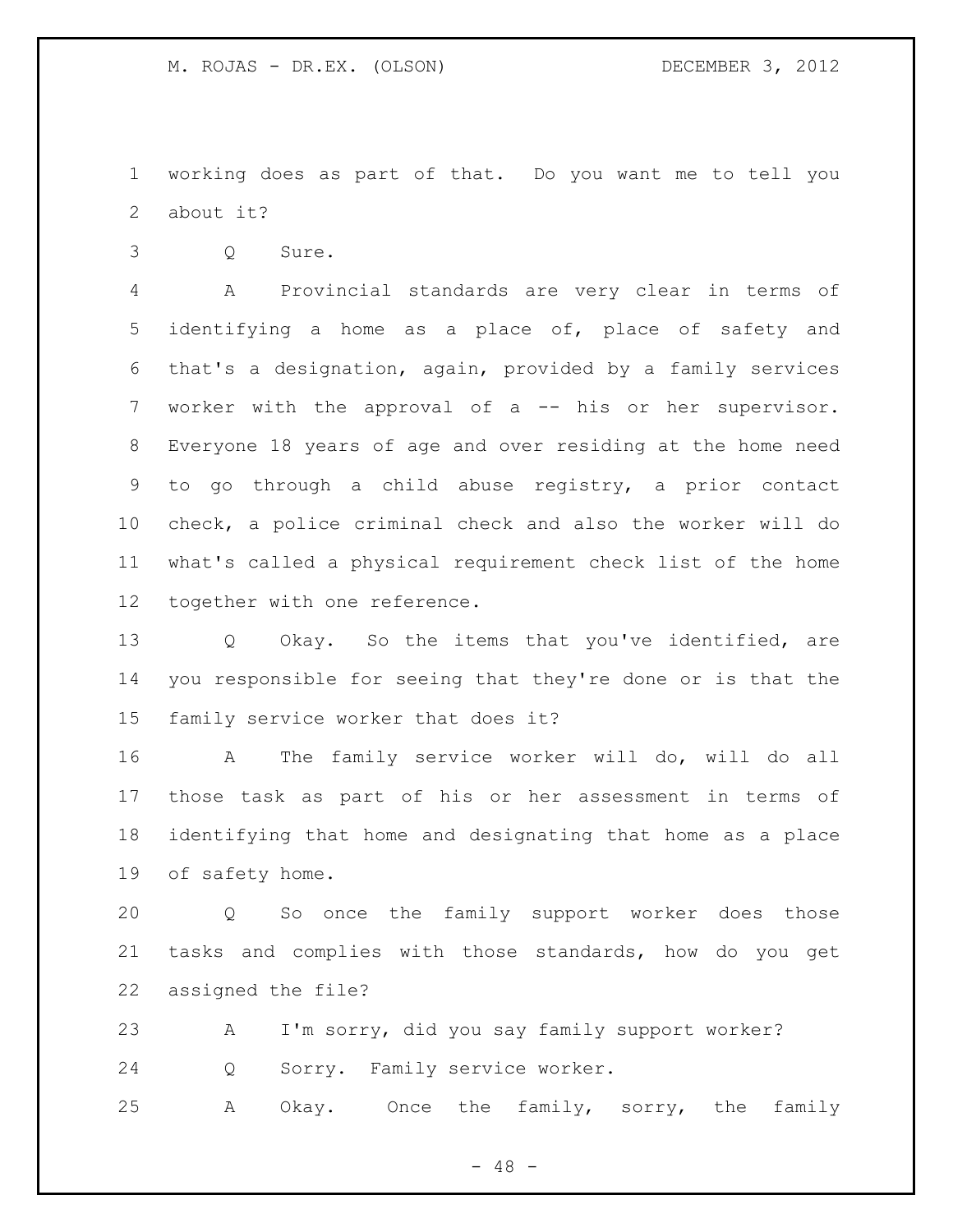working does as part of that. Do you want me to tell you about it?

Q Sure.

A Provincial standards are very clear in terms of identifying a home as a place of, place of safety and that's a designation, again, provided by a family services worker with the approval of a -- his or her supervisor. Everyone 18 years of age and over residing at the home need to go through a child abuse registry, a prior contact check, a police criminal check and also the worker will do what's called a physical requirement check list of the home together with one reference.

Q Okay. So the items that you've identified, are you responsible for seeing that they're done or is that the family service worker that does it?

A The family service worker will do, will do all those task as part of his or her assessment in terms of identifying that home and designating that home as a place of safety home.

Q So once the family support worker does those tasks and complies with those standards, how do you get assigned the file?

A I'm sorry, did you say family support worker?

Q Sorry. Family service worker.

A Okay. Once the family, sorry, the family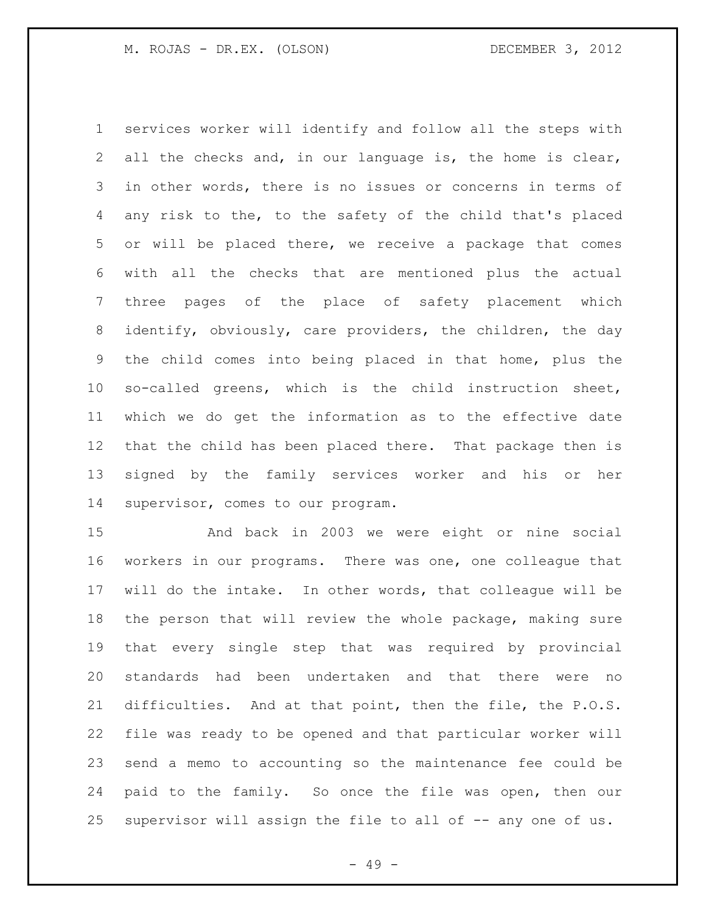services worker will identify and follow all the steps with all the checks and, in our language is, the home is clear, in other words, there is no issues or concerns in terms of any risk to the, to the safety of the child that's placed or will be placed there, we receive a package that comes with all the checks that are mentioned plus the actual three pages of the place of safety placement which identify, obviously, care providers, the children, the day the child comes into being placed in that home, plus the so-called greens, which is the child instruction sheet, which we do get the information as to the effective date that the child has been placed there. That package then is signed by the family services worker and his or her supervisor, comes to our program.

And back in 2003 we were eight or nine social workers in our programs. There was one, one colleague that will do the intake. In other words, that colleague will be the person that will review the whole package, making sure that every single step that was required by provincial standards had been undertaken and that there were no difficulties. And at that point, then the file, the P.O.S. file was ready to be opened and that particular worker will send a memo to accounting so the maintenance fee could be paid to the family. So once the file was open, then our supervisor will assign the file to all of -- any one of us.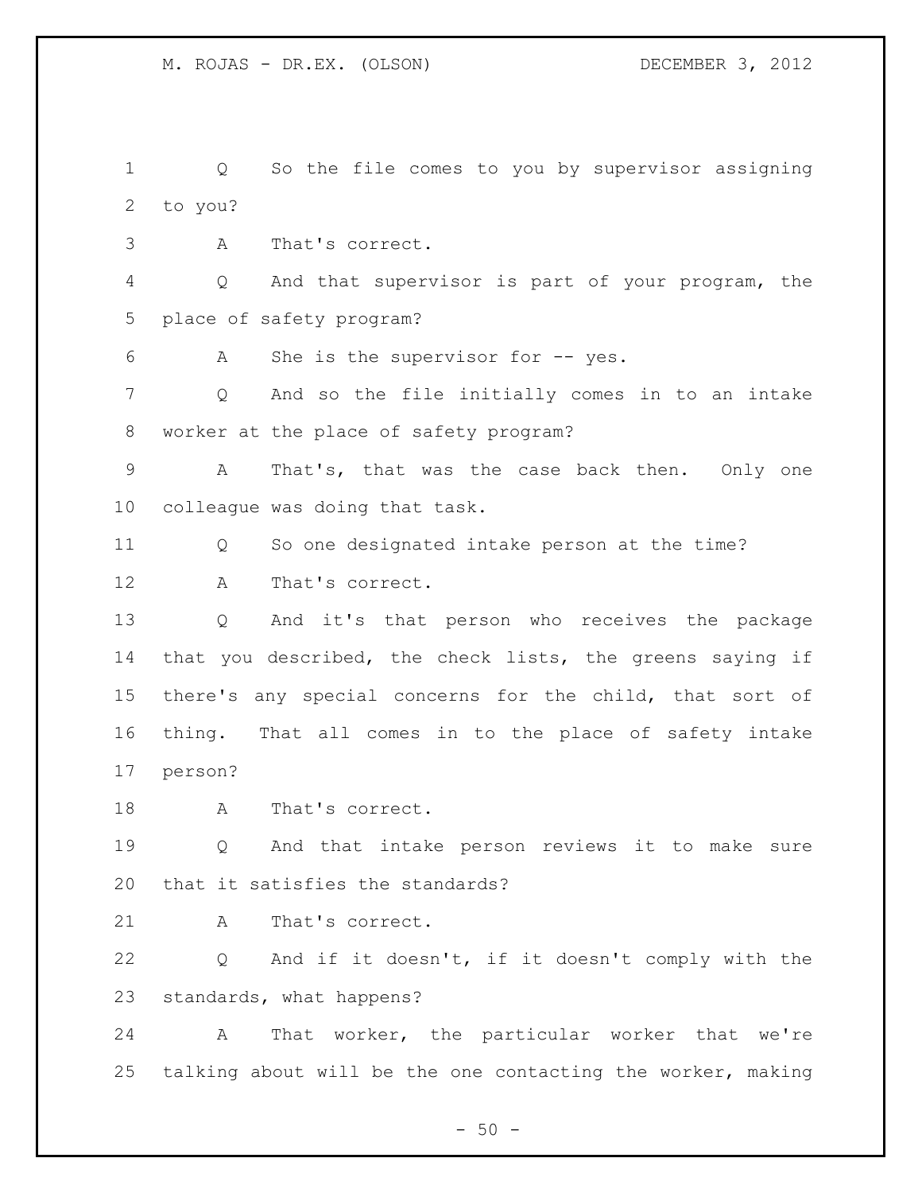Q So the file comes to you by supervisor assigning to you?

A That's correct.

Q And that supervisor is part of your program, the place of safety program?

A She is the supervisor for -- yes.

Q And so the file initially comes in to an intake worker at the place of safety program?

A That's, that was the case back then. Only one colleague was doing that task.

Q So one designated intake person at the time?

A That's correct.

Q And it's that person who receives the package that you described, the check lists, the greens saying if there's any special concerns for the child, that sort of thing. That all comes in to the place of safety intake person?

A That's correct.

Q And that intake person reviews it to make sure that it satisfies the standards?

A That's correct.

Q And if it doesn't, if it doesn't comply with the standards, what happens?

A That worker, the particular worker that we're talking about will be the one contacting the worker, making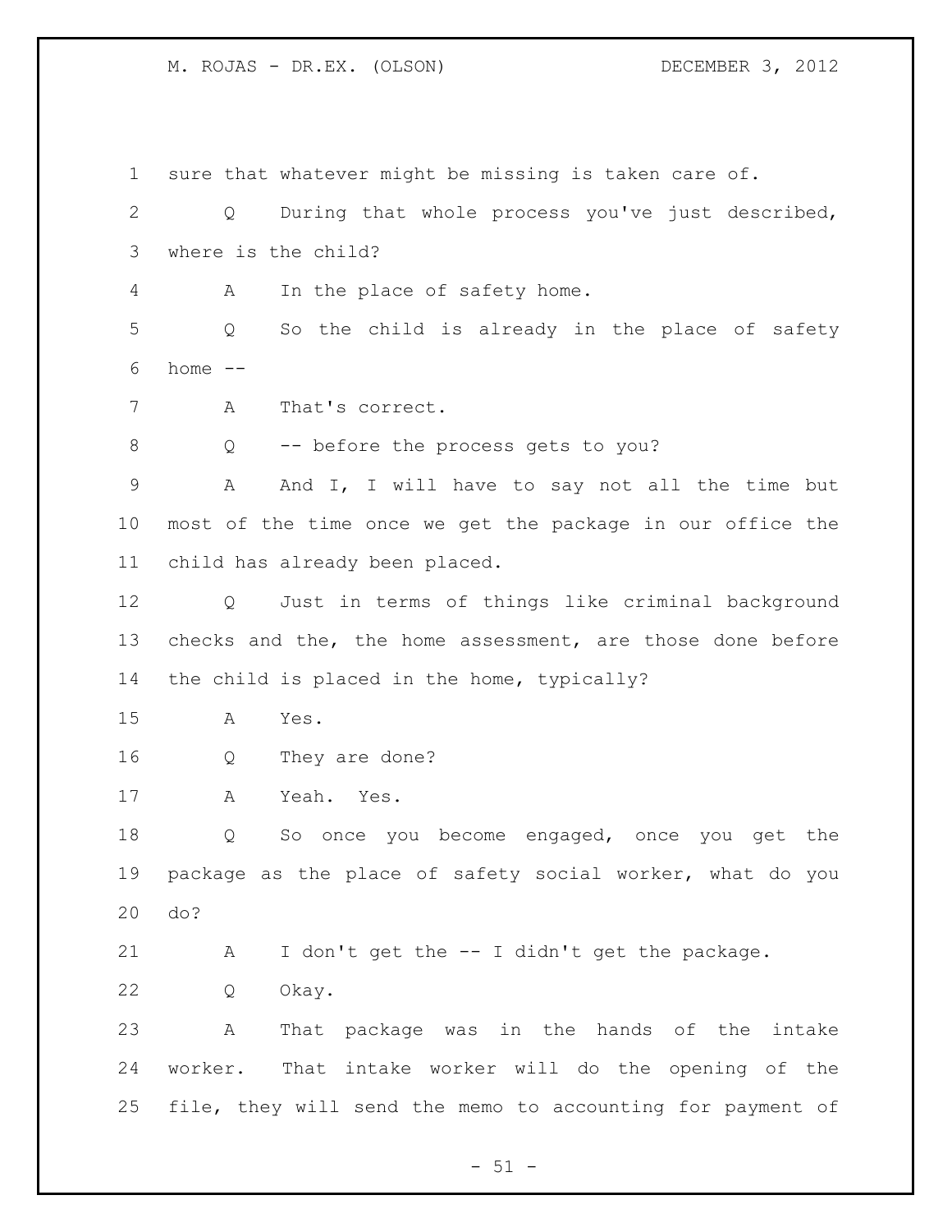sure that whatever might be missing is taken care of.

Q During that whole process you've just described, where is the child?

A In the place of safety home.

Q So the child is already in the place of safety home --

A That's correct.

Q -- before the process gets to you?

A And I, I will have to say not all the time but most of the time once we get the package in our office the child has already been placed.

Q Just in terms of things like criminal background checks and the, the home assessment, are those done before the child is placed in the home, typically?

A Yes.

Q They are done?

A Yeah. Yes.

Q So once you become engaged, once you get the package as the place of safety social worker, what do you do?

A I don't get the -- I didn't get the package.

Q Okay.

A That package was in the hands of the intake worker. That intake worker will do the opening of the file, they will send the memo to accounting for payment of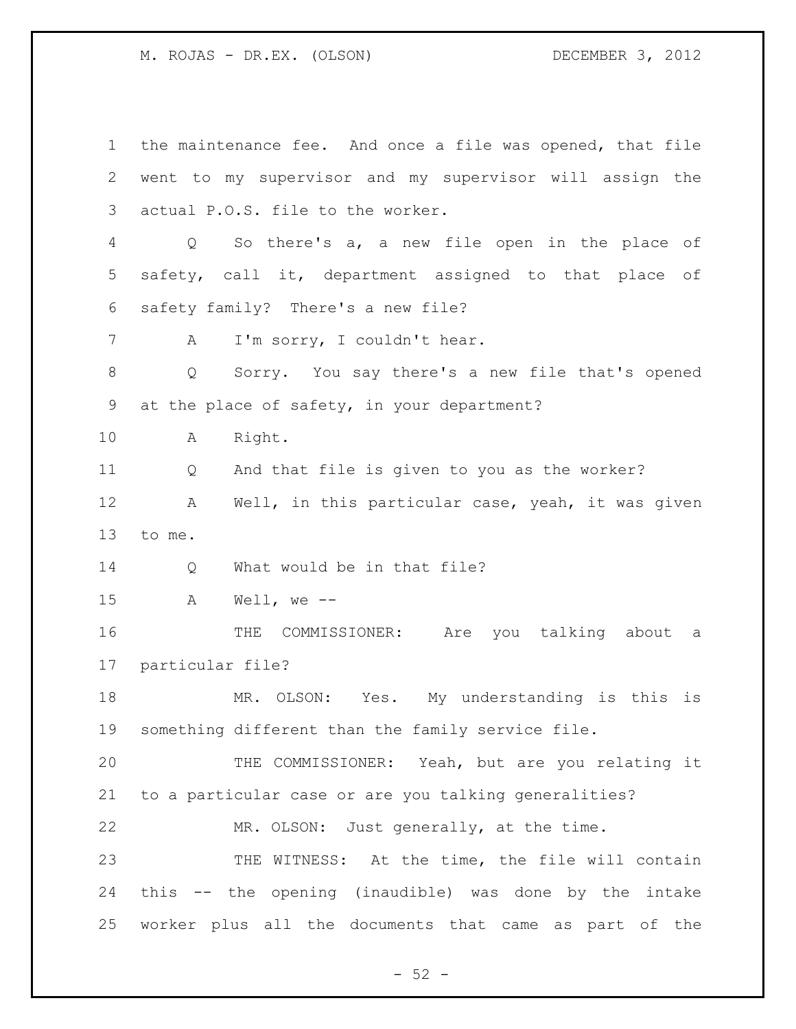the maintenance fee. And once a file was opened, that file went to my supervisor and my supervisor will assign the actual P.O.S. file to the worker.

Q So there's a, a new file open in the place of safety, call it, department assigned to that place of safety family? There's a new file?

A I'm sorry, I couldn't hear.

Q Sorry. You say there's a new file that's opened at the place of safety, in your department?

A Right.

Q And that file is given to you as the worker?

A Well, in this particular case, yeah, it was given to me.

Q What would be in that file?

A Well, we --

THE COMMISSIONER: Are you talking about a particular file?

MR. OLSON: Yes. My understanding is this is something different than the family service file.

THE COMMISSIONER: Yeah, but are you relating it to a particular case or are you talking generalities?

MR. OLSON: Just generally, at the time.

THE WITNESS: At the time, the file will contain this -- the opening (inaudible) was done by the intake worker plus all the documents that came as part of the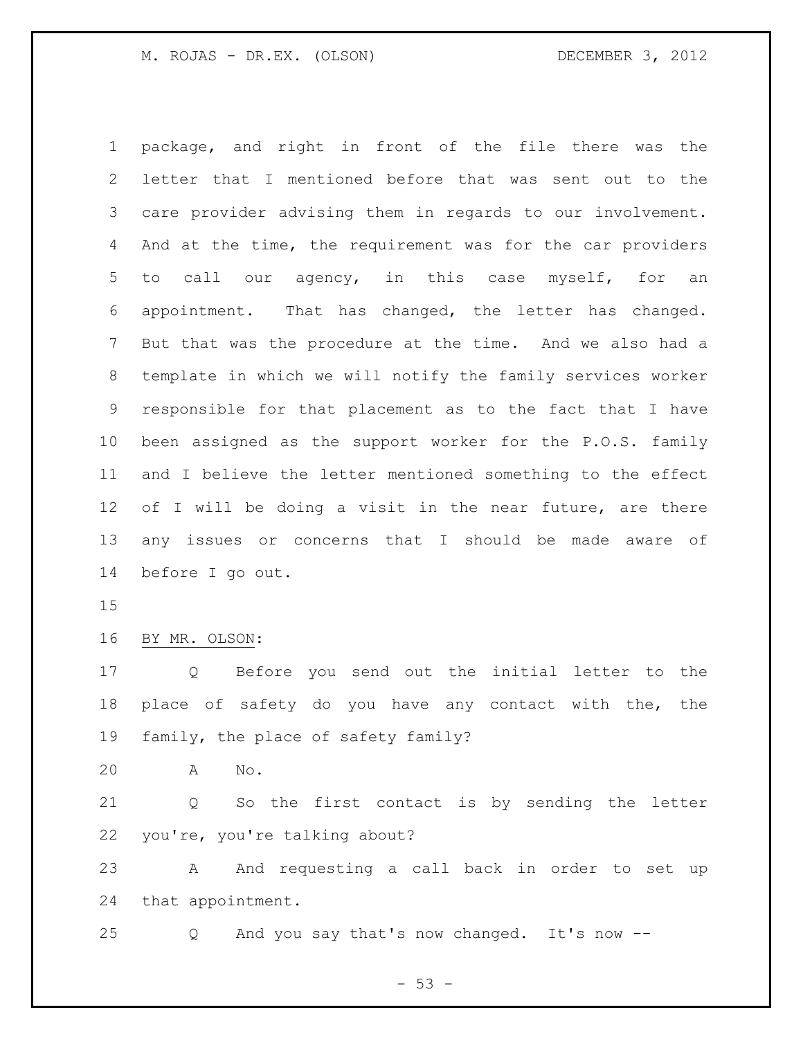package, and right in front of the file there was the letter that I mentioned before that was sent out to the care provider advising them in regards to our involvement. And at the time, the requirement was for the car providers to call our agency, in this case myself, for an appointment. That has changed, the letter has changed. But that was the procedure at the time. And we also had a template in which we will notify the family services worker responsible for that placement as to the fact that I have been assigned as the support worker for the P.O.S. family and I believe the letter mentioned something to the effect of I will be doing a visit in the near future, are there any issues or concerns that I should be made aware of before I go out.

BY MR. OLSON:

Q Before you send out the initial letter to the place of safety do you have any contact with the, the family, the place of safety family?

A No.

Q So the first contact is by sending the letter you're, you're talking about?

A And requesting a call back in order to set up that appointment.

Q And you say that's now changed. It's now --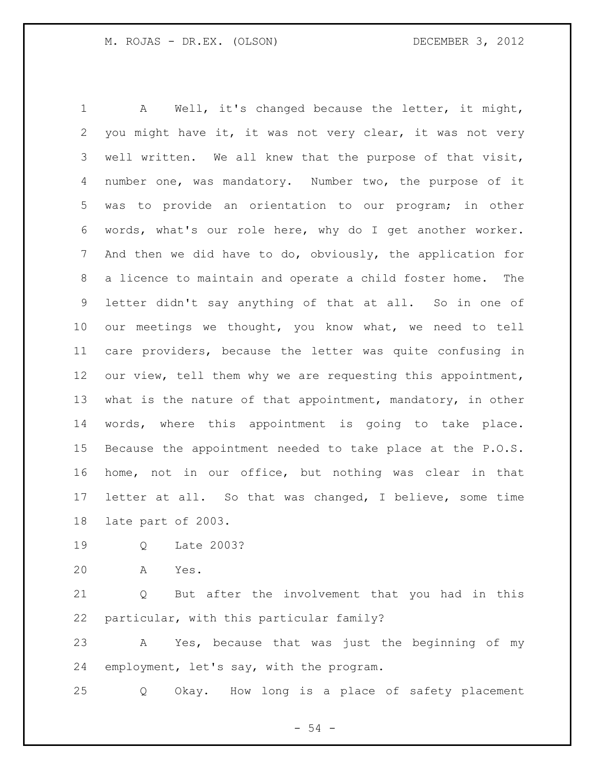A Well, it's changed because the letter, it might, you might have it, it was not very clear, it was not very well written. We all knew that the purpose of that visit, number one, was mandatory. Number two, the purpose of it was to provide an orientation to our program; in other words, what's our role here, why do I get another worker. And then we did have to do, obviously, the application for a licence to maintain and operate a child foster home. The letter didn't say anything of that at all. So in one of our meetings we thought, you know what, we need to tell care providers, because the letter was quite confusing in our view, tell them why we are requesting this appointment, what is the nature of that appointment, mandatory, in other words, where this appointment is going to take place. Because the appointment needed to take place at the P.O.S. home, not in our office, but nothing was clear in that letter at all. So that was changed, I believe, some time late part of 2003.

Q Late 2003?

A Yes.

Q But after the involvement that you had in this particular, with this particular family?

A Yes, because that was just the beginning of my employment, let's say, with the program.

Q Okay. How long is a place of safety placement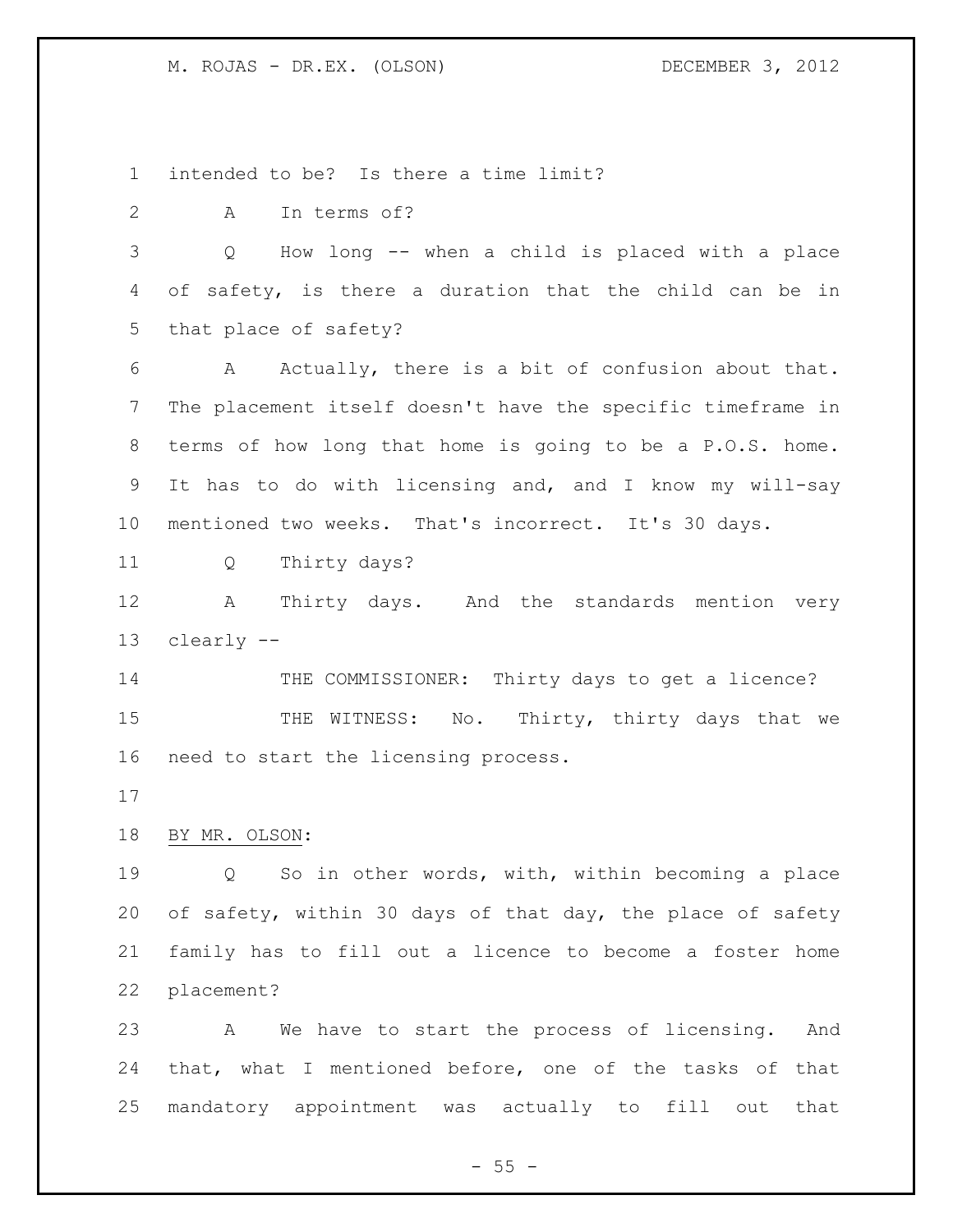intended to be? Is there a time limit?

A In terms of?

Q How long -- when a child is placed with a place of safety, is there a duration that the child can be in that place of safety?

A Actually, there is a bit of confusion about that. The placement itself doesn't have the specific timeframe in terms of how long that home is going to be a P.O.S. home. It has to do with licensing and, and I know my will-say mentioned two weeks. That's incorrect. It's 30 days.

Q Thirty days?

A Thirty days. And the standards mention very clearly --

THE COMMISSIONER: Thirty days to get a licence?

THE WITNESS: No. Thirty, thirty days that we need to start the licensing process.

BY MR. OLSON:

Q So in other words, with, within becoming a place of safety, within 30 days of that day, the place of safety family has to fill out a licence to become a foster home placement?

A We have to start the process of licensing. And that, what I mentioned before, one of the tasks of that mandatory appointment was actually to fill out that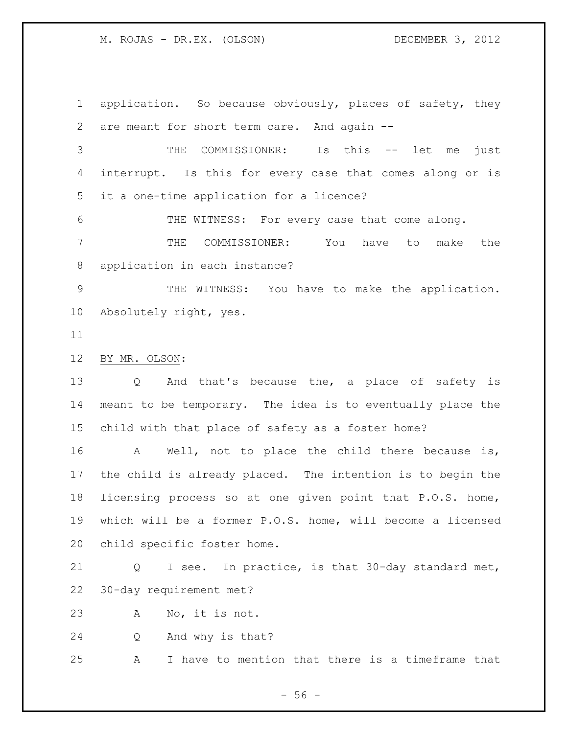application. So because obviously, places of safety, they are meant for short term care. And again --

THE COMMISSIONER: Is this -- let me just interrupt. Is this for every case that comes along or is it a one-time application for a licence?

THE WITNESS: For every case that come along.

THE COMMISSIONER: You have to make the application in each instance?

THE WITNESS: You have to make the application. Absolutely right, yes.

BY MR. OLSON:

Q And that's because the, a place of safety is meant to be temporary. The idea is to eventually place the child with that place of safety as a foster home?

A Well, not to place the child there because is, the child is already placed. The intention is to begin the licensing process so at one given point that P.O.S. home, which will be a former P.O.S. home, will become a licensed child specific foster home.

Q I see. In practice, is that 30-day standard met, 30-day requirement met?

A No, it is not.

Q And why is that?

A I have to mention that there is a timeframe that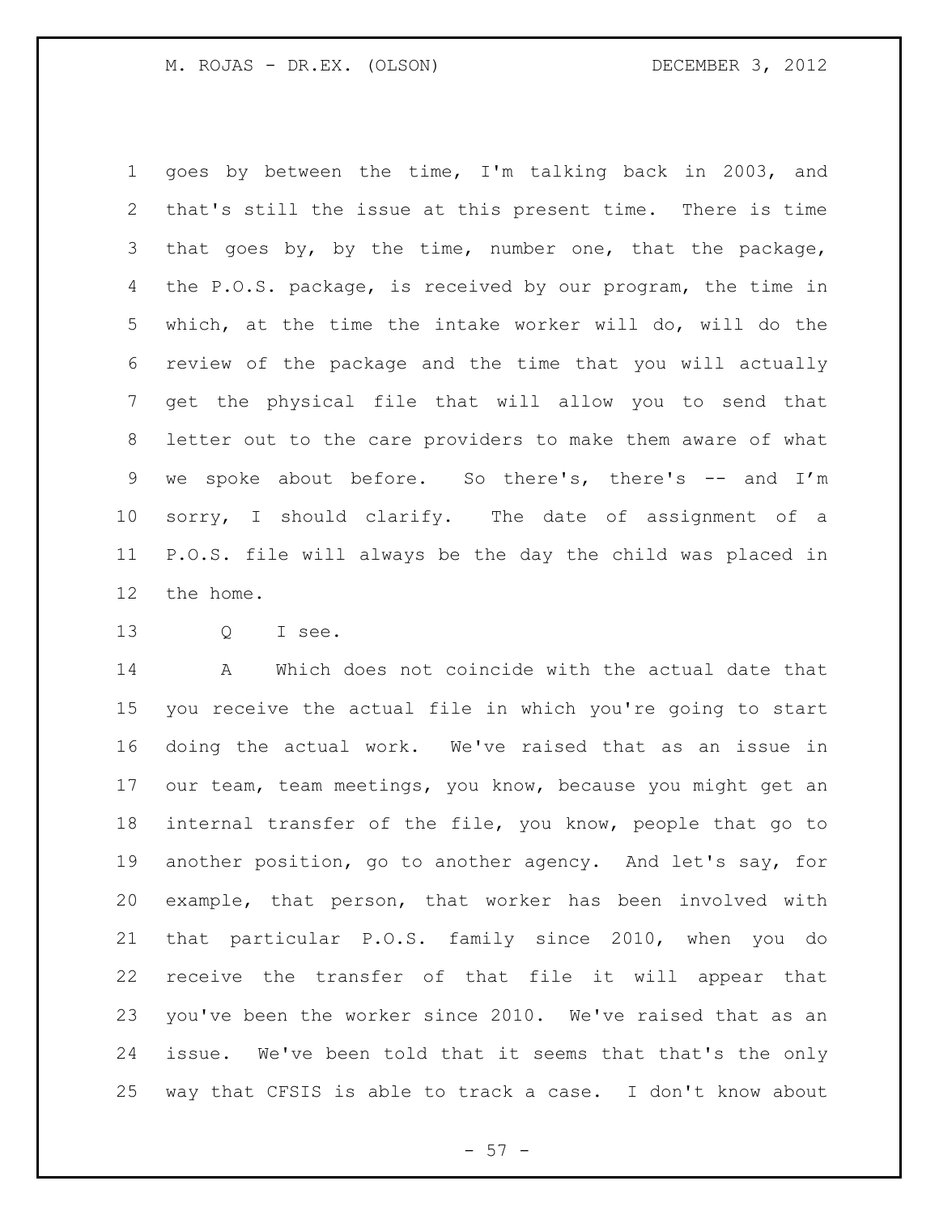goes by between the time, I'm talking back in 2003, and that's still the issue at this present time. There is time that goes by, by the time, number one, that the package, the P.O.S. package, is received by our program, the time in which, at the time the intake worker will do, will do the review of the package and the time that you will actually get the physical file that will allow you to send that letter out to the care providers to make them aware of what we spoke about before. So there's, there's -- and I'm sorry, I should clarify. The date of assignment of a P.O.S. file will always be the day the child was placed in the home.

Q I see.

A Which does not coincide with the actual date that you receive the actual file in which you're going to start doing the actual work. We've raised that as an issue in our team, team meetings, you know, because you might get an internal transfer of the file, you know, people that go to another position, go to another agency. And let's say, for example, that person, that worker has been involved with that particular P.O.S. family since 2010, when you do receive the transfer of that file it will appear that you've been the worker since 2010. We've raised that as an issue. We've been told that it seems that that's the only way that CFSIS is able to track a case. I don't know about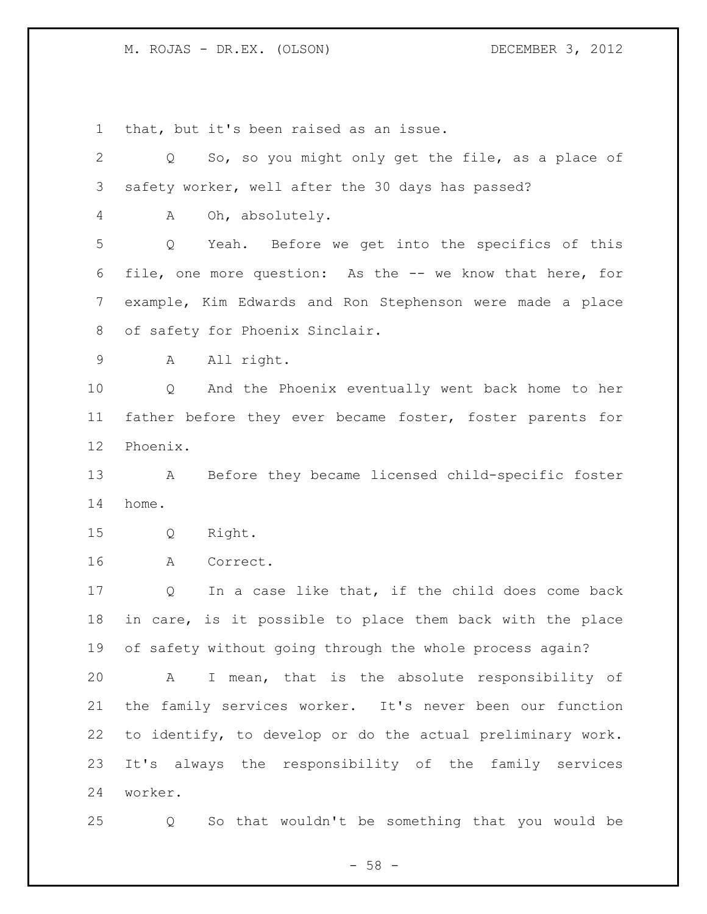that, but it's been raised as an issue.

Q So, so you might only get the file, as a place of safety worker, well after the 30 days has passed?

A Oh, absolutely.

Q Yeah. Before we get into the specifics of this file, one more question: As the -- we know that here, for example, Kim Edwards and Ron Stephenson were made a place of safety for Phoenix Sinclair.

A All right.

Q And the Phoenix eventually went back home to her father before they ever became foster, foster parents for Phoenix.

A Before they became licensed child-specific foster home.

Q Right.

A Correct.

Q In a case like that, if the child does come back in care, is it possible to place them back with the place of safety without going through the whole process again?

A I mean, that is the absolute responsibility of the family services worker. It's never been our function to identify, to develop or do the actual preliminary work. It's always the responsibility of the family services worker.

Q So that wouldn't be something that you would be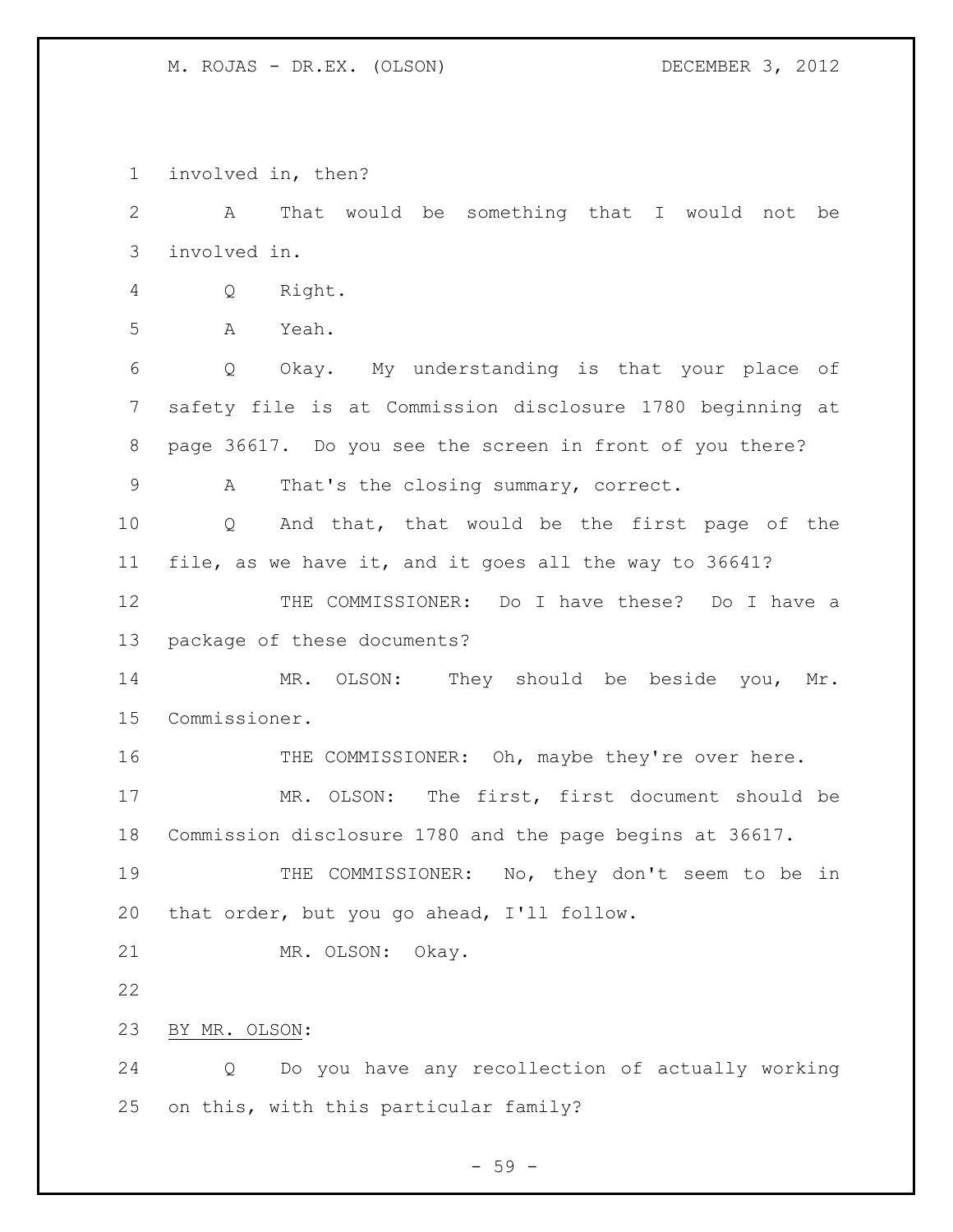involved in, then?

A That would be something that I would not be involved in.

Q Right.

A Yeah.

Q Okay. My understanding is that your place of safety file is at Commission disclosure 1780 beginning at page 36617. Do you see the screen in front of you there?

A That's the closing summary, correct.

Q And that, that would be the first page of the file, as we have it, and it goes all the way to 36641?

THE COMMISSIONER: Do I have these? Do I have a package of these documents?

MR. OLSON: They should be beside you, Mr. Commissioner.

THE COMMISSIONER: Oh, maybe they're over here.

MR. OLSON: The first, first document should be Commission disclosure 1780 and the page begins at 36617.

THE COMMISSIONER: No, they don't seem to be in that order, but you go ahead, I'll follow.

MR. OLSON: Okay.

BY MR. OLSON:

Q Do you have any recollection of actually working on this, with this particular family?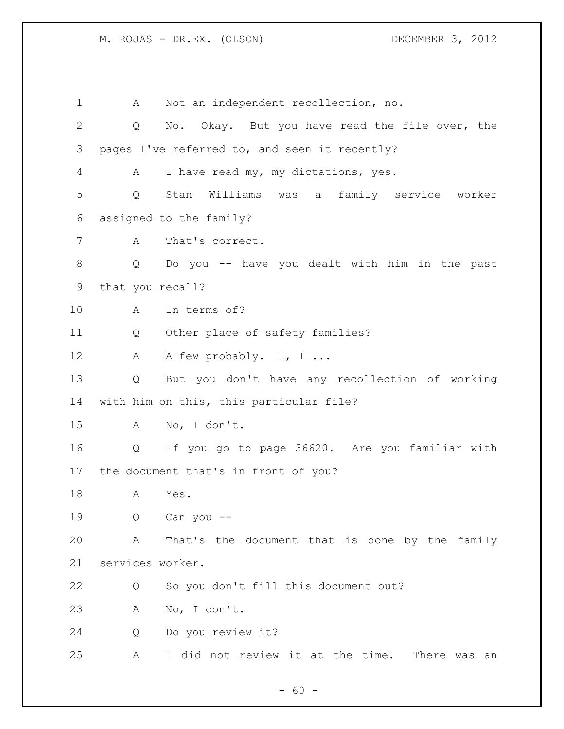A Not an independent recollection, no.

Q No. Okay. But you have read the file over, the pages I've referred to, and seen it recently?

A I have read my, my dictations, yes.

Q Stan Williams was a family service worker assigned to the family?

A That's correct.

Q Do you -- have you dealt with him in the past that you recall?

A In terms of?

Q Other place of safety families?

A A few probably. I, I ...

Q But you don't have any recollection of working with him on this, this particular file?

A No, I don't.

Q If you go to page 36620. Are you familiar with the document that's in front of you?

A Yes.

Q Can you --

A That's the document that is done by the family services worker.

Q So you don't fill this document out?

A No, I don't.

Q Do you review it?

A I did not review it at the time. There was an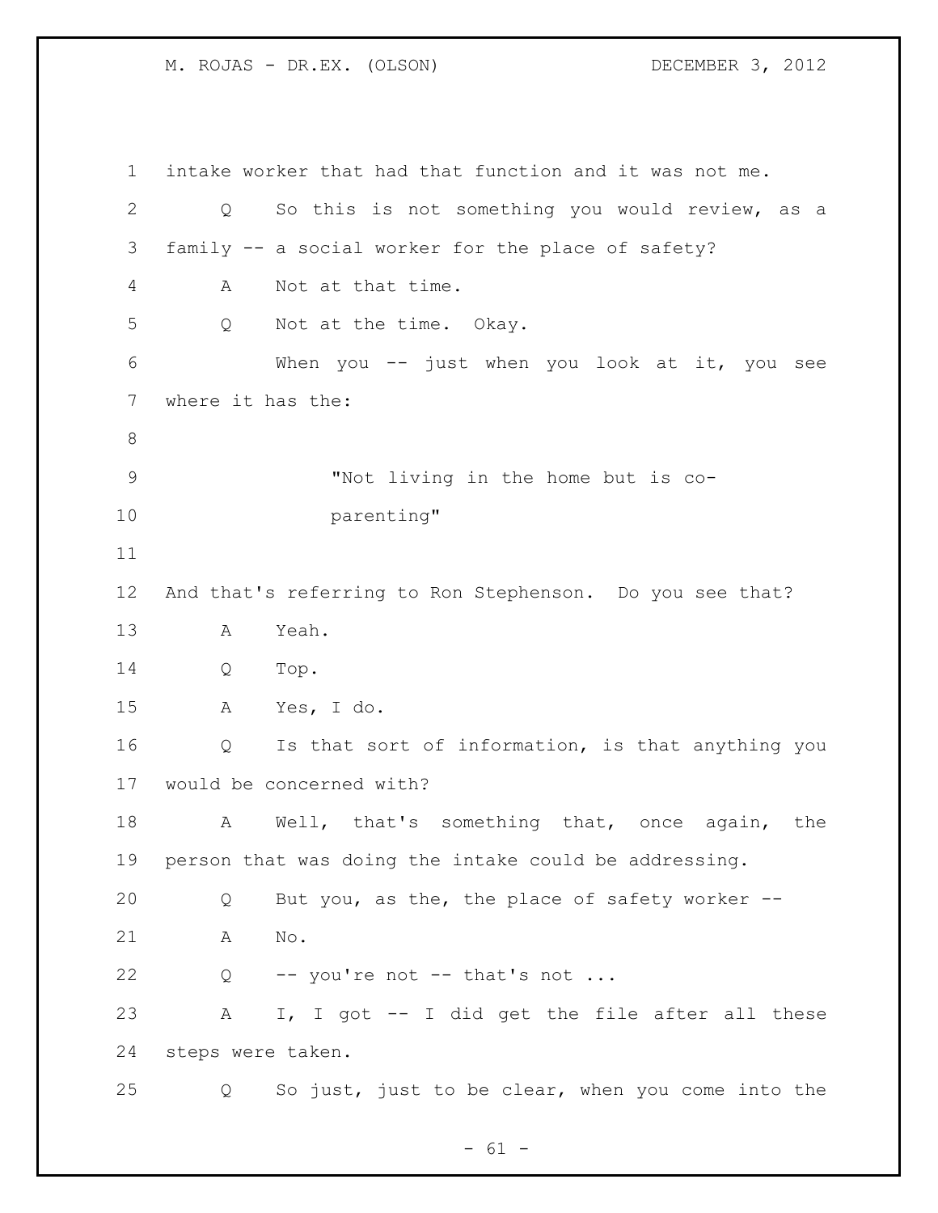intake worker that had that function and it was not me.

Q So this is not something you would review, as a family -- a social worker for the place of safety?

A Not at that time.

Q Not at the time. Okay.

When you -- just when you look at it, you see where it has the:

> "Not living in the home but is co-parenting"

And that's referring to Ron Stephenson. Do you see that?

A Yeah.

Q Top.

A Yes, I do.

Q Is that sort of information, is that anything you would be concerned with?

A Well, that's something that, once again, the person that was doing the intake could be addressing.

Q But you, as the, the place of safety worker --

A No.

Q -- you're not -- that's not ...

A I, I got -- I did get the file after all these steps were taken.

Q So just, just to be clear, when you come into the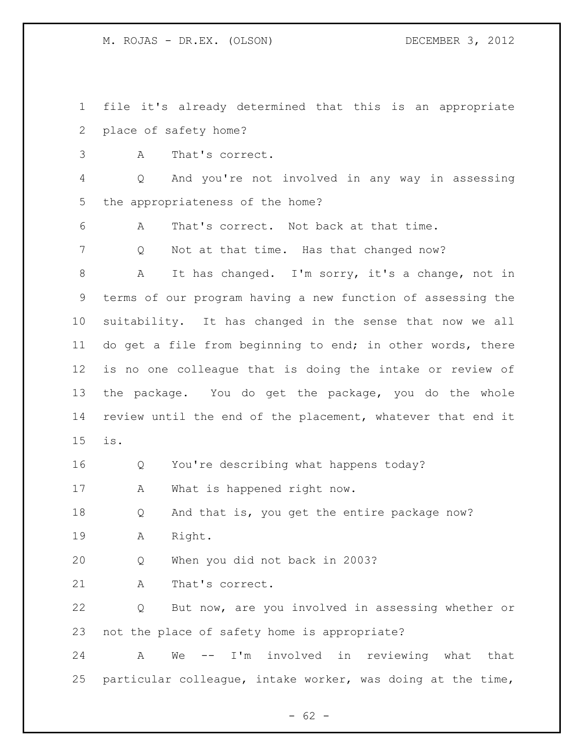file it's already determined that this is an appropriate place of safety home?

A That's correct.

Q And you're not involved in any way in assessing the appropriateness of the home?

A That's correct. Not back at that time.

Q Not at that time. Has that changed now?

A It has changed. I'm sorry, it's a change, not in terms of our program having a new function of assessing the suitability. It has changed in the sense that now we all do get a file from beginning to end; in other words, there is no one colleague that is doing the intake or review of the package. You do get the package, you do the whole review until the end of the placement, whatever that end it is.

Q You're describing what happens today?

A What is happened right now.

Q And that is, you get the entire package now?

A Right.

Q When you did not back in 2003?

A That's correct.

Q But now, are you involved in assessing whether or not the place of safety home is appropriate?

A We -- I'm involved in reviewing what that particular colleague, intake worker, was doing at the time,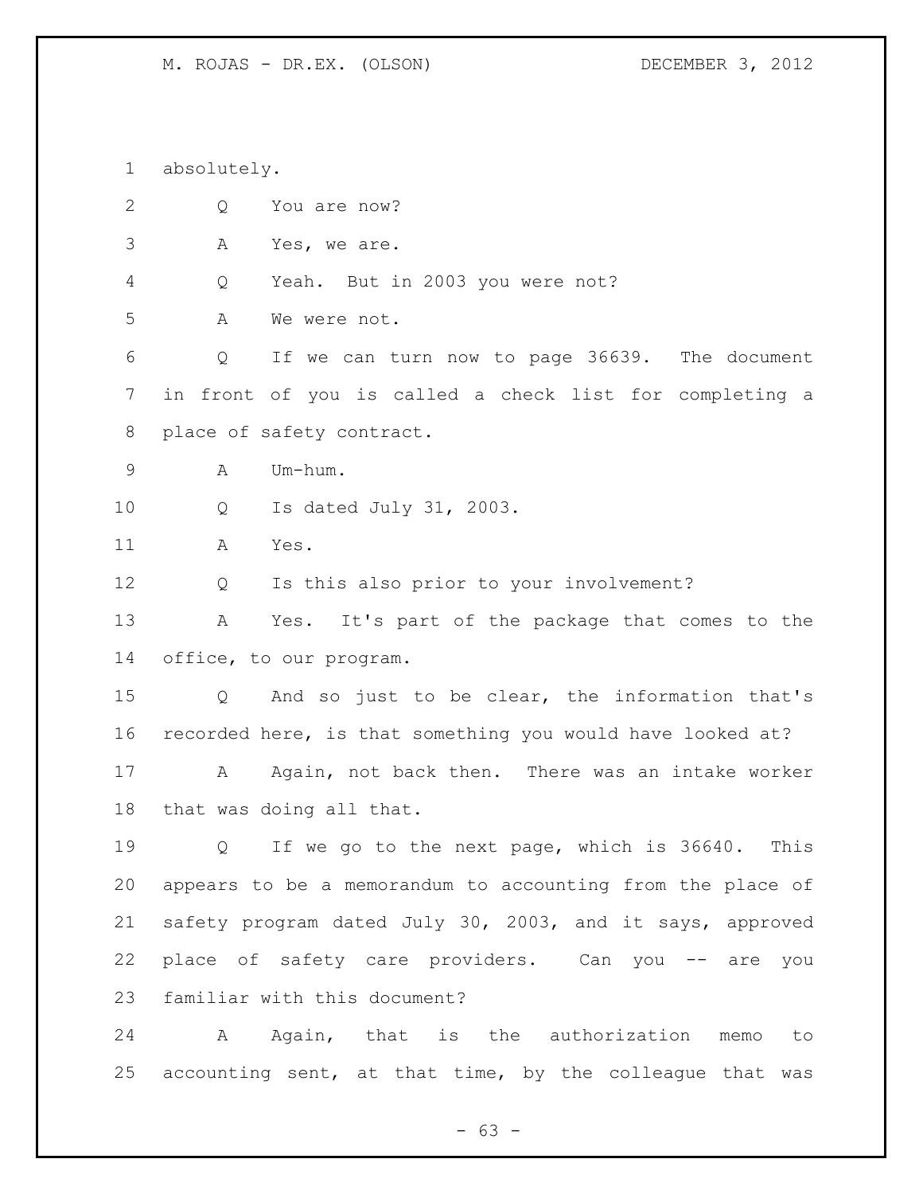absolutely.

Q You are now?

A Yes, we are.

Q Yeah. But in 2003 you were not?

A We were not.

Q If we can turn now to page 36639. The document in front of you is called a check list for completing a place of safety contract.

A Um-hum.

Q Is dated July 31, 2003.

A Yes.

Q Is this also prior to your involvement?

A Yes. It's part of the package that comes to the office, to our program.

Q And so just to be clear, the information that's recorded here, is that something you would have looked at?

A Again, not back then. There was an intake worker that was doing all that.

Q If we go to the next page, which is 36640. This appears to be a memorandum to accounting from the place of safety program dated July 30, 2003, and it says, approved place of safety care providers. Can you -- are you familiar with this document?

A Again, that is the authorization memo to accounting sent, at that time, by the colleague that was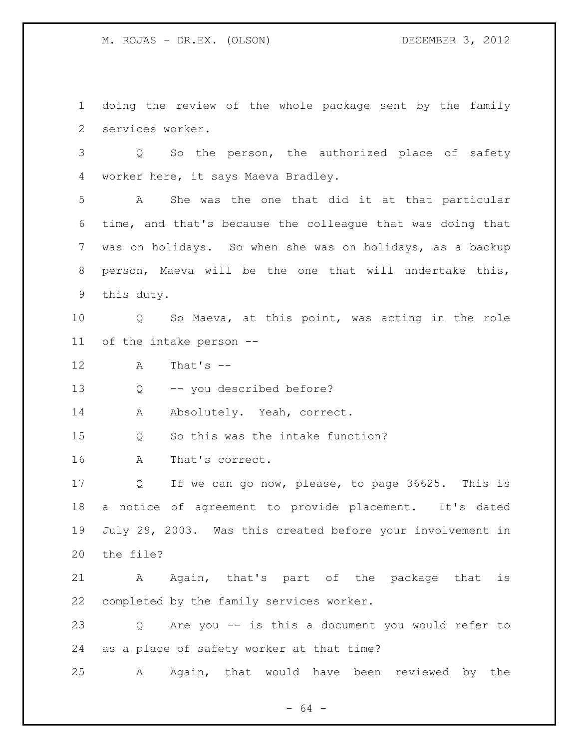doing the review of the whole package sent by the family services worker.

Q So the person, the authorized place of safety worker here, it says Maeva Bradley.

A She was the one that did it at that particular time, and that's because the colleague that was doing that was on holidays. So when she was on holidays, as a backup person, Maeva will be the one that will undertake this, this duty.

Q So Maeva, at this point, was acting in the role of the intake person --

A That's --

Q -- you described before?

A Absolutely. Yeah, correct.

Q So this was the intake function?

A That's correct.

Q If we can go now, please, to page 36625. This is a notice of agreement to provide placement. It's dated July 29, 2003. Was this created before your involvement in the file?

A Again, that's part of the package that is completed by the family services worker.

Q Are you -- is this a document you would refer to as a place of safety worker at that time?

A Again, that would have been reviewed by the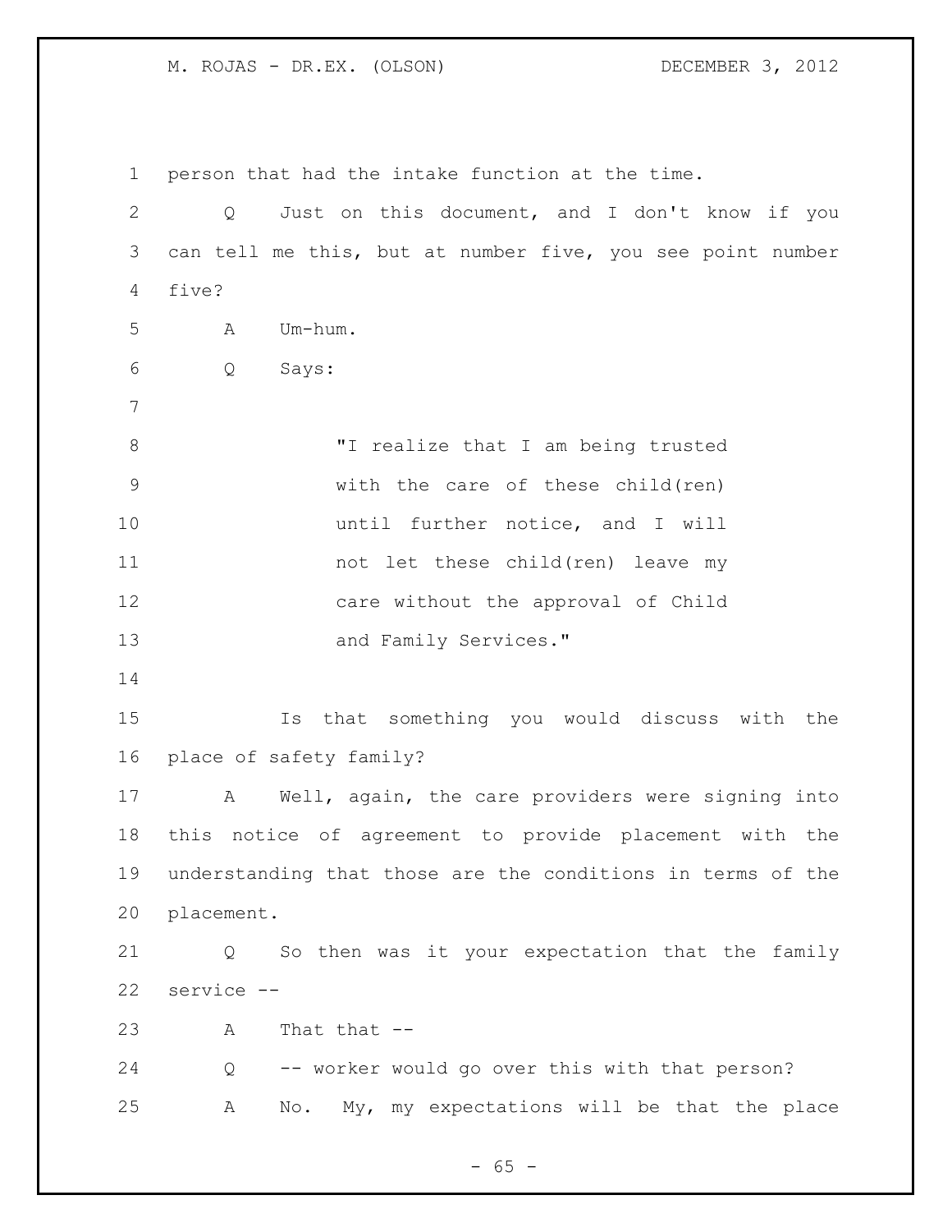person that had the intake function at the time.

Q Just on this document, and I don't know if you can tell me this, but at number five, you see point number five?

A Um-hum.

Q Says:

> "I realize that I am being trusted with the care of these child(ren) until further notice, and I will not let these child(ren) leave my care without the approval of Child and Family Services."

Is that something you would discuss with the place of safety family?

A Well, again, the care providers were signing into this notice of agreement to provide placement with the understanding that those are the conditions in terms of the placement.

Q So then was it your expectation that the family service --

A That that --

Q -- worker would go over this with that person?

A No. My, my expectations will be that the place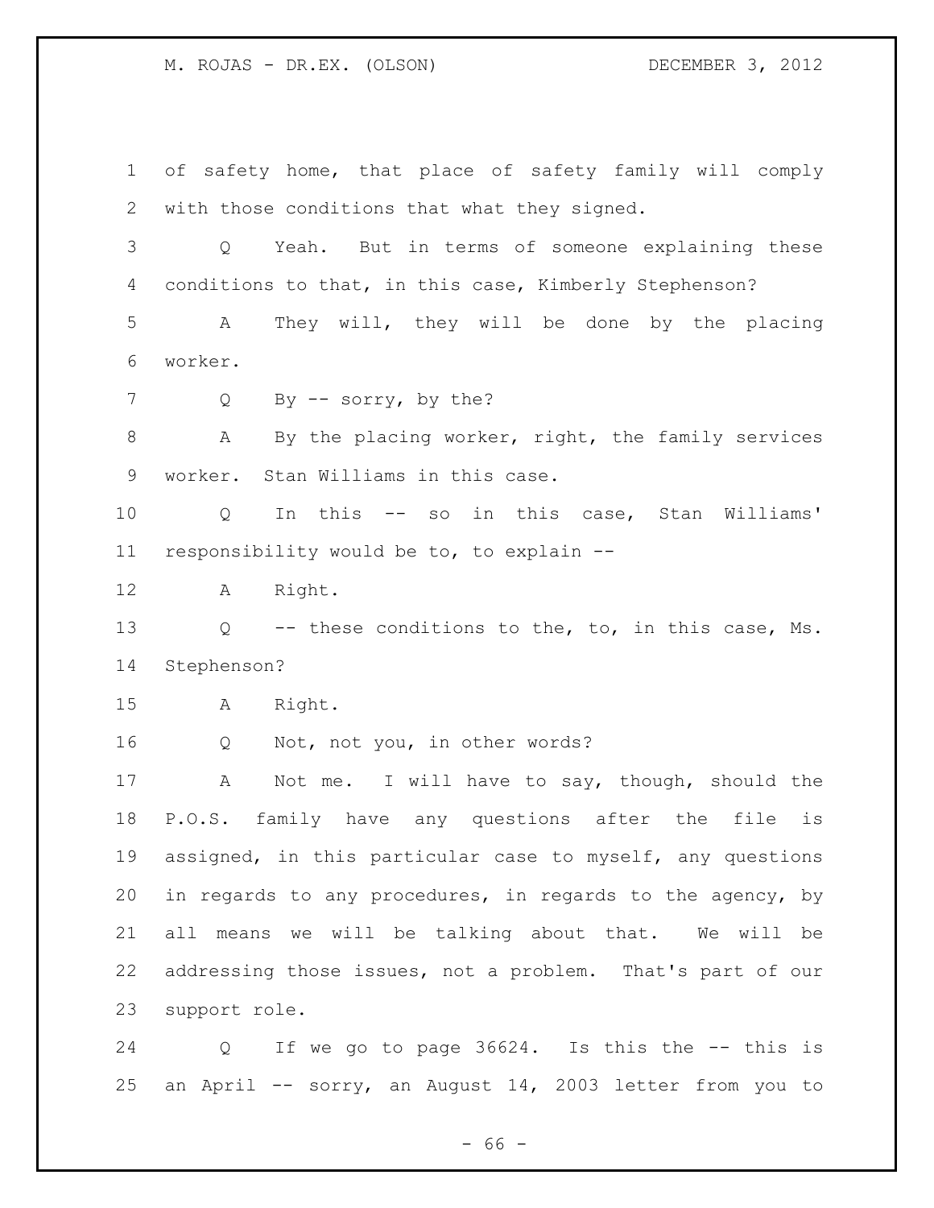of safety home, that place of safety family will comply with those conditions that what they signed.

Q Yeah. But in terms of someone explaining these conditions to that, in this case, Kimberly Stephenson?

A They will, they will be done by the placing worker.

Q By -- sorry, by the?

A By the placing worker, right, the family services worker. Stan Williams in this case.

Q In this -- so in this case, Stan Williams' responsibility would be to, to explain --

A Right.

Q -- these conditions to the, to, in this case, Ms. Stephenson?

A Right.

Q Not, not you, in other words?

A Not me. I will have to say, though, should the P.O.S. family have any questions after the file is assigned, in this particular case to myself, any questions in regards to any procedures, in regards to the agency, by all means we will be talking about that. We will be addressing those issues, not a problem. That's part of our support role.

Q If we go to page 36624. Is this the -- this is an April -- sorry, an August 14, 2003 letter from you to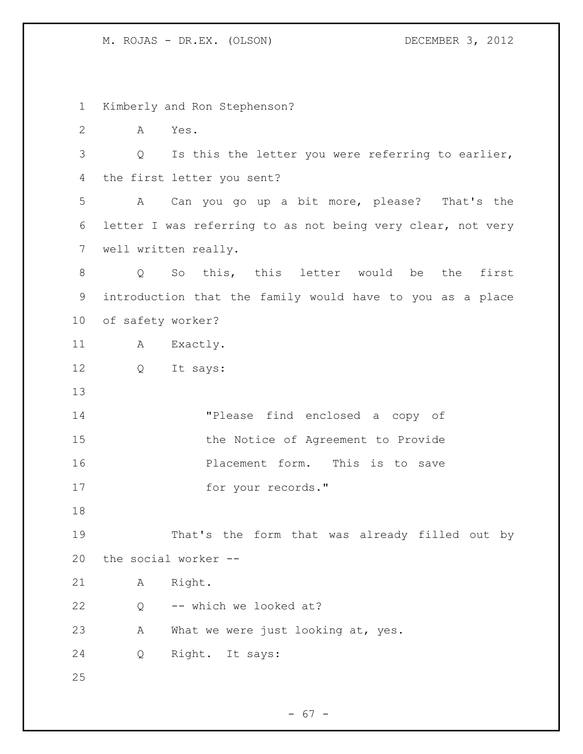Kimberly and Ron Stephenson?

A Yes.

Q Is this the letter you were referring to earlier, the first letter you sent?

A Can you go up a bit more, please? That's the letter I was referring to as not being very clear, not very well written really.

Q So this, this letter would be the first introduction that the family would have to you as a place of safety worker?

A Exactly.

Q It says:

> "Please find enclosed a copy of the Notice of Agreement to Provide Placement form. This is to save for your records."

That's the form that was already filled out by the social worker --

A Right.

Q -- which we looked at?

A What we were just looking at, yes.

Q Right. It says: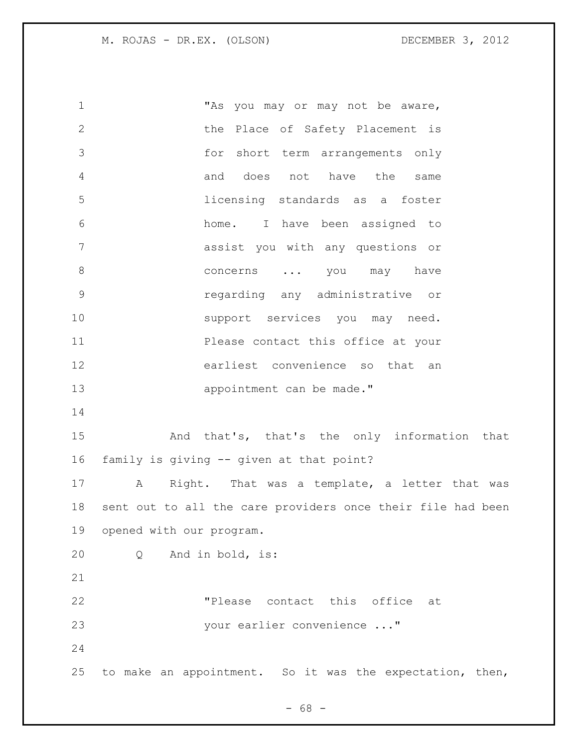> "As you may or may not be aware, the Place of Safety Placement is for short term arrangements only and does not have the same licensing standards as a foster home. I have been assigned to assist you with any questions or concerns ... you may have regarding any administrative or support services you may need. Please contact this office at your earliest convenience so that an appointment can be made."

And that's, that's the only information that family is giving -- given at that point?

A Right. That was a template, a letter that was sent out to all the care providers once their file had been opened with our program.

Q And in bold, is:

> "Please contact this office at your earlier convenience ..."

to make an appointment. So it was the expectation, then,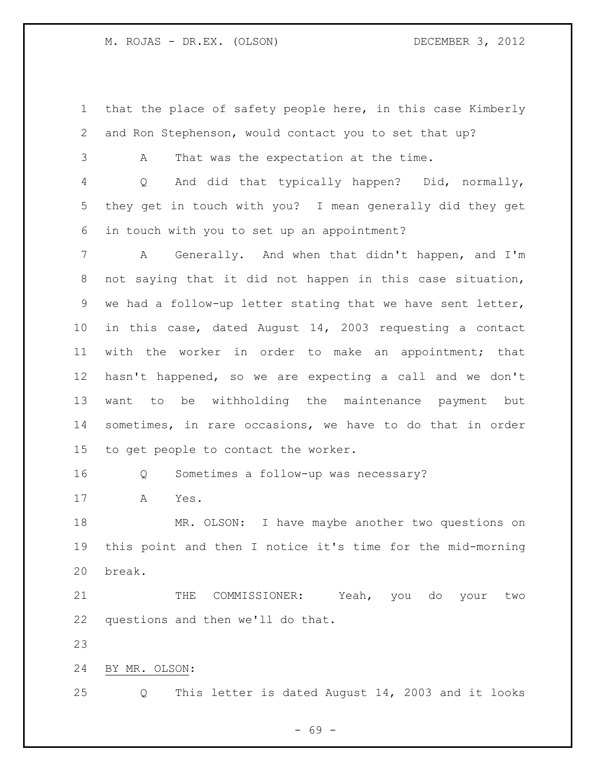that the place of safety people here, in this case Kimberly and Ron Stephenson, would contact you to set that up?

A That was the expectation at the time.

Q And did that typically happen? Did, normally, they get in touch with you? I mean generally did they get in touch with you to set up an appointment?

A Generally. And when that didn't happen, and I'm not saying that it did not happen in this case situation, we had a follow-up letter stating that we have sent letter, in this case, dated August 14, 2003 requesting a contact with the worker in order to make an appointment; that hasn't happened, so we are expecting a call and we don't want to be withholding the maintenance payment but sometimes, in rare occasions, we have to do that in order to get people to contact the worker.

Q Sometimes a follow-up was necessary?

A Yes.

MR. OLSON: I have maybe another two questions on this point and then I notice it's time for the mid-morning break.

THE COMMISSIONER: Yeah, you do your two questions and then we'll do that.

BY MR. OLSON:

Q This letter is dated August 14, 2003 and it looks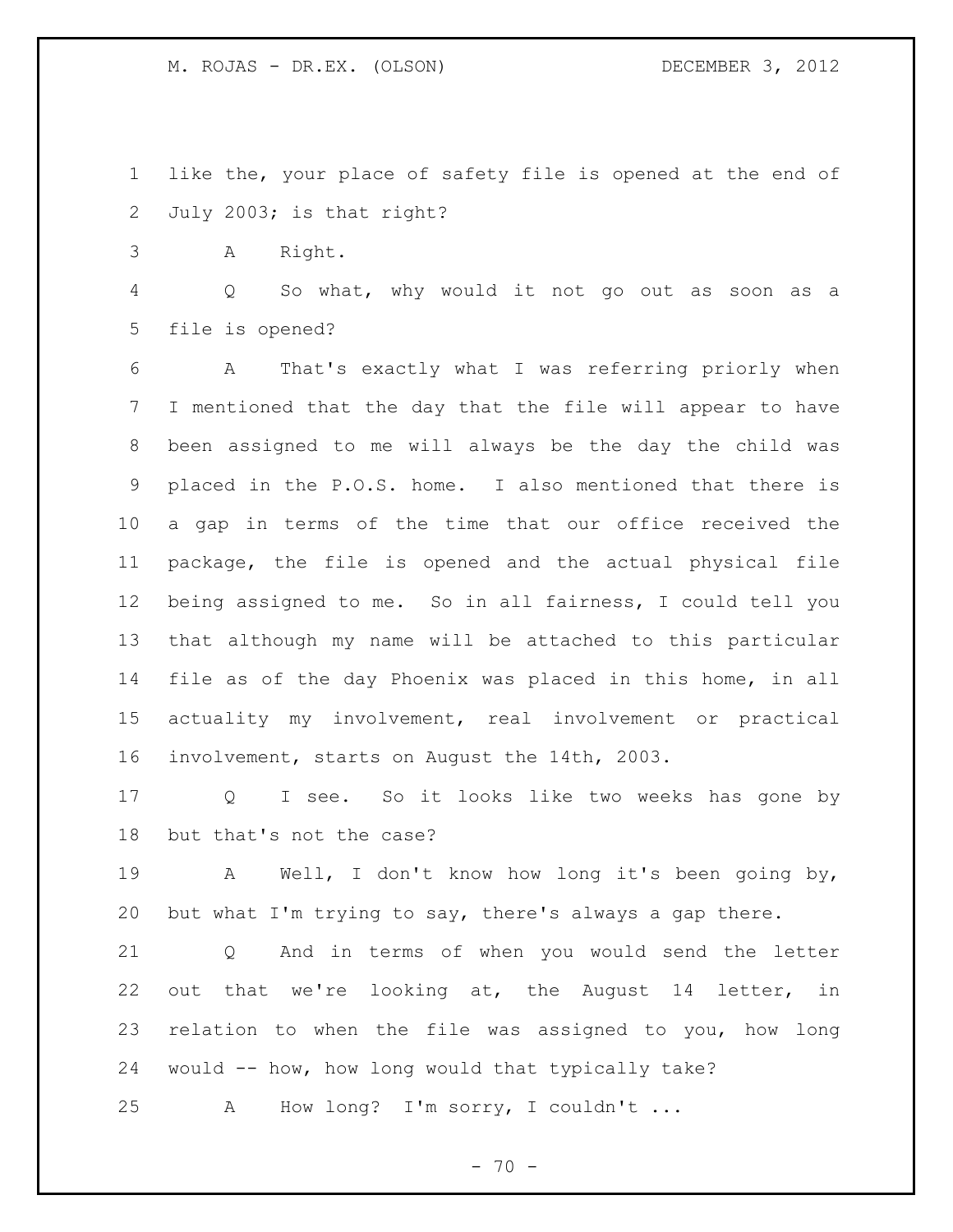like the, your place of safety file is opened at the end of July 2003; is that right?

A Right.

Q So what, why would it not go out as soon as a file is opened?

A That's exactly what I was referring priorly when I mentioned that the day that the file will appear to have been assigned to me will always be the day the child was placed in the P.O.S. home. I also mentioned that there is a gap in terms of the time that our office received the package, the file is opened and the actual physical file being assigned to me. So in all fairness, I could tell you that although my name will be attached to this particular file as of the day Phoenix was placed in this home, in all actuality my involvement, real involvement or practical involvement, starts on August the 14th, 2003.

Q I see. So it looks like two weeks has gone by but that's not the case?

A Well, I don't know how long it's been going by, but what I'm trying to say, there's always a gap there.

Q And in terms of when you would send the letter out that we're looking at, the August 14 letter, in relation to when the file was assigned to you, how long would -- how, how long would that typically take?

A How long? I'm sorry, I couldn't ...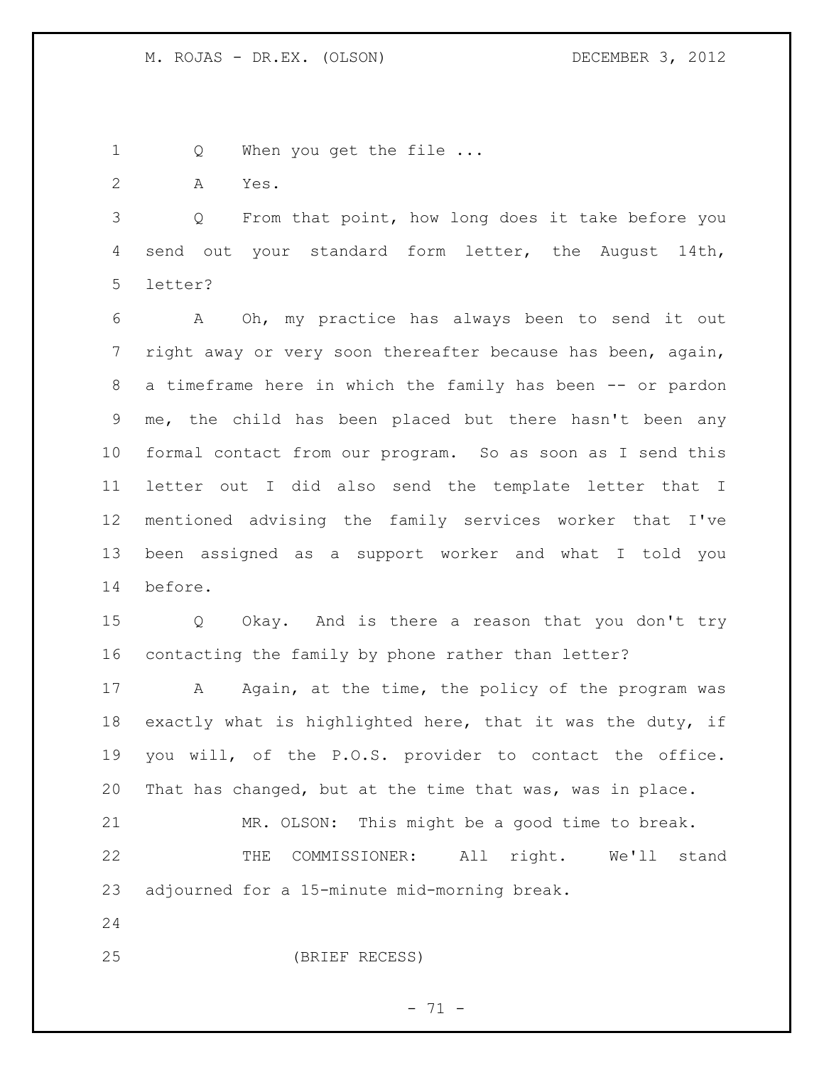Q When you get the file ...

A Yes.

Q From that point, how long does it take before you send out your standard form letter, the August 14th, letter?

A Oh, my practice has always been to send it out right away or very soon thereafter because has been, again, a timeframe here in which the family has been -- or pardon me, the child has been placed but there hasn't been any formal contact from our program. So as soon as I send this letter out I did also send the template letter that I mentioned advising the family services worker that I've been assigned as a support worker and what I told you before.

Q Okay. And is there a reason that you don't try contacting the family by phone rather than letter?

A Again, at the time, the policy of the program was exactly what is highlighted here, that it was the duty, if you will, of the P.O.S. provider to contact the office. That has changed, but at the time that was, was in place.

MR. OLSON: This might be a good time to break.

THE COMMISSIONER: All right. We'll stand adjourned for a 15-minute mid-morning break.

(BRIEF RECESS)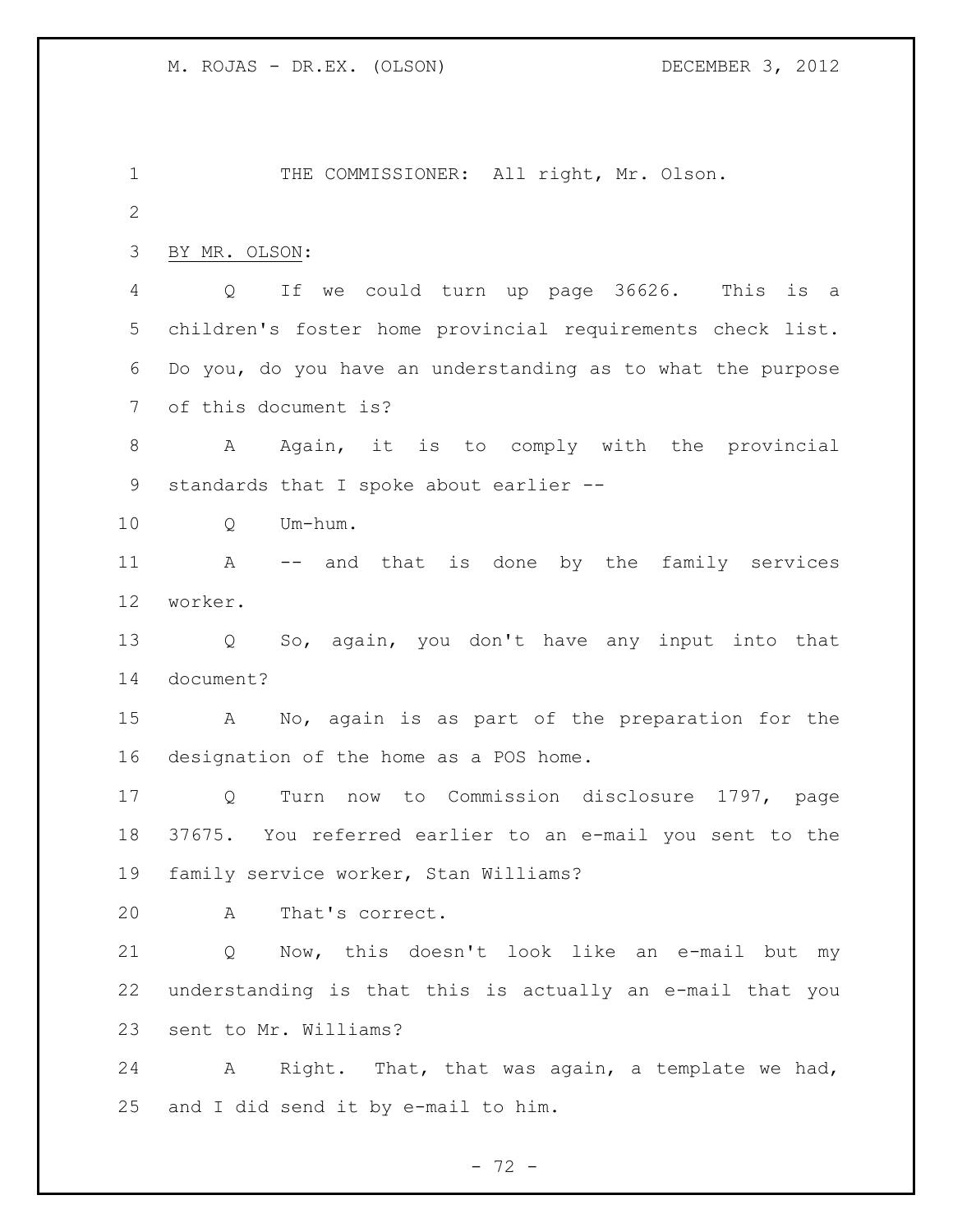THE COMMISSIONER: All right, Mr. Olson.

BY MR. OLSON:

Q If we could turn up page 36626. This is a children's foster home provincial requirements check list. Do you, do you have an understanding as to what the purpose of this document is?

A Again, it is to comply with the provincial standards that I spoke about earlier --

Q Um-hum.

A -- and that is done by the family services worker.

Q So, again, you don't have any input into that document?

A No, again is as part of the preparation for the designation of the home as a POS home.

Q Turn now to Commission disclosure 1797, page 37675. You referred earlier to an e-mail you sent to the family service worker, Stan Williams?

A That's correct.

Q Now, this doesn't look like an e-mail but my understanding is that this is actually an e-mail that you sent to Mr. Williams?

A Right. That, that was again, a template we had, and I did send it by e-mail to him.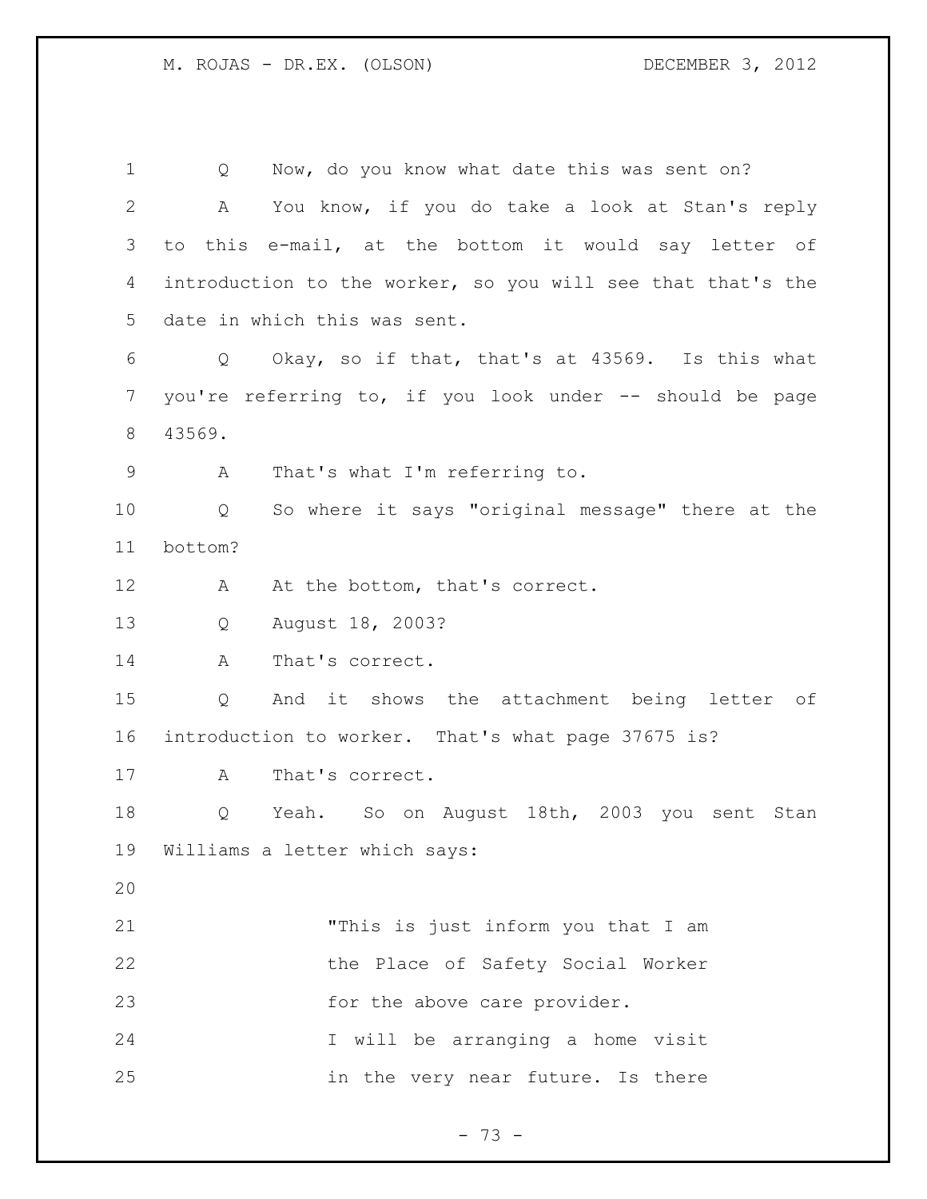Q Now, do you know what date this was sent on?

A You know, if you do take a look at Stan's reply to this e-mail, at the bottom it would say letter of introduction to the worker, so you will see that that's the date in which this was sent.

Q Okay, so if that, that's at 43569. Is this what you're referring to, if you look under -- should be page 43569.

A That's what I'm referring to.

Q So where it says "original message" there at the bottom?

A At the bottom, that's correct.

Q August 18, 2003?

A That's correct.

Q And it shows the attachment being letter of introduction to worker. That's what page 37675 is?

A That's correct.

Q Yeah. So on August 18th, 2003 you sent Stan Williams a letter which says:

> "This is just inform you that I am the Place of Safety Social Worker for the above care provider. I will be arranging a home visit in the very near future. Is there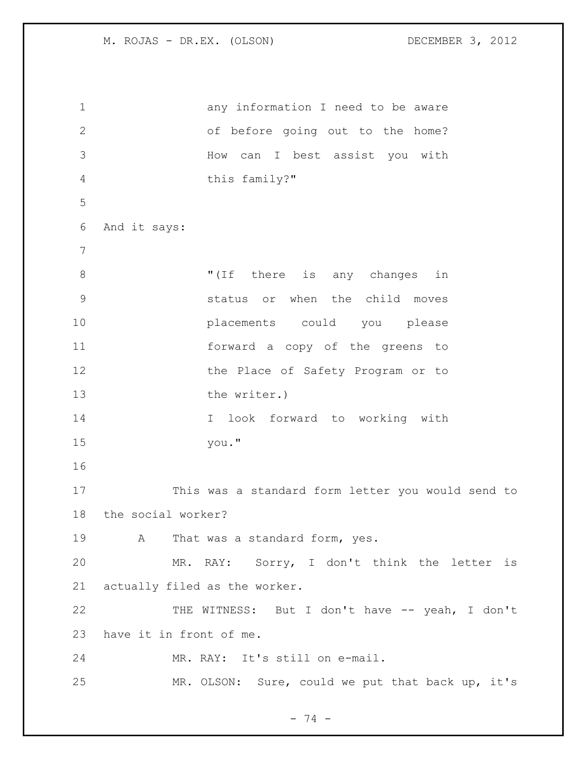any information I need to be aware of before going out to the home? How can I best assist you with this family?"

And it says:

"(If there is any changes in status or when the child moves placements could you please forward a copy of the greens to the Place of Safety Program or to the writer.)
I look forward to working with you."

This was a standard form letter you would send to the social worker?

A That was a standard form, yes.

MR. RAY: Sorry, I don't think the letter is actually filed as the worker.

THE WITNESS: But I don't have -- yeah, I don't have it in front of me.

MR. RAY: It's still on e-mail.

MR. OLSON: Sure, could we put that back up, it's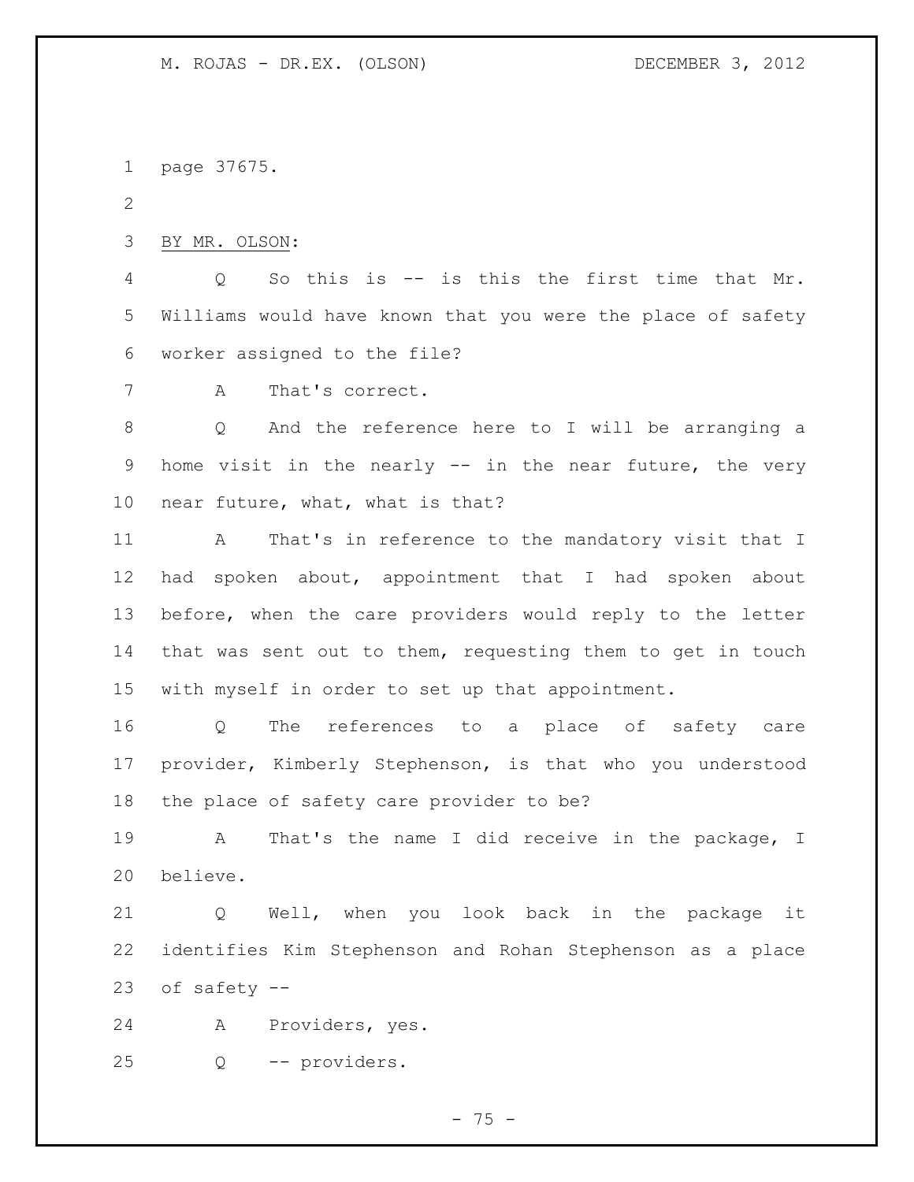page 37675.

BY MR. OLSON:

Q So this is -- is this the first time that Mr. Williams would have known that you were the place of safety worker assigned to the file?

A That's correct.

Q And the reference here to I will be arranging a home visit in the nearly -- in the near future, the very near future, what, what is that?

A That's in reference to the mandatory visit that I had spoken about, appointment that I had spoken about before, when the care providers would reply to the letter that was sent out to them, requesting them to get in touch with myself in order to set up that appointment.

Q The references to a place of safety care provider, Kimberly Stephenson, is that who you understood the place of safety care provider to be?

A That's the name I did receive in the package, I believe.

Q Well, when you look back in the package it identifies Kim Stephenson and Rohan Stephenson as a place of safety --

A Providers, yes.

Q -- providers.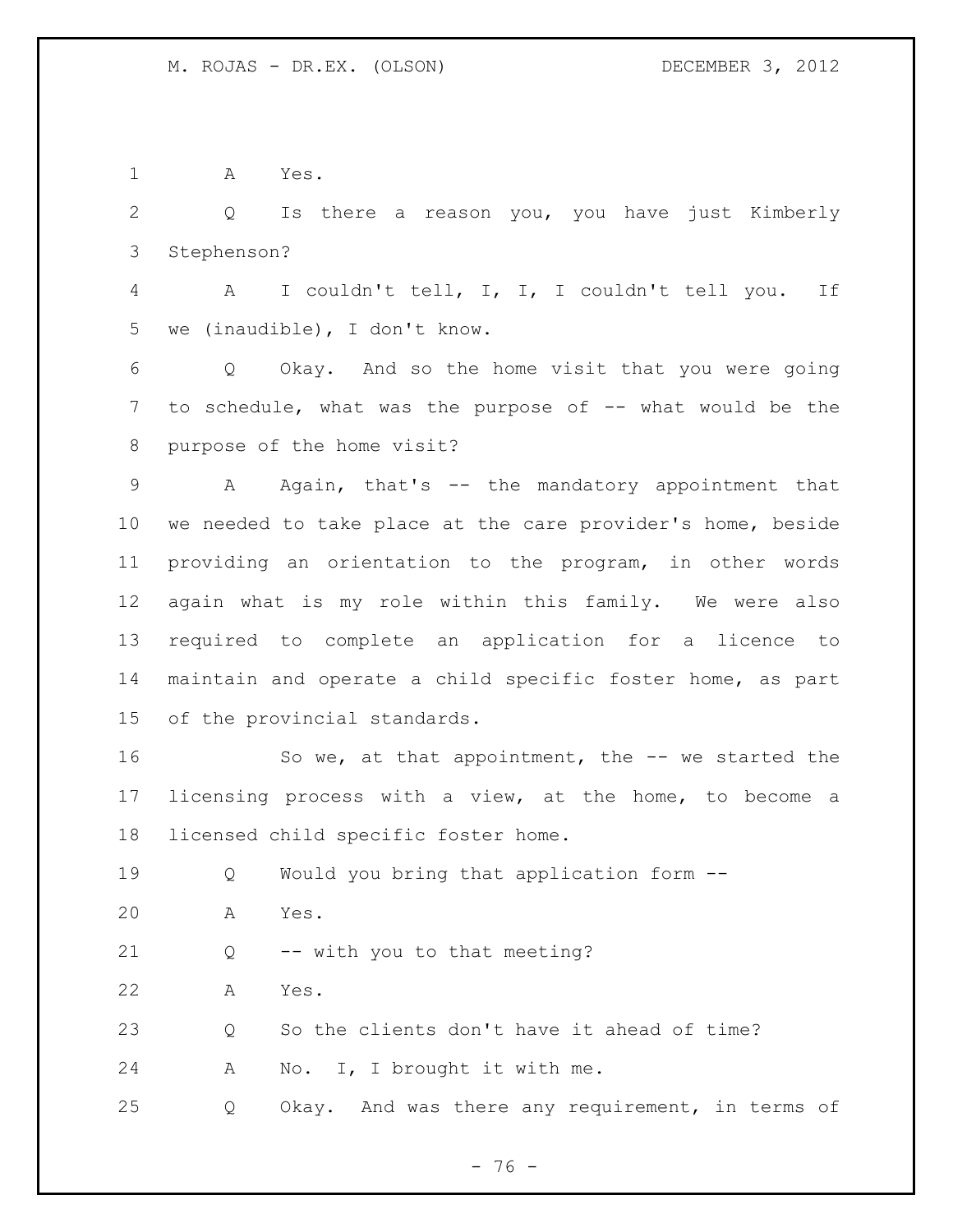A Yes.

Q Is there a reason you, you have just Kimberly Stephenson?

A I couldn't tell, I, I, I couldn't tell you. If we (inaudible), I don't know.

Q Okay. And so the home visit that you were going to schedule, what was the purpose of -- what would be the purpose of the home visit?

A Again, that's -- the mandatory appointment that we needed to take place at the care provider's home, beside providing an orientation to the program, in other words again what is my role within this family. We were also required to complete an application for a licence to maintain and operate a child specific foster home, as part of the provincial standards.

So we, at that appointment, the -- we started the licensing process with a view, at the home, to become a licensed child specific foster home.

Q Would you bring that application form --

A Yes.

Q -- with you to that meeting?

A Yes.

Q So the clients don't have it ahead of time?

A No. I, I brought it with me.

Q Okay. And was there any requirement, in terms of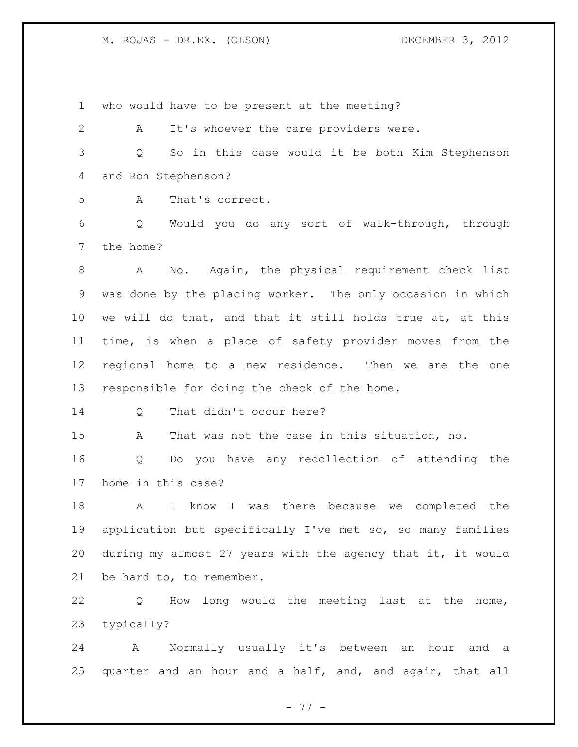who would have to be present at the meeting?

A It's whoever the care providers were.

Q So in this case would it be both Kim Stephenson and Ron Stephenson?

A That's correct.

Q Would you do any sort of walk-through, through the home?

A No. Again, the physical requirement check list was done by the placing worker. The only occasion in which we will do that, and that it still holds true at, at this time, is when a place of safety provider moves from the regional home to a new residence. Then we are the one responsible for doing the check of the home.

Q That didn't occur here?

A That was not the case in this situation, no.

Q Do you have any recollection of attending the home in this case?

A I know I was there because we completed the application but specifically I've met so, so many families during my almost 27 years with the agency that it, it would be hard to, to remember.

Q How long would the meeting last at the home, typically?

A Normally usually it's between an hour and a quarter and an hour and a half, and, and again, that all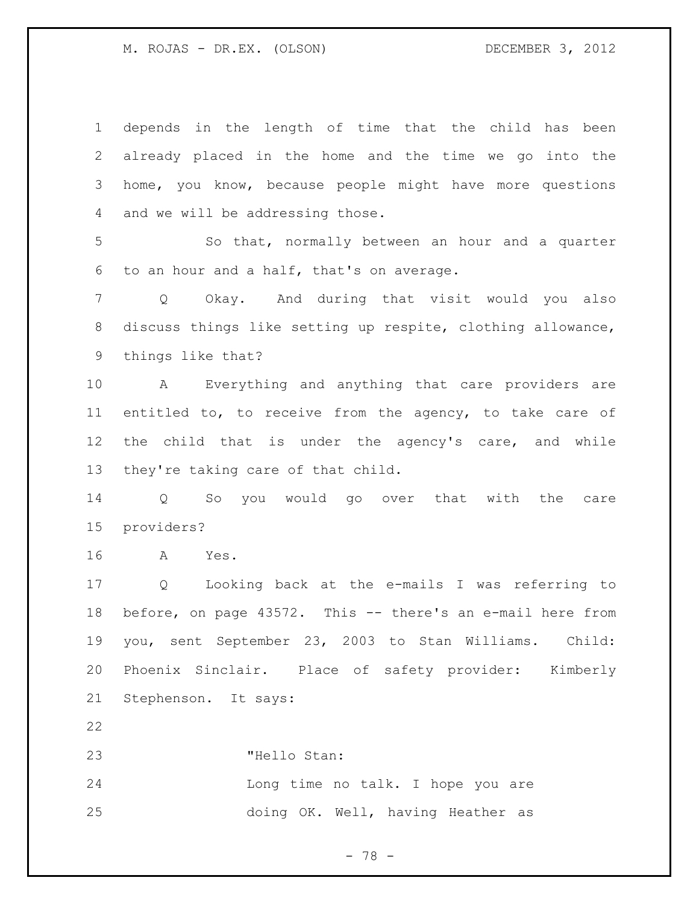depends in the length of time that the child has been already placed in the home and the time we go into the home, you know, because people might have more questions and we will be addressing those.

So that, normally between an hour and a quarter to an hour and a half, that's on average.

Q Okay. And during that visit would you also discuss things like setting up respite, clothing allowance, things like that?

A Everything and anything that care providers are entitled to, to receive from the agency, to take care of the child that is under the agency's care, and while they're taking care of that child.

Q So you would go over that with the care providers?

A Yes.

Q Looking back at the e-mails I was referring to before, on page 43572. This -- there's an e-mail here from you, sent September 23, 2003 to Stan Williams. Child: Phoenix Sinclair. Place of safety provider: Kimberly Stephenson. It says:

> "Hello Stan:
> Long time no talk. I hope you are doing OK. Well, having Heather as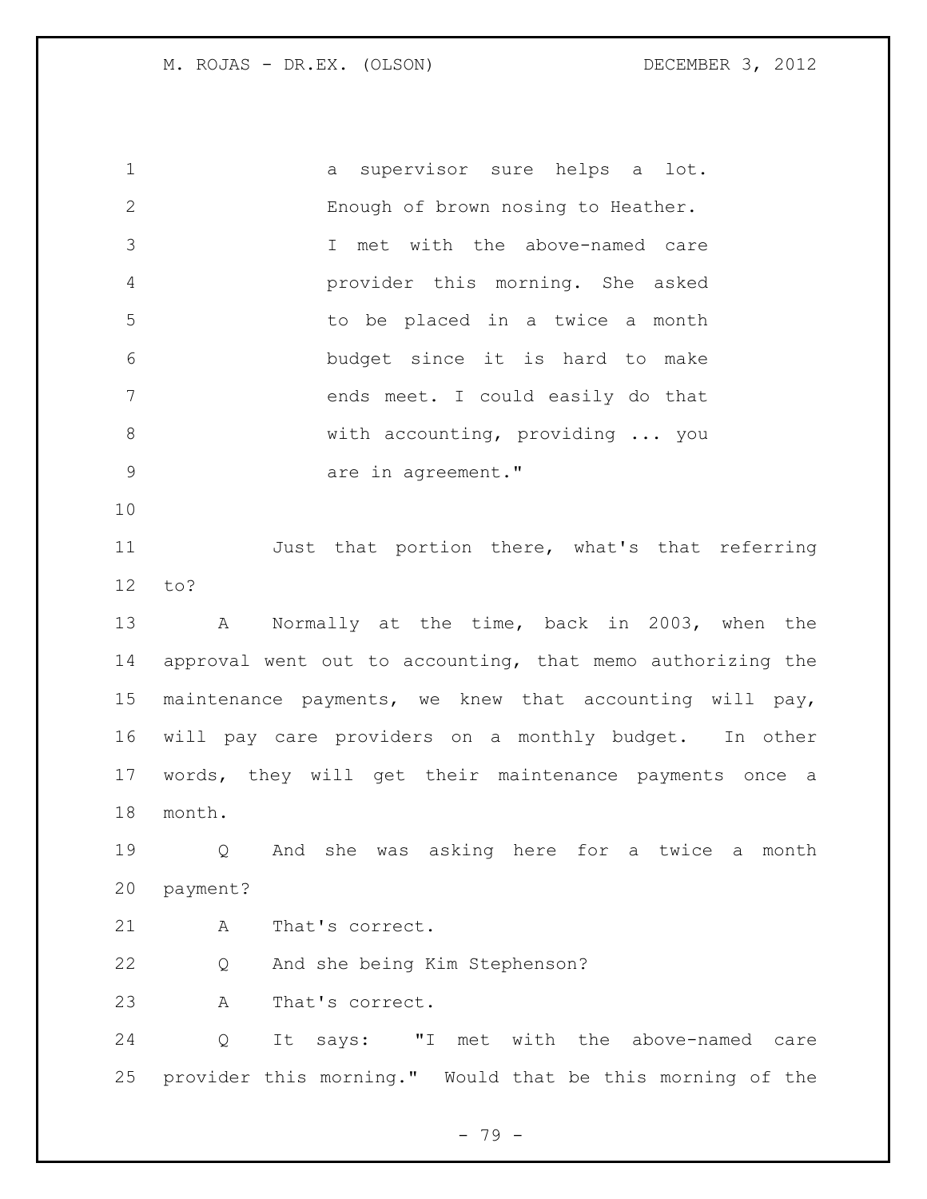a supervisor sure helps a lot. Enough of brown nosing to Heather. I met with the above-named care provider this morning. She asked to be placed in a twice a month budget since it is hard to make ends meet. I could easily do that with accounting, providing ... you are in agreement."

Just that portion there, what's that referring to?

A Normally at the time, back in 2003, when the approval went out to accounting, that memo authorizing the maintenance payments, we knew that accounting will pay, will pay care providers on a monthly budget. In other words, they will get their maintenance payments once a month.

Q And she was asking here for a twice a month payment?

A That's correct.

Q And she being Kim Stephenson?

A That's correct.

Q It says: "I met with the above-named care provider this morning." Would that be this morning of the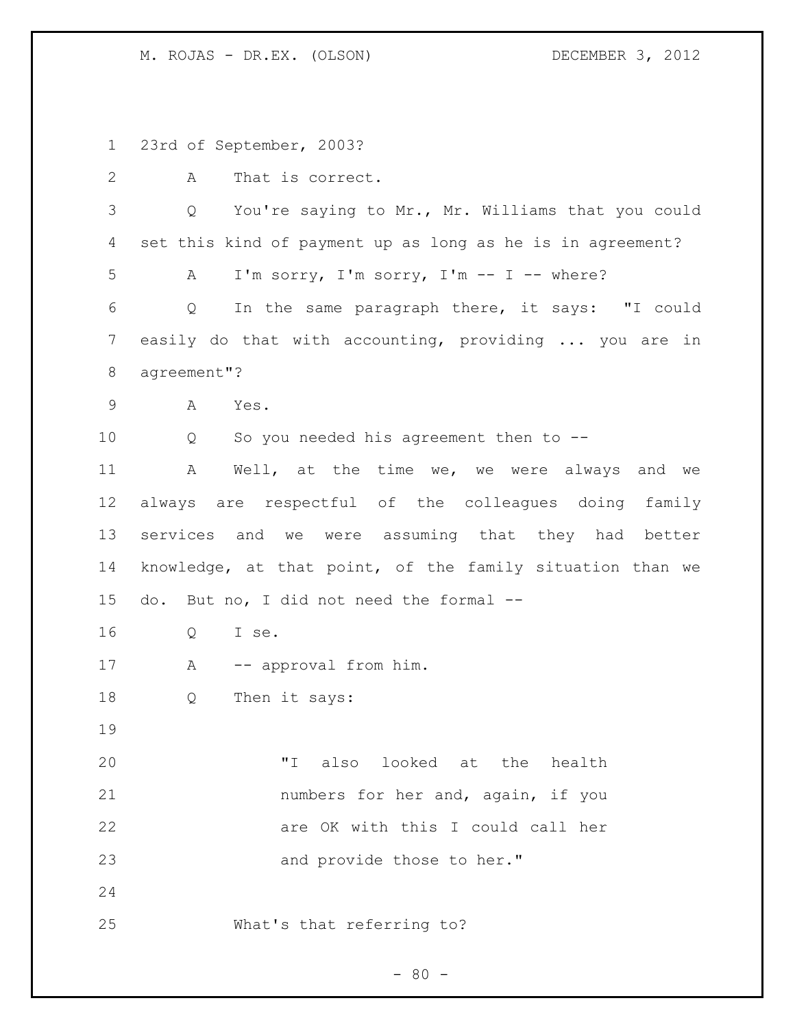23rd of September, 2003?

A That is correct.

Q You're saying to Mr., Mr. Williams that you could set this kind of payment up as long as he is in agreement?

A I'm sorry, I'm sorry, I'm -- I -- where?

Q In the same paragraph there, it says: "I could easily do that with accounting, providing ... you are in agreement"?

A Yes.

Q So you needed his agreement then to --

A Well, at the time we, we were always and we always are respectful of the colleagues doing family services and we were assuming that they had better knowledge, at that point, of the family situation than we do. But no, I did not need the formal --

Q I se.

A -- approval from him.

Q Then it says:

> "I also looked at the health numbers for her and, again, if you are OK with this I could call her and provide those to her."

What's that referring to?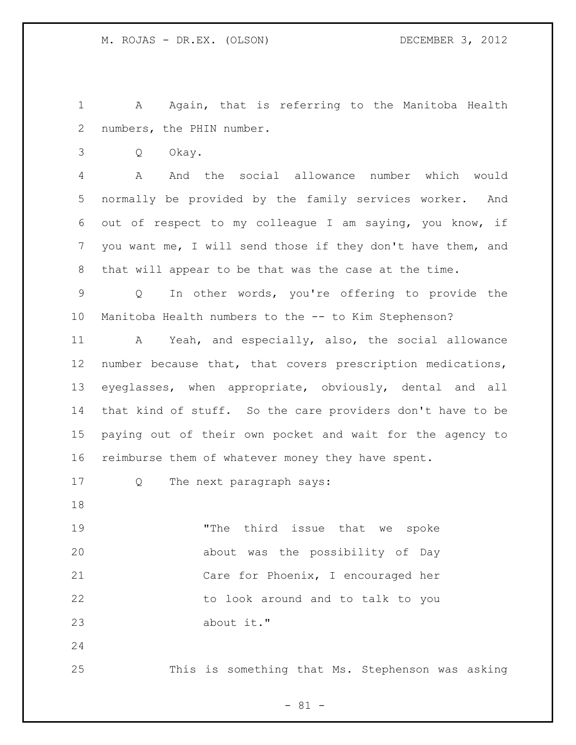A Again, that is referring to the Manitoba Health numbers, the PHIN number.

Q Okay.

A And the social allowance number which would normally be provided by the family services worker. And out of respect to my colleague I am saying, you know, if you want me, I will send those if they don't have them, and that will appear to be that was the case at the time.

Q In other words, you're offering to provide the Manitoba Health numbers to the -- to Kim Stephenson?

A Yeah, and especially, also, the social allowance number because that, that covers prescription medications, eyeglasses, when appropriate, obviously, dental and all that kind of stuff. So the care providers don't have to be paying out of their own pocket and wait for the agency to reimburse them of whatever money they have spent.

Q The next paragraph says:

> "The third issue that we spoke about was the possibility of Day Care for Phoenix, I encouraged her to look around and to talk to you about it."

This is something that Ms. Stephenson was asking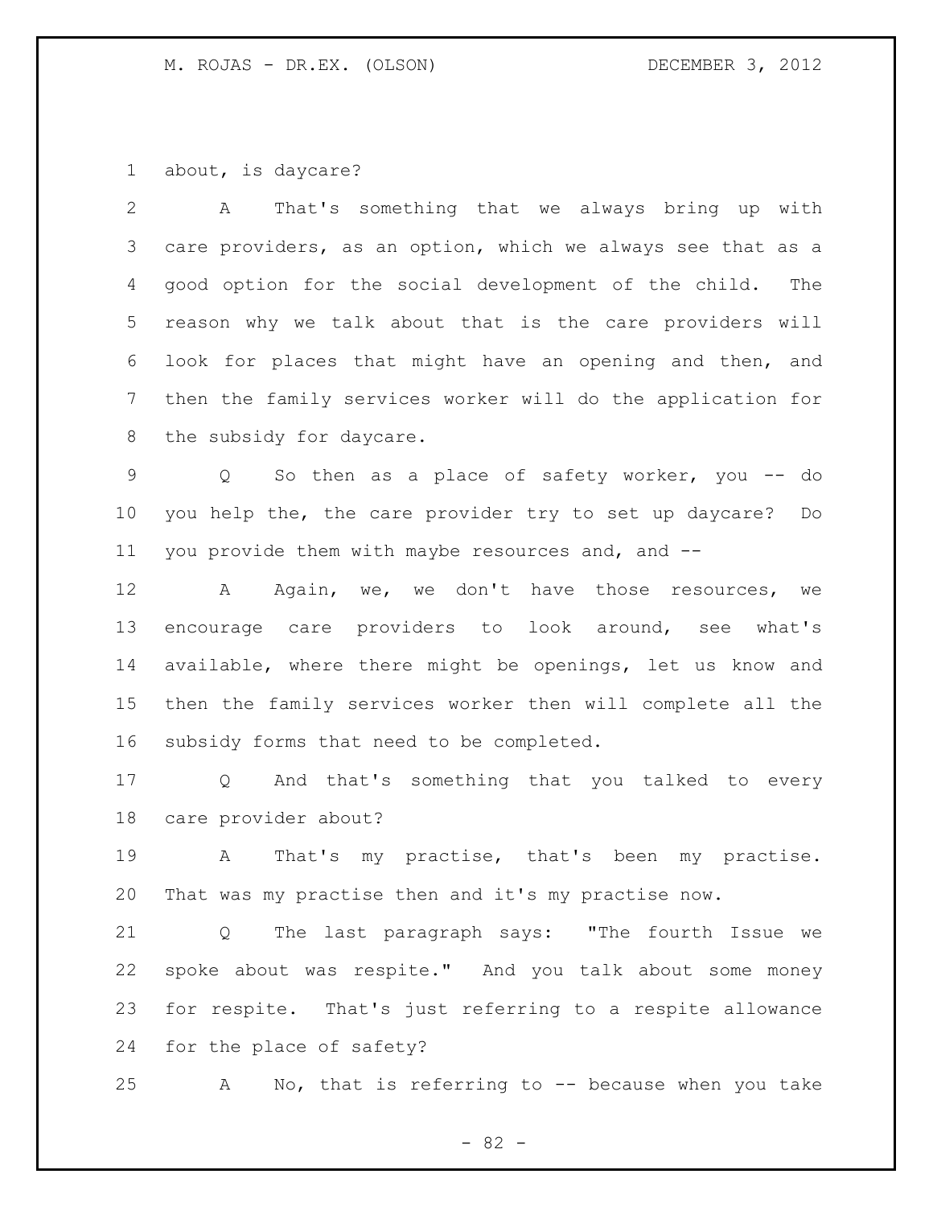about, is daycare?

A That's something that we always bring up with care providers, as an option, which we always see that as a good option for the social development of the child. The reason why we talk about that is the care providers will look for places that might have an opening and then, and then the family services worker will do the application for the subsidy for daycare.

Q So then as a place of safety worker, you -- do you help the, the care provider try to set up daycare? Do you provide them with maybe resources and, and --

A Again, we, we don't have those resources, we encourage care providers to look around, see what's available, where there might be openings, let us know and then the family services worker then will complete all the subsidy forms that need to be completed.

Q And that's something that you talked to every care provider about?

A That's my practise, that's been my practise. That was my practise then and it's my practise now.

Q The last paragraph says: "The fourth Issue we spoke about was respite." And you talk about some money for respite. That's just referring to a respite allowance for the place of safety?

A No, that is referring to -- because when you take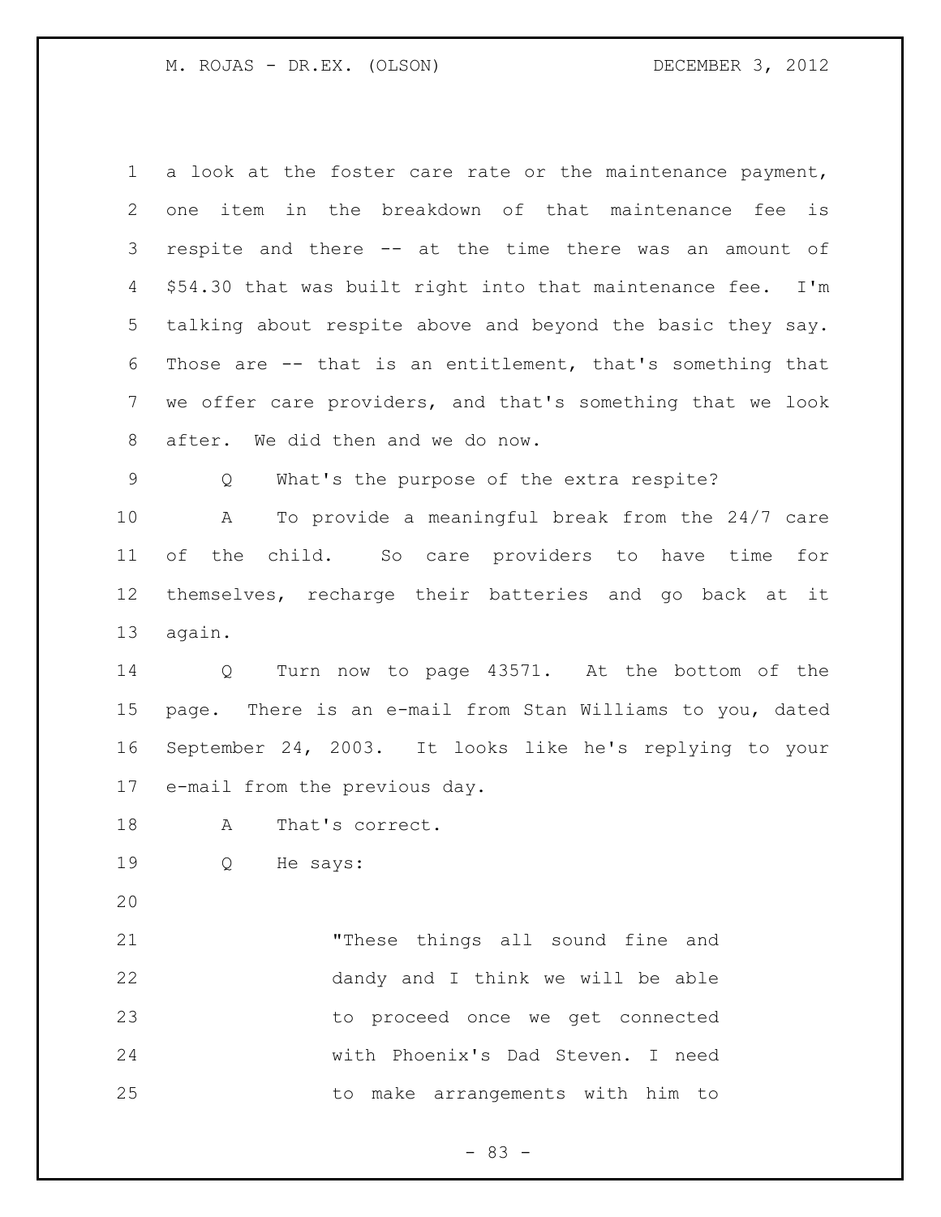a look at the foster care rate or the maintenance payment, one item in the breakdown of that maintenance fee is respite and there -- at the time there was an amount of $54.30 that was built right into that maintenance fee. I'm talking about respite above and beyond the basic they say. Those are -- that is an entitlement, that's something that we offer care providers, and that's something that we look after. We did then and we do now.

Q What's the purpose of the extra respite?

A To provide a meaningful break from the 24/7 care of the child. So care providers to have time for themselves, recharge their batteries and go back at it again.

Q Turn now to page 43571. At the bottom of the page. There is an e-mail from Stan Williams to you, dated September 24, 2003. It looks like he's replying to your e-mail from the previous day.

A That's correct.

Q He says:

> "These things all sound fine and dandy and I think we will be able to proceed once we get connected with Phoenix's Dad Steven. I need to make arrangements with him to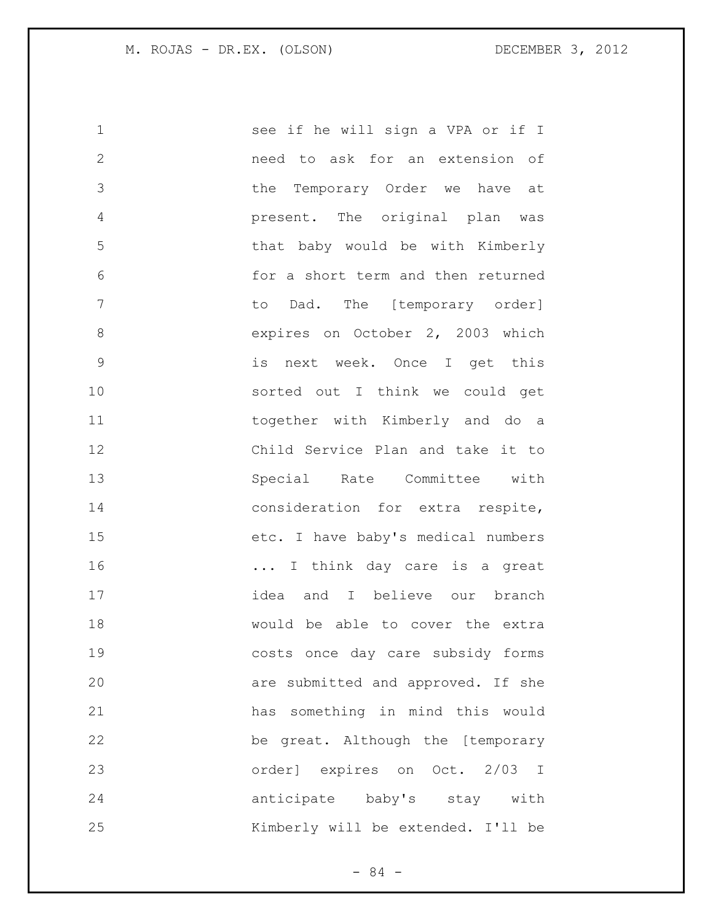see if he will sign a VPA or if I need to ask for an extension of the Temporary Order we have at present. The original plan was that baby would be with Kimberly for a short term and then returned to Dad. The [temporary order] expires on October 2, 2003 which is next week. Once I get this sorted out I think we could get together with Kimberly and do a Child Service Plan and take it to Special Rate Committee with consideration for extra respite, etc. I have baby's medical numbers ... I think day care is a great idea and I believe our branch would be able to cover the extra costs once day care subsidy forms are submitted and approved. If she has something in mind this would be great. Although the [temporary order] expires on Oct. 2/03 I anticipate baby's stay with Kimberly will be extended. I'll be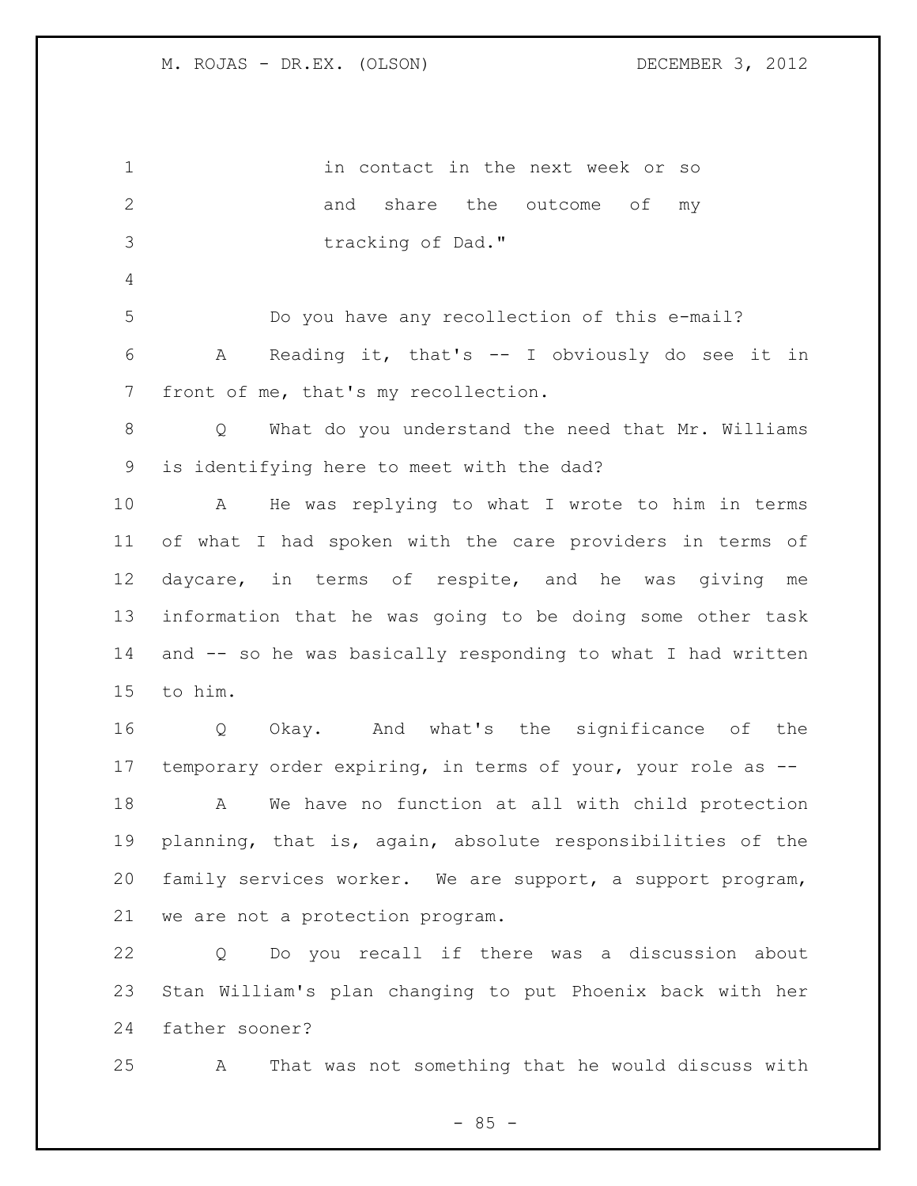in contact in the next week or so
and share the outcome of my
tracking of Dad."

Do you have any recollection of this e-mail?

A Reading it, that's -- I obviously do see it in front of me, that's my recollection.

Q What do you understand the need that Mr. Williams is identifying here to meet with the dad?

A He was replying to what I wrote to him in terms of what I had spoken with the care providers in terms of daycare, in terms of respite, and he was giving me information that he was going to be doing some other task and -- so he was basically responding to what I had written to him.

Q Okay. And what's the significance of the temporary order expiring, in terms of your, your role as --

A We have no function at all with child protection planning, that is, again, absolute responsibilities of the family services worker. We are support, a support program, we are not a protection program.

Q Do you recall if there was a discussion about Stan William's plan changing to put Phoenix back with her father sooner?

A That was not something that he would discuss with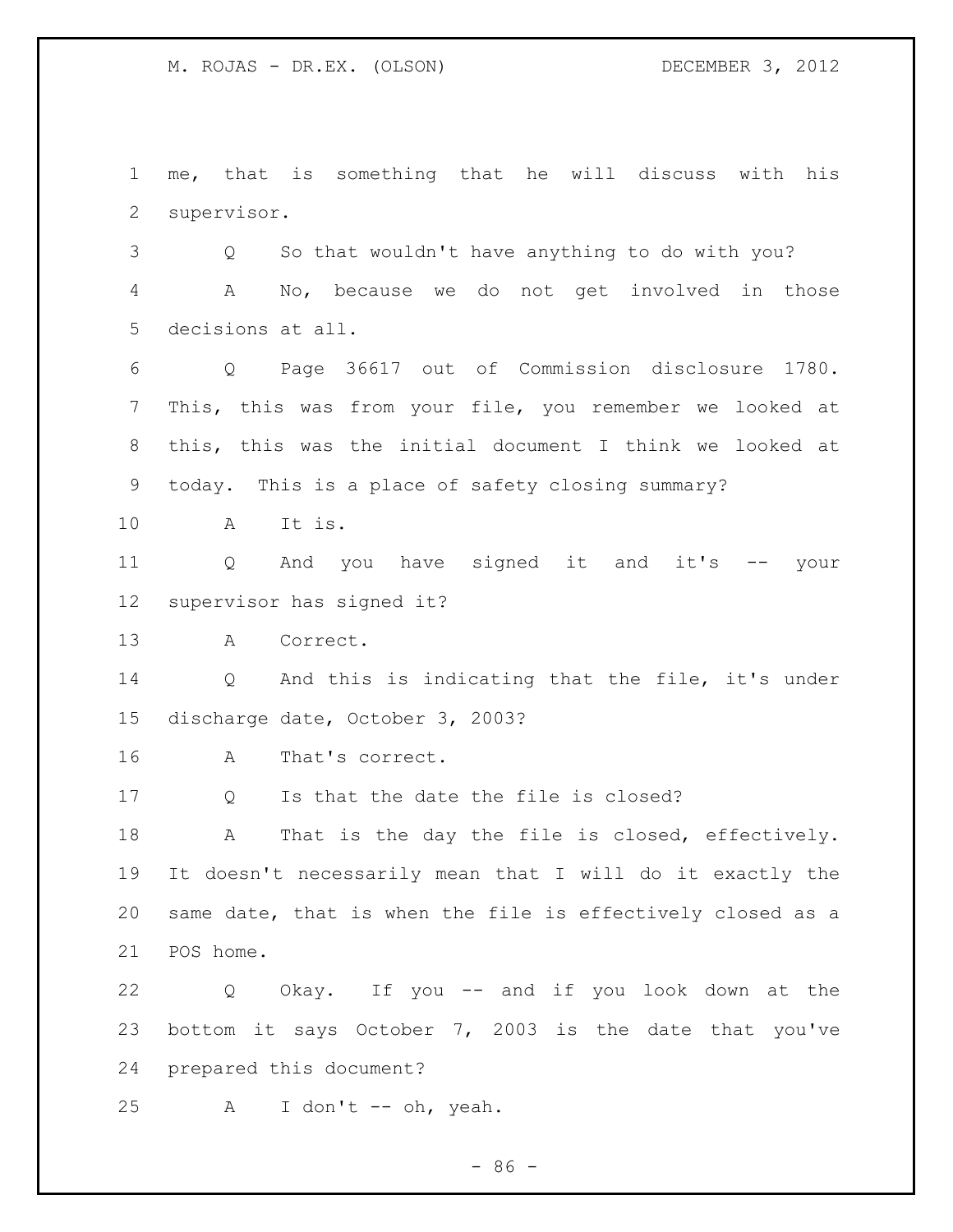me, that is something that he will discuss with his supervisor.

Q So that wouldn't have anything to do with you?

A No, because we do not get involved in those decisions at all.

Q Page 36617 out of Commission disclosure 1780. This, this was from your file, you remember we looked at this, this was the initial document I think we looked at today. This is a place of safety closing summary?

A It is.

Q And you have signed it and it's -- your supervisor has signed it?

A Correct.

Q And this is indicating that the file, it's under discharge date, October 3, 2003?

A That's correct.

Q Is that the date the file is closed?

A That is the day the file is closed, effectively. It doesn't necessarily mean that I will do it exactly the same date, that is when the file is effectively closed as a POS home.

Q Okay. If you -- and if you look down at the bottom it says October 7, 2003 is the date that you've prepared this document?

A I don't -- oh, yeah.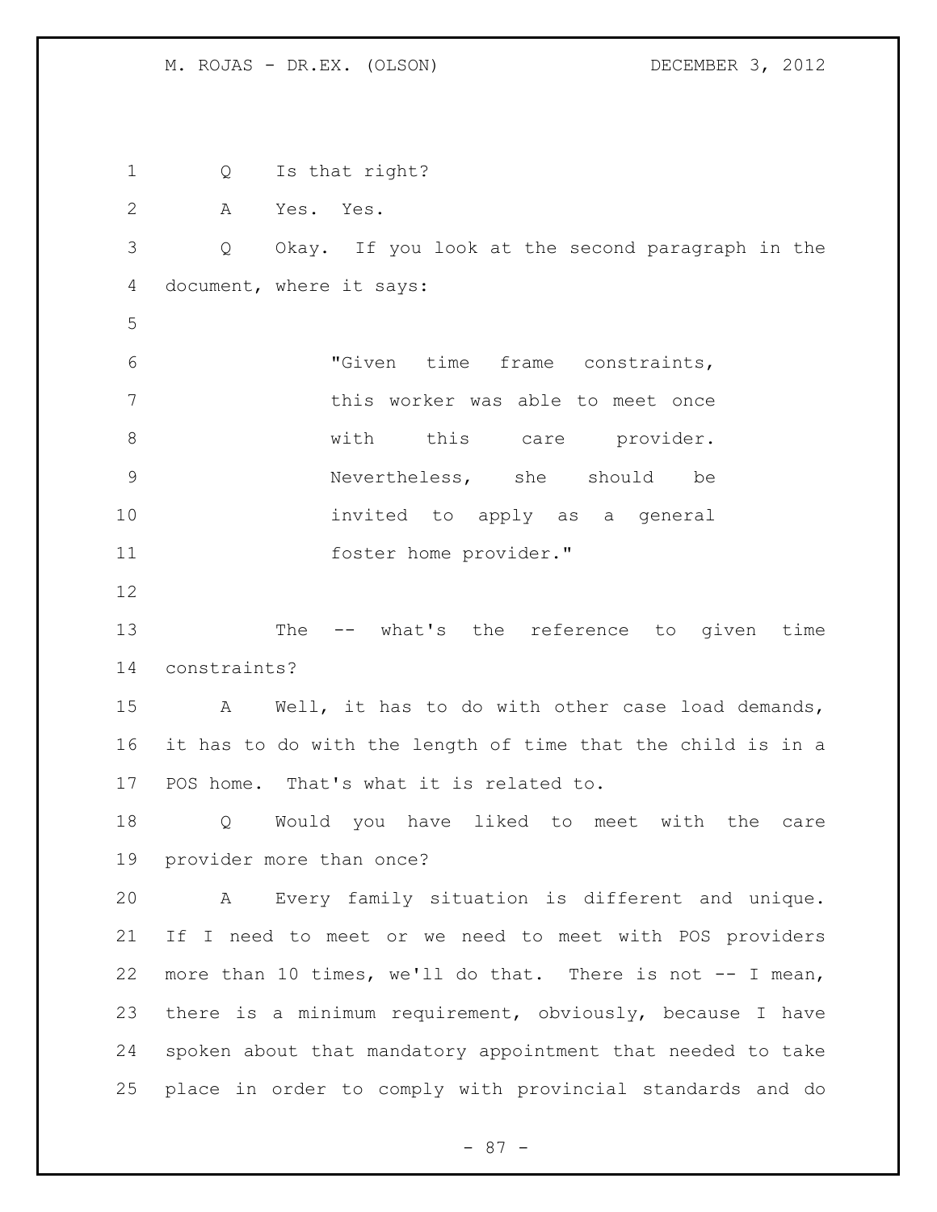Q Is that right?

A Yes. Yes.

Q Okay. If you look at the second paragraph in the document, where it says:

> "Given time frame constraints, this worker was able to meet once with this care provider. Nevertheless, she should be invited to apply as a general foster home provider."

The -- what's the reference to given time constraints?

A Well, it has to do with other case load demands, it has to do with the length of time that the child is in a POS home. That's what it is related to.

Q Would you have liked to meet with the care provider more than once?

A Every family situation is different and unique. If I need to meet or we need to meet with POS providers more than 10 times, we'll do that. There is not -- I mean, there is a minimum requirement, obviously, because I have spoken about that mandatory appointment that needed to take place in order to comply with provincial standards and do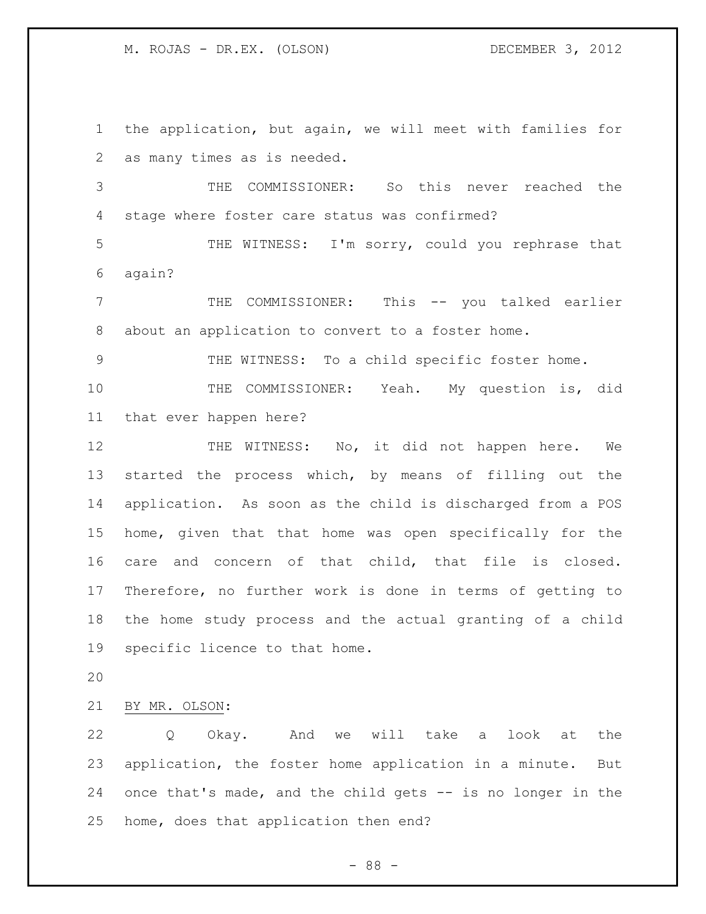the application, but again, we will meet with families for as many times as is needed.

THE COMMISSIONER: So this never reached the stage where foster care status was confirmed?

THE WITNESS: I'm sorry, could you rephrase that again?

THE COMMISSIONER: This -- you talked earlier about an application to convert to a foster home.

THE WITNESS: To a child specific foster home.

THE COMMISSIONER: Yeah. My question is, did that ever happen here?

THE WITNESS: No, it did not happen here. We started the process which, by means of filling out the application. As soon as the child is discharged from a POS home, given that that home was open specifically for the care and concern of that child, that file is closed. Therefore, no further work is done in terms of getting to the home study process and the actual granting of a child specific licence to that home.

BY MR. OLSON:

Q Okay. And we will take a look at the application, the foster home application in a minute. But once that's made, and the child gets -- is no longer in the home, does that application then end?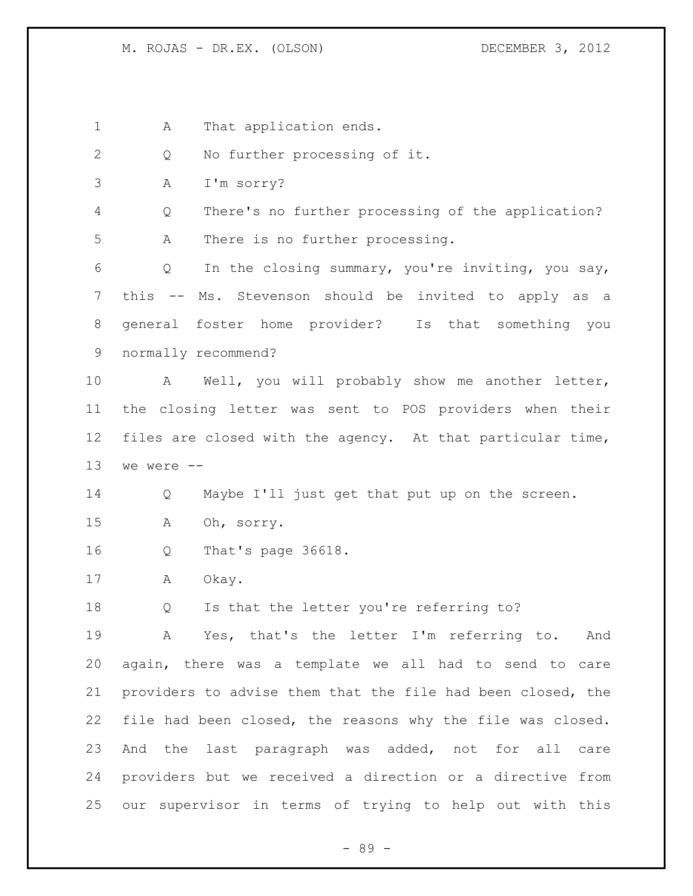A That application ends.

Q No further processing of it.

A I'm sorry?

Q There's no further processing of the application?

A There is no further processing.

Q In the closing summary, you're inviting, you say, this -- Ms. Stevenson should be invited to apply as a general foster home provider? Is that something you normally recommend?

A Well, you will probably show me another letter, the closing letter was sent to POS providers when their files are closed with the agency. At that particular time, we were --

Q Maybe I'll just get that put up on the screen.

A Oh, sorry.

Q That's page 36618.

A Okay.

Q Is that the letter you're referring to?

A Yes, that's the letter I'm referring to. And again, there was a template we all had to send to care providers to advise them that the file had been closed, the file had been closed, the reasons why the file was closed. And the last paragraph was added, not for all care providers but we received a direction or a directive from our supervisor in terms of trying to help out with this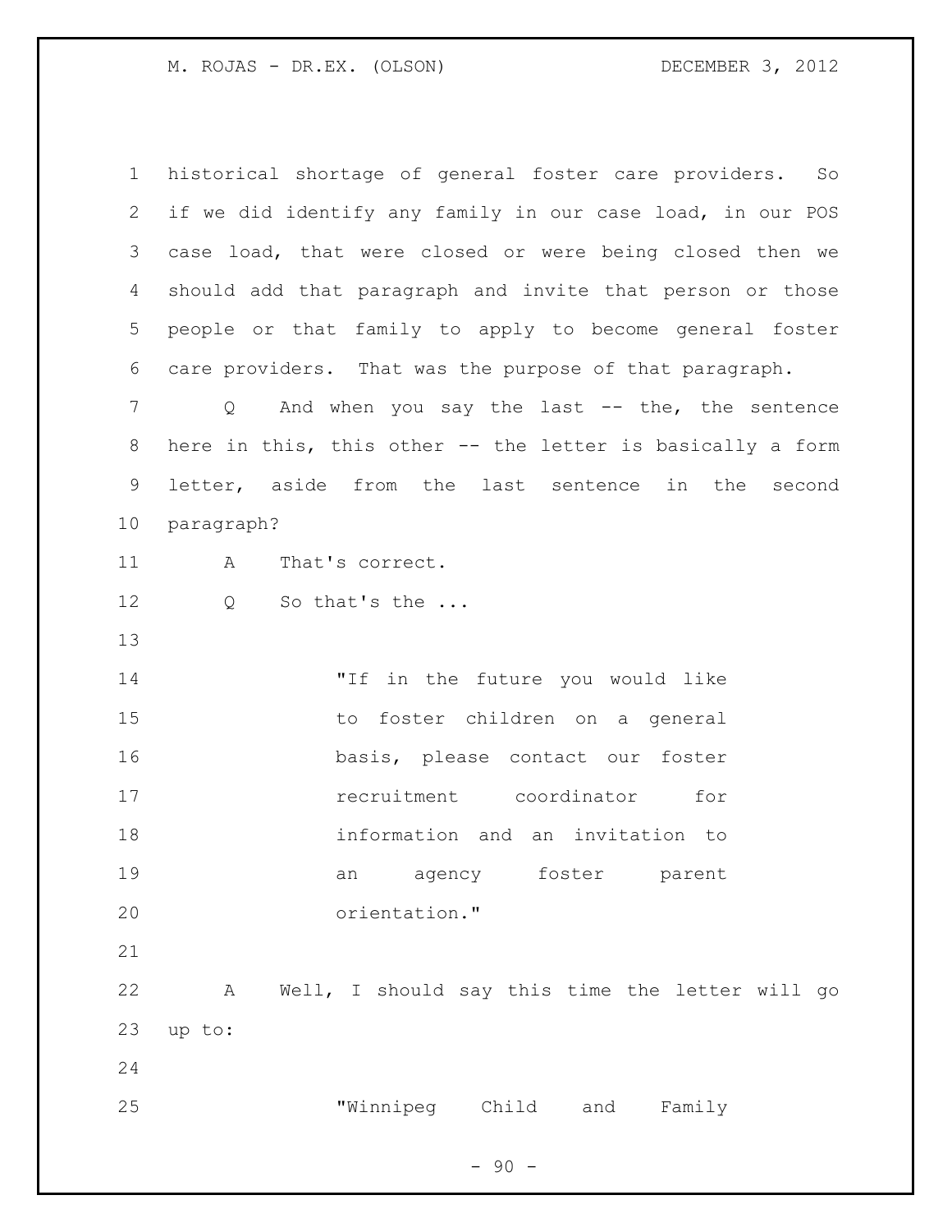historical shortage of general foster care providers. So if we did identify any family in our case load, in our POS case load, that were closed or were being closed then we should add that paragraph and invite that person or those people or that family to apply to become general foster care providers. That was the purpose of that paragraph.

Q And when you say the last -- the, the sentence here in this, this other -- the letter is basically a form letter, aside from the last sentence in the second paragraph?

A That's correct.

Q So that's the ...

> "If in the future you would like to foster children on a general basis, please contact our foster recruitment coordinator for information and an invitation to an agency foster parent orientation."

A Well, I should say this time the letter will go up to:

> "Winnipeg Child and Family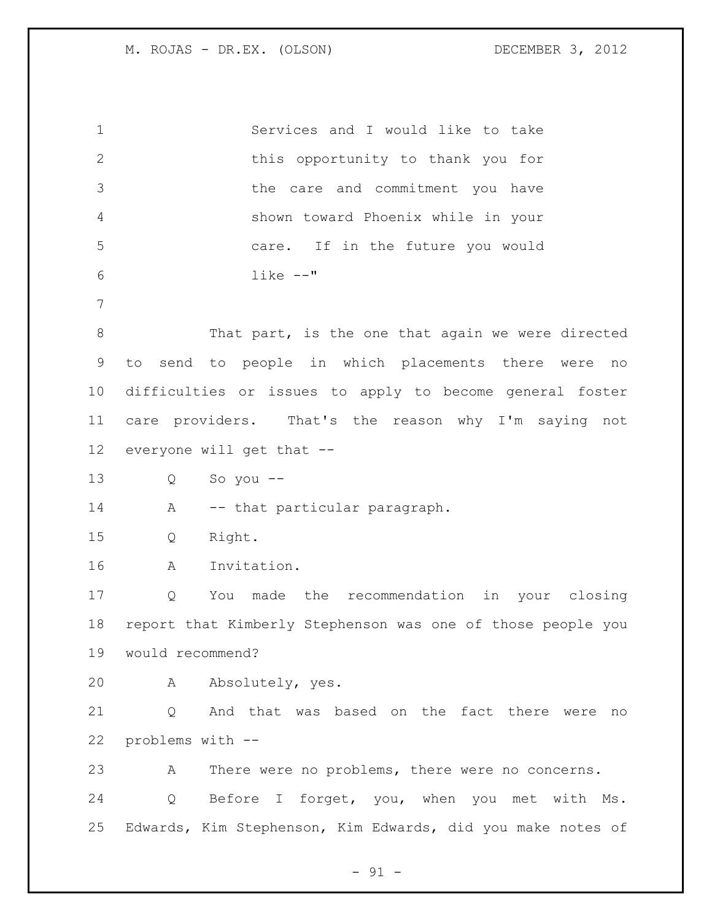Services and I would like to take this opportunity to thank you for the care and commitment you have shown toward Phoenix while in your care. If in the future you would like --"

That part, is the one that again we were directed to send to people in which placements there were no difficulties or issues to apply to become general foster care providers. That's the reason why I'm saying not everyone will get that --

Q So you --

A -- that particular paragraph.

Q Right.

A Invitation.

Q You made the recommendation in your closing report that Kimberly Stephenson was one of those people you would recommend?

A Absolutely, yes.

Q And that was based on the fact there were no problems with --

A There were no problems, there were no concerns.

Q Before I forget, you, when you met with Ms. Edwards, Kim Stephenson, Kim Edwards, did you make notes of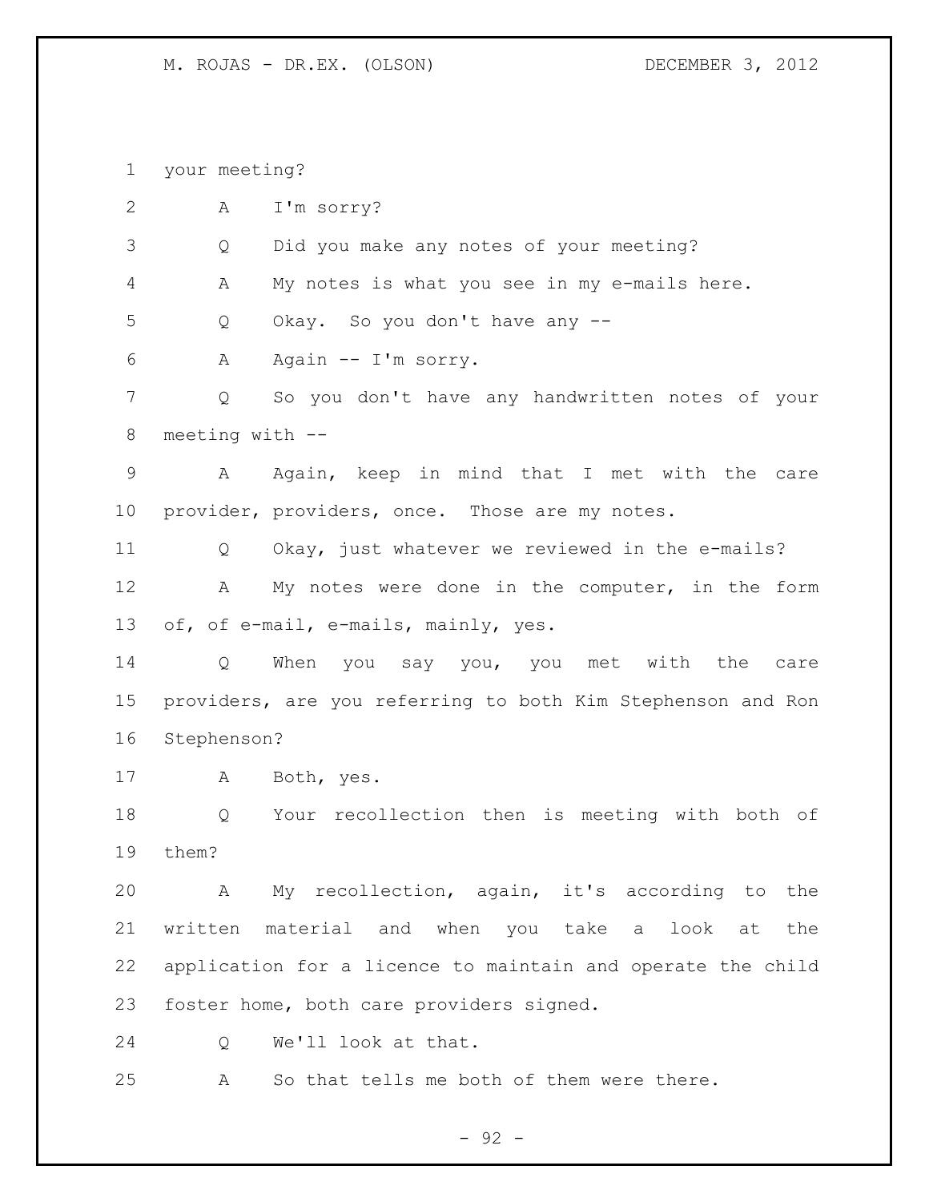your meeting?

A I'm sorry?

Q Did you make any notes of your meeting?

A My notes is what you see in my e-mails here.

Q Okay. So you don't have any --

A Again -- I'm sorry.

Q So you don't have any handwritten notes of your meeting with --

A Again, keep in mind that I met with the care provider, providers, once. Those are my notes.

Q Okay, just whatever we reviewed in the e-mails?

A My notes were done in the computer, in the form of, of e-mail, e-mails, mainly, yes.

Q When you say you, you met with the care providers, are you referring to both Kim Stephenson and Ron Stephenson?

A Both, yes.

Q Your recollection then is meeting with both of them?

A My recollection, again, it's according to the written material and when you take a look at the application for a licence to maintain and operate the child foster home, both care providers signed.

Q We'll look at that.

A So that tells me both of them were there.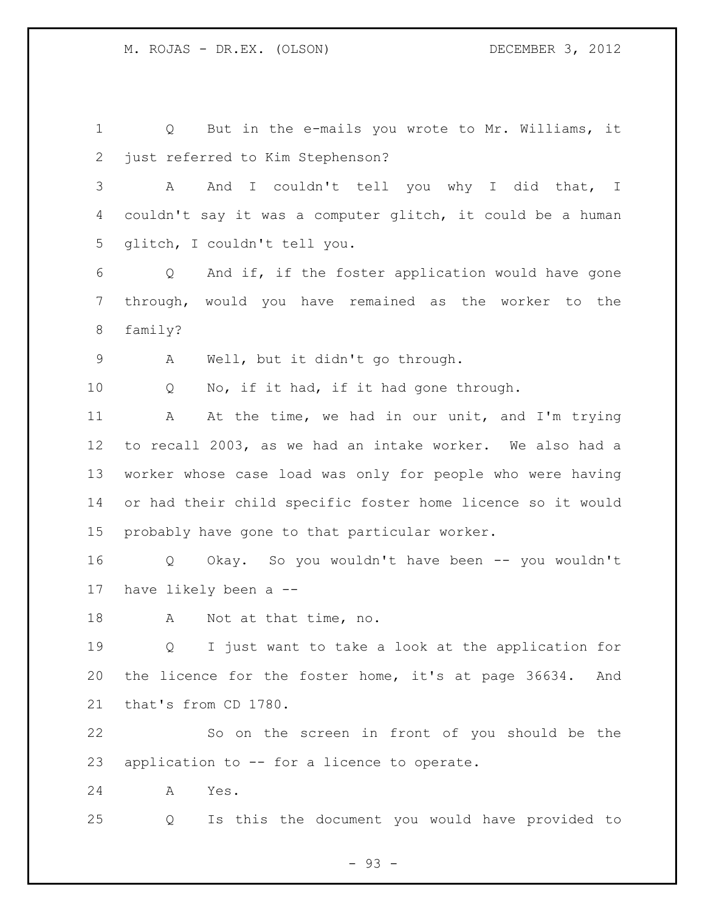Q But in the e-mails you wrote to Mr. Williams, it just referred to Kim Stephenson?

A And I couldn't tell you why I did that, I couldn't say it was a computer glitch, it could be a human glitch, I couldn't tell you.

Q And if, if the foster application would have gone through, would you have remained as the worker to the family?

A Well, but it didn't go through.

Q No, if it had, if it had gone through.

A At the time, we had in our unit, and I'm trying to recall 2003, as we had an intake worker. We also had a worker whose case load was only for people who were having or had their child specific foster home licence so it would probably have gone to that particular worker.

Q Okay. So you wouldn't have been -- you wouldn't have likely been a --

A Not at that time, no.

Q I just want to take a look at the application for the licence for the foster home, it's at page 36634. And that's from CD 1780.

So on the screen in front of you should be the application to -- for a licence to operate.

A Yes.

Q Is this the document you would have provided to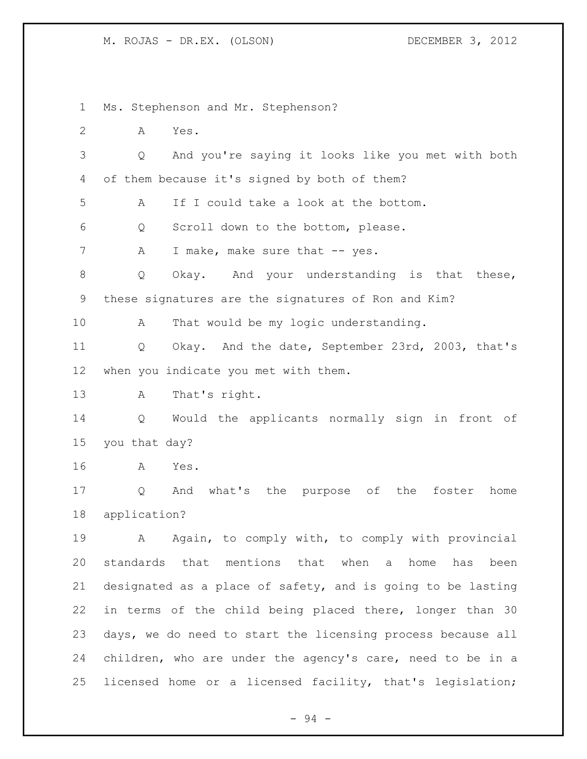Ms. Stephenson and Mr. Stephenson?

A Yes.

Q And you're saying it looks like you met with both of them because it's signed by both of them?

A If I could take a look at the bottom.

Q Scroll down to the bottom, please.

A I make, make sure that -- yes.

Q Okay. And your understanding is that these, these signatures are the signatures of Ron and Kim?

A That would be my logic understanding.

Q Okay. And the date, September 23rd, 2003, that's when you indicate you met with them.

A That's right.

Q Would the applicants normally sign in front of you that day?

A Yes.

Q And what's the purpose of the foster home application?

A Again, to comply with, to comply with provincial standards that mentions that when a home has been designated as a place of safety, and is going to be lasting in terms of the child being placed there, longer than 30 days, we do need to start the licensing process because all children, who are under the agency's care, need to be in a licensed home or a licensed facility, that's legislation;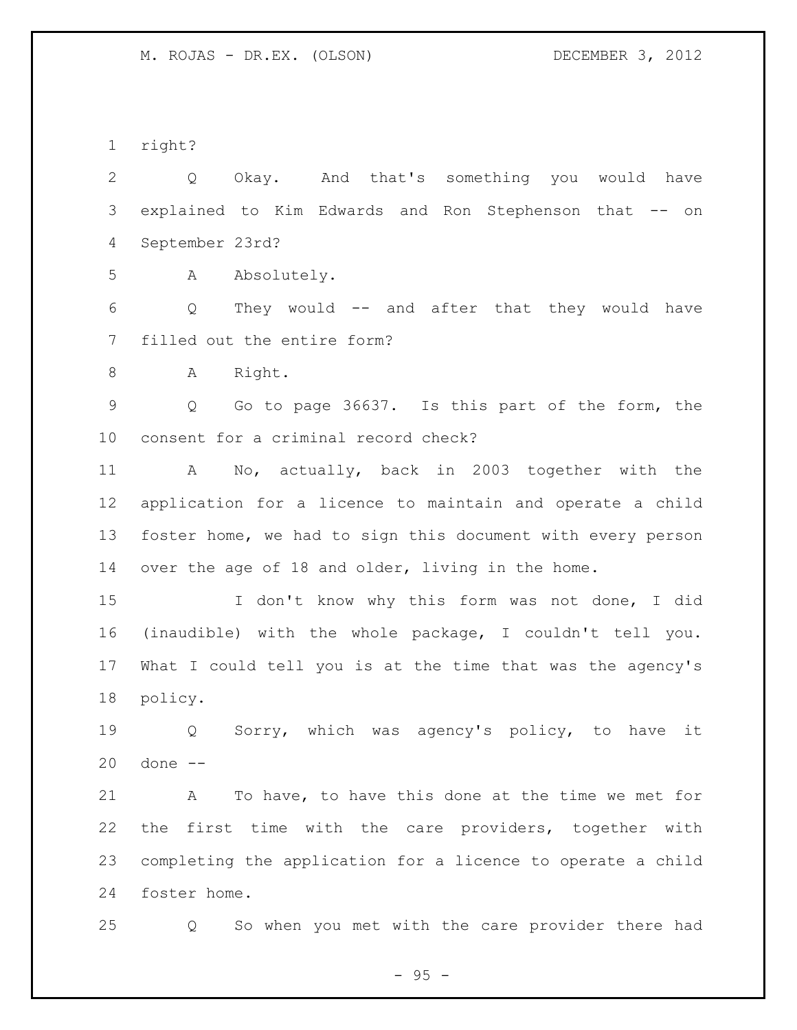right?

Q Okay. And that's something you would have explained to Kim Edwards and Ron Stephenson that -- on September 23rd?

A Absolutely.

Q They would -- and after that they would have filled out the entire form?

A Right.

Q Go to page 36637. Is this part of the form, the consent for a criminal record check?

A No, actually, back in 2003 together with the application for a licence to maintain and operate a child foster home, we had to sign this document with every person over the age of 18 and older, living in the home.

I don't know why this form was not done, I did (inaudible) with the whole package, I couldn't tell you. What I could tell you is at the time that was the agency's policy.

Q Sorry, which was agency's policy, to have it done --

A To have, to have this done at the time we met for the first time with the care providers, together with completing the application for a licence to operate a child foster home.

Q So when you met with the care provider there had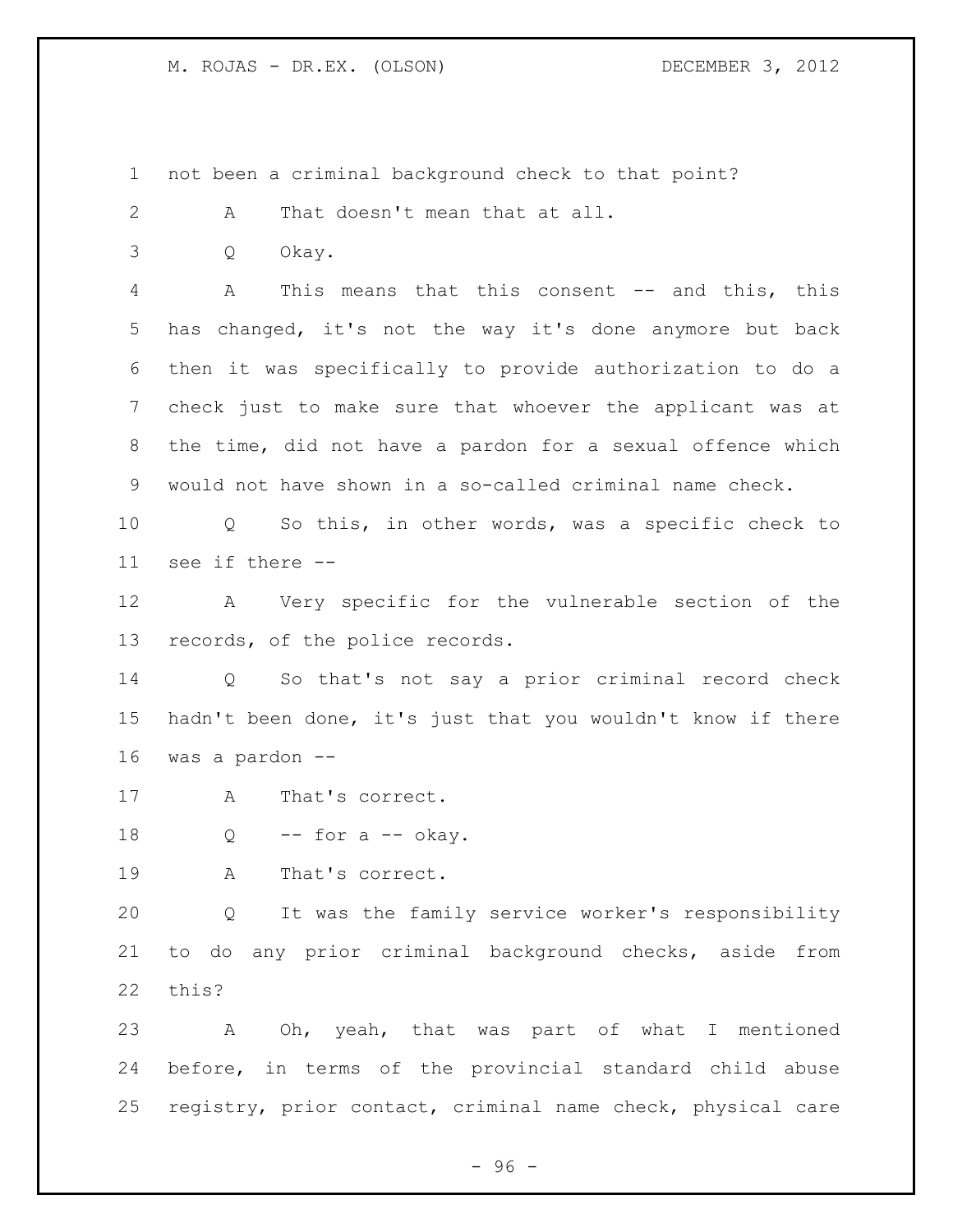not been a criminal background check to that point?

A That doesn't mean that at all.

Q Okay.

A This means that this consent -- and this, this has changed, it's not the way it's done anymore but back then it was specifically to provide authorization to do a check just to make sure that whoever the applicant was at the time, did not have a pardon for a sexual offence which would not have shown in a so-called criminal name check.

Q So this, in other words, was a specific check to see if there --

A Very specific for the vulnerable section of the records, of the police records.

Q So that's not say a prior criminal record check hadn't been done, it's just that you wouldn't know if there was a pardon --

A That's correct.

Q -- for a -- okay.

A That's correct.

Q It was the family service worker's responsibility to do any prior criminal background checks, aside from this?

A Oh, yeah, that was part of what I mentioned before, in terms of the provincial standard child abuse registry, prior contact, criminal name check, physical care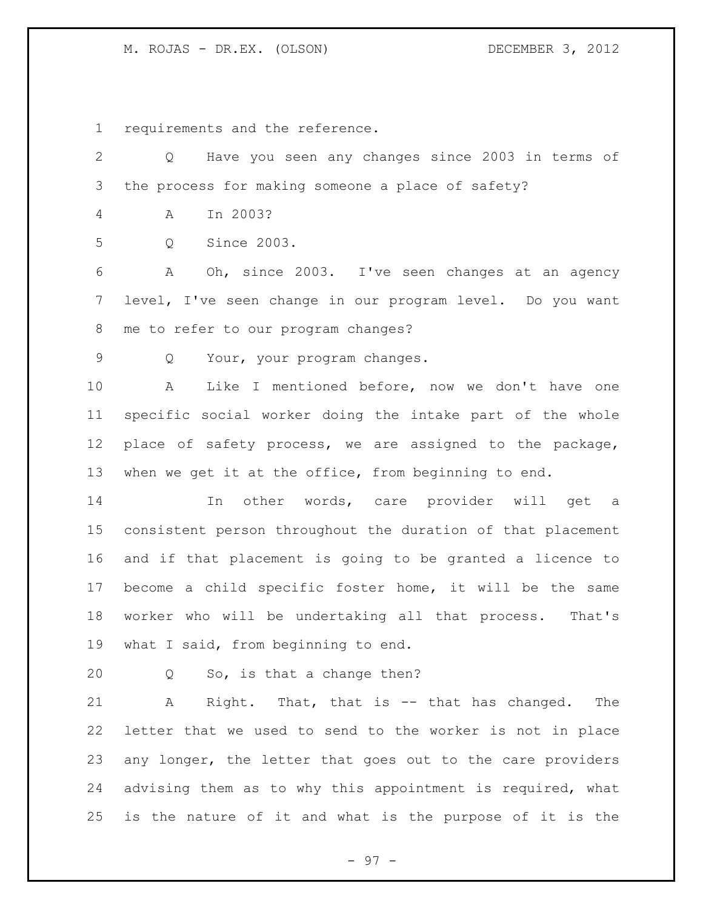requirements and the reference.

Q Have you seen any changes since 2003 in terms of the process for making someone a place of safety?

A In 2003?

Q Since 2003.

A Oh, since 2003. I've seen changes at an agency level, I've seen change in our program level. Do you want me to refer to our program changes?

Q Your, your program changes.

A Like I mentioned before, now we don't have one specific social worker doing the intake part of the whole place of safety process, we are assigned to the package, when we get it at the office, from beginning to end.

In other words, care provider will get a consistent person throughout the duration of that placement and if that placement is going to be granted a licence to become a child specific foster home, it will be the same worker who will be undertaking all that process. That's what I said, from beginning to end.

Q So, is that a change then?

A Right. That, that is -- that has changed. The letter that we used to send to the worker is not in place any longer, the letter that goes out to the care providers advising them as to why this appointment is required, what is the nature of it and what is the purpose of it is the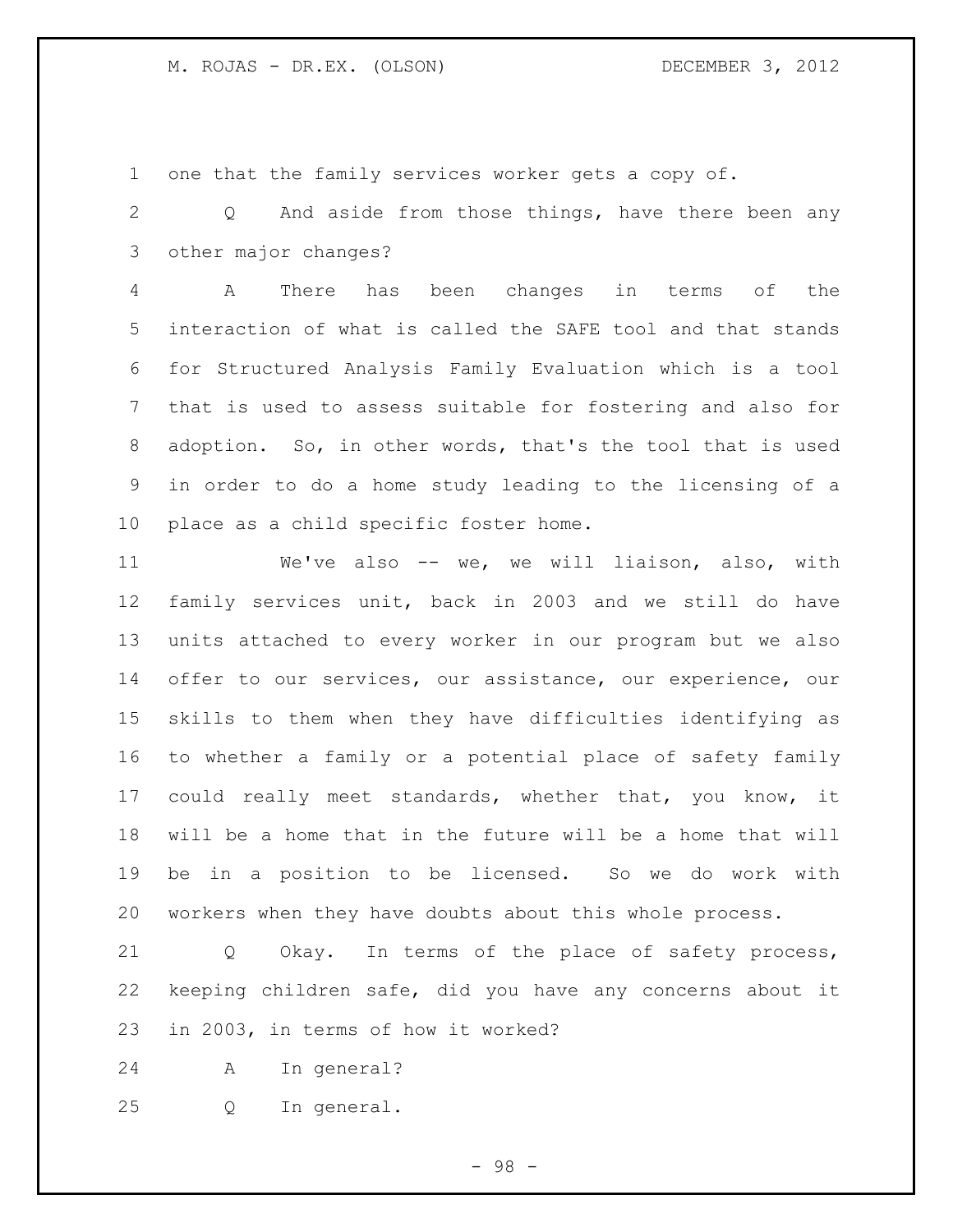one that the family services worker gets a copy of.

Q And aside from those things, have there been any other major changes?

A There has been changes in terms of the interaction of what is called the SAFE tool and that stands for Structured Analysis Family Evaluation which is a tool that is used to assess suitable for fostering and also for adoption. So, in other words, that's the tool that is used in order to do a home study leading to the licensing of a place as a child specific foster home.

We've also -- we, we will liaison, also, with family services unit, back in 2003 and we still do have units attached to every worker in our program but we also offer to our services, our assistance, our experience, our skills to them when they have difficulties identifying as to whether a family or a potential place of safety family could really meet standards, whether that, you know, it will be a home that in the future will be a home that will be in a position to be licensed. So we do work with workers when they have doubts about this whole process.

Q Okay. In terms of the place of safety process, keeping children safe, did you have any concerns about it in 2003, in terms of how it worked?

A In general?

Q In general.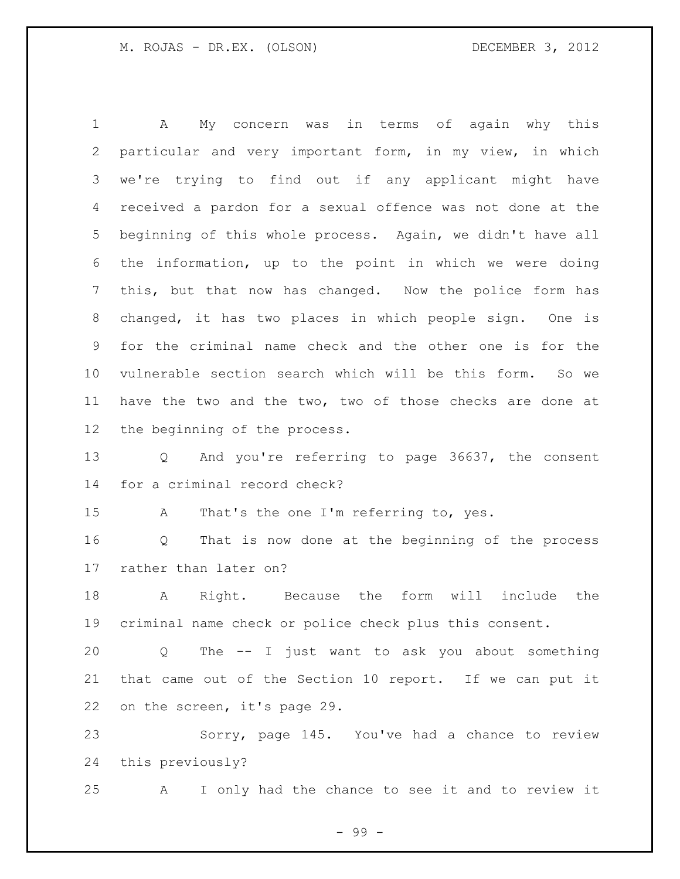A My concern was in terms of again why this particular and very important form, in my view, in which we're trying to find out if any applicant might have received a pardon for a sexual offence was not done at the beginning of this whole process. Again, we didn't have all the information, up to the point in which we were doing this, but that now has changed. Now the police form has changed, it has two places in which people sign. One is for the criminal name check and the other one is for the vulnerable section search which will be this form. So we have the two and the two, two of those checks are done at the beginning of the process.

Q And you're referring to page 36637, the consent for a criminal record check?

A That's the one I'm referring to, yes.

Q That is now done at the beginning of the process rather than later on?

A Right. Because the form will include the criminal name check or police check plus this consent.

Q The -- I just want to ask you about something that came out of the Section 10 report. If we can put it on the screen, it's page 29.

Sorry, page 145. You've had a chance to review this previously?

A I only had the chance to see it and to review it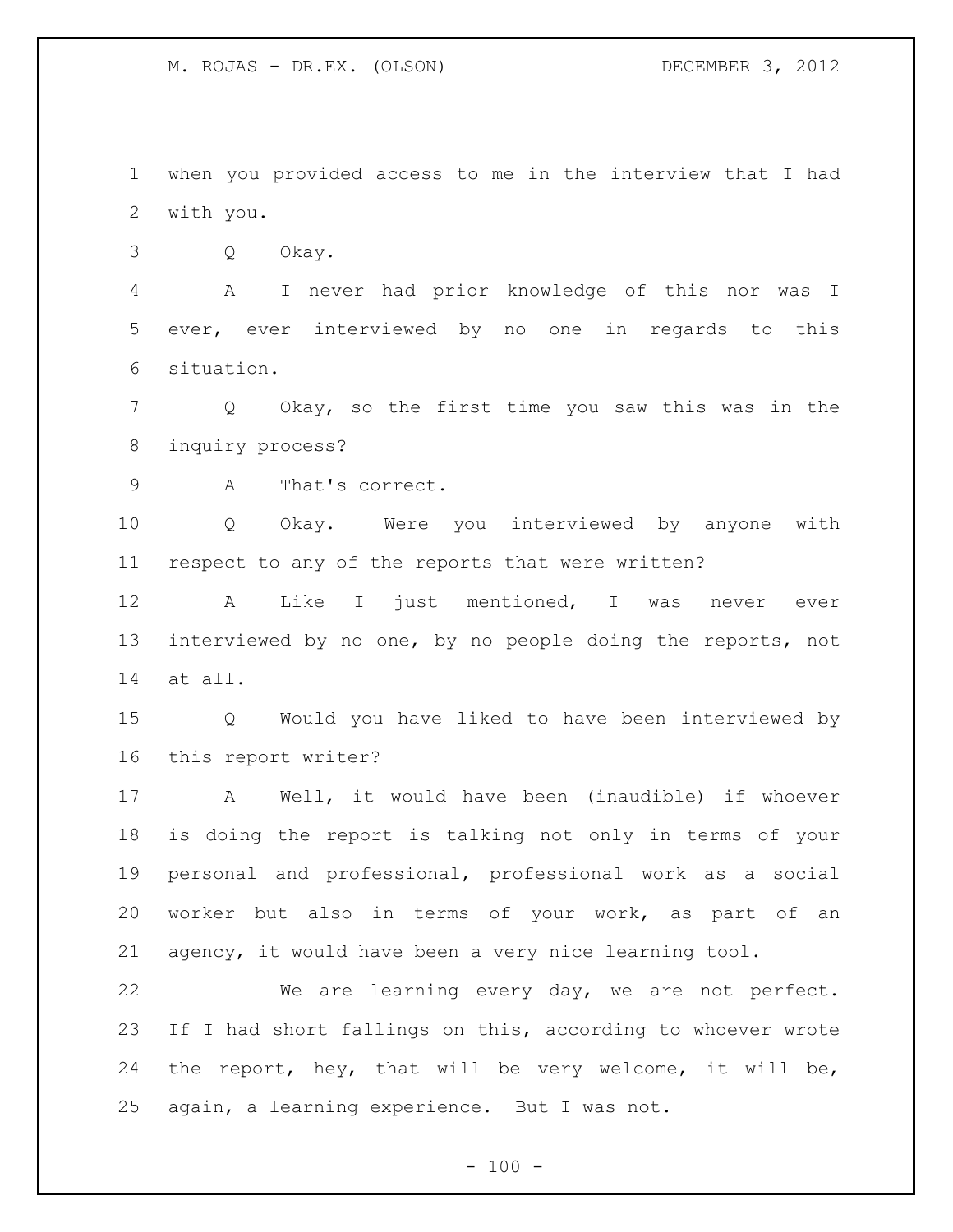when you provided access to me in the interview that I had with you.

Q Okay.

A I never had prior knowledge of this nor was I ever, ever interviewed by no one in regards to this situation.

Q Okay, so the first time you saw this was in the inquiry process?

A That's correct.

Q Okay. Were you interviewed by anyone with respect to any of the reports that were written?

A Like I just mentioned, I was never ever interviewed by no one, by no people doing the reports, not at all.

Q Would you have liked to have been interviewed by this report writer?

A Well, it would have been (inaudible) if whoever is doing the report is talking not only in terms of your personal and professional, professional work as a social worker but also in terms of your work, as part of an agency, it would have been a very nice learning tool.

We are learning every day, we are not perfect. If I had short fallings on this, according to whoever wrote the report, hey, that will be very welcome, it will be, again, a learning experience. But I was not.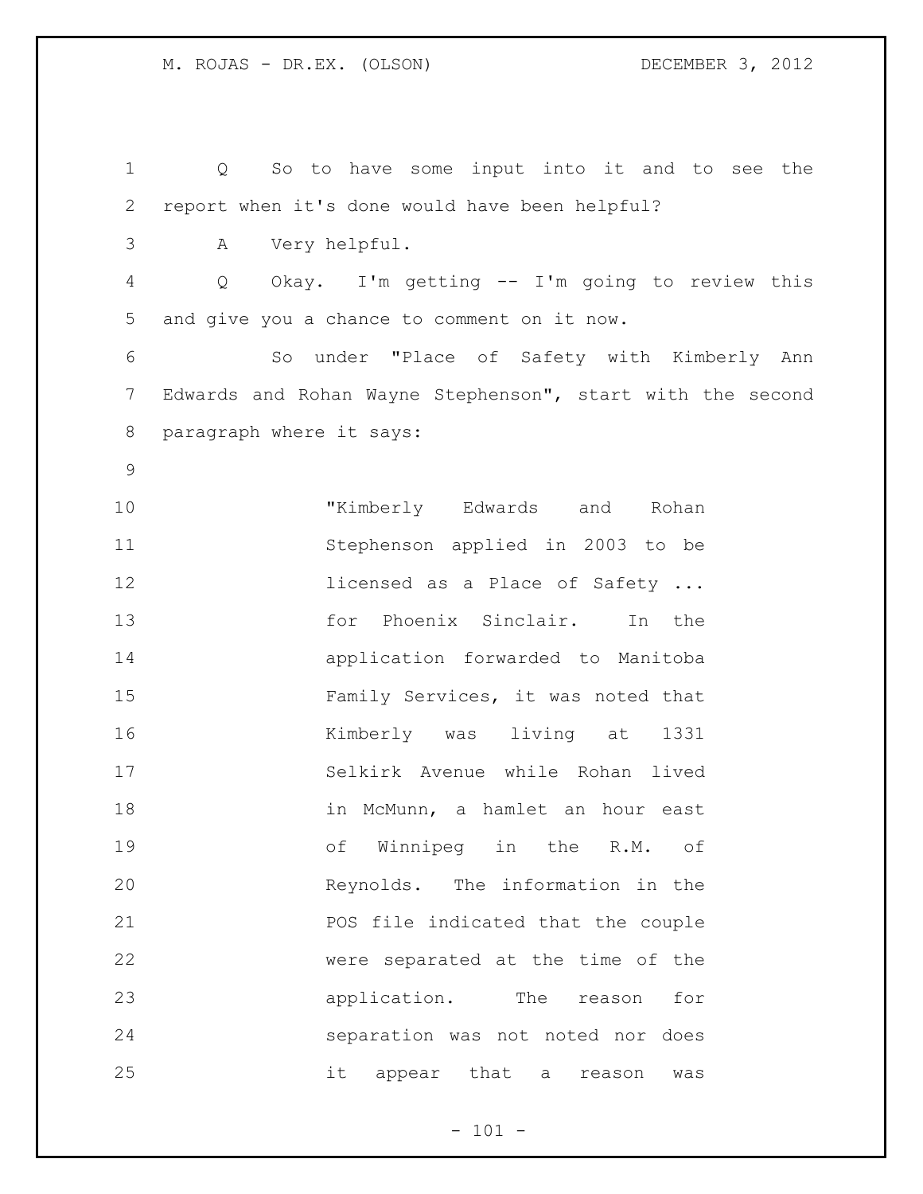Q So to have some input into it and to see the report when it's done would have been helpful?

A Very helpful.

Q Okay. I'm getting -- I'm going to review this and give you a chance to comment on it now.

So under "Place of Safety with Kimberly Ann Edwards and Rohan Wayne Stephenson", start with the second paragraph where it says:

> "Kimberly Edwards and Rohan Stephenson applied in 2003 to be licensed as a Place of Safety ... for Phoenix Sinclair. In the application forwarded to Manitoba Family Services, it was noted that Kimberly was living at 1331 Selkirk Avenue while Rohan lived in McMunn, a hamlet an hour east of Winnipeg in the R.M. of Reynolds. The information in the POS file indicated that the couple were separated at the time of the application. The reason for separation was not noted nor does it appear that a reason was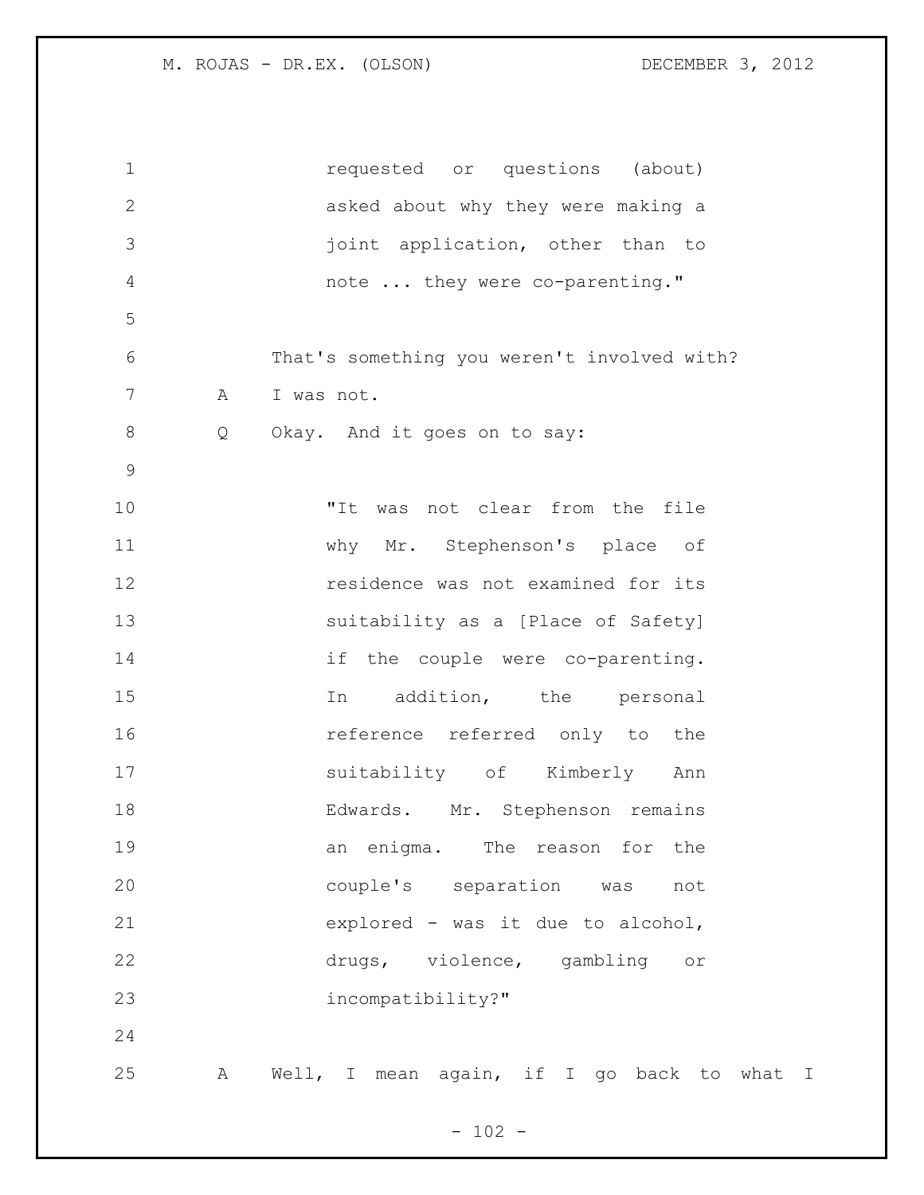requested or questions (about) asked about why they were making a joint application, other than to note ... they were co-parenting."

That's something you weren't involved with?

A I was not.

Q Okay. And it goes on to say:

"It was not clear from the file why Mr. Stephenson's place of residence was not examined for its suitability as a [Place of Safety] if the couple were co-parenting. In addition, the personal reference referred only to the suitability of Kimberly Ann Edwards. Mr. Stephenson remains an enigma. The reason for the couple's separation was not explored - was it due to alcohol, drugs, violence, gambling or incompatibility?"

A Well, I mean again, if I go back to what I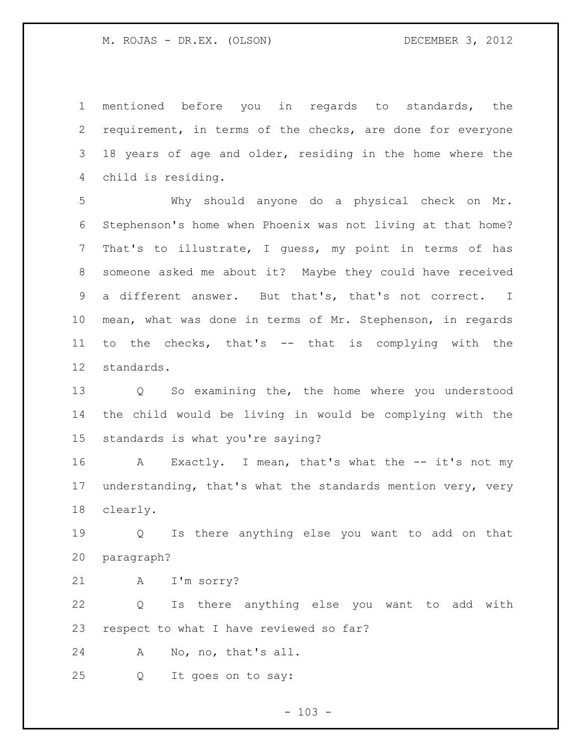mentioned before you in regards to standards, the requirement, in terms of the checks, are done for everyone 18 years of age and older, residing in the home where the child is residing.

Why should anyone do a physical check on Mr. Stephenson's home when Phoenix was not living at that home? That's to illustrate, I guess, my point in terms of has someone asked me about it? Maybe they could have received a different answer. But that's, that's not correct. I mean, what was done in terms of Mr. Stephenson, in regards to the checks, that's -- that is complying with the standards.

Q So examining the, the home where you understood the child would be living in would be complying with the standards is what you're saying?

A Exactly. I mean, that's what the -- it's not my understanding, that's what the standards mention very, very clearly.

Q Is there anything else you want to add on that paragraph?

A I'm sorry?

Q Is there anything else you want to add with respect to what I have reviewed so far?

A No, no, that's all.

Q It goes on to say: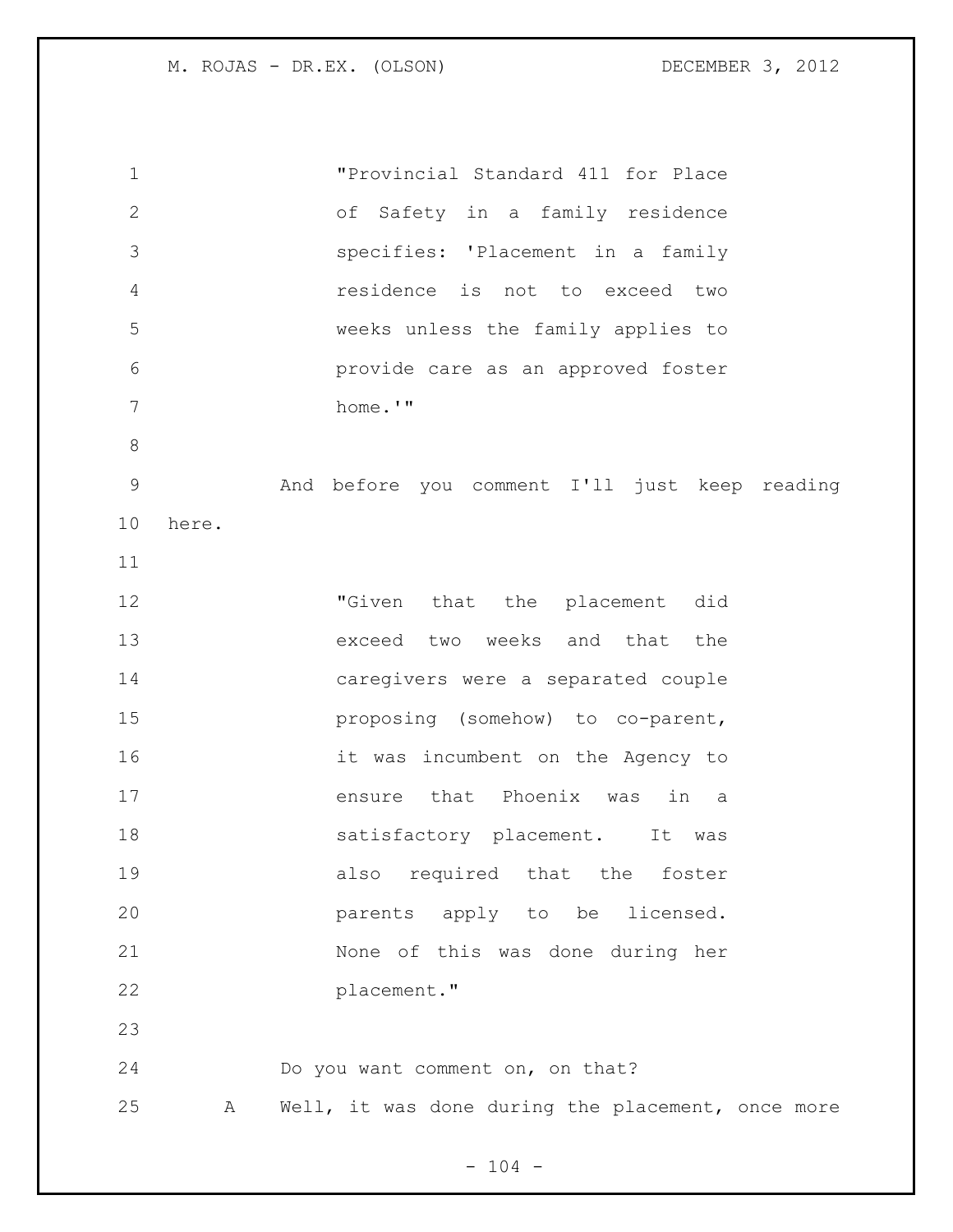> "Provincial Standard 411 for Place of Safety in a family residence specifies: 'Placement in a family residence is not to exceed two weeks unless the family applies to provide care as an approved foster home.'"

And before you comment I'll just keep reading here.

> "Given that the placement did exceed two weeks and that the caregivers were a separated couple proposing (somehow) to co-parent, it was incumbent on the Agency to ensure that Phoenix was in a satisfactory placement. It was also required that the foster parents apply to be licensed. None of this was done during her placement."

Do you want comment on, on that?

A Well, it was done during the placement, once more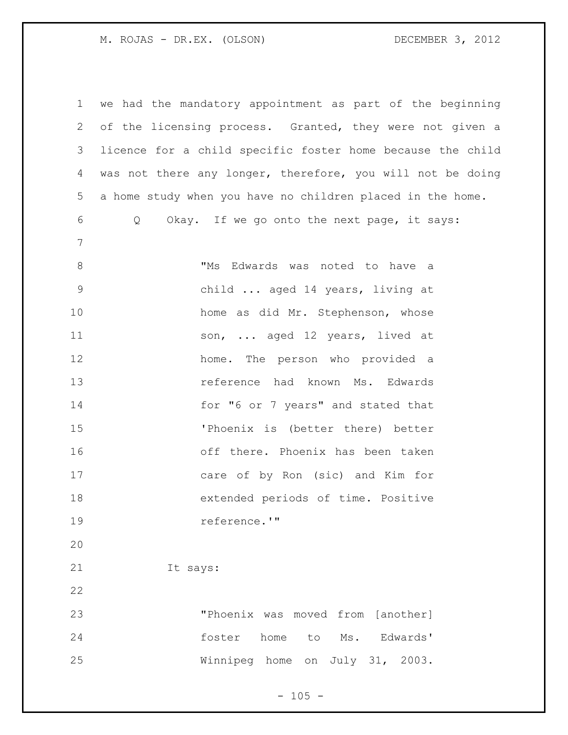we had the mandatory appointment as part of the beginning of the licensing process. Granted, they were not given a licence for a child specific foster home because the child was not there any longer, therefore, you will not be doing a home study when you have no children placed in the home.

Q Okay. If we go onto the next page, it says:

> "Ms Edwards was noted to have a child ... aged 14 years, living at home as did Mr. Stephenson, whose son, ... aged 12 years, lived at home. The person who provided a reference had known Ms. Edwards for "6 or 7 years" and stated that 'Phoenix is (better there) better off there. Phoenix has been taken care of by Ron (sic) and Kim for extended periods of time. Positive reference.'"

It says:

> "Phoenix was moved from [another] foster home to Ms. Edwards' Winnipeg home on July 31, 2003.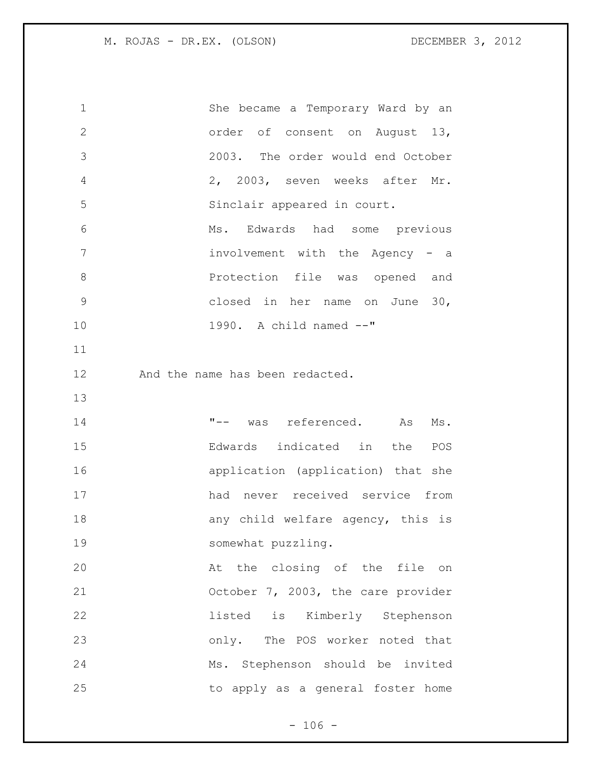She became a Temporary Ward by an order of consent on August 13, 2003. The order would end October 2, 2003, seven weeks after Mr. Sinclair appeared in court.

Ms. Edwards had some previous involvement with the Agency - a Protection file was opened and closed in her name on June 30, 1990. A child named --"

And the name has been redacted.

"-- was referenced. As Ms. Edwards indicated in the POS application (application) that she had never received service from any child welfare agency, this is somewhat puzzling.

At the closing of the file on October 7, 2003, the care provider listed is Kimberly Stephenson only. The POS worker noted that Ms. Stephenson should be invited to apply as a general foster home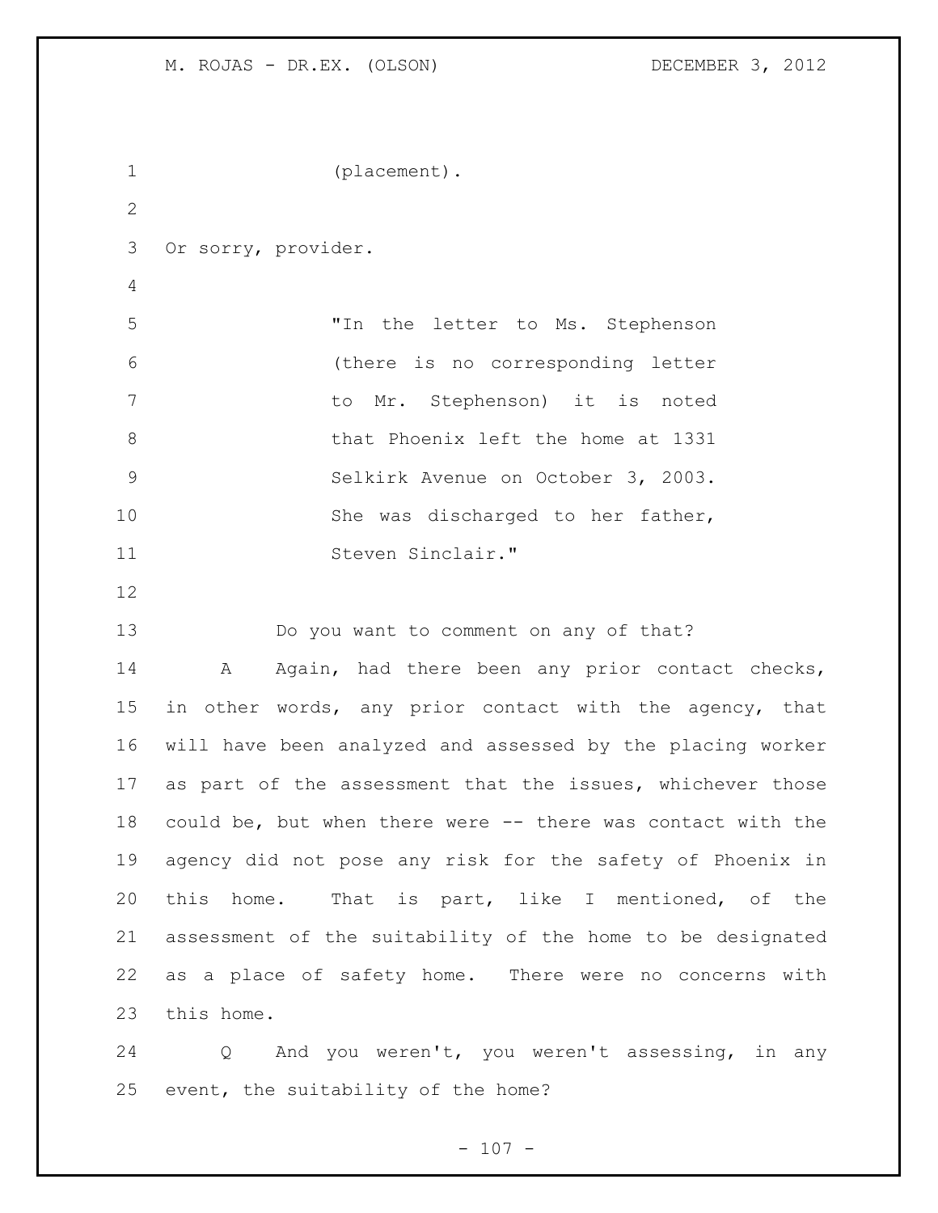(placement).

Or sorry, provider.

> "In the letter to Ms. Stephenson (there is no corresponding letter to Mr. Stephenson) it is noted that Phoenix left the home at 1331 Selkirk Avenue on October 3, 2003. She was discharged to her father, Steven Sinclair."

Do you want to comment on any of that?

A Again, had there been any prior contact checks, in other words, any prior contact with the agency, that will have been analyzed and assessed by the placing worker as part of the assessment that the issues, whichever those could be, but when there were -- there was contact with the agency did not pose any risk for the safety of Phoenix in this home. That is part, like I mentioned, of the assessment of the suitability of the home to be designated as a place of safety home. There were no concerns with this home.

Q And you weren't, you weren't assessing, in any event, the suitability of the home?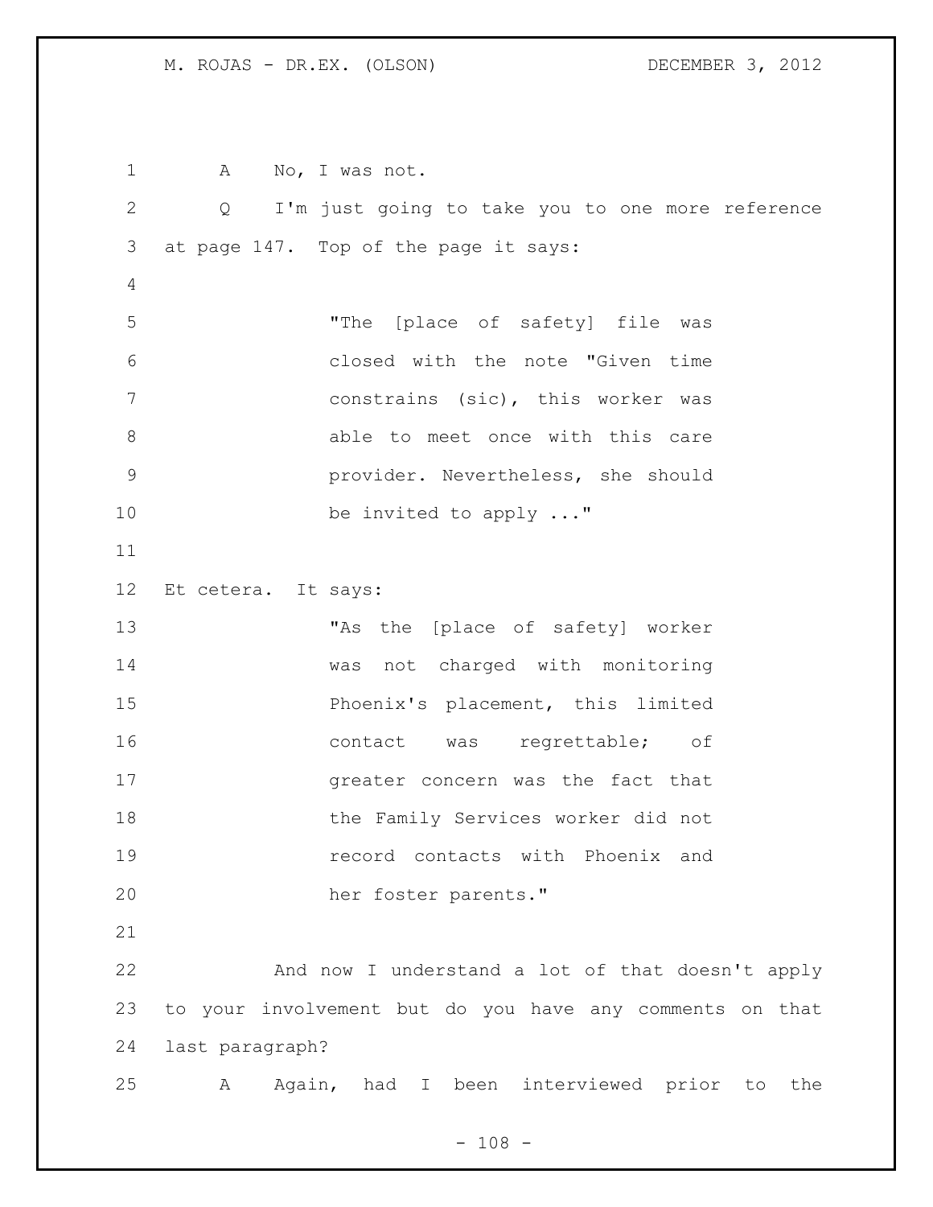A No, I was not.

Q I'm just going to take you to one more reference at page 147. Top of the page it says:

> "The [place of safety] file was closed with the note "Given time constrains (sic), this worker was able to meet once with this care provider. Nevertheless, she should be invited to apply ..."

Et cetera. It says:

> "As the [place of safety] worker was not charged with monitoring Phoenix's placement, this limited contact was regrettable; of greater concern was the fact that the Family Services worker did not record contacts with Phoenix and her foster parents."

And now I understand a lot of that doesn't apply to your involvement but do you have any comments on that last paragraph?

A Again, had I been interviewed prior to the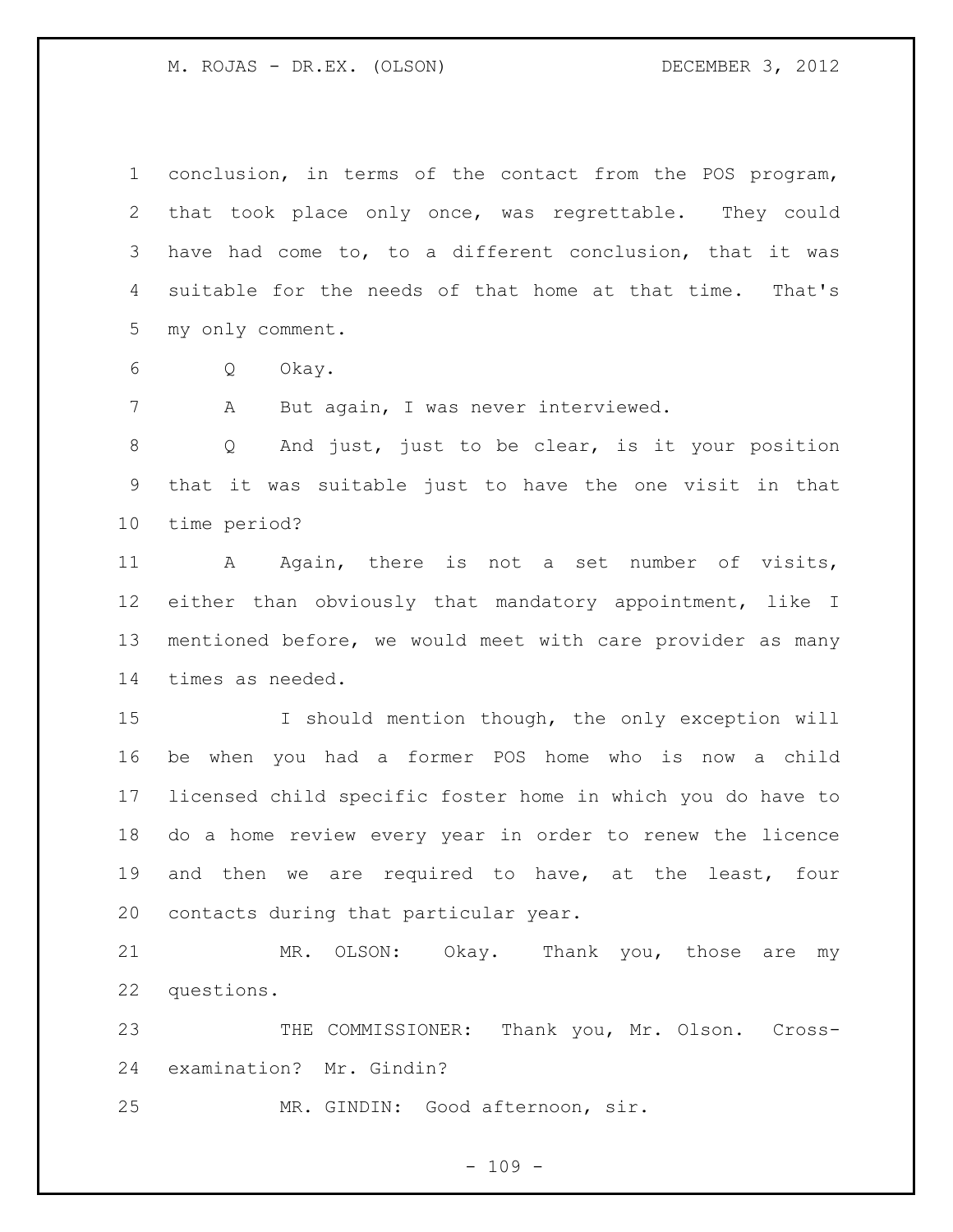conclusion, in terms of the contact from the POS program, that took place only once, was regrettable. They could have had come to, to a different conclusion, that it was suitable for the needs of that home at that time. That's my only comment.

Q Okay.

A But again, I was never interviewed.

Q And just, just to be clear, is it your position that it was suitable just to have the one visit in that time period?

A Again, there is not a set number of visits, either than obviously that mandatory appointment, like I mentioned before, we would meet with care provider as many times as needed.

I should mention though, the only exception will be when you had a former POS home who is now a child licensed child specific foster home in which you do have to do a home review every year in order to renew the licence and then we are required to have, at the least, four contacts during that particular year.

MR. OLSON: Okay. Thank you, those are my questions.

THE COMMISSIONER: Thank you, Mr. Olson. Cross-examination? Mr. Gindin?

MR. GINDIN: Good afternoon, sir.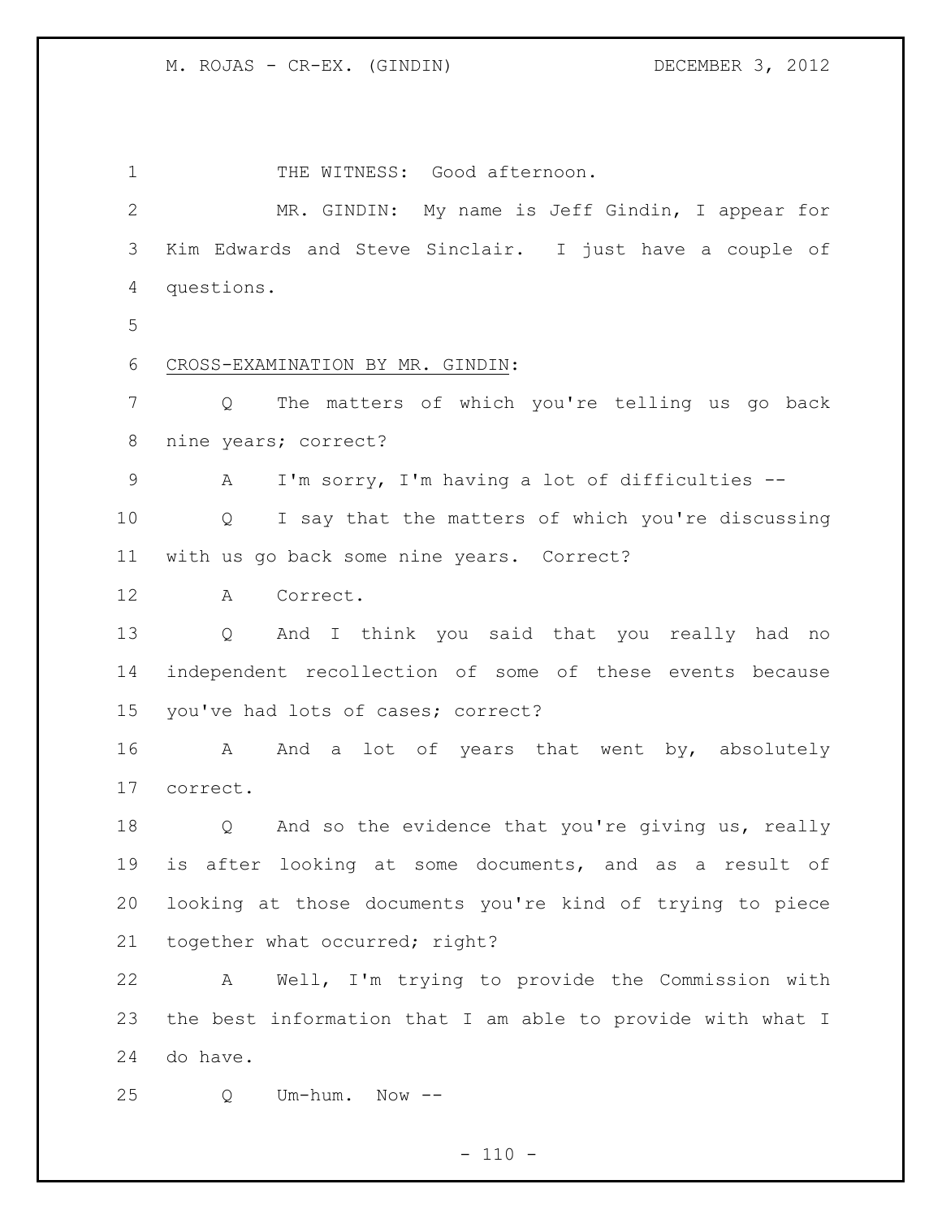THE WITNESS: Good afternoon.

MR. GINDIN: My name is Jeff Gindin, I appear for Kim Edwards and Steve Sinclair. I just have a couple of questions.

CROSS-EXAMINATION BY MR. GINDIN:

Q The matters of which you're telling us go back nine years; correct?

A I'm sorry, I'm having a lot of difficulties --

Q I say that the matters of which you're discussing with us go back some nine years. Correct?

A Correct.

Q And I think you said that you really had no independent recollection of some of these events because you've had lots of cases; correct?

A And a lot of years that went by, absolutely correct.

Q And so the evidence that you're giving us, really is after looking at some documents, and as a result of looking at those documents you're kind of trying to piece together what occurred; right?

A Well, I'm trying to provide the Commission with the best information that I am able to provide with what I do have.

Q Um-hum. Now --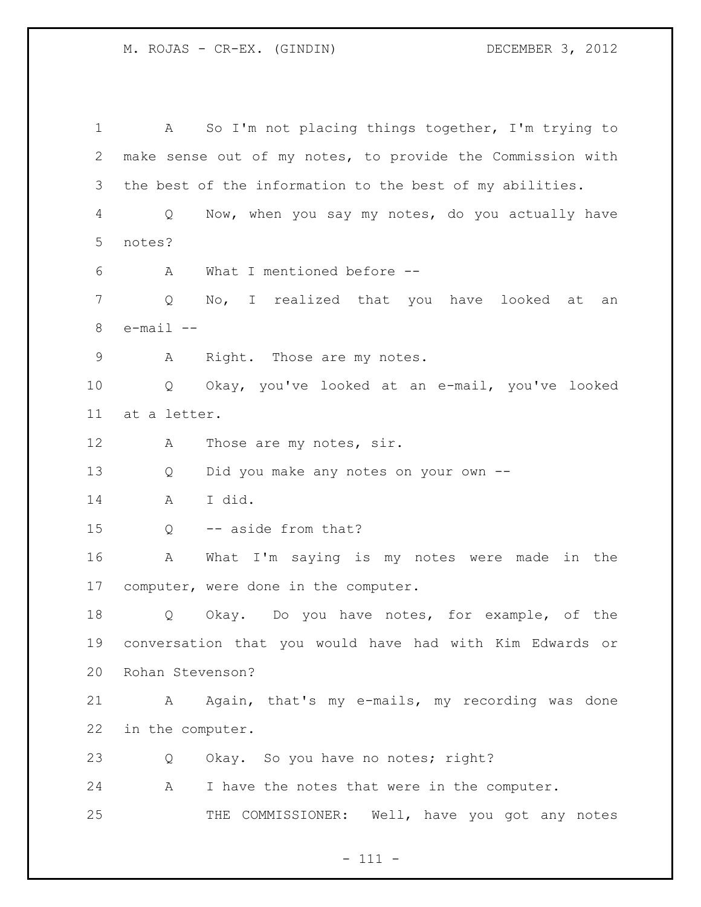A So I'm not placing things together, I'm trying to make sense out of my notes, to provide the Commission with the best of the information to the best of my abilities.

Q Now, when you say my notes, do you actually have notes?

A What I mentioned before --

Q No, I realized that you have looked at an e-mail --

A Right. Those are my notes.

Q Okay, you've looked at an e-mail, you've looked at a letter.

A Those are my notes, sir.

Q Did you make any notes on your own --

A I did.

Q -- aside from that?

A What I'm saying is my notes were made in the computer, were done in the computer.

Q Okay. Do you have notes, for example, of the conversation that you would have had with Kim Edwards or Rohan Stevenson?

A Again, that's my e-mails, my recording was done in the computer.

Q Okay. So you have no notes; right?

A I have the notes that were in the computer.

THE COMMISSIONER: Well, have you got any notes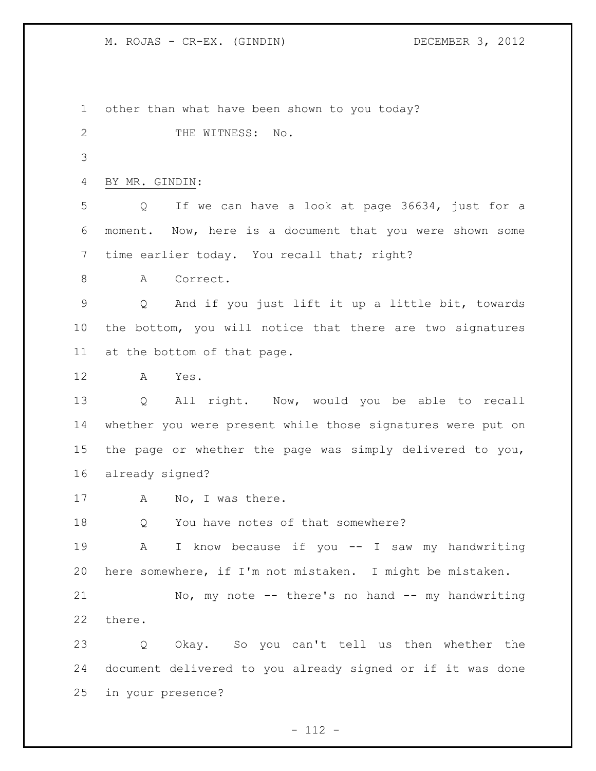other than what have been shown to you today?

THE WITNESS: No.

BY MR. GINDIN:

Q If we can have a look at page 36634, just for a moment. Now, here is a document that you were shown some time earlier today. You recall that; right?

A Correct.

Q And if you just lift it up a little bit, towards the bottom, you will notice that there are two signatures at the bottom of that page.

A Yes.

Q All right. Now, would you be able to recall whether you were present while those signatures were put on the page or whether the page was simply delivered to you, already signed?

A No, I was there.

Q You have notes of that somewhere?

A I know because if you -- I saw my handwriting here somewhere, if I'm not mistaken. I might be mistaken.

No, my note -- there's no hand -- my handwriting there.

Q Okay. So you can't tell us then whether the document delivered to you already signed or if it was done in your presence?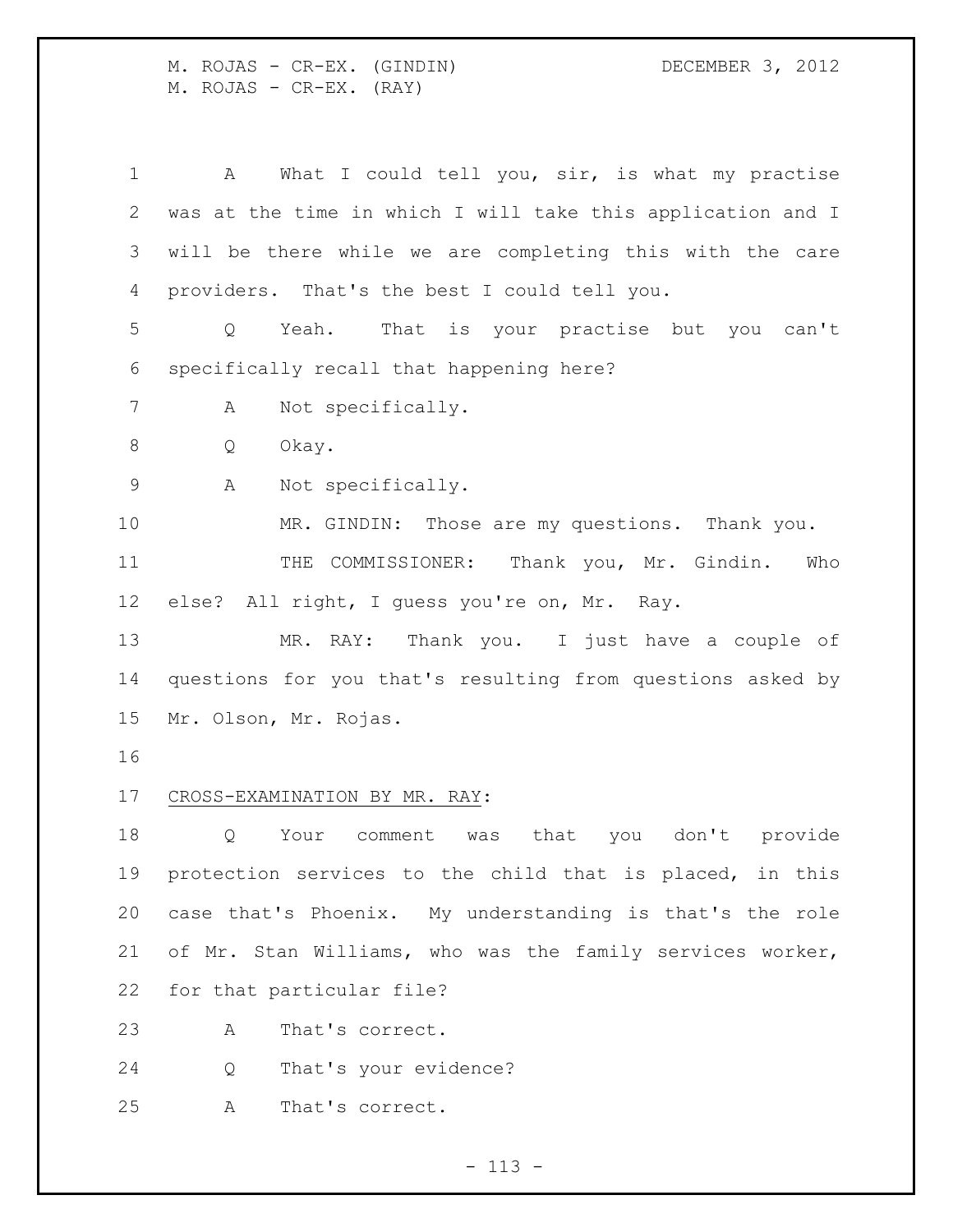A What I could tell you, sir, is what my practise was at the time in which I will take this application and I will be there while we are completing this with the care providers. That's the best I could tell you.

Q Yeah. That is your practise but you can't specifically recall that happening here?

A Not specifically.

Q Okay.

A Not specifically.

MR. GINDIN: Those are my questions. Thank you.

THE COMMISSIONER: Thank you, Mr. Gindin. Who else? All right, I guess you're on, Mr. Ray.

MR. RAY: Thank you. I just have a couple of questions for you that's resulting from questions asked by Mr. Olson, Mr. Rojas.

CROSS-EXAMINATION BY MR. RAY:

Q Your comment was that you don't provide protection services to the child that is placed, in this case that's Phoenix. My understanding is that's the role of Mr. Stan Williams, who was the family services worker, for that particular file?

A That's correct.

Q That's your evidence?

A That's correct.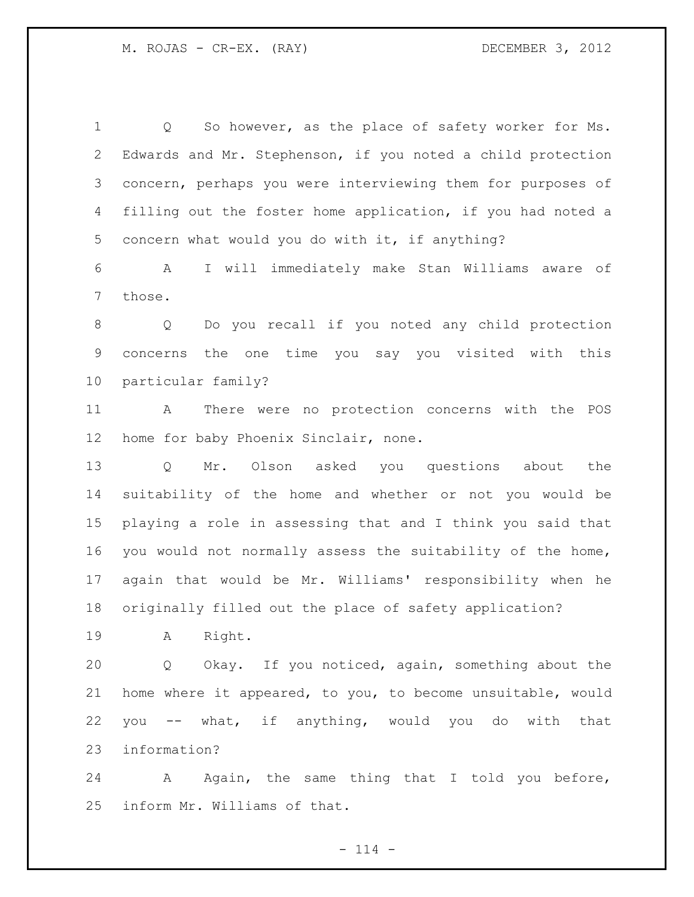Q So however, as the place of safety worker for Ms. Edwards and Mr. Stephenson, if you noted a child protection concern, perhaps you were interviewing them for purposes of filling out the foster home application, if you had noted a concern what would you do with it, if anything?

A I will immediately make Stan Williams aware of those.

Q Do you recall if you noted any child protection concerns the one time you say you visited with this particular family?

A There were no protection concerns with the POS home for baby Phoenix Sinclair, none.

Q Mr. Olson asked you questions about the suitability of the home and whether or not you would be playing a role in assessing that and I think you said that you would not normally assess the suitability of the home, again that would be Mr. Williams' responsibility when he originally filled out the place of safety application?

A Right.

Q Okay. If you noticed, again, something about the home where it appeared, to you, to become unsuitable, would you -- what, if anything, would you do with that information?

A Again, the same thing that I told you before, inform Mr. Williams of that.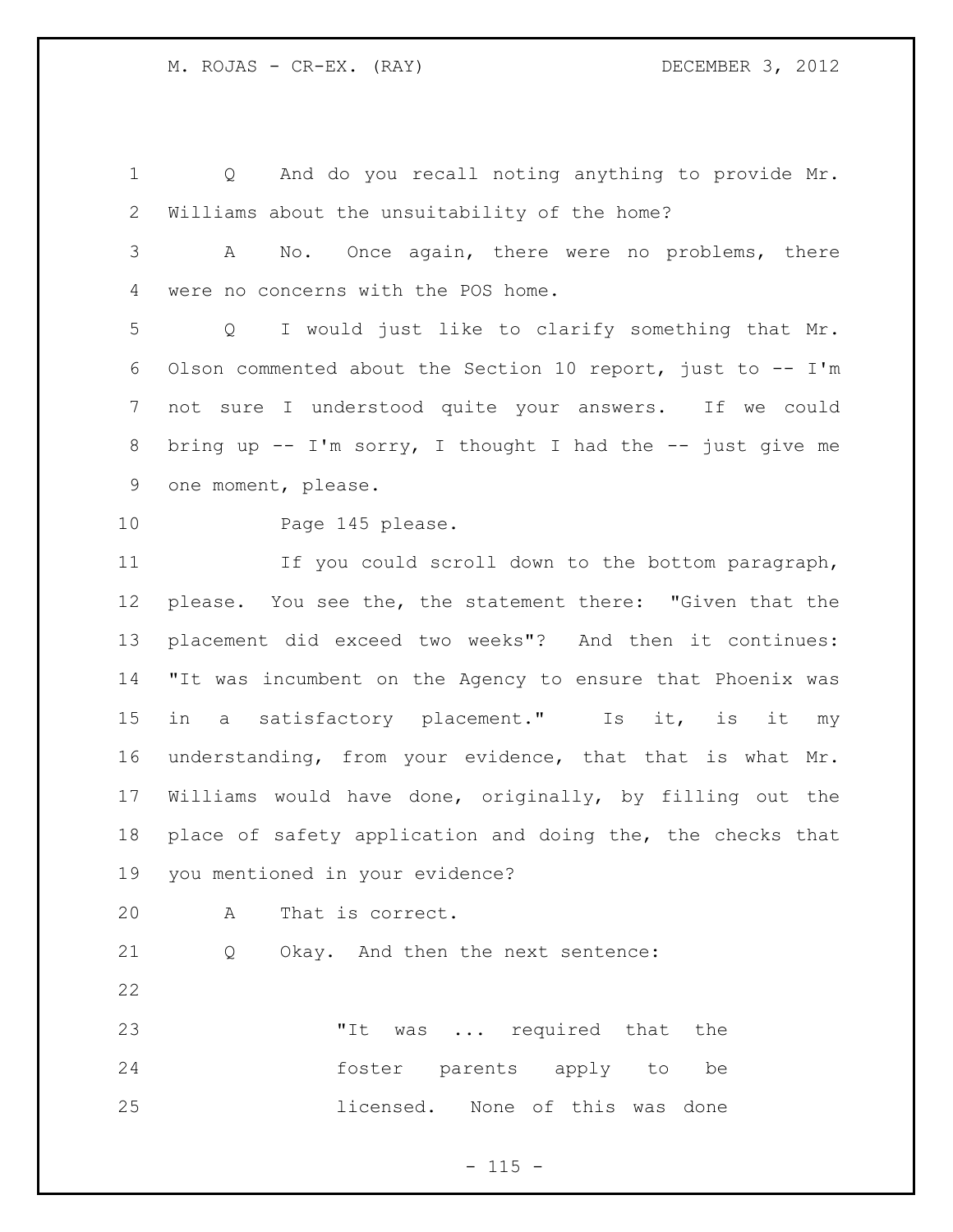Q And do you recall noting anything to provide Mr. Williams about the unsuitability of the home?

A No. Once again, there were no problems, there were no concerns with the POS home.

Q I would just like to clarify something that Mr. Olson commented about the Section 10 report, just to -- I'm not sure I understood quite your answers. If we could bring up -- I'm sorry, I thought I had the -- just give me one moment, please.

Page 145 please.

If you could scroll down to the bottom paragraph, please. You see the, the statement there: "Given that the placement did exceed two weeks"? And then it continues: "It was incumbent on the Agency to ensure that Phoenix was in a satisfactory placement." Is it, is it my understanding, from your evidence, that that is what Mr. Williams would have done, originally, by filling out the place of safety application and doing the, the checks that you mentioned in your evidence?

A That is correct.

Q Okay. And then the next sentence:

> "It was ... required that the foster parents apply to be licensed. None of this was done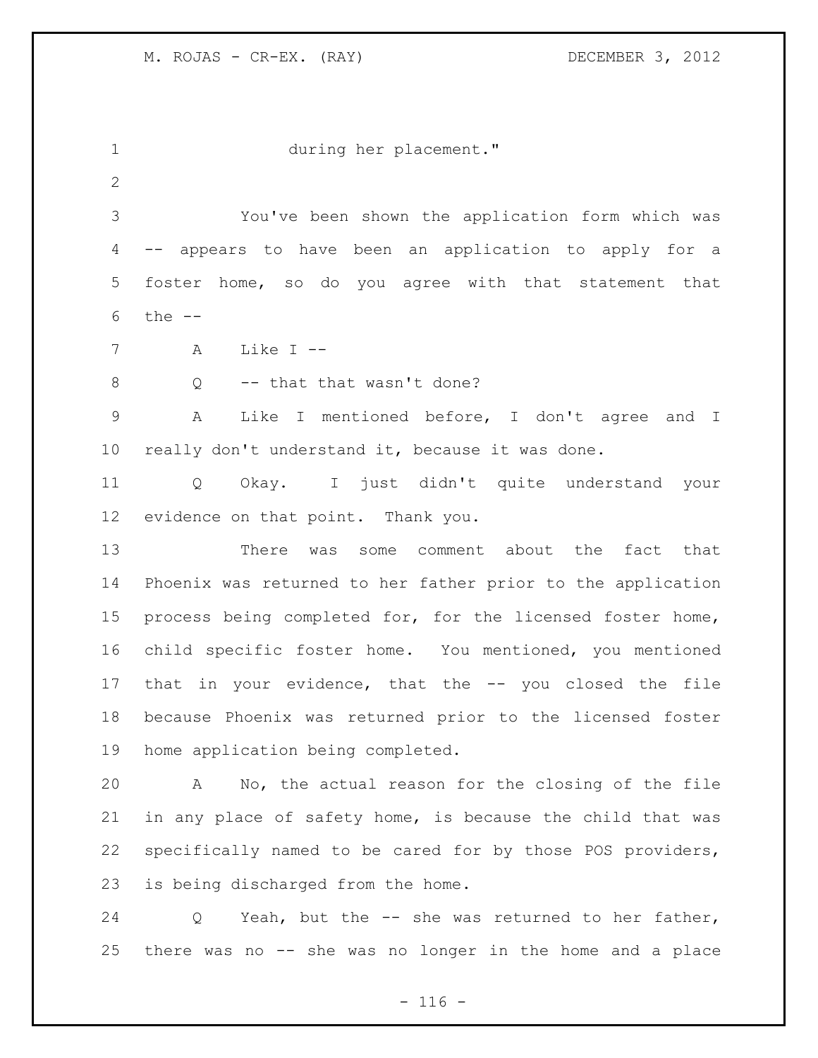during her placement."

You've been shown the application form which was -- appears to have been an application to apply for a foster home, so do you agree with that statement that the --

A Like I --

Q -- that that wasn't done?

A Like I mentioned before, I don't agree and I really don't understand it, because it was done.

Q Okay. I just didn't quite understand your evidence on that point. Thank you.

There was some comment about the fact that Phoenix was returned to her father prior to the application process being completed for, for the licensed foster home, child specific foster home. You mentioned, you mentioned that in your evidence, that the -- you closed the file because Phoenix was returned prior to the licensed foster home application being completed.

A No, the actual reason for the closing of the file in any place of safety home, is because the child that was specifically named to be cared for by those POS providers, is being discharged from the home.

Q Yeah, but the -- she was returned to her father, there was no -- she was no longer in the home and a place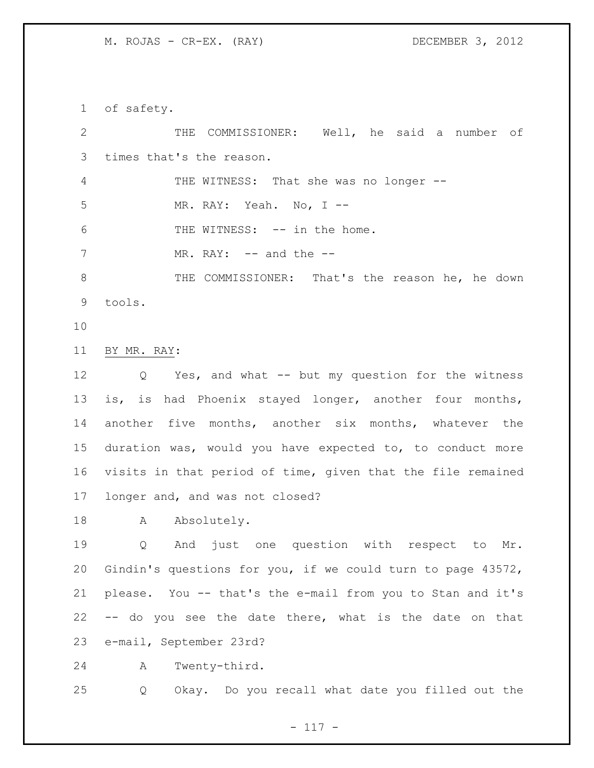of safety.

THE COMMISSIONER: Well, he said a number of times that's the reason.

THE WITNESS: That she was no longer --

MR. RAY: Yeah. No, I --

THE WITNESS: -- in the home.

MR. RAY: -- and the --

THE COMMISSIONER: That's the reason he, he down tools.

BY MR. RAY:

Q Yes, and what -- but my question for the witness is, is had Phoenix stayed longer, another four months, another five months, another six months, whatever the duration was, would you have expected to, to conduct more visits in that period of time, given that the file remained longer and, and was not closed?

A Absolutely.

Q And just one question with respect to Mr. Gindin's questions for you, if we could turn to page 43572, please. You -- that's the e-mail from you to Stan and it's -- do you see the date there, what is the date on that e-mail, September 23rd?

A Twenty-third.

Q Okay. Do you recall what date you filled out the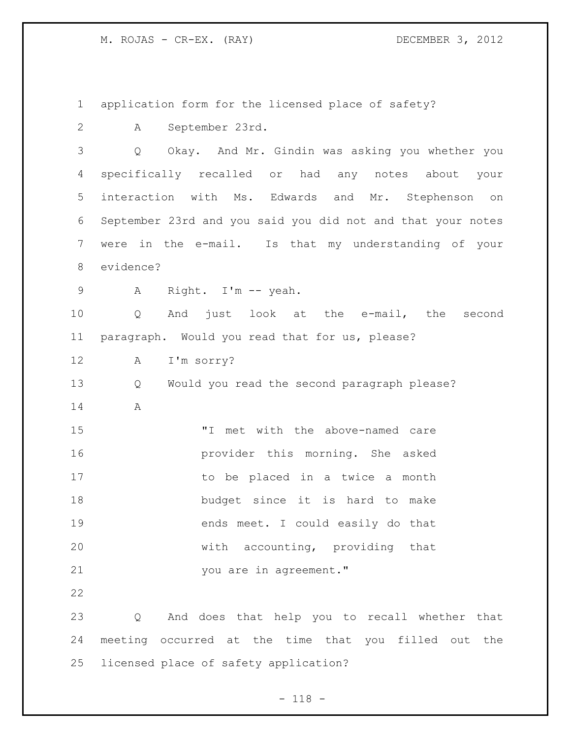application form for the licensed place of safety?

A September 23rd.

Q Okay. And Mr. Gindin was asking you whether you specifically recalled or had any notes about your interaction with Ms. Edwards and Mr. Stephenson on September 23rd and you said you did not and that your notes were in the e-mail. Is that my understanding of your evidence?

A Right. I'm -- yeah.

Q And just look at the e-mail, the second paragraph. Would you read that for us, please?

A I'm sorry?

Q Would you read the second paragraph please?

A

> "I met with the above-named care provider this morning. She asked to be placed in a twice a month budget since it is hard to make ends meet. I could easily do that with accounting, providing that you are in agreement."

Q And does that help you to recall whether that meeting occurred at the time that you filled out the licensed place of safety application?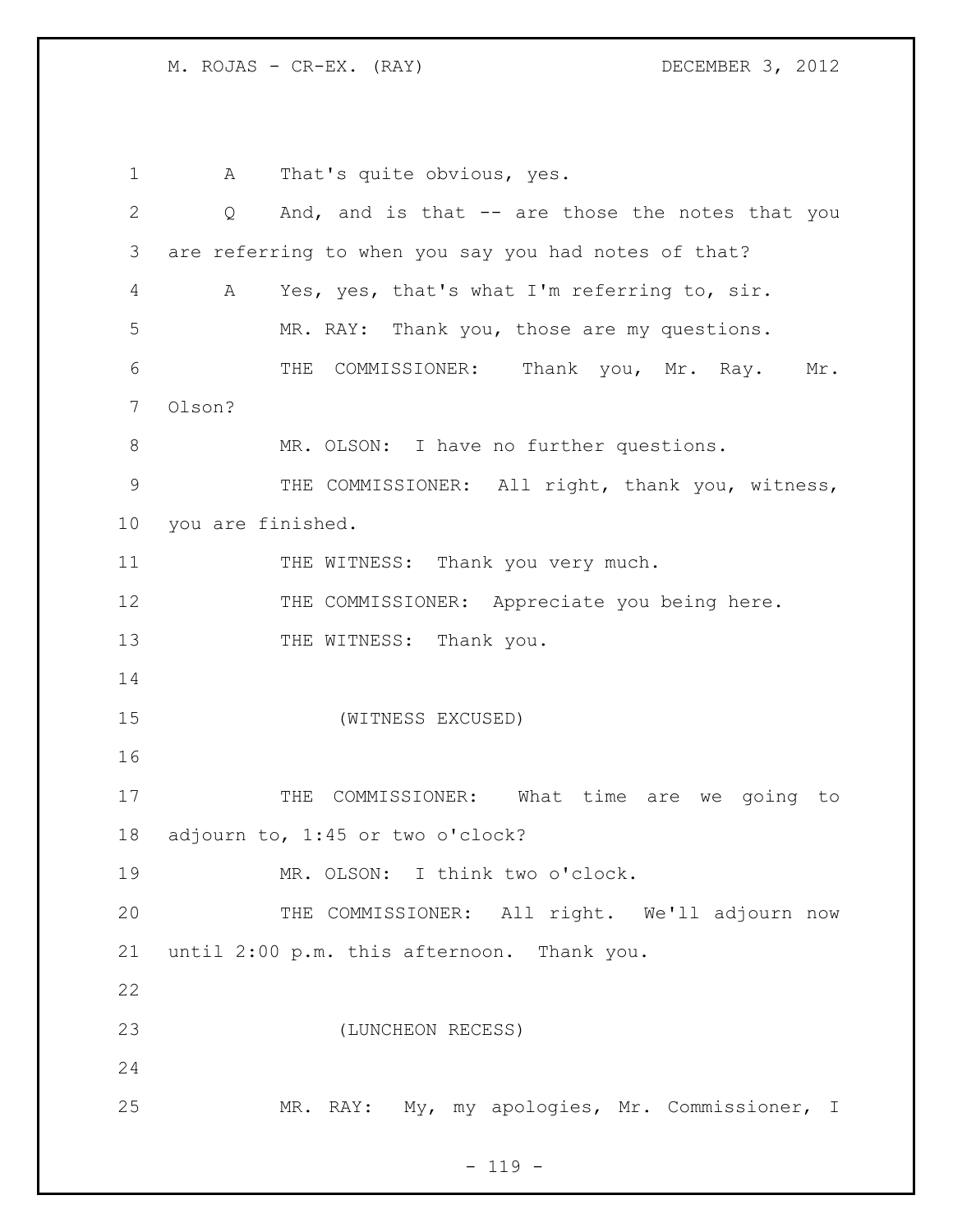A That's quite obvious, yes.

Q And, and is that -- are those the notes that you are referring to when you say you had notes of that?

A Yes, yes, that's what I'm referring to, sir.

MR. RAY: Thank you, those are my questions.

THE COMMISSIONER: Thank you, Mr. Ray. Mr. Olson?

MR. OLSON: I have no further questions.

THE COMMISSIONER: All right, thank you, witness, you are finished.

THE WITNESS: Thank you very much.

THE COMMISSIONER: Appreciate you being here.

THE WITNESS: Thank you.

(WITNESS EXCUSED)

THE COMMISSIONER: What time are we going to adjourn to, 1:45 or two o'clock?

MR. OLSON: I think two o'clock.

THE COMMISSIONER: All right. We'll adjourn now until 2:00 p.m. this afternoon. Thank you.

(LUNCHEON RECESS)

MR. RAY: My, my apologies, Mr. Commissioner, I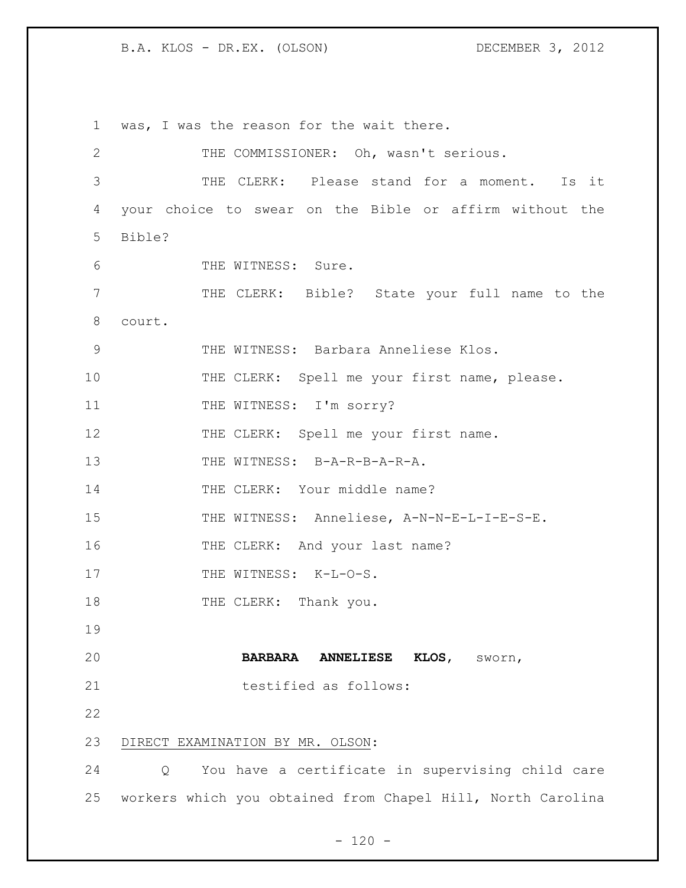was, I was the reason for the wait there.

THE COMMISSIONER: Oh, wasn't serious.

THE CLERK: Please stand for a moment. Is it your choice to swear on the Bible or affirm without the Bible?

THE WITNESS: Sure.

THE CLERK: Bible? State your full name to the court.

THE WITNESS: Barbara Anneliese Klos.

THE CLERK: Spell me your first name, please.

THE WITNESS: I'm sorry?

THE CLERK: Spell me your first name.

THE WITNESS: B-A-R-B-A-R-A.

THE CLERK: Your middle name?

THE WITNESS: Anneliese, A-N-N-E-L-I-E-S-E.

THE CLERK: And your last name?

THE WITNESS: K-L-O-S.

THE CLERK: Thank you.

**BARBARA ANNELIESE KLOS**, sworn, testified as follows:

DIRECT EXAMINATION BY MR. OLSON:

Q You have a certificate in supervising child care workers which you obtained from Chapel Hill, North Carolina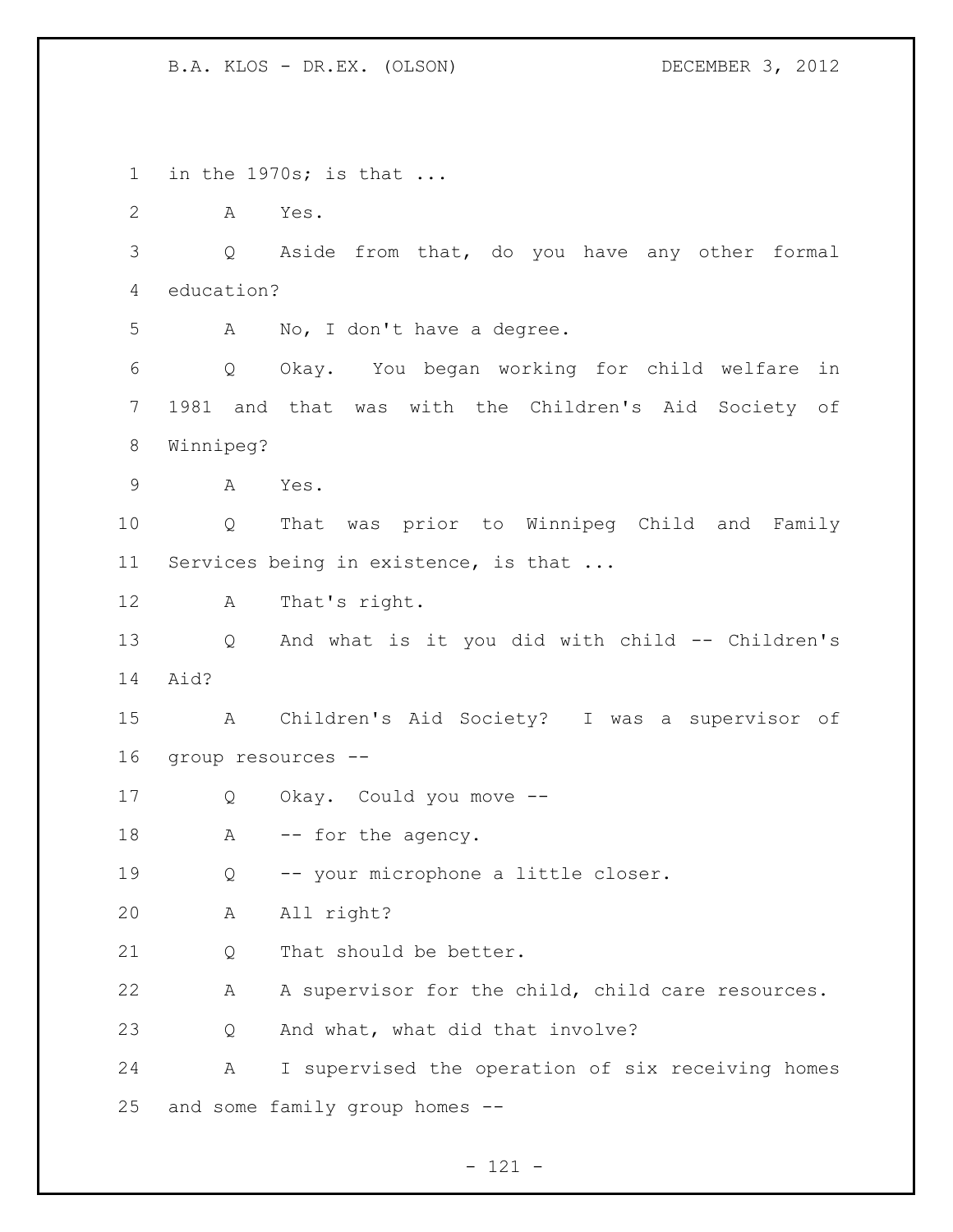1 in the 1970s; is that ...

2 A Yes.

3 Q Aside from that, do you have any other formal

4 education?

5 A No, I don't have a degree.

6 Q Okay. You began working for child welfare in

7 1981 and that was with the Children's Aid Society of

8 Winnipeg?

9 A Yes.

10 Q That was prior to Winnipeg Child and Family

11 Services being in existence, is that ...

12 A That's right.

13 Q And what is it you did with child -- Children's

14 Aid?

15 A Children's Aid Society? I was a supervisor of

16 group resources --

17 Q Okay. Could you move --

18 A -- for the agency.

19 Q -- your microphone a little closer.

20 A All right?

21 Q That should be better.

22 A A supervisor for the child, child care resources.

23 Q And what, what did that involve?

24 A I supervised the operation of six receiving homes

25 and some family group homes --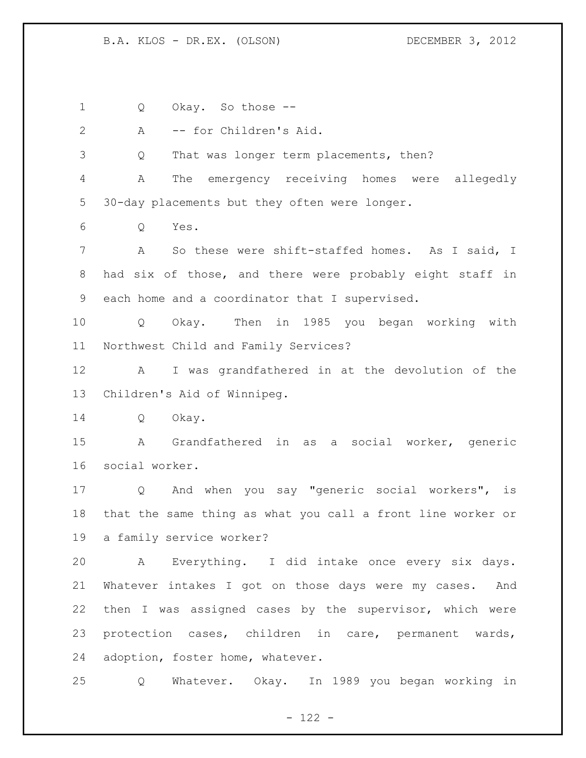Q Okay. So those --

A -- for Children's Aid.

Q That was longer term placements, then?

A The emergency receiving homes were allegedly 30-day placements but they often were longer.

Q Yes.

A So these were shift-staffed homes. As I said, I had six of those, and there were probably eight staff in each home and a coordinator that I supervised.

Q Okay. Then in 1985 you began working with Northwest Child and Family Services?

A I was grandfathered in at the devolution of the Children's Aid of Winnipeg.

Q Okay.

A Grandfathered in as a social worker, generic social worker.

Q And when you say "generic social workers", is that the same thing as what you call a front line worker or a family service worker?

A Everything. I did intake once every six days. Whatever intakes I got on those days were my cases. And then I was assigned cases by the supervisor, which were protection cases, children in care, permanent wards, adoption, foster home, whatever.

Q Whatever. Okay. In 1989 you began working in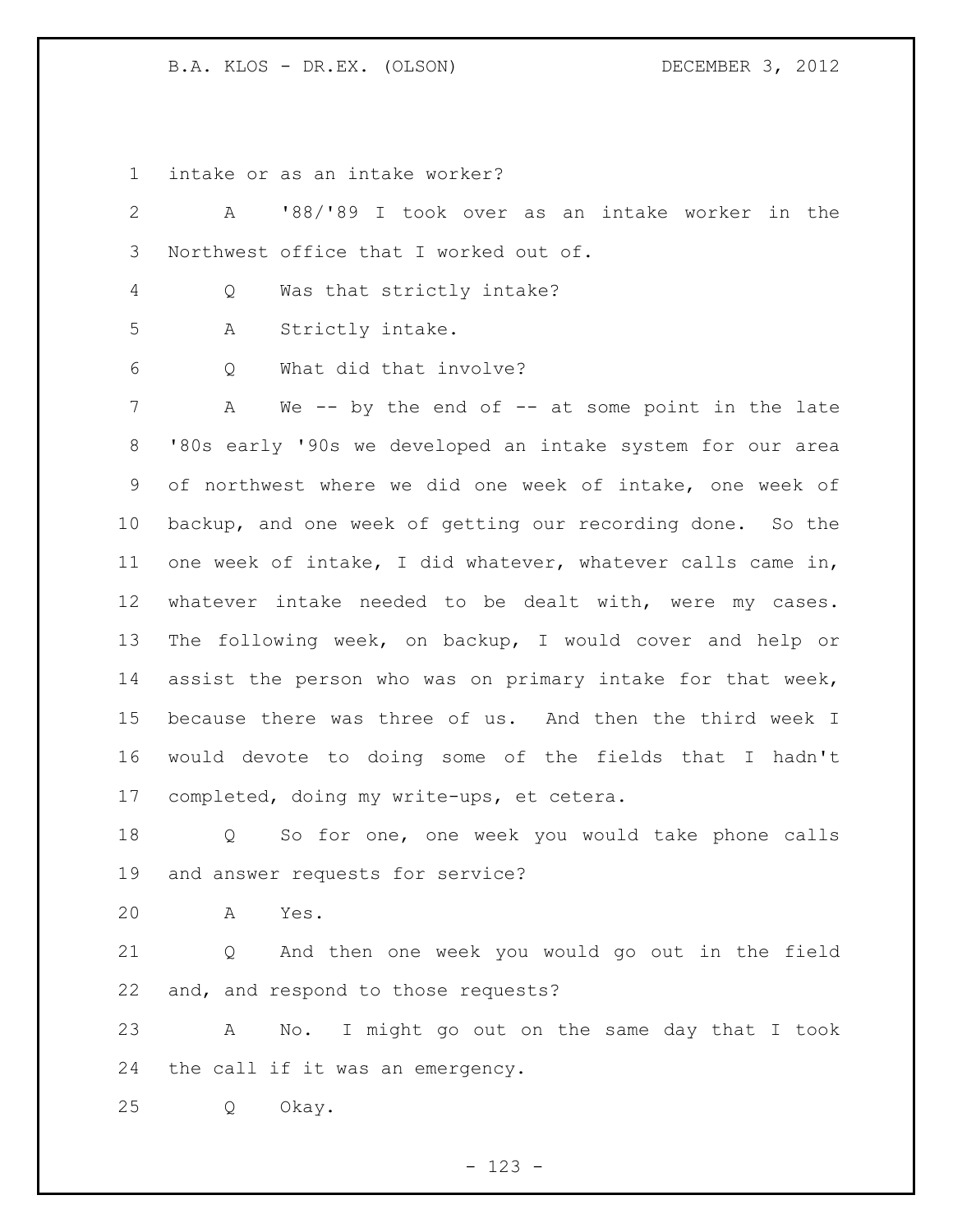intake or as an intake worker?

A '88/'89 I took over as an intake worker in the Northwest office that I worked out of.

Q Was that strictly intake?

A Strictly intake.

Q What did that involve?

A We -- by the end of -- at some point in the late '80s early '90s we developed an intake system for our area of northwest where we did one week of intake, one week of backup, and one week of getting our recording done. So the one week of intake, I did whatever, whatever calls came in, whatever intake needed to be dealt with, were my cases. The following week, on backup, I would cover and help or assist the person who was on primary intake for that week, because there was three of us. And then the third week I would devote to doing some of the fields that I hadn't completed, doing my write-ups, et cetera.

Q So for one, one week you would take phone calls and answer requests for service?

A Yes.

Q And then one week you would go out in the field and, and respond to those requests?

A No. I might go out on the same day that I took the call if it was an emergency.

Q Okay.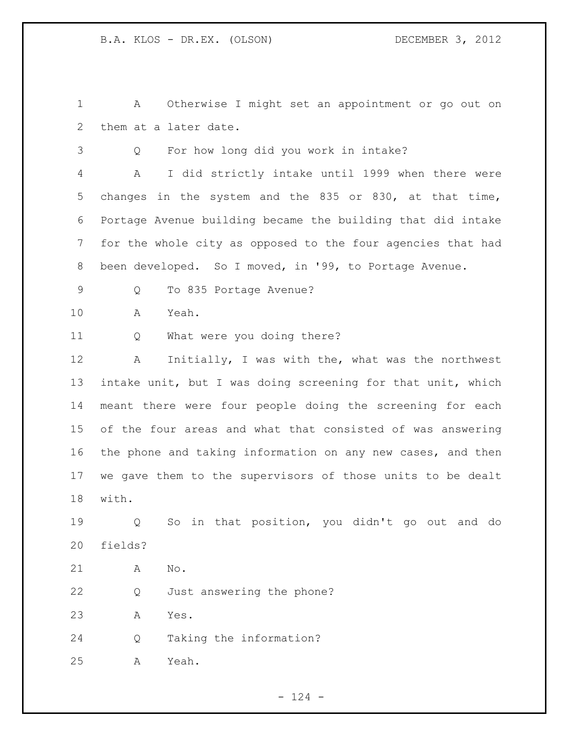A Otherwise I might set an appointment or go out on them at a later date.

Q For how long did you work in intake?

A I did strictly intake until 1999 when there were changes in the system and the 835 or 830, at that time, Portage Avenue building became the building that did intake for the whole city as opposed to the four agencies that had been developed. So I moved, in '99, to Portage Avenue.

Q To 835 Portage Avenue?

A Yeah.

Q What were you doing there?

A Initially, I was with the, what was the northwest intake unit, but I was doing screening for that unit, which meant there were four people doing the screening for each of the four areas and what that consisted of was answering the phone and taking information on any new cases, and then we gave them to the supervisors of those units to be dealt with.

Q So in that position, you didn't go out and do fields?

A No.

Q Just answering the phone?

A Yes.

Q Taking the information?

A Yeah.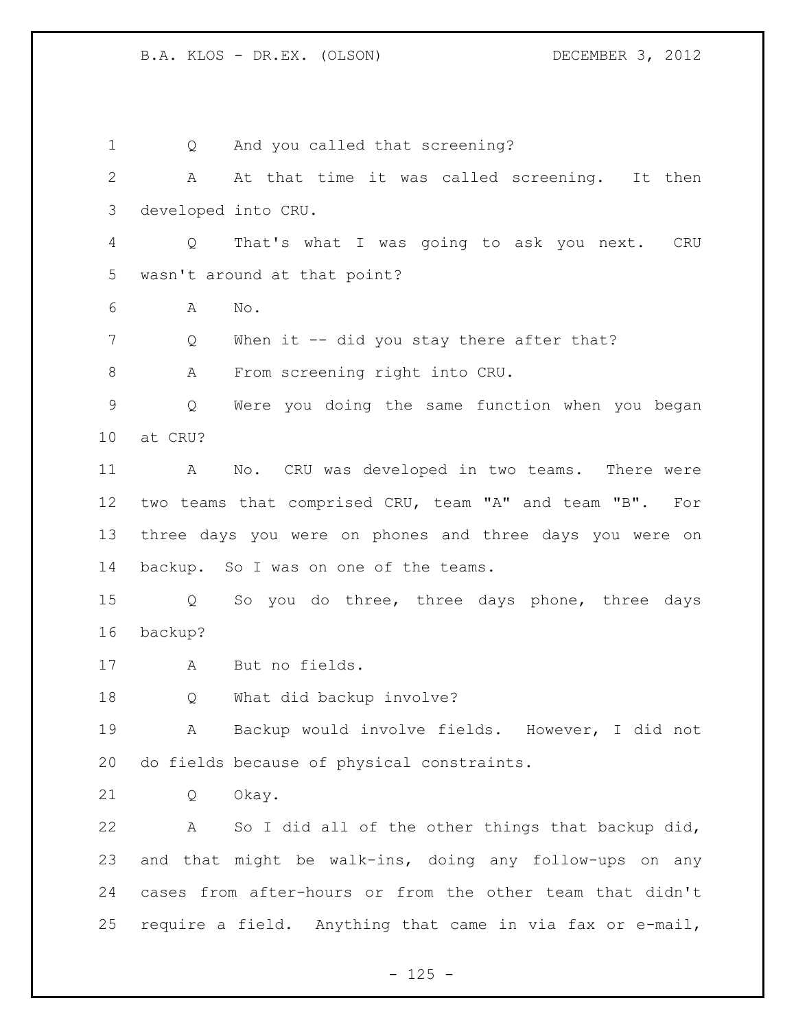Q And you called that screening?

A At that time it was called screening. It then developed into CRU.

Q That's what I was going to ask you next. CRU wasn't around at that point?

A No.

Q When it -- did you stay there after that?

A From screening right into CRU.

Q Were you doing the same function when you began at CRU?

A No. CRU was developed in two teams. There were two teams that comprised CRU, team "A" and team "B". For three days you were on phones and three days you were on backup. So I was on one of the teams.

Q So you do three, three days phone, three days backup?

A But no fields.

Q What did backup involve?

A Backup would involve fields. However, I did not do fields because of physical constraints.

Q Okay.

A So I did all of the other things that backup did, and that might be walk-ins, doing any follow-ups on any cases from after-hours or from the other team that didn't require a field. Anything that came in via fax or e-mail,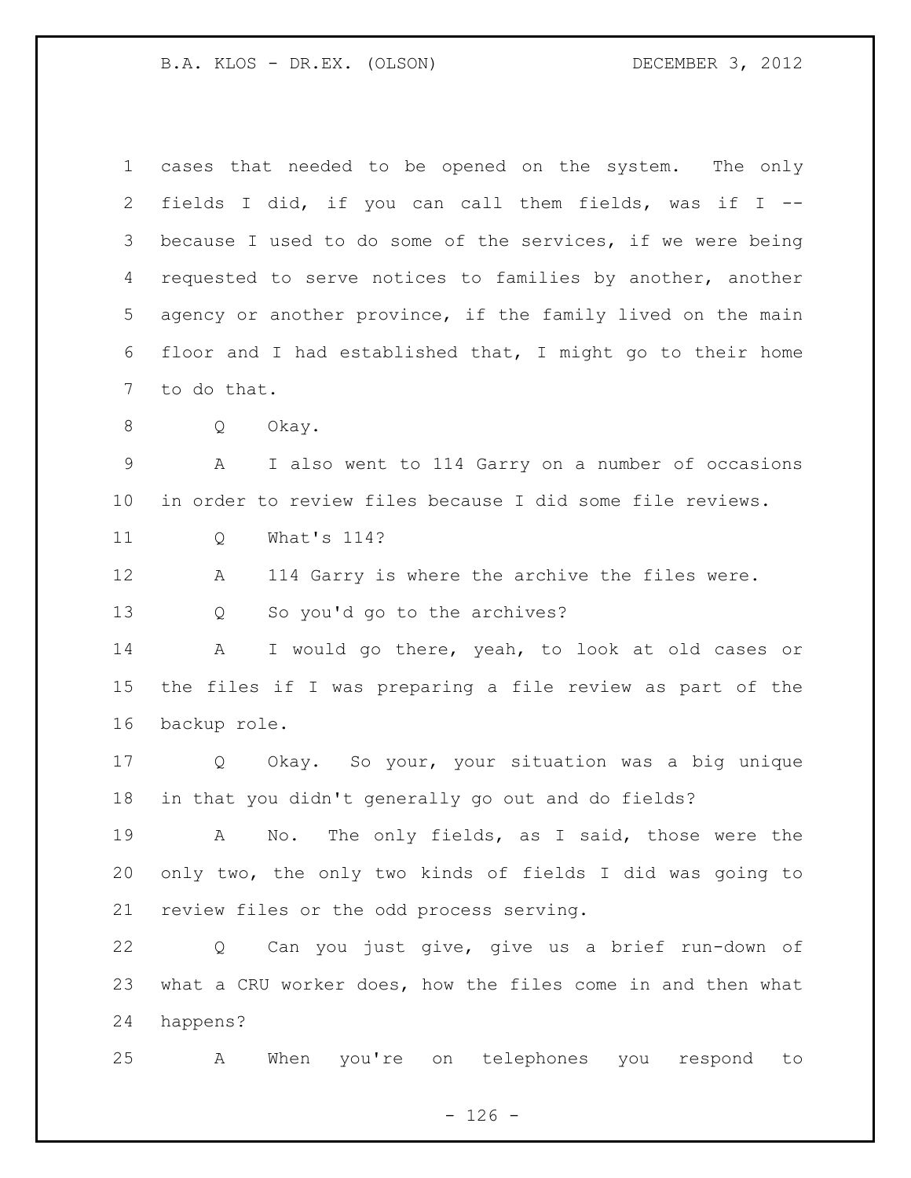cases that needed to be opened on the system. The only fields I did, if you can call them fields, was if I -- because I used to do some of the services, if we were being requested to serve notices to families by another, another agency or another province, if the family lived on the main floor and I had established that, I might go to their home to do that.

Q Okay.

A I also went to 114 Garry on a number of occasions in order to review files because I did some file reviews.

Q What's 114?

A 114 Garry is where the archive the files were.

Q So you'd go to the archives?

A I would go there, yeah, to look at old cases or the files if I was preparing a file review as part of the backup role.

Q Okay. So your, your situation was a big unique in that you didn't generally go out and do fields?

A No. The only fields, as I said, those were the only two, the only two kinds of fields I did was going to review files or the odd process serving.

Q Can you just give, give us a brief run-down of what a CRU worker does, how the files come in and then what happens?

A When you're on telephones you respond to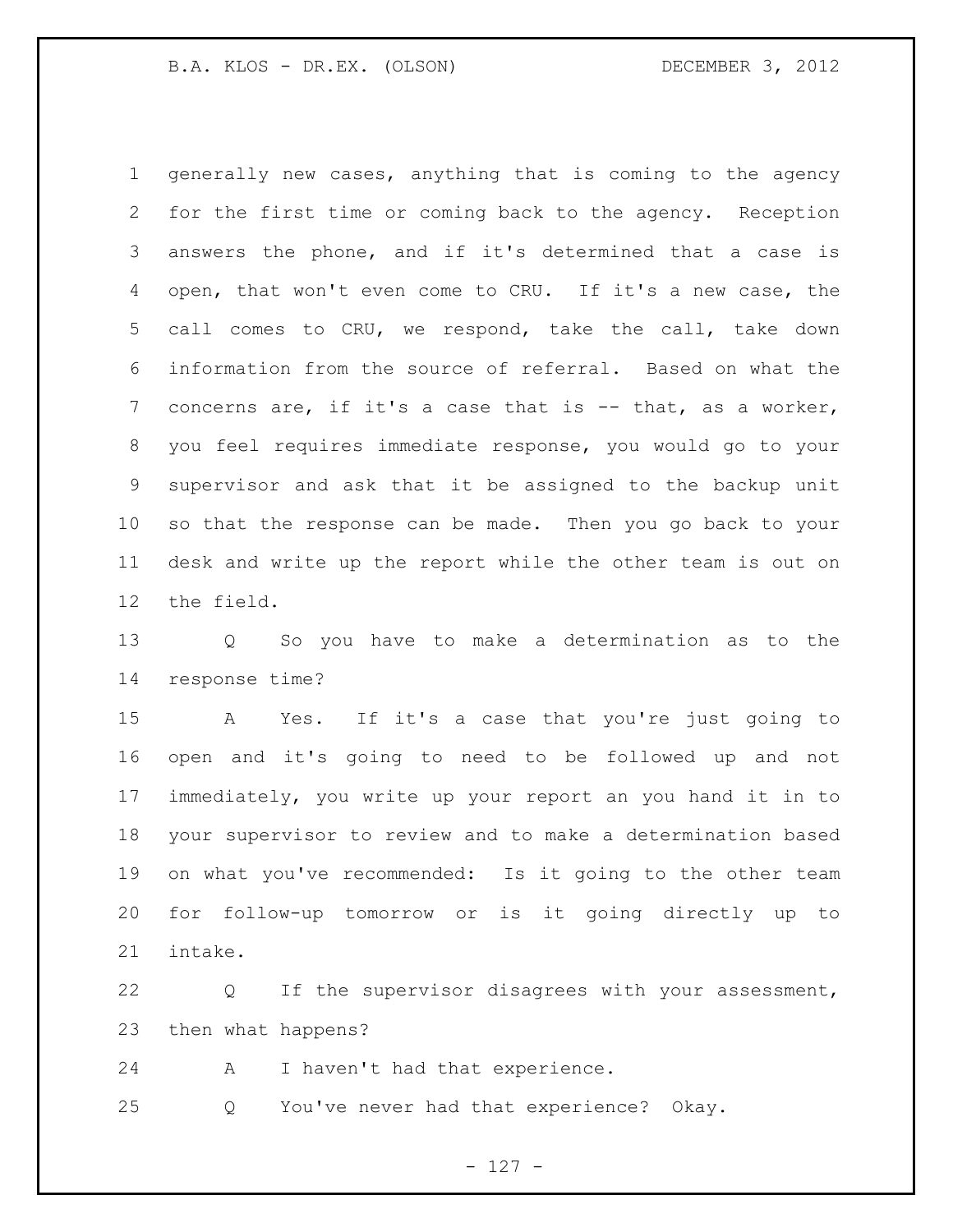generally new cases, anything that is coming to the agency for the first time or coming back to the agency. Reception answers the phone, and if it's determined that a case is open, that won't even come to CRU. If it's a new case, the call comes to CRU, we respond, take the call, take down information from the source of referral. Based on what the concerns are, if it's a case that is -- that, as a worker, you feel requires immediate response, you would go to your supervisor and ask that it be assigned to the backup unit so that the response can be made. Then you go back to your desk and write up the report while the other team is out on the field.

Q So you have to make a determination as to the response time?

A Yes. If it's a case that you're just going to open and it's going to need to be followed up and not immediately, you write up your report an you hand it in to your supervisor to review and to make a determination based on what you've recommended: Is it going to the other team for follow-up tomorrow or is it going directly up to intake.

Q If the supervisor disagrees with your assessment, then what happens?

A I haven't had that experience.

Q You've never had that experience? Okay.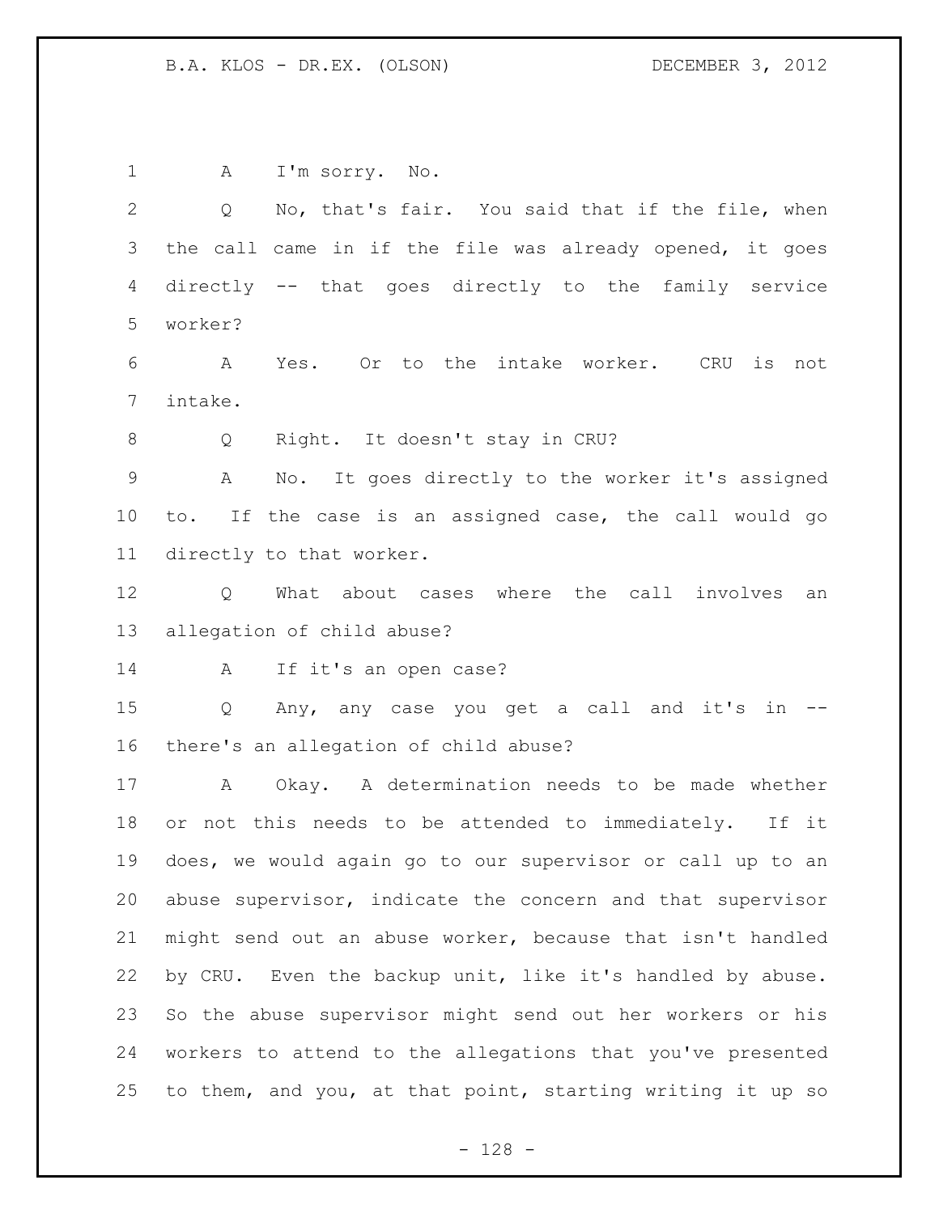A I'm sorry. No.

Q No, that's fair. You said that if the file, when the call came in if the file was already opened, it goes directly -- that goes directly to the family service worker?

A Yes. Or to the intake worker. CRU is not intake.

Q Right. It doesn't stay in CRU?

A No. It goes directly to the worker it's assigned to. If the case is an assigned case, the call would go directly to that worker.

Q What about cases where the call involves an allegation of child abuse?

A If it's an open case?

Q Any, any case you get a call and it's in -- there's an allegation of child abuse?

A Okay. A determination needs to be made whether or not this needs to be attended to immediately. If it does, we would again go to our supervisor or call up to an abuse supervisor, indicate the concern and that supervisor might send out an abuse worker, because that isn't handled by CRU. Even the backup unit, like it's handled by abuse. So the abuse supervisor might send out her workers or his workers to attend to the allegations that you've presented to them, and you, at that point, starting writing it up so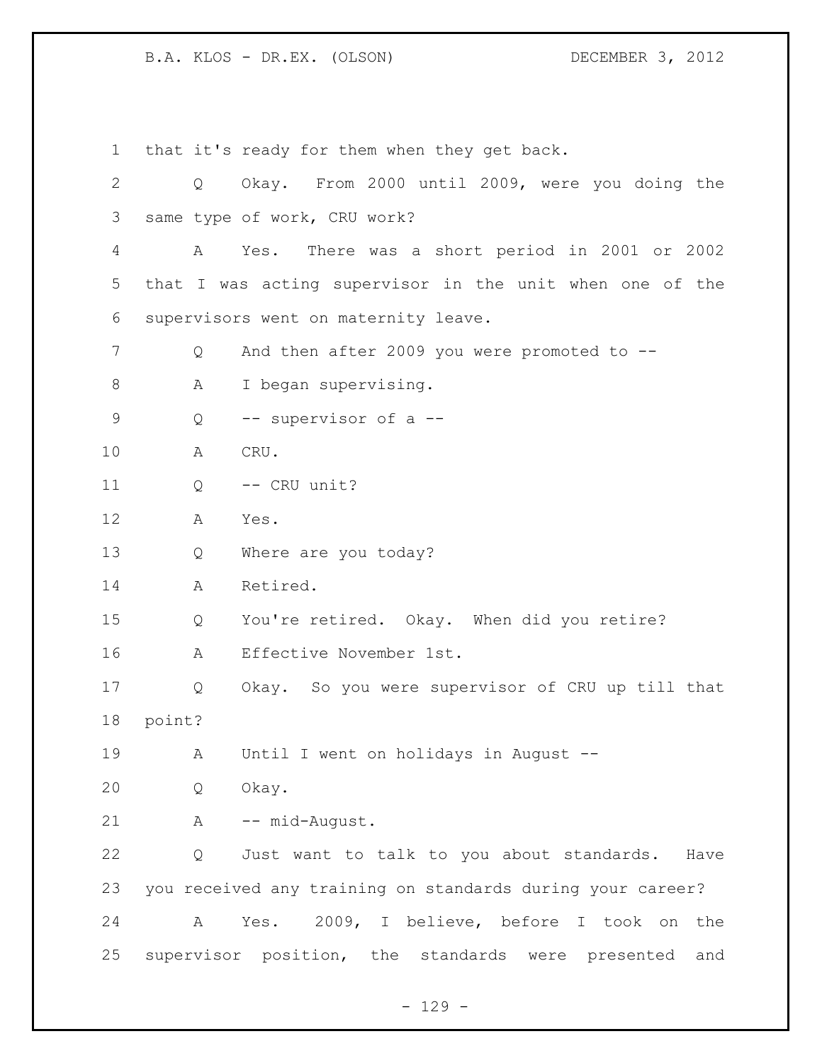that it's ready for them when they get back.

Q Okay. From 2000 until 2009, were you doing the same type of work, CRU work?

A Yes. There was a short period in 2001 or 2002 that I was acting supervisor in the unit when one of the supervisors went on maternity leave.

Q And then after 2009 you were promoted to --

A I began supervising.

Q -- supervisor of a --

A CRU.

Q -- CRU unit?

A Yes.

Q Where are you today?

A Retired.

Q You're retired. Okay. When did you retire?

A Effective November 1st.

Q Okay. So you were supervisor of CRU up till that point?

A Until I went on holidays in August --

Q Okay.

A -- mid-August.

Q Just want to talk to you about standards. Have you received any training on standards during your career?

A Yes. 2009, I believe, before I took on the supervisor position, the standards were presented and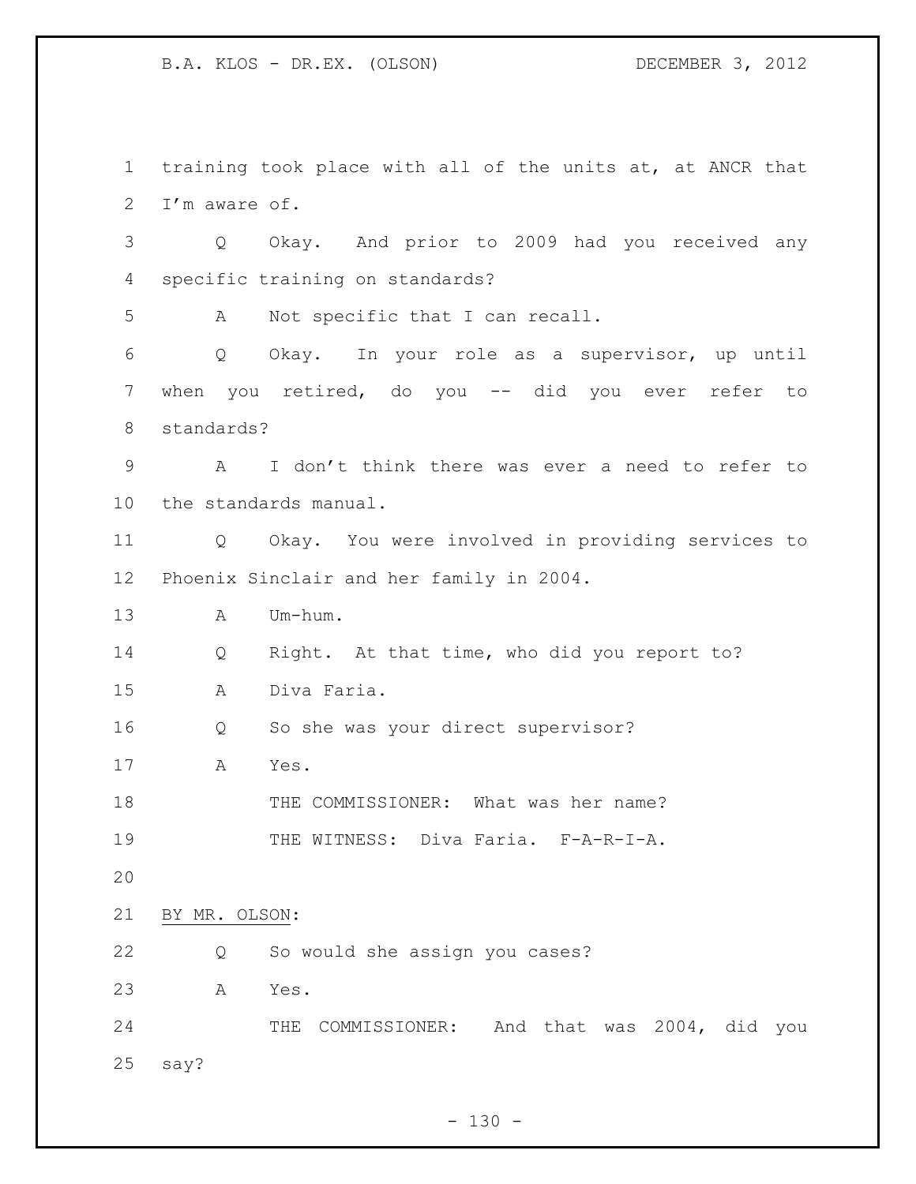training took place with all of the units at, at ANCR that I'm aware of.

Q Okay. And prior to 2009 had you received any specific training on standards?

A Not specific that I can recall.

Q Okay. In your role as a supervisor, up until when you retired, do you -- did you ever refer to standards?

A I don't think there was ever a need to refer to the standards manual.

Q Okay. You were involved in providing services to Phoenix Sinclair and her family in 2004.

A Um-hum.

Q Right. At that time, who did you report to?

A Diva Faria.

Q So she was your direct supervisor?

A Yes.

THE COMMISSIONER: What was her name?

THE WITNESS: Diva Faria. F-A-R-I-A.

BY MR. OLSON:

Q So would she assign you cases?

A Yes.

THE COMMISSIONER: And that was 2004, did you say?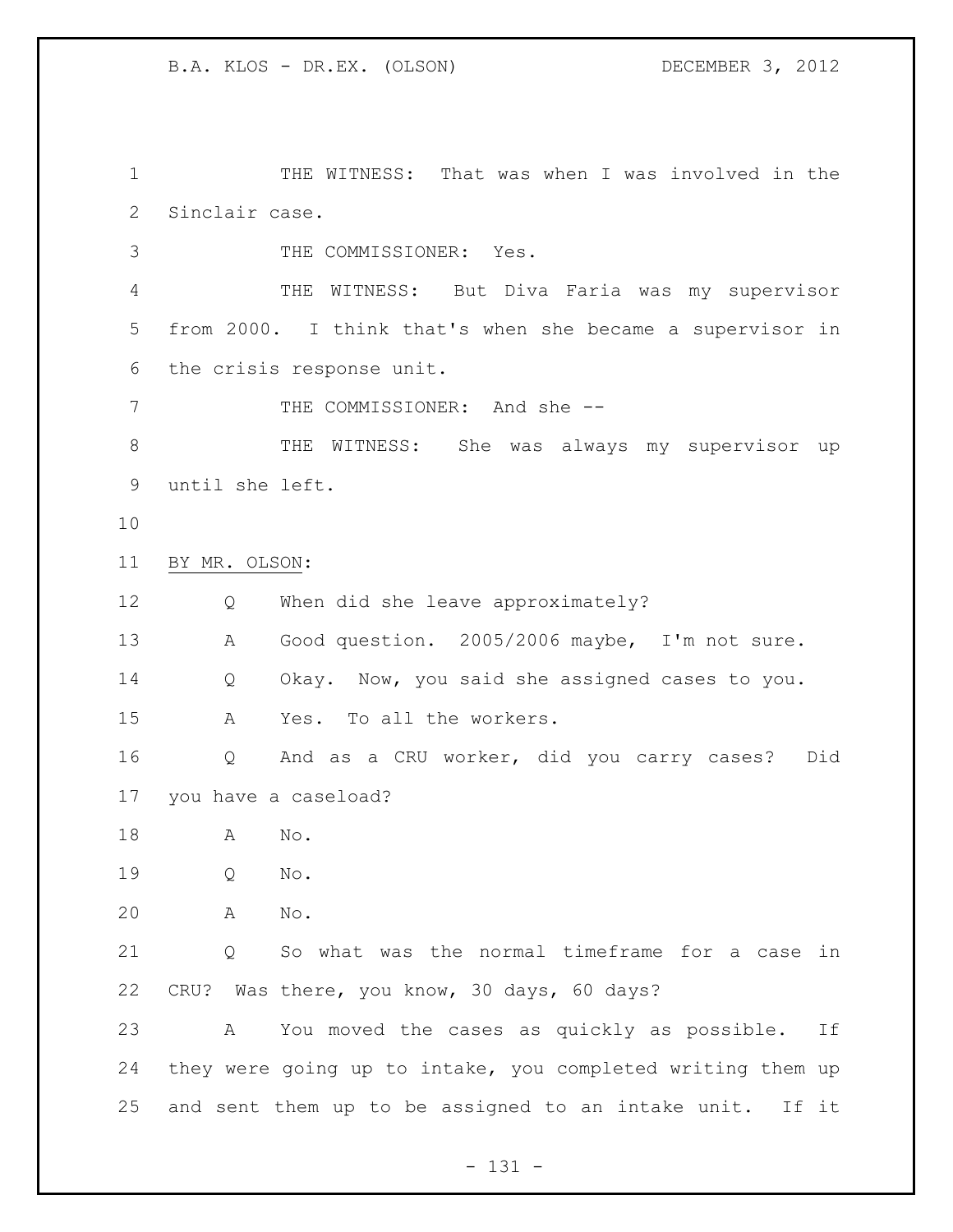THE WITNESS: That was when I was involved in the Sinclair case.

THE COMMISSIONER: Yes.

THE WITNESS: But Diva Faria was my supervisor from 2000. I think that's when she became a supervisor in the crisis response unit.

THE COMMISSIONER: And she --

THE WITNESS: She was always my supervisor up until she left.

BY MR. OLSON:

Q When did she leave approximately?

A Good question. 2005/2006 maybe, I'm not sure.

Q Okay. Now, you said she assigned cases to you.

A Yes. To all the workers.

Q And as a CRU worker, did you carry cases? Did you have a caseload?

A No.

Q No.

A No.

Q So what was the normal timeframe for a case in CRU? Was there, you know, 30 days, 60 days?

A You moved the cases as quickly as possible. If they were going up to intake, you completed writing them up and sent them up to be assigned to an intake unit. If it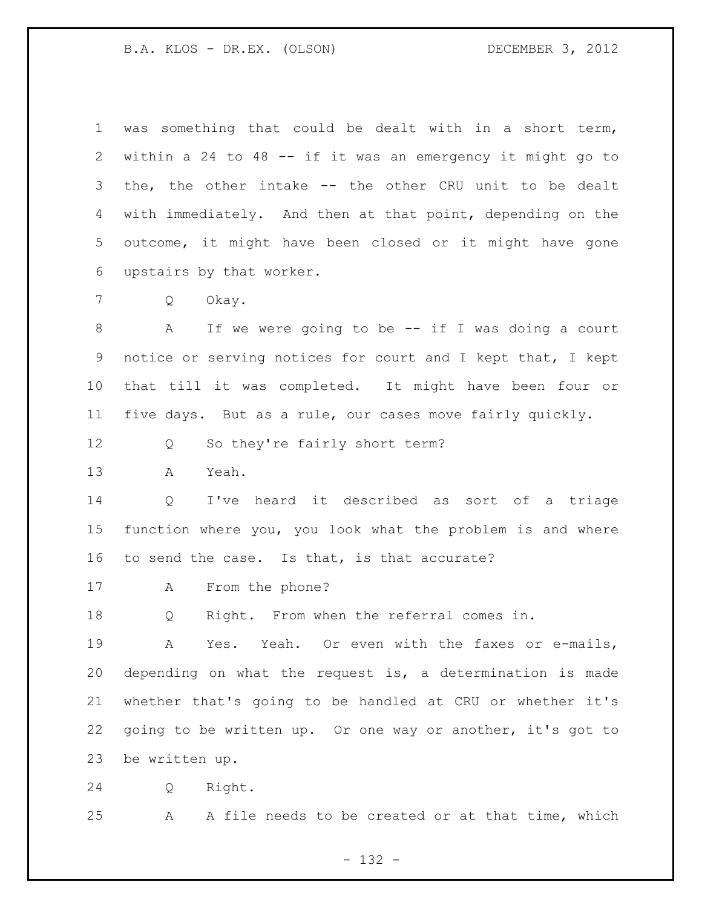was something that could be dealt with in a short term, within a 24 to 48 -- if it was an emergency it might go to the, the other intake -- the other CRU unit to be dealt with immediately. And then at that point, depending on the outcome, it might have been closed or it might have gone upstairs by that worker.

Q Okay.

A If we were going to be -- if I was doing a court notice or serving notices for court and I kept that, I kept that till it was completed. It might have been four or five days. But as a rule, our cases move fairly quickly.

Q So they're fairly short term?

A Yeah.

Q I've heard it described as sort of a triage function where you, you look what the problem is and where to send the case. Is that, is that accurate?

A From the phone?

Q Right. From when the referral comes in.

A Yes. Yeah. Or even with the faxes or e-mails, depending on what the request is, a determination is made whether that's going to be handled at CRU or whether it's going to be written up. Or one way or another, it's got to be written up.

Q Right.

A A file needs to be created or at that time, which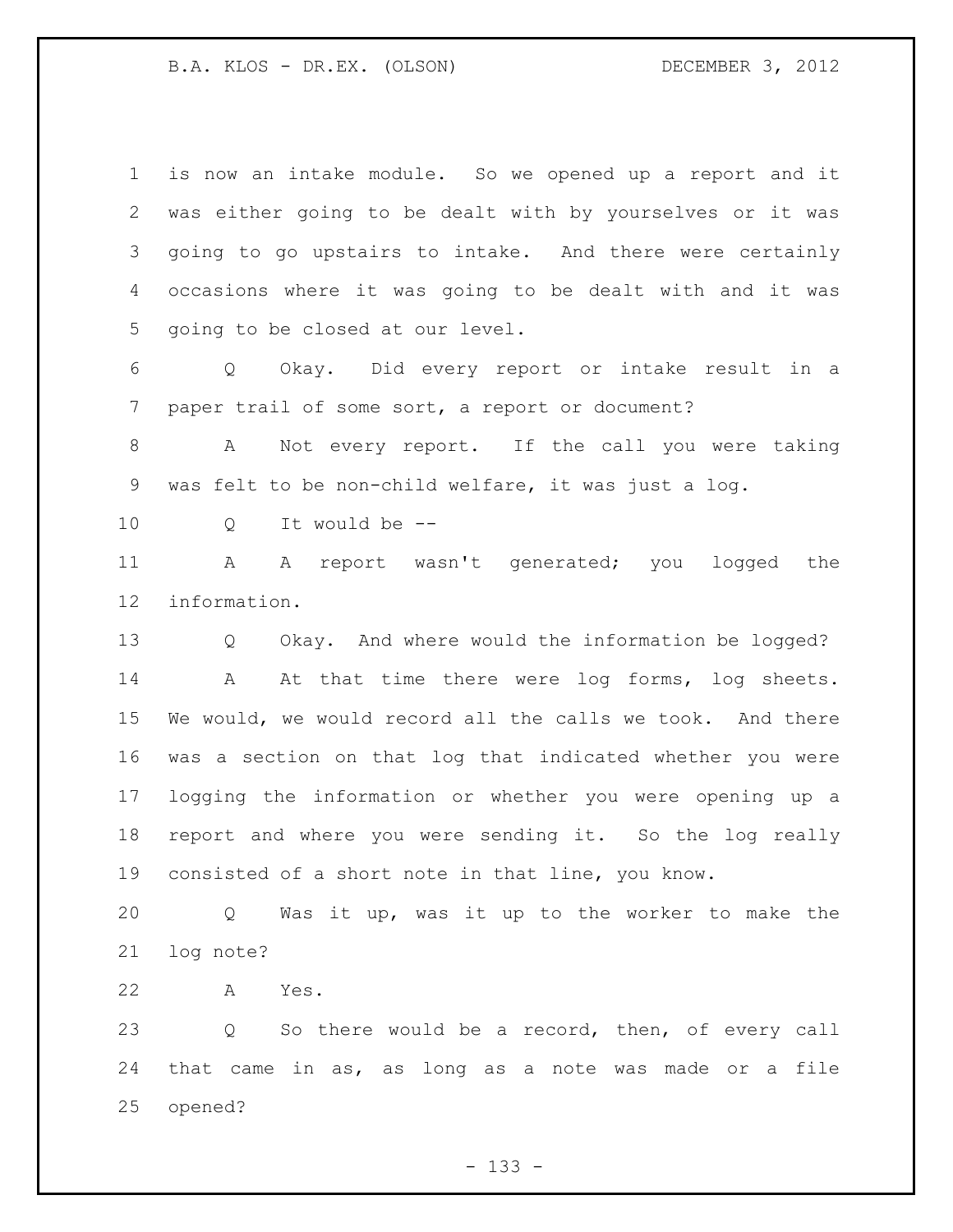is now an intake module. So we opened up a report and it was either going to be dealt with by yourselves or it was going to go upstairs to intake. And there were certainly occasions where it was going to be dealt with and it was going to be closed at our level.

Q Okay. Did every report or intake result in a paper trail of some sort, a report or document?

A Not every report. If the call you were taking was felt to be non-child welfare, it was just a log.

Q It would be --

A A report wasn't generated; you logged the information.

Q Okay. And where would the information be logged?

A At that time there were log forms, log sheets. We would, we would record all the calls we took. And there was a section on that log that indicated whether you were logging the information or whether you were opening up a report and where you were sending it. So the log really consisted of a short note in that line, you know.

Q Was it up, was it up to the worker to make the log note?

A Yes.

Q So there would be a record, then, of every call that came in as, as long as a note was made or a file opened?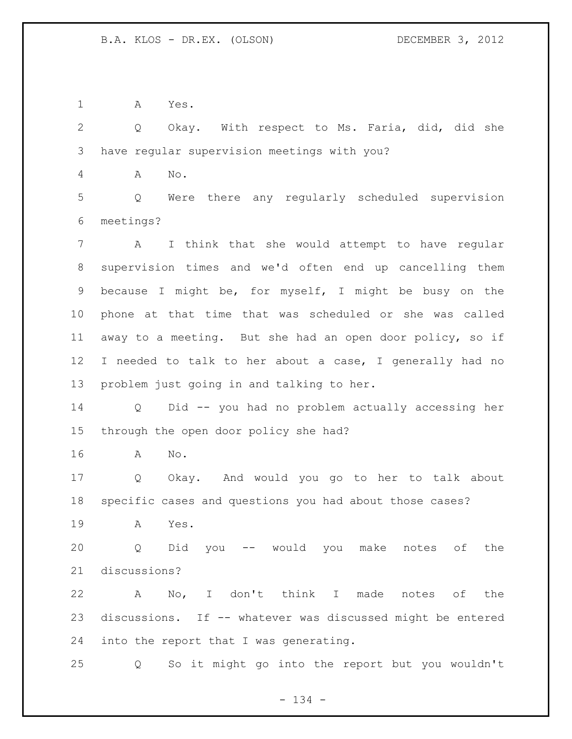A Yes.

Q Okay. With respect to Ms. Faria, did, did she have regular supervision meetings with you?

A No.

Q Were there any regularly scheduled supervision meetings?

A I think that she would attempt to have regular supervision times and we'd often end up cancelling them because I might be, for myself, I might be busy on the phone at that time that was scheduled or she was called away to a meeting. But she had an open door policy, so if I needed to talk to her about a case, I generally had no problem just going in and talking to her.

Q Did -- you had no problem actually accessing her through the open door policy she had?

A No.

Q Okay. And would you go to her to talk about specific cases and questions you had about those cases?

A Yes.

Q Did you -- would you make notes of the discussions?

A No, I don't think I made notes of the discussions. If -- whatever was discussed might be entered into the report that I was generating.

Q So it might go into the report but you wouldn't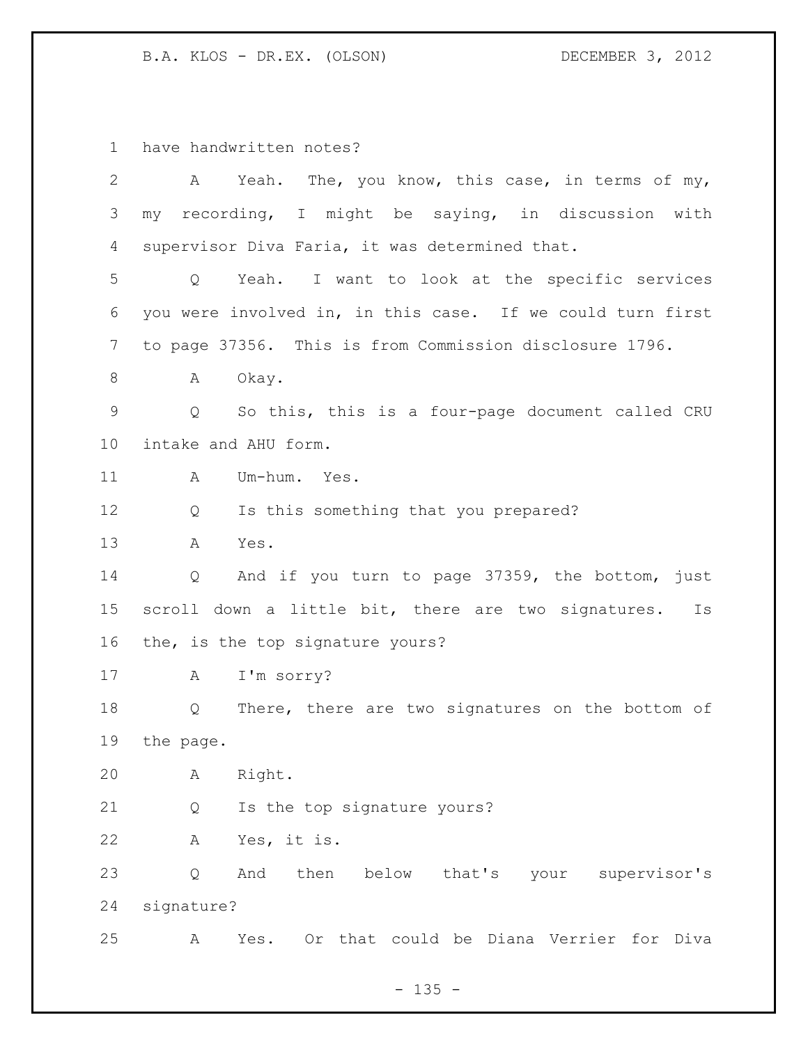have handwritten notes?

A Yeah. The, you know, this case, in terms of my, my recording, I might be saying, in discussion with supervisor Diva Faria, it was determined that.

Q Yeah. I want to look at the specific services you were involved in, in this case. If we could turn first to page 37356. This is from Commission disclosure 1796.

A Okay.

Q So this, this is a four-page document called CRU intake and AHU form.

A Um-hum. Yes.

Q Is this something that you prepared?

A Yes.

Q And if you turn to page 37359, the bottom, just scroll down a little bit, there are two signatures. Is the, is the top signature yours?

A I'm sorry?

Q There, there are two signatures on the bottom of the page.

A Right.

Q Is the top signature yours?

A Yes, it is.

Q And then below that's your supervisor's signature?

A Yes. Or that could be Diana Verrier for Diva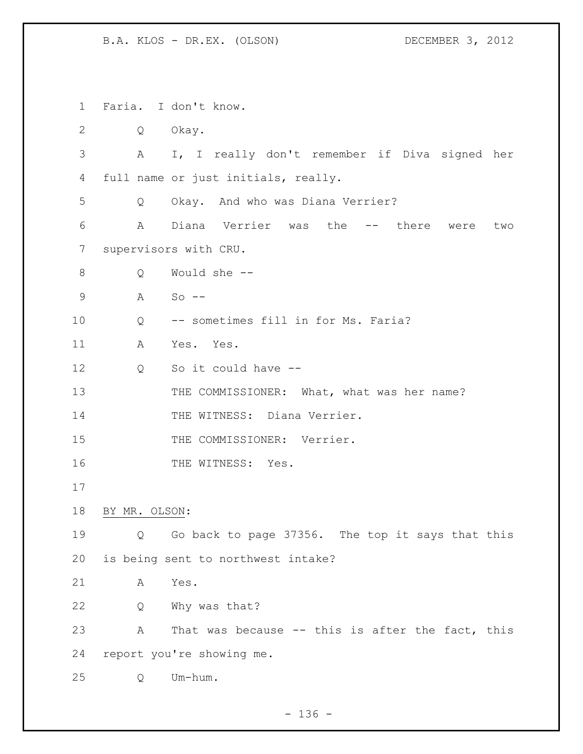Faria. I don't know.

Q Okay.

A I, I really don't remember if Diva signed her full name or just initials, really.

Q Okay. And who was Diana Verrier?

A Diana Verrier was the -- there were two supervisors with CRU.

Q Would she --

A So --

Q -- sometimes fill in for Ms. Faria?

A Yes. Yes.

Q So it could have --

THE COMMISSIONER: What, what was her name?

THE WITNESS: Diana Verrier.

THE COMMISSIONER: Verrier.

THE WITNESS: Yes.

BY MR. OLSON:

Q Go back to page 37356. The top it says that this is being sent to northwest intake?

A Yes.

Q Why was that?

A That was because -- this is after the fact, this report you're showing me.

Q Um-hum.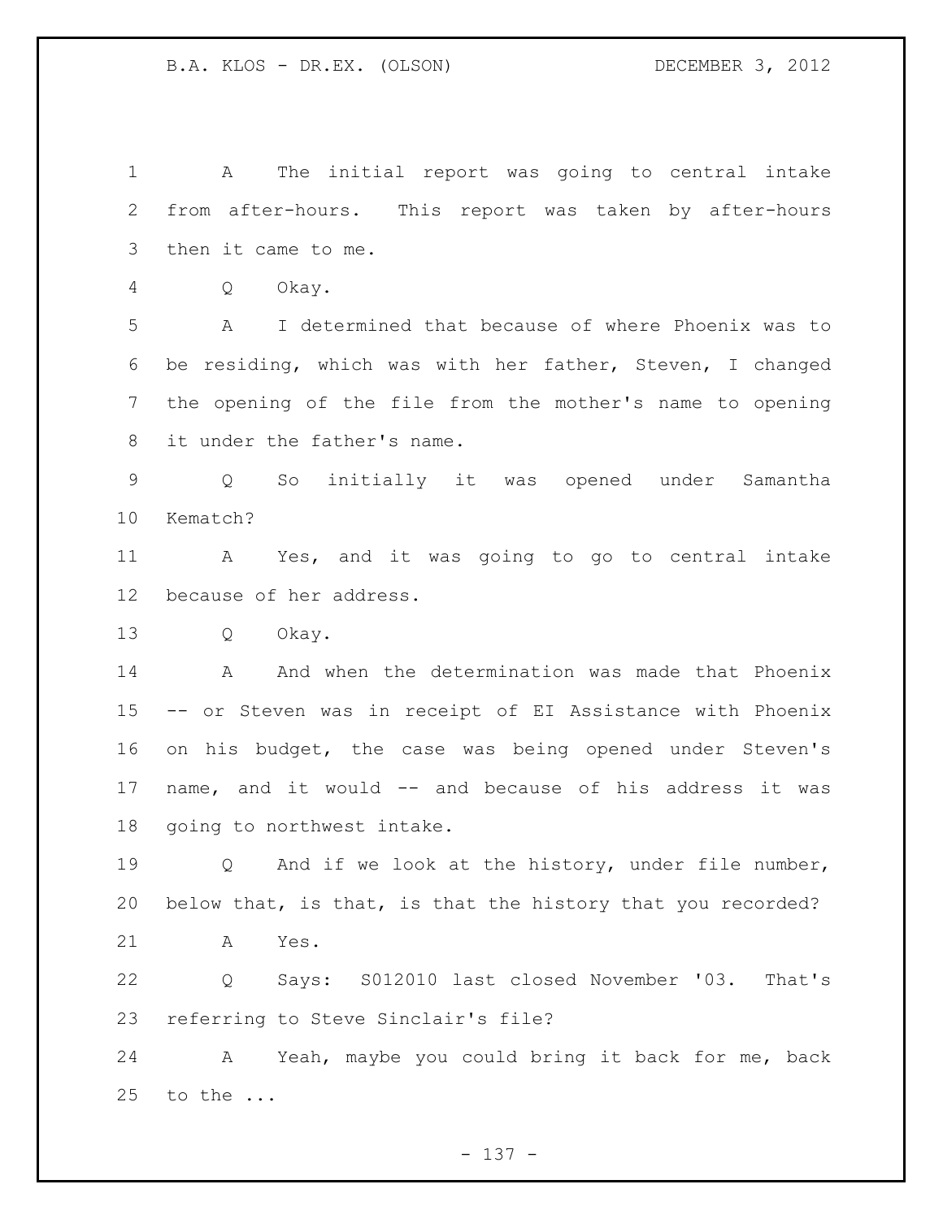A The initial report was going to central intake from after-hours. This report was taken by after-hours then it came to me.

Q Okay.

A I determined that because of where Phoenix was to be residing, which was with her father, Steven, I changed the opening of the file from the mother's name to opening it under the father's name.

Q So initially it was opened under Samantha Kematch?

A Yes, and it was going to go to central intake because of her address.

Q Okay.

A And when the determination was made that Phoenix -- or Steven was in receipt of EI Assistance with Phoenix on his budget, the case was being opened under Steven's name, and it would -- and because of his address it was going to northwest intake.

Q And if we look at the history, under file number, below that, is that, is that the history that you recorded?

A Yes.

Q Says: S012010 last closed November '03. That's referring to Steve Sinclair's file?

A Yeah, maybe you could bring it back for me, back to the ...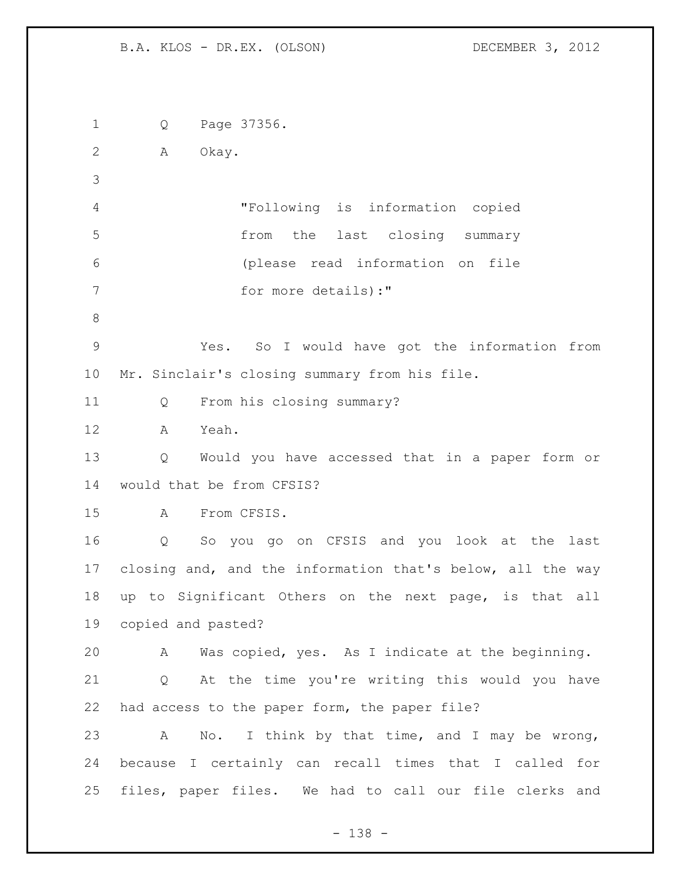Q Page 37356.

A Okay.

> "Following is information copied from the last closing summary (please read information on file for more details):"

Yes. So I would have got the information from Mr. Sinclair's closing summary from his file.

Q From his closing summary?

A Yeah.

Q Would you have accessed that in a paper form or would that be from CFSIS?

A From CFSIS.

Q So you go on CFSIS and you look at the last closing and, and the information that's below, all the way up to Significant Others on the next page, is that all copied and pasted?

A Was copied, yes. As I indicate at the beginning.

Q At the time you're writing this would you have had access to the paper form, the paper file?

A No. I think by that time, and I may be wrong, because I certainly can recall times that I called for files, paper files. We had to call our file clerks and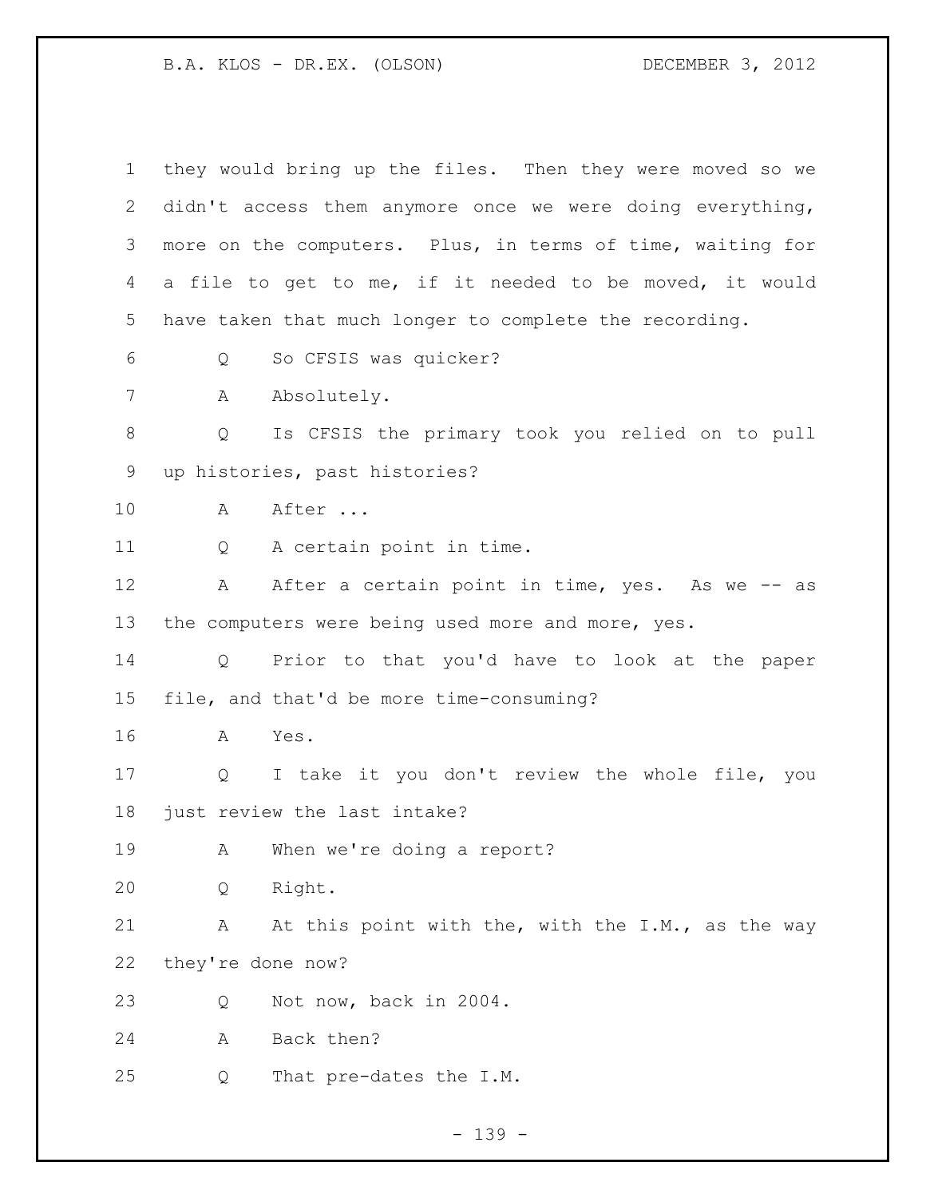they would bring up the files. Then they were moved so we didn't access them anymore once we were doing everything, more on the computers. Plus, in terms of time, waiting for a file to get to me, if it needed to be moved, it would have taken that much longer to complete the recording.

Q So CFSIS was quicker?

A Absolutely.

Q Is CFSIS the primary took you relied on to pull up histories, past histories?

A After ...

Q A certain point in time.

A After a certain point in time, yes. As we -- as the computers were being used more and more, yes.

Q Prior to that you'd have to look at the paper file, and that'd be more time-consuming?

A Yes.

Q I take it you don't review the whole file, you just review the last intake?

A When we're doing a report?

Q Right.

A At this point with the, with the I.M., as the way they're done now?

Q Not now, back in 2004.

A Back then?

Q That pre-dates the I.M.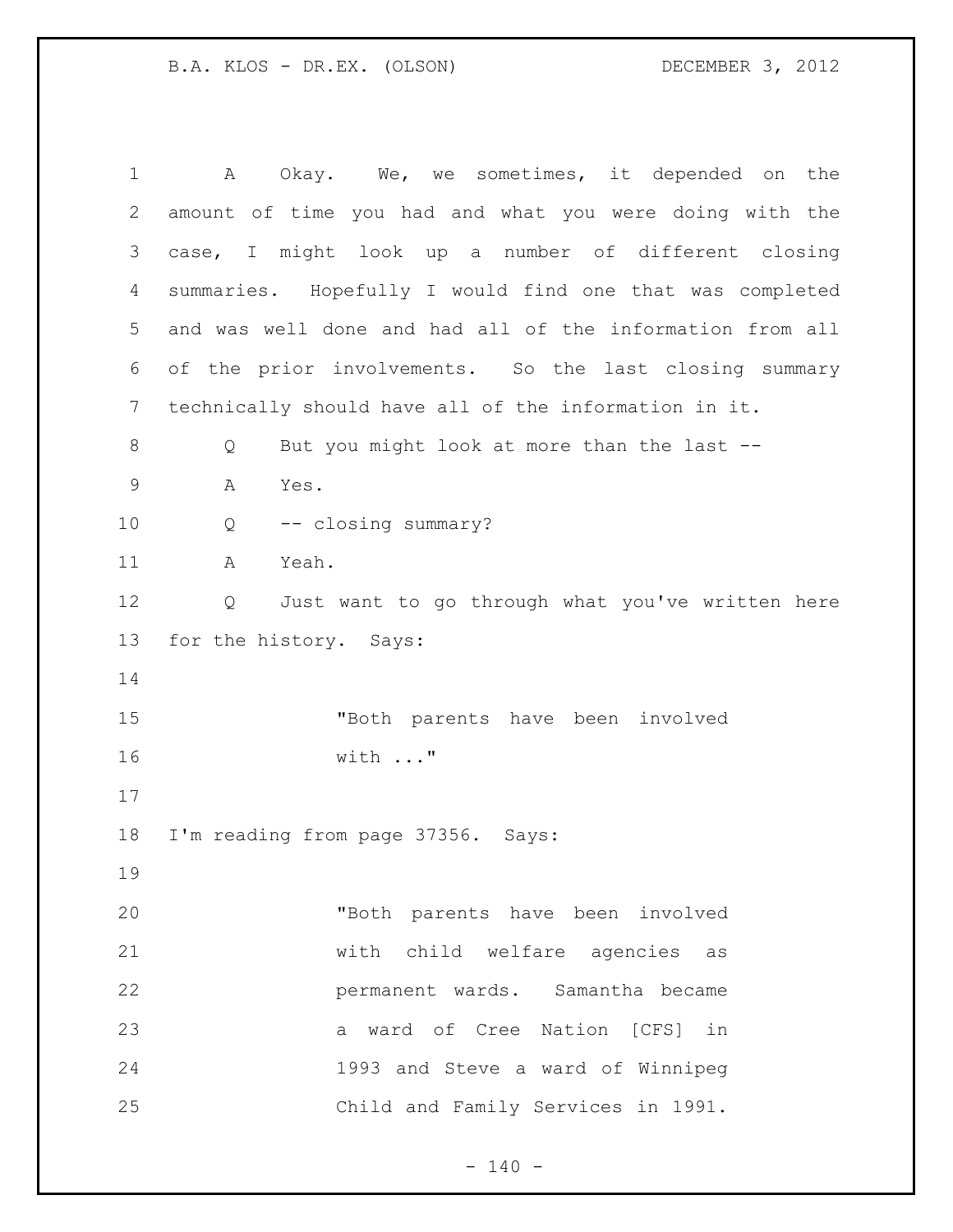A Okay. We, we sometimes, it depended on the amount of time you had and what you were doing with the case, I might look up a number of different closing summaries. Hopefully I would find one that was completed and was well done and had all of the information from all of the prior involvements. So the last closing summary technically should have all of the information in it.

Q But you might look at more than the last --

A Yes.

Q -- closing summary?

A Yeah.

Q Just want to go through what you've written here for the history. Says:

> "Both parents have been involved with ..."

I'm reading from page 37356. Says:

> "Both parents have been involved with child welfare agencies as permanent wards. Samantha became a ward of Cree Nation [CFS] in 1993 and Steve a ward of Winnipeg Child and Family Services in 1991.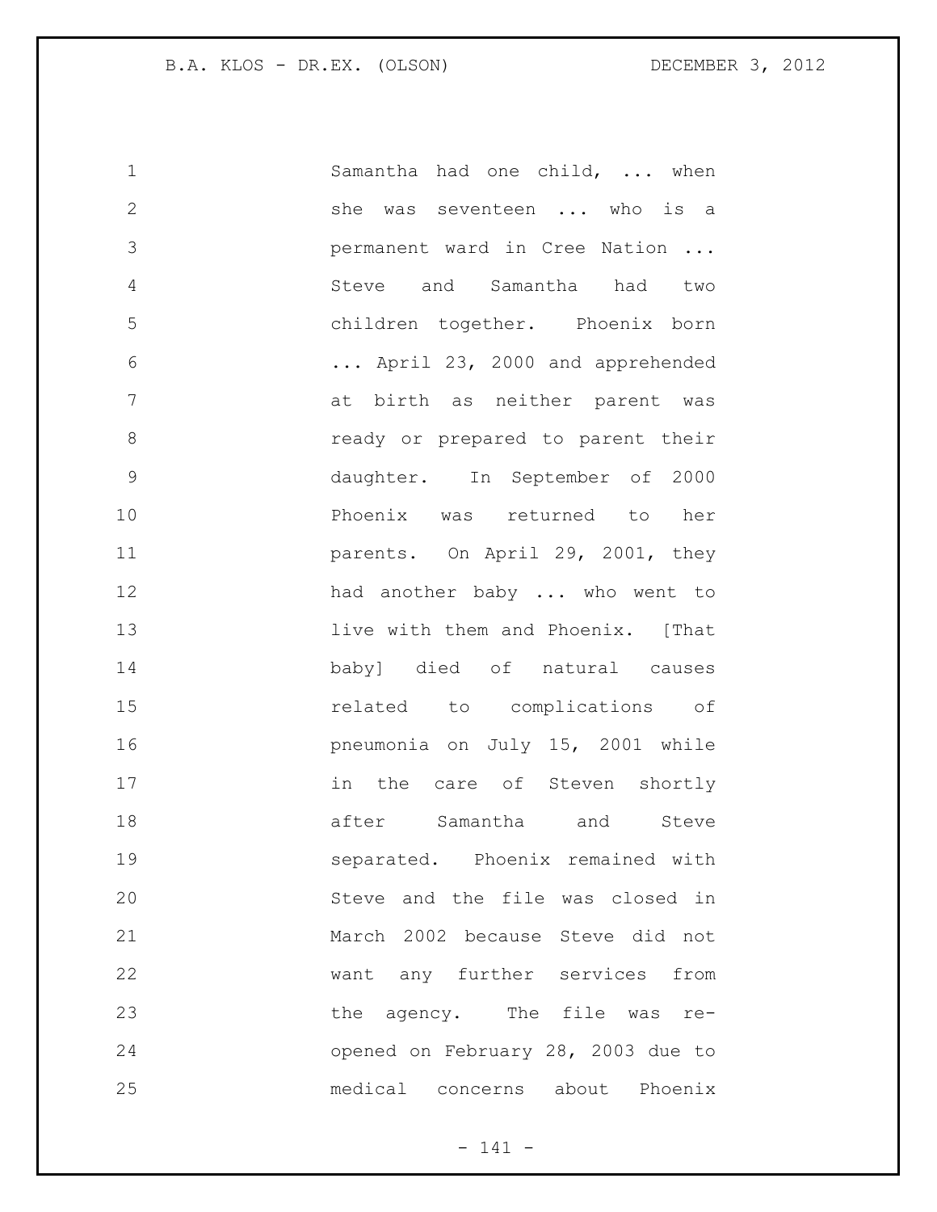Samantha had one child, ... when she was seventeen ... who is a permanent ward in Cree Nation ... Steve and Samantha had two children together. Phoenix born ... April 23, 2000 and apprehended at birth as neither parent was ready or prepared to parent their daughter. In September of 2000 Phoenix was returned to her parents. On April 29, 2001, they had another baby ... who went to live with them and Phoenix. [That baby] died of natural causes related to complications of pneumonia on July 15, 2001 while in the care of Steven shortly after Samantha and Steve separated. Phoenix remained with Steve and the file was closed in March 2002 because Steve did not want any further services from the agency. The file was re-opened on February 28, 2003 due to medical concerns about Phoenix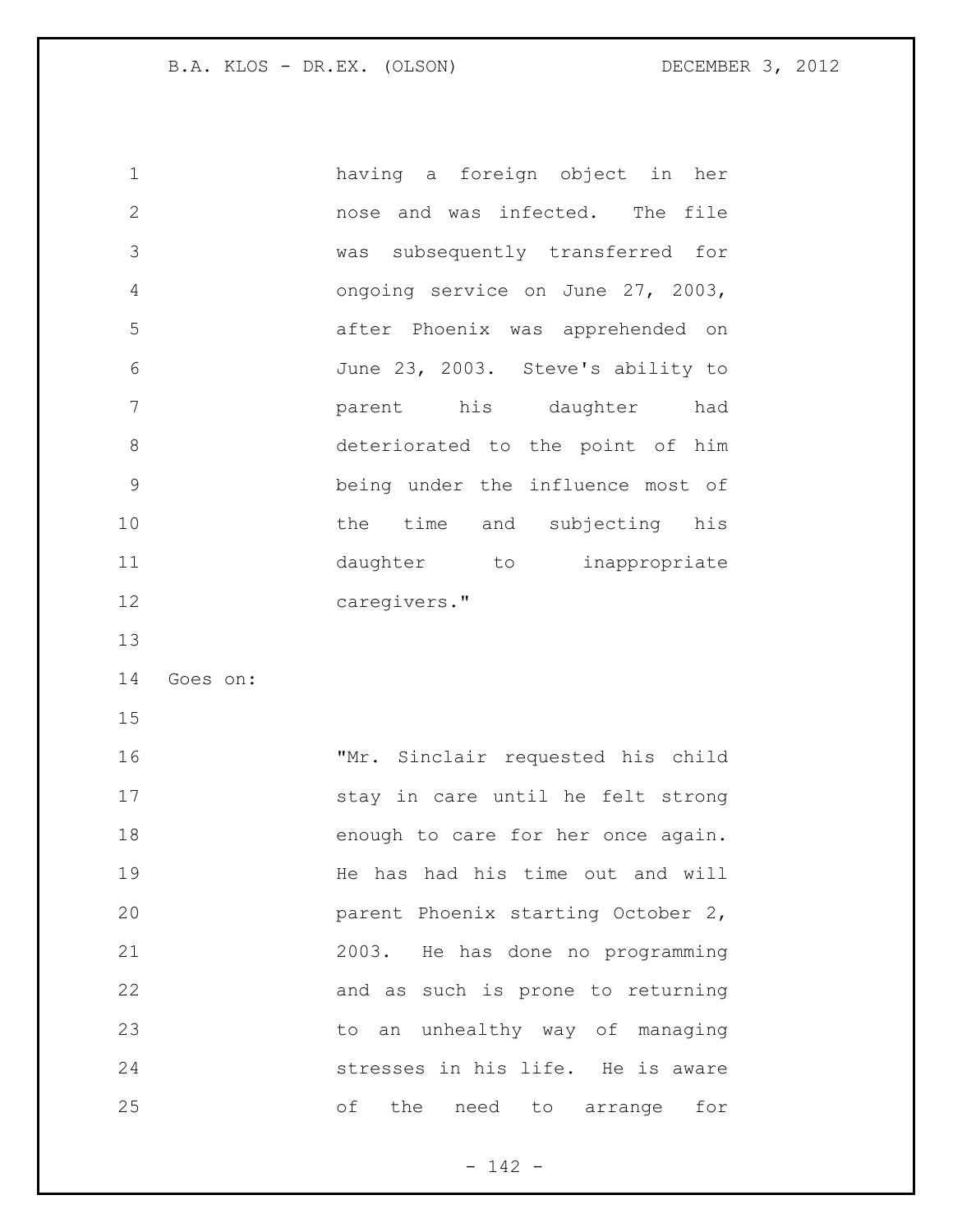having a foreign object in her nose and was infected. The file was subsequently transferred for ongoing service on June 27, 2003, after Phoenix was apprehended on June 23, 2003. Steve's ability to parent his daughter had deteriorated to the point of him being under the influence most of the time and subjecting his daughter to inappropriate caregivers."

Goes on:

"Mr. Sinclair requested his child stay in care until he felt strong enough to care for her once again. He has had his time out and will parent Phoenix starting October 2, 2003. He has done no programming and as such is prone to returning to an unhealthy way of managing stresses in his life. He is aware of the need to arrange for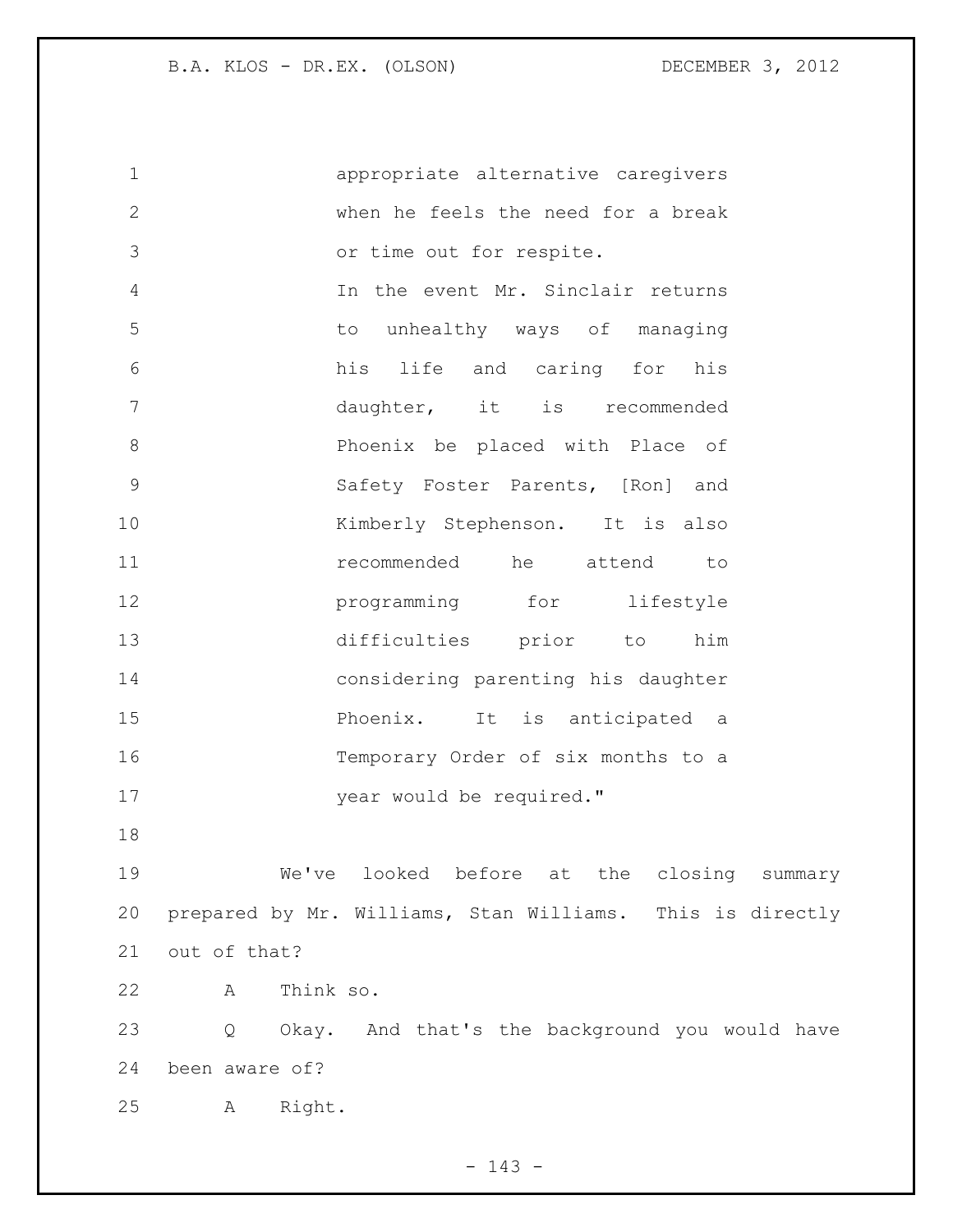appropriate alternative caregivers when he feels the need for a break or time out for respite.

In the event Mr. Sinclair returns to unhealthy ways of managing his life and caring for his daughter, it is recommended Phoenix be placed with Place of Safety Foster Parents, [Ron] and Kimberly Stephenson. It is also recommended he attend to programming for lifestyle difficulties prior to him considering parenting his daughter Phoenix. It is anticipated a Temporary Order of six months to a year would be required."

We've looked before at the closing summary prepared by Mr. Williams, Stan Williams. This is directly out of that?

A Think so.

Q Okay. And that's the background you would have been aware of?

A Right.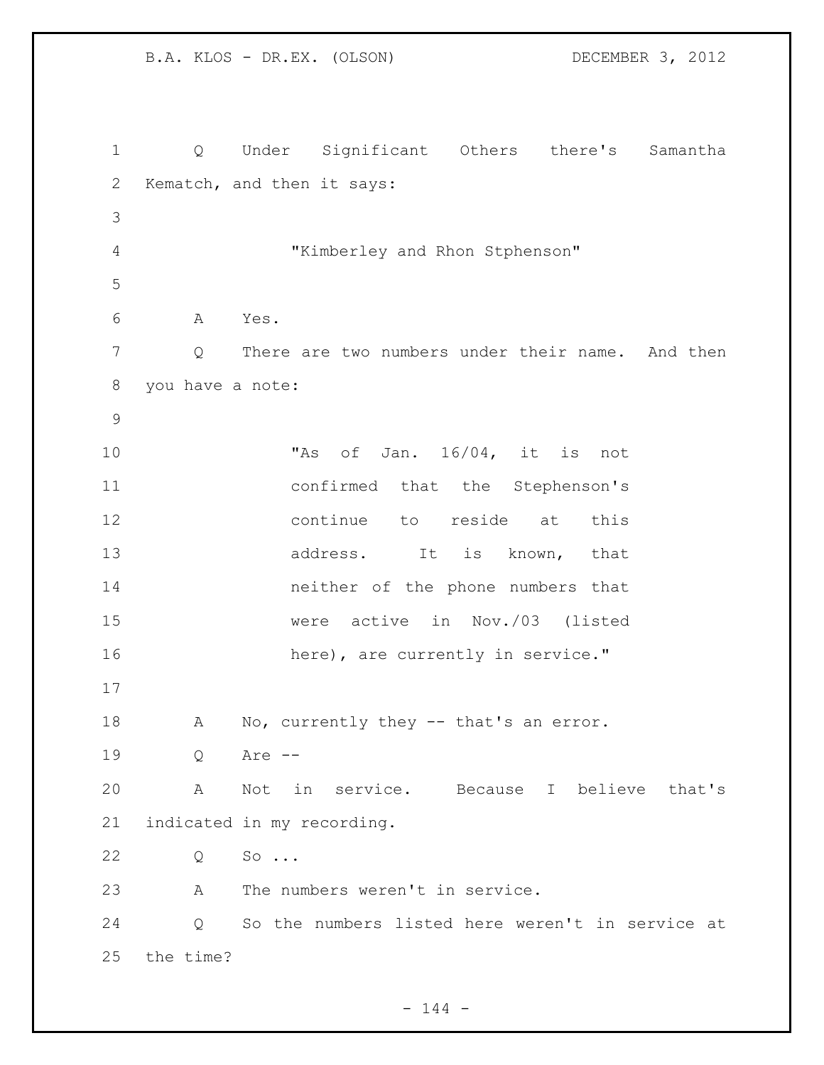Q Under Significant Others there's Samantha Kematch, and then it says:

> "Kimberley and Rhon Stphenson"

A Yes.

Q There are two numbers under their name. And then you have a note:

> "As of Jan. 16/04, it is not confirmed that the Stephenson's continue to reside at this address. It is known, that neither of the phone numbers that were active in Nov./03 (listed here), are currently in service."

A No, currently they -- that's an error.

Q Are --

A Not in service. Because I believe that's indicated in my recording.

Q So ...

A The numbers weren't in service.

Q So the numbers listed here weren't in service at the time?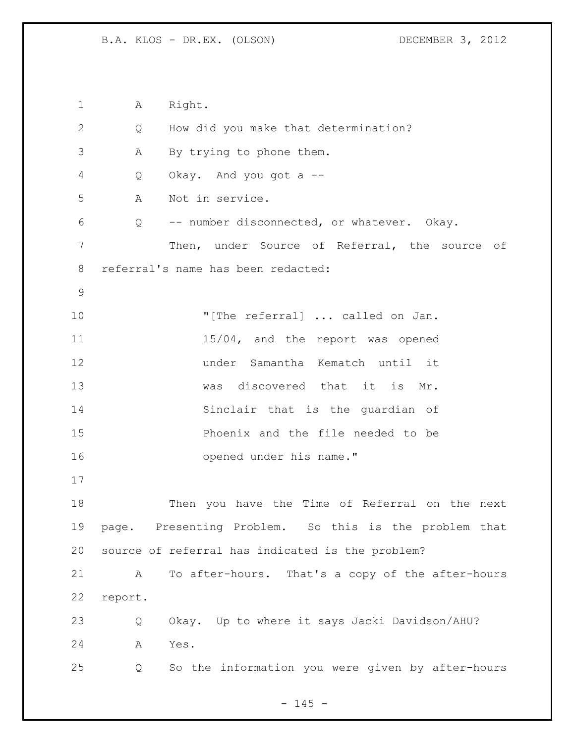A Right.

Q How did you make that determination?

A By trying to phone them.

Q Okay. And you got a --

A Not in service.

Q -- number disconnected, or whatever. Okay.

Then, under Source of Referral, the source of referral's name has been redacted:

> "[The referral] ... called on Jan. 15/04, and the report was opened under Samantha Kematch until it was discovered that it is Mr. Sinclair that is the guardian of Phoenix and the file needed to be opened under his name."

Then you have the Time of Referral on the next page. Presenting Problem. So this is the problem that source of referral has indicated is the problem?

A To after-hours. That's a copy of the after-hours report.

Q Okay. Up to where it says Jacki Davidson/AHU?

A Yes.

Q So the information you were given by after-hours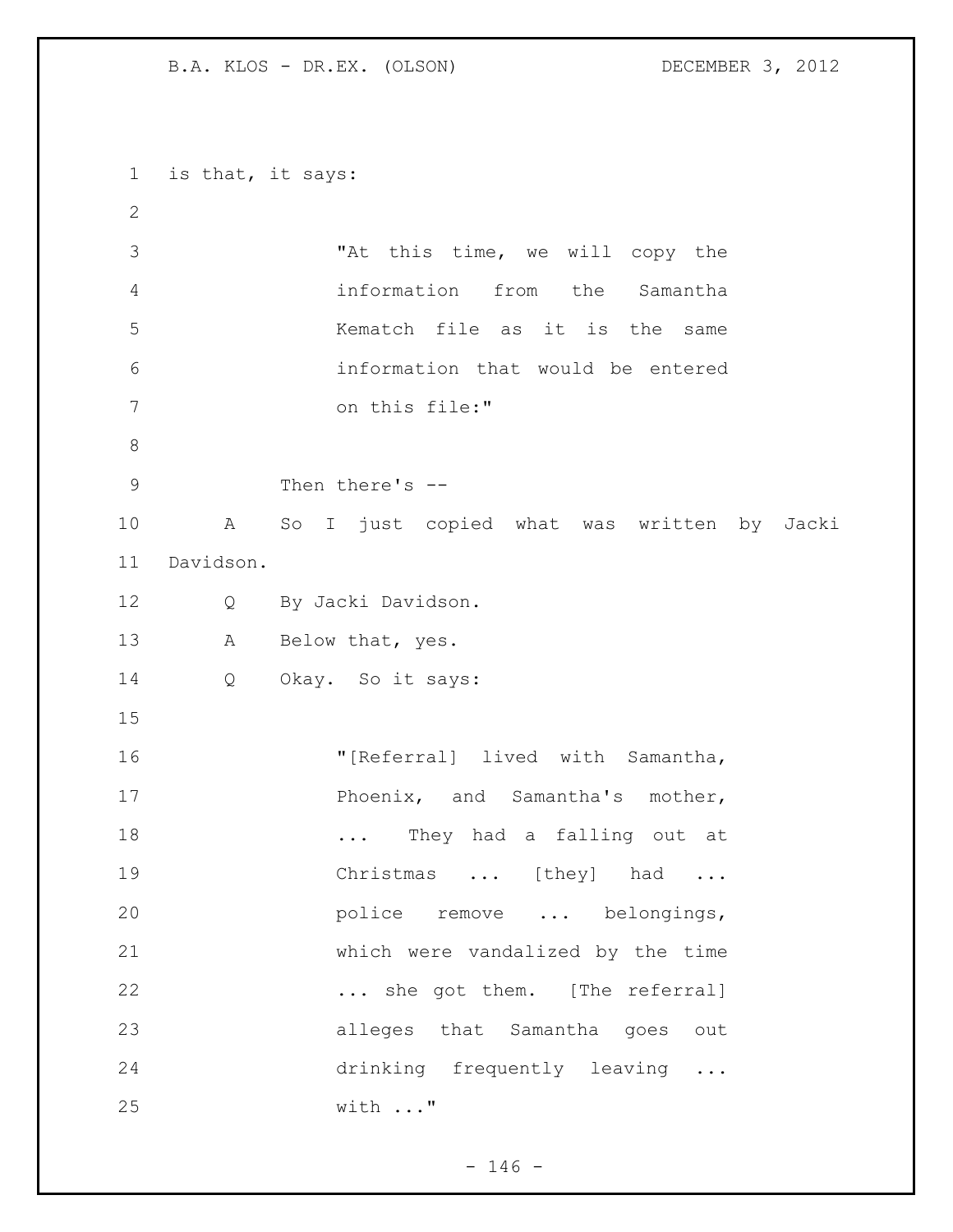is that, it says:

> "At this time, we will copy the information from the Samantha Kematch file as it is the same information that would be entered on this file:"

Then there's --

A So I just copied what was written by Jacki Davidson.

Q By Jacki Davidson.

A Below that, yes.

Q Okay. So it says:

> "[Referral] lived with Samantha, Phoenix, and Samantha's mother, ... They had a falling out at Christmas ... [they] had ... police remove ... belongings, which were vandalized by the time ... she got them. [The referral] alleges that Samantha goes out drinking frequently leaving ... with ..."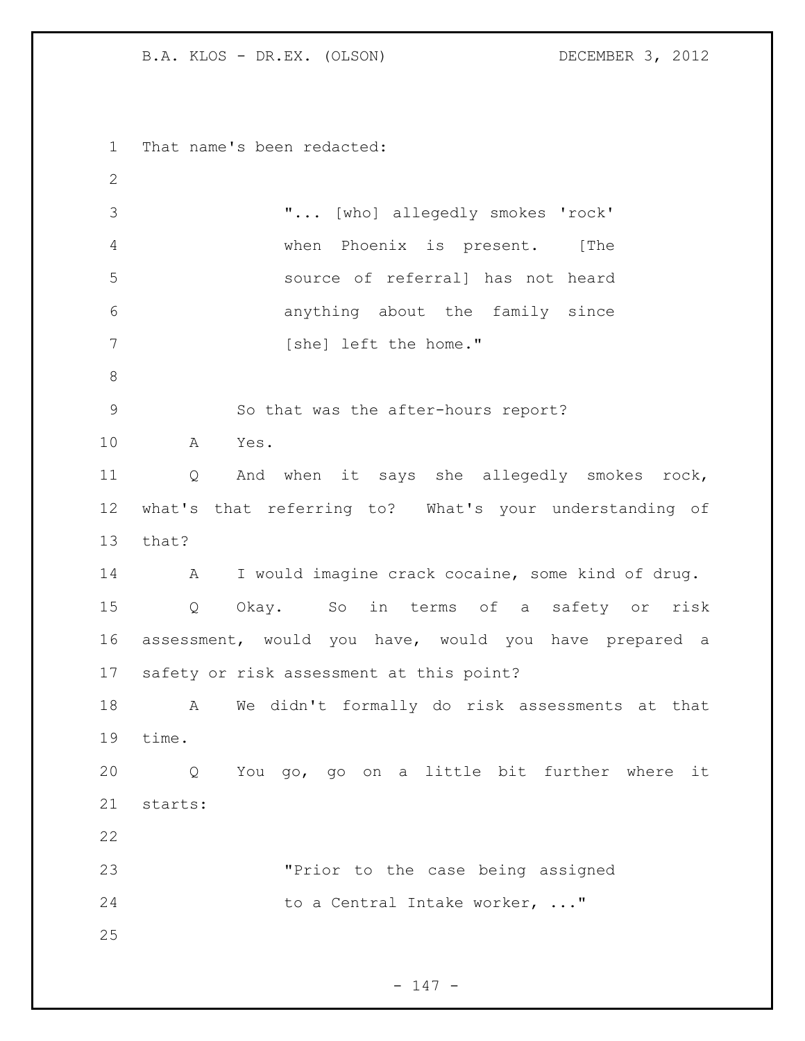That name's been redacted:

> "... [who] allegedly smokes 'rock' when Phoenix is present. [The source of referral] has not heard anything about the family since [she] left the home."

So that was the after-hours report?

A Yes.

Q And when it says she allegedly smokes rock, what's that referring to? What's your understanding of that?

A I would imagine crack cocaine, some kind of drug.

Q Okay. So in terms of a safety or risk assessment, would you have, would you have prepared a safety or risk assessment at this point?

A We didn't formally do risk assessments at that time.

Q You go, go on a little bit further where it starts:

> "Prior to the case being assigned to a Central Intake worker, ..."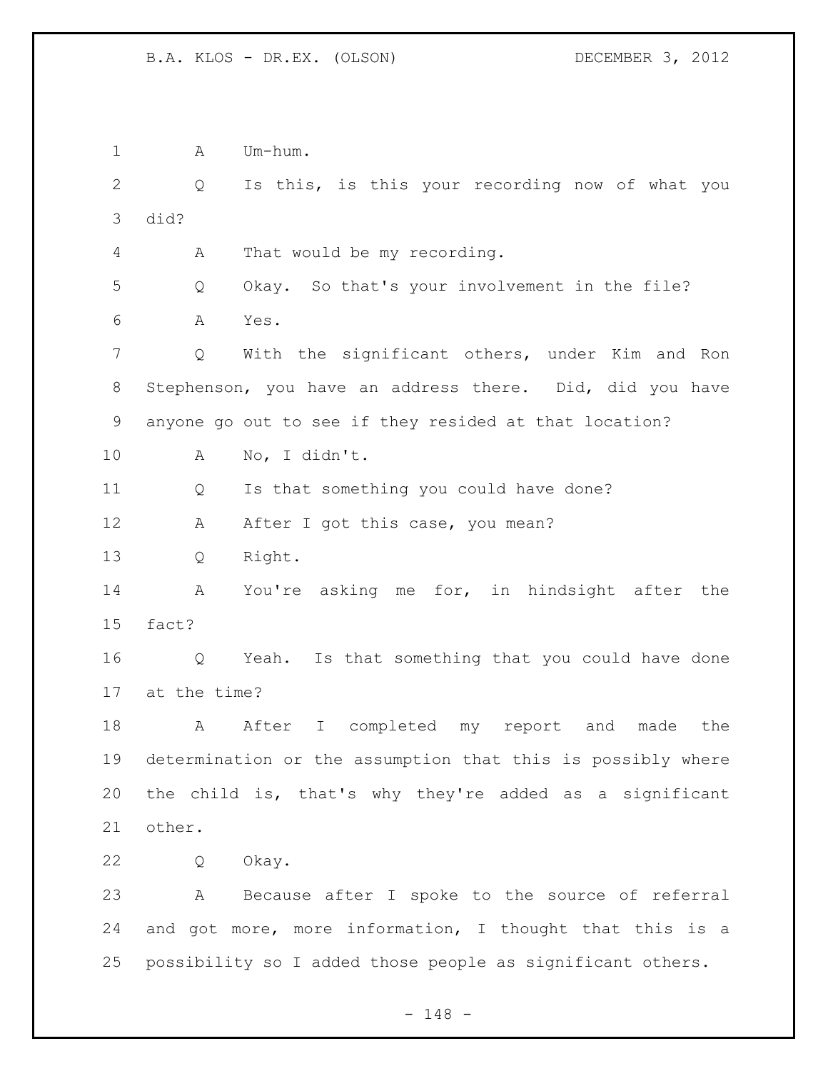A Um-hum.

Q Is this, is this your recording now of what you did?

A That would be my recording.

Q Okay. So that's your involvement in the file?

A Yes.

Q With the significant others, under Kim and Ron Stephenson, you have an address there. Did, did you have anyone go out to see if they resided at that location?

A No, I didn't.

Q Is that something you could have done?

A After I got this case, you mean?

Q Right.

A You're asking me for, in hindsight after the fact?

Q Yeah. Is that something that you could have done at the time?

A After I completed my report and made the determination or the assumption that this is possibly where the child is, that's why they're added as a significant other.

Q Okay.

A Because after I spoke to the source of referral and got more, more information, I thought that this is a possibility so I added those people as significant others.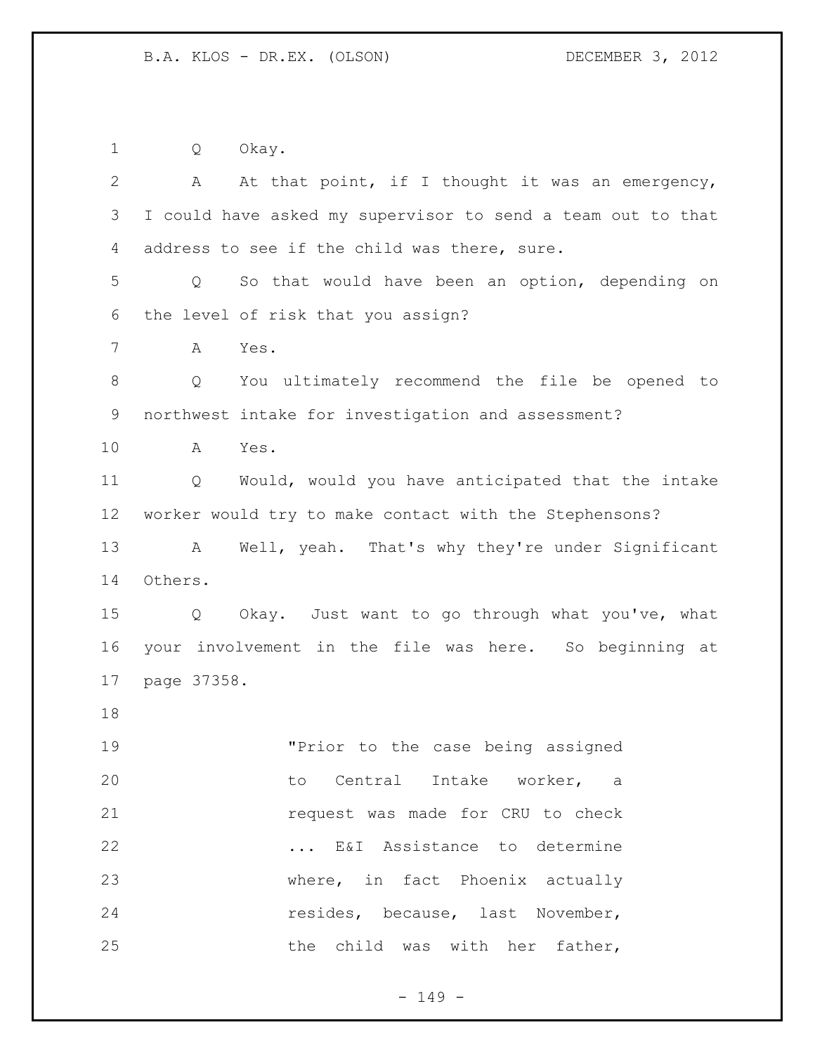Q Okay.

A At that point, if I thought it was an emergency, I could have asked my supervisor to send a team out to that address to see if the child was there, sure.

Q So that would have been an option, depending on the level of risk that you assign?

A Yes.

Q You ultimately recommend the file be opened to northwest intake for investigation and assessment?

A Yes.

Q Would, would you have anticipated that the intake worker would try to make contact with the Stephensons?

A Well, yeah. That's why they're under Significant Others.

Q Okay. Just want to go through what you've, what your involvement in the file was here. So beginning at page 37358.

> "Prior to the case being assigned to Central Intake worker, a request was made for CRU to check ... E&I Assistance to determine where, in fact Phoenix actually resides, because, last November, the child was with her father,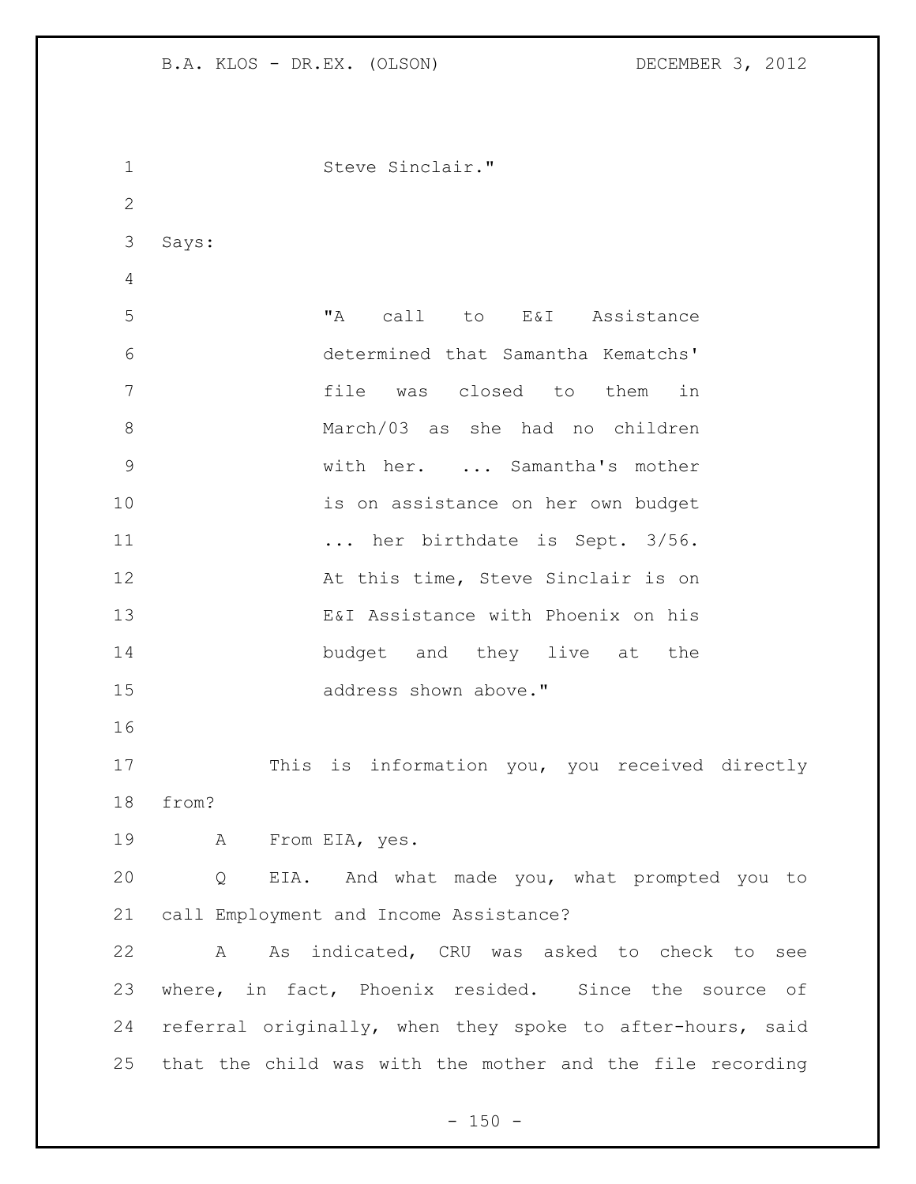Steve Sinclair."

Says:

> "A call to E&I Assistance determined that Samantha Kematchs' file was closed to them in March/03 as she had no children with her. ... Samantha's mother is on assistance on her own budget ... her birthdate is Sept. 3/56. At this time, Steve Sinclair is on E&I Assistance with Phoenix on his budget and they live at the address shown above."

This is information you, you received directly from?

A From EIA, yes.

Q EIA. And what made you, what prompted you to call Employment and Income Assistance?

A As indicated, CRU was asked to check to see where, in fact, Phoenix resided. Since the source of referral originally, when they spoke to after-hours, said that the child was with the mother and the file recording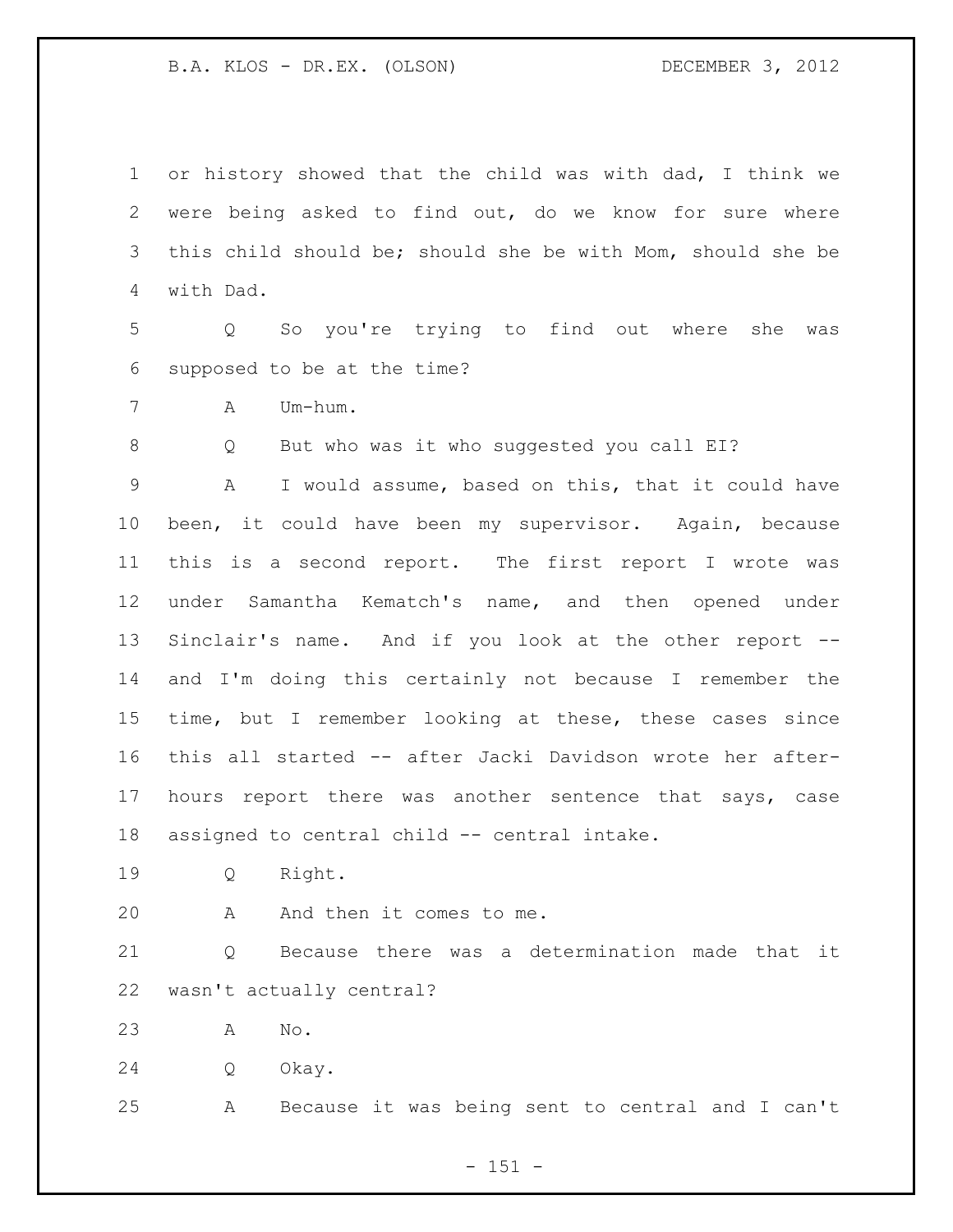or history showed that the child was with dad, I think we were being asked to find out, do we know for sure where this child should be; should she be with Mom, should she be with Dad.

Q So you're trying to find out where she was supposed to be at the time?

A Um-hum.

Q But who was it who suggested you call EI?

A I would assume, based on this, that it could have been, it could have been my supervisor. Again, because this is a second report. The first report I wrote was under Samantha Kematch's name, and then opened under Sinclair's name. And if you look at the other report -- and I'm doing this certainly not because I remember the time, but I remember looking at these, these cases since this all started -- after Jacki Davidson wrote her after-hours report there was another sentence that says, case assigned to central child -- central intake.

Q Right.

A And then it comes to me.

Q Because there was a determination made that it wasn't actually central?

A No.

Q Okay.

A Because it was being sent to central and I can't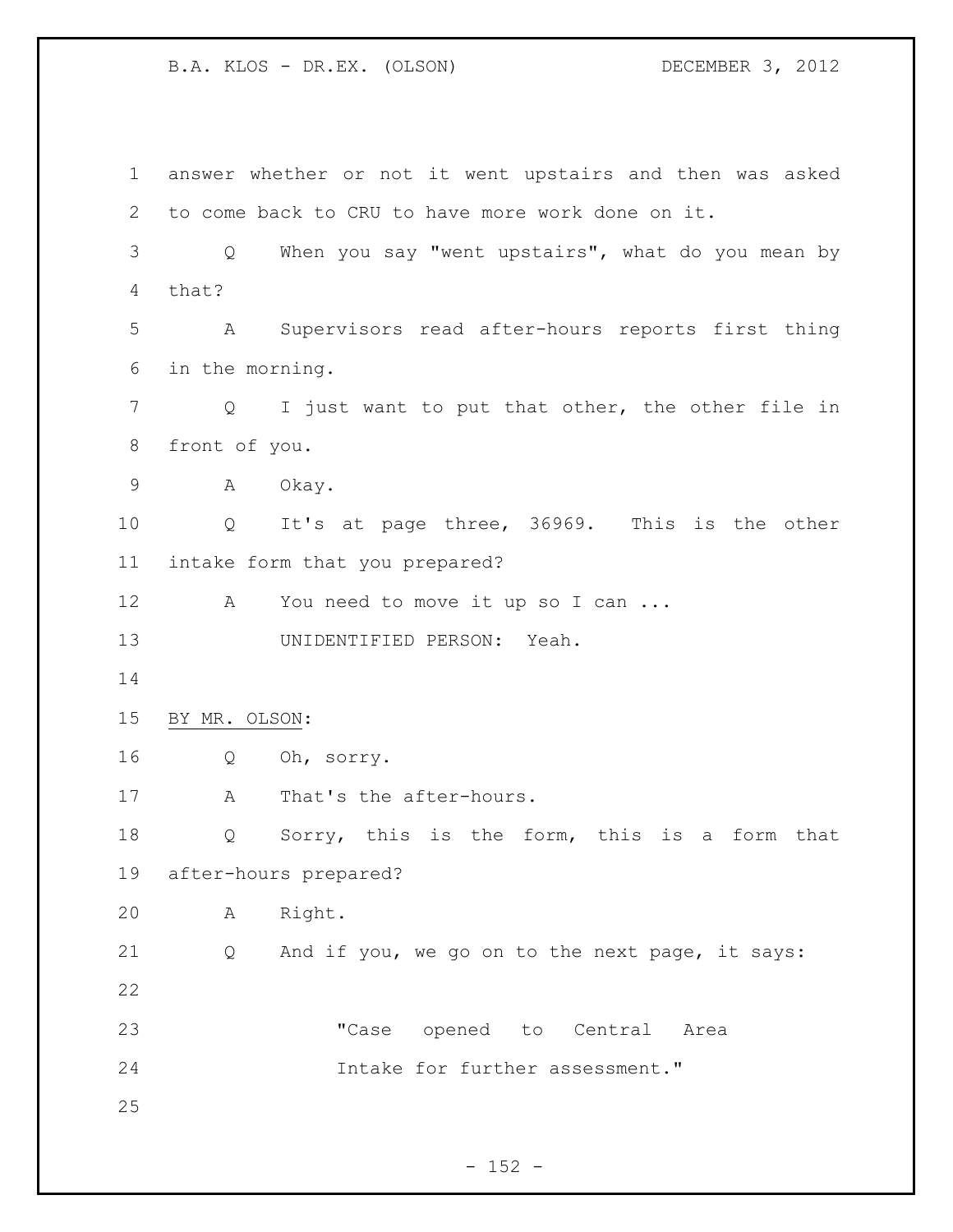answer whether or not it went upstairs and then was asked to come back to CRU to have more work done on it.

Q When you say "went upstairs", what do you mean by that?

A Supervisors read after-hours reports first thing in the morning.

Q I just want to put that other, the other file in front of you.

A Okay.

Q It's at page three, 36969. This is the other intake form that you prepared?

A You need to move it up so I can ...

UNIDENTIFIED PERSON: Yeah.

BY MR. OLSON:

Q Oh, sorry.

A That's the after-hours.

Q Sorry, this is the form, this is a form that after-hours prepared?

A Right.

Q And if you, we go on to the next page, it says:

> "Case opened to Central Area Intake for further assessment."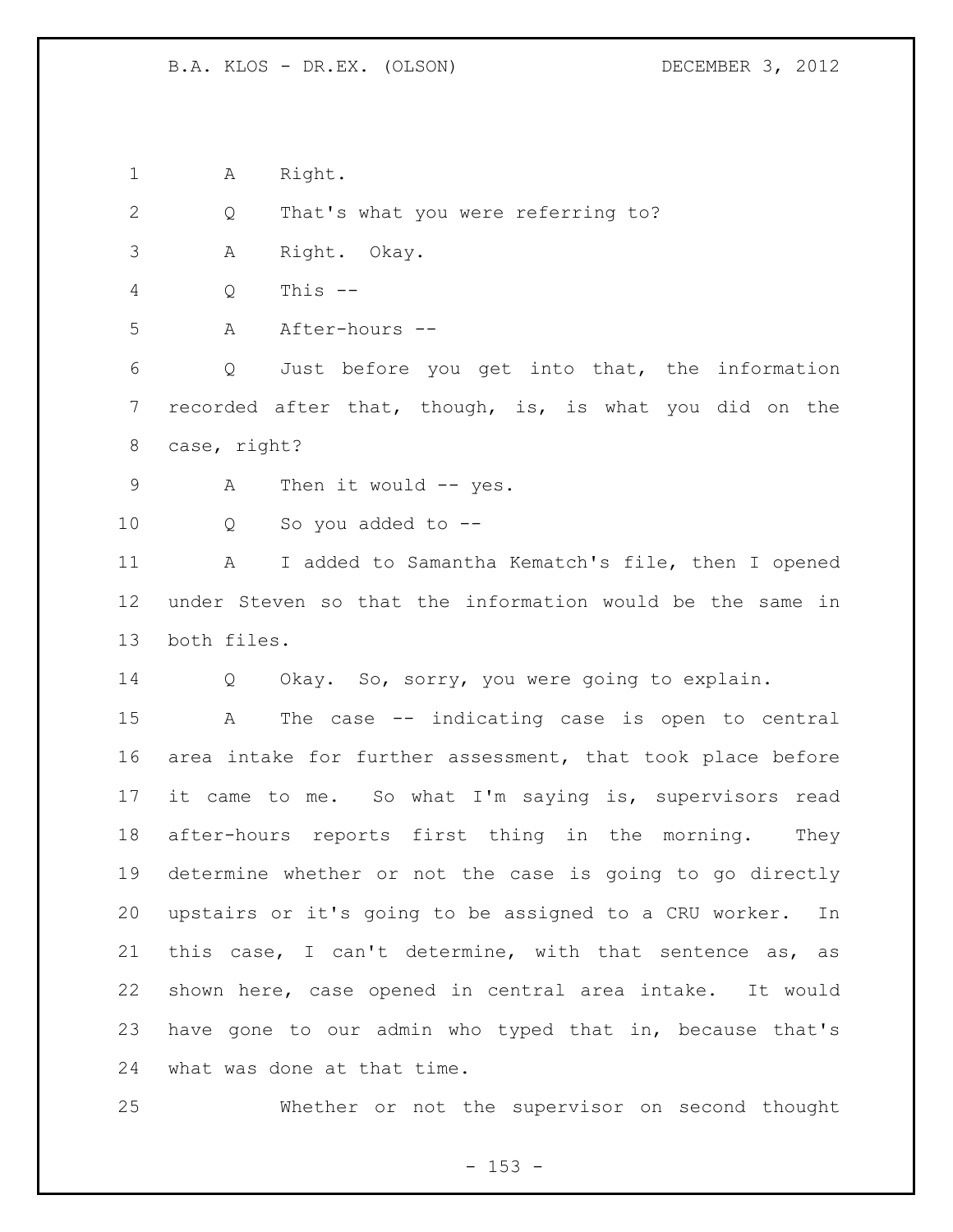A Right.

Q That's what you were referring to?

A Right. Okay.

Q This --

A After-hours --

Q Just before you get into that, the information recorded after that, though, is, is what you did on the case, right?

A Then it would -- yes.

Q So you added to --

A I added to Samantha Kematch's file, then I opened under Steven so that the information would be the same in both files.

Q Okay. So, sorry, you were going to explain.

A The case -- indicating case is open to central area intake for further assessment, that took place before it came to me. So what I'm saying is, supervisors read after-hours reports first thing in the morning. They determine whether or not the case is going to go directly upstairs or it's going to be assigned to a CRU worker. In this case, I can't determine, with that sentence as, as shown here, case opened in central area intake. It would have gone to our admin who typed that in, because that's what was done at that time.

Whether or not the supervisor on second thought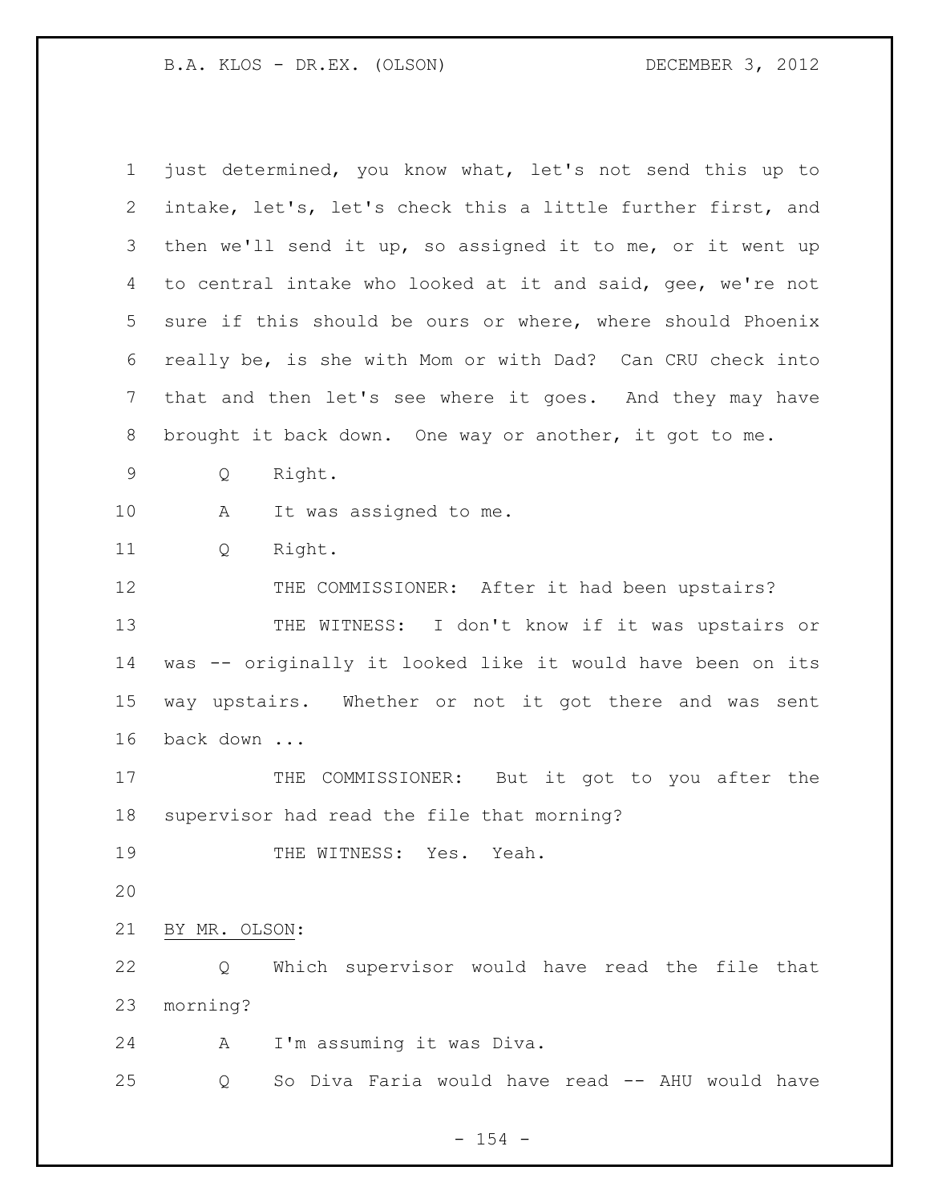just determined, you know what, let's not send this up to intake, let's, let's check this a little further first, and then we'll send it up, so assigned it to me, or it went up to central intake who looked at it and said, gee, we're not sure if this should be ours or where, where should Phoenix really be, is she with Mom or with Dad? Can CRU check into that and then let's see where it goes. And they may have brought it back down. One way or another, it got to me.

Q Right.

A It was assigned to me.

Q Right.

THE COMMISSIONER: After it had been upstairs?

THE WITNESS: I don't know if it was upstairs or was -- originally it looked like it would have been on its way upstairs. Whether or not it got there and was sent back down ...

THE COMMISSIONER: But it got to you after the supervisor had read the file that morning?

THE WITNESS: Yes. Yeah.

BY MR. OLSON:

Q Which supervisor would have read the file that morning?

A I'm assuming it was Diva.

Q So Diva Faria would have read -- AHU would have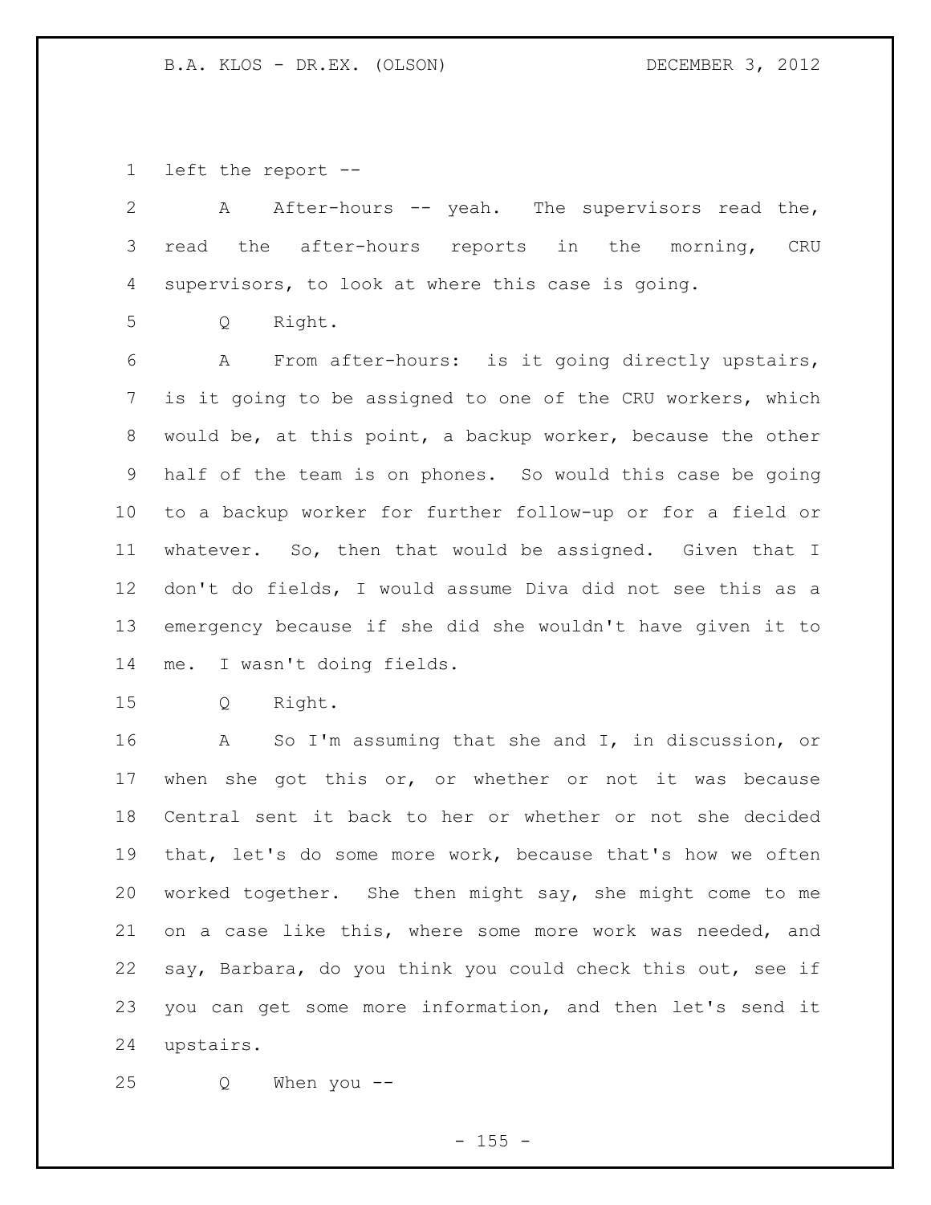left the report --

A After-hours -- yeah. The supervisors read the, read the after-hours reports in the morning, CRU supervisors, to look at where this case is going.

Q Right.

A From after-hours: is it going directly upstairs, is it going to be assigned to one of the CRU workers, which would be, at this point, a backup worker, because the other half of the team is on phones. So would this case be going to a backup worker for further follow-up or for a field or whatever. So, then that would be assigned. Given that I don't do fields, I would assume Diva did not see this as a emergency because if she did she wouldn't have given it to me. I wasn't doing fields.

Q Right.

A So I'm assuming that she and I, in discussion, or when she got this or, or whether or not it was because Central sent it back to her or whether or not she decided that, let's do some more work, because that's how we often worked together. She then might say, she might come to me on a case like this, where some more work was needed, and say, Barbara, do you think you could check this out, see if you can get some more information, and then let's send it upstairs.

Q When you --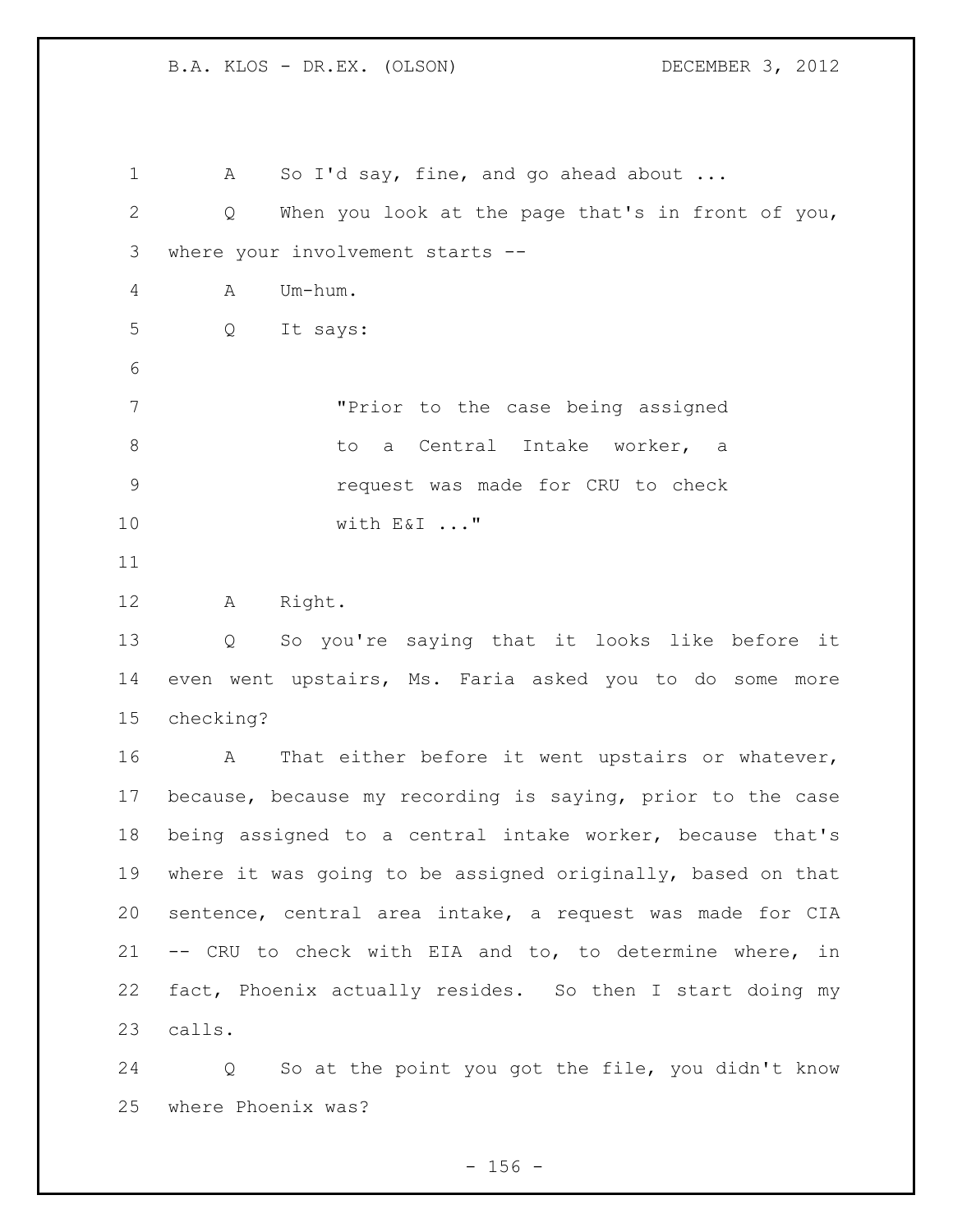A So I'd say, fine, and go ahead about ...

Q When you look at the page that's in front of you, where your involvement starts --

A Um-hum.

Q It says:

> "Prior to the case being assigned to a Central Intake worker, a request was made for CRU to check with E&I ..."

A Right.

Q So you're saying that it looks like before it even went upstairs, Ms. Faria asked you to do some more checking?

A That either before it went upstairs or whatever, because, because my recording is saying, prior to the case being assigned to a central intake worker, because that's where it was going to be assigned originally, based on that sentence, central area intake, a request was made for CIA -- CRU to check with EIA and to, to determine where, in fact, Phoenix actually resides. So then I start doing my calls.

Q So at the point you got the file, you didn't know where Phoenix was?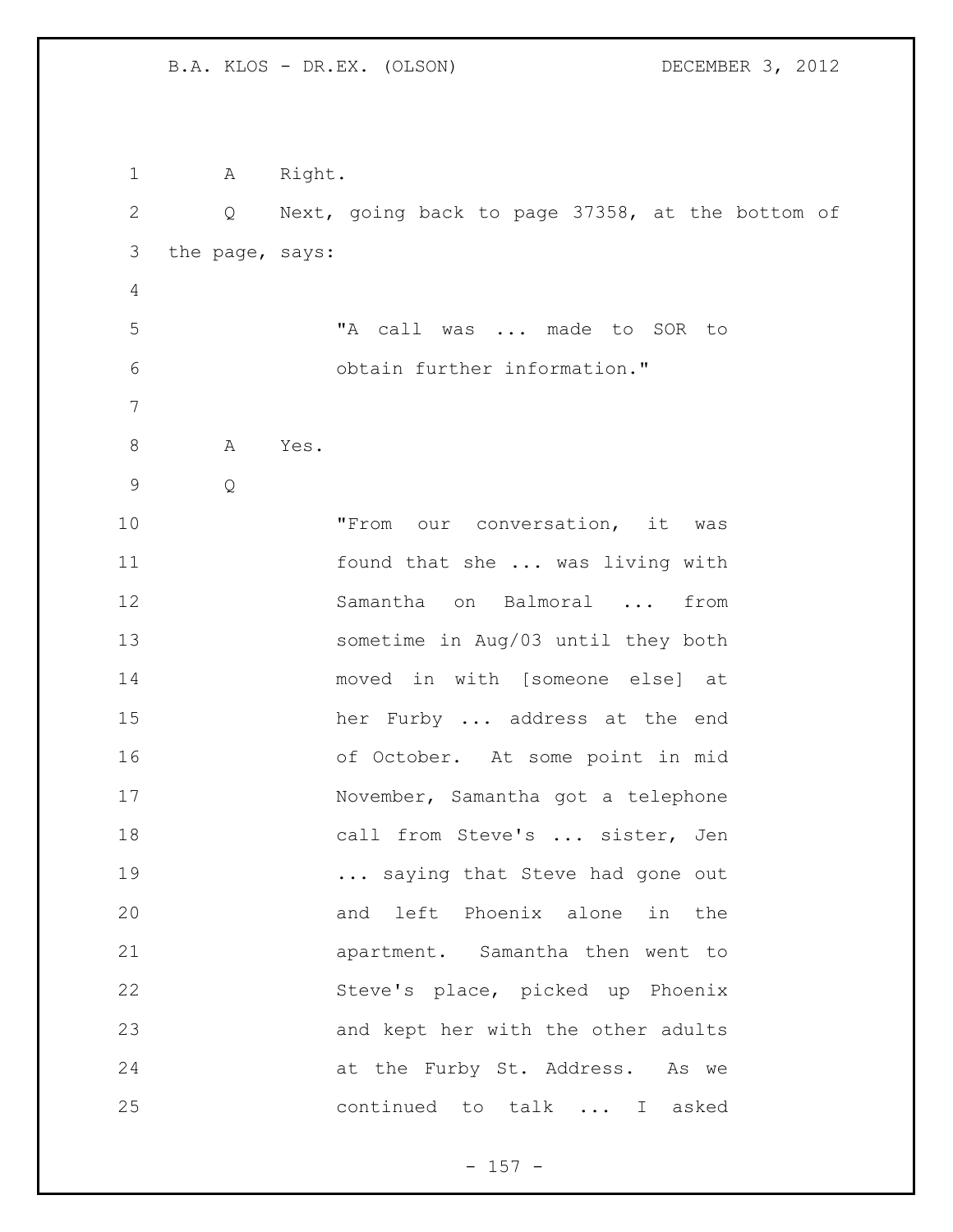A Right.

Q Next, going back to page 37358, at the bottom of the page, says:

> "A call was ... made to SOR to obtain further information."

A Yes.

Q

> "From our conversation, it was found that she ... was living with Samantha on Balmoral ... from sometime in Aug/03 until they both moved in with [someone else] at her Furby ... address at the end of October. At some point in mid November, Samantha got a telephone call from Steve's ... sister, Jen ... saying that Steve had gone out and left Phoenix alone in the apartment. Samantha then went to Steve's place, picked up Phoenix and kept her with the other adults at the Furby St. Address. As we continued to talk ... I asked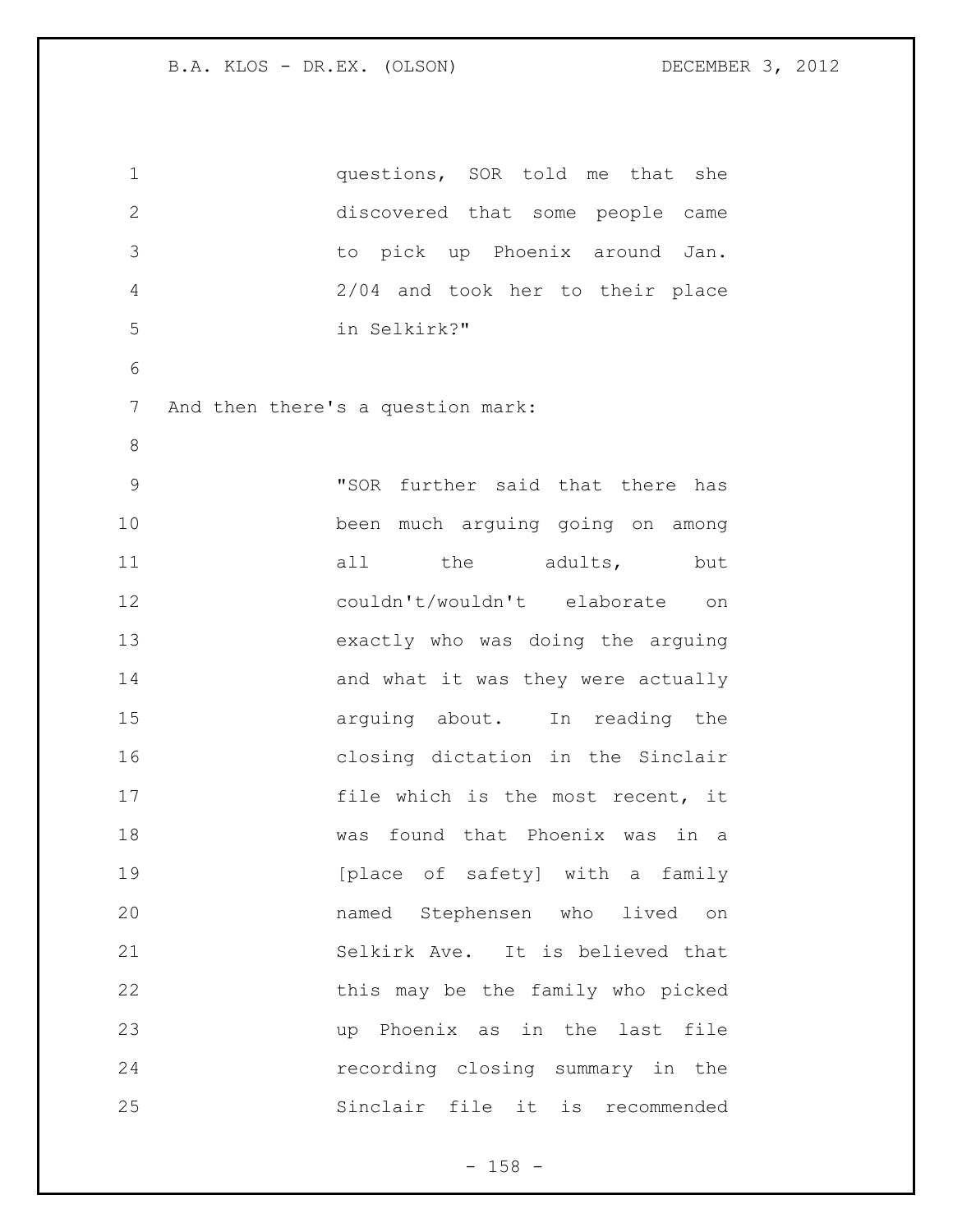questions, SOR told me that she discovered that some people came to pick up Phoenix around Jan. 2/04 and took her to their place in Selkirk?"

And then there's a question mark:

"SOR further said that there has been much arguing going on among all the adults, but couldn't/wouldn't elaborate on exactly who was doing the arguing and what it was they were actually arguing about. In reading the closing dictation in the Sinclair file which is the most recent, it was found that Phoenix was in a [place of safety] with a family named Stephensen who lived on Selkirk Ave. It is believed that this may be the family who picked up Phoenix as in the last file recording closing summary in the Sinclair file it is recommended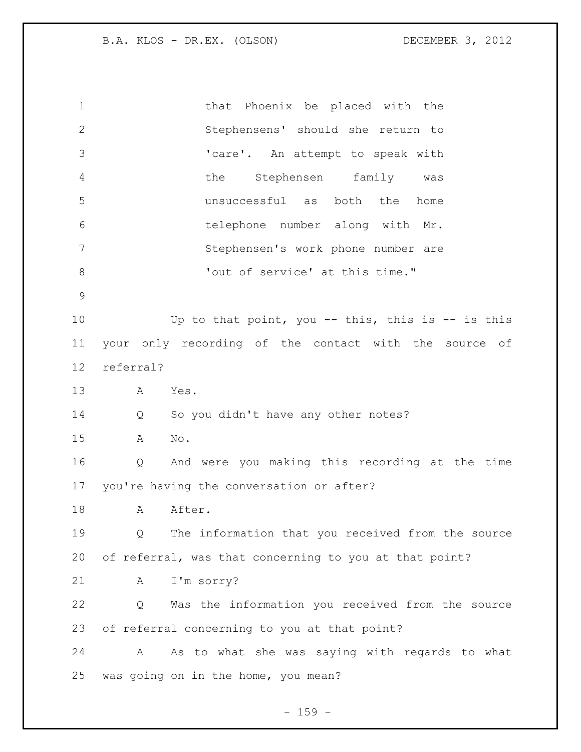that Phoenix be placed with the Stephensens' should she return to 'care'. An attempt to speak with the Stephensen family was unsuccessful as both the home telephone number along with Mr. Stephensen's work phone number are 'out of service' at this time."

Up to that point, you -- this, this is -- is this your only recording of the contact with the source of referral?

A Yes.

Q So you didn't have any other notes?

A No.

Q And were you making this recording at the time you're having the conversation or after?

A After.

Q The information that you received from the source of referral, was that concerning to you at that point?

A I'm sorry?

Q Was the information you received from the source of referral concerning to you at that point?

A As to what she was saying with regards to what was going on in the home, you mean?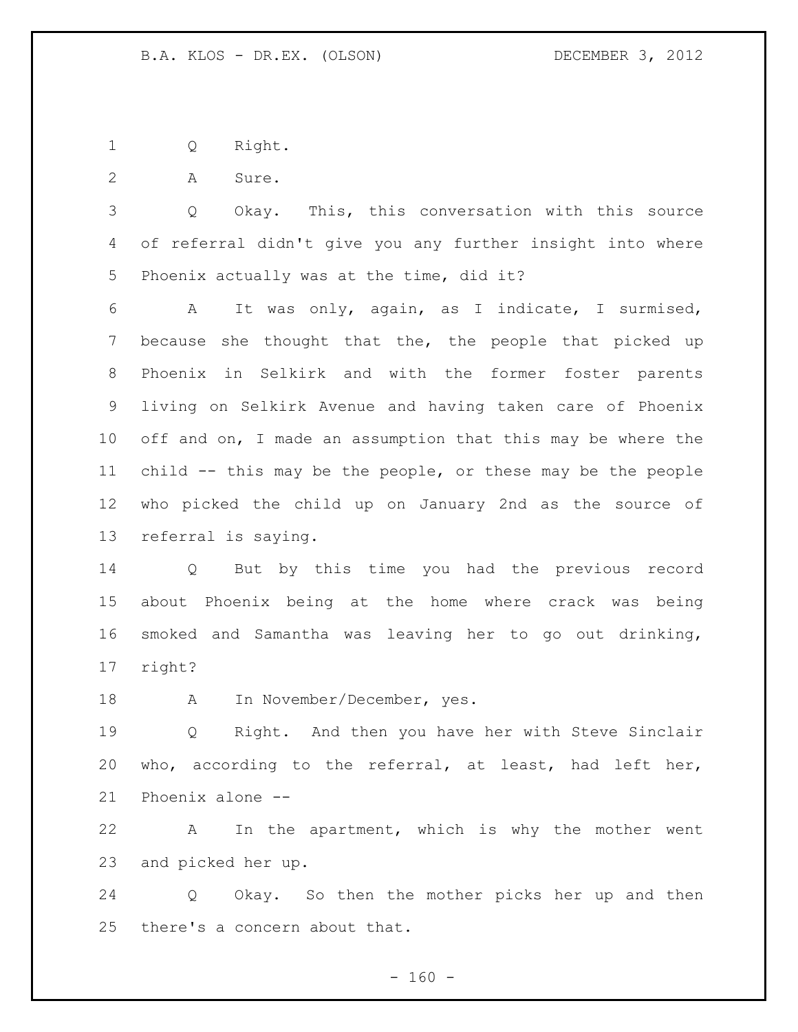Q Right.

A Sure.

Q Okay. This, this conversation with this source of referral didn't give you any further insight into where Phoenix actually was at the time, did it?

A It was only, again, as I indicate, I surmised, because she thought that the, the people that picked up Phoenix in Selkirk and with the former foster parents living on Selkirk Avenue and having taken care of Phoenix off and on, I made an assumption that this may be where the child -- this may be the people, or these may be the people who picked the child up on January 2nd as the source of referral is saying.

Q But by this time you had the previous record about Phoenix being at the home where crack was being smoked and Samantha was leaving her to go out drinking, right?

A In November/December, yes.

Q Right. And then you have her with Steve Sinclair who, according to the referral, at least, had left her, Phoenix alone --

A In the apartment, which is why the mother went and picked her up.

Q Okay. So then the mother picks her up and then there's a concern about that.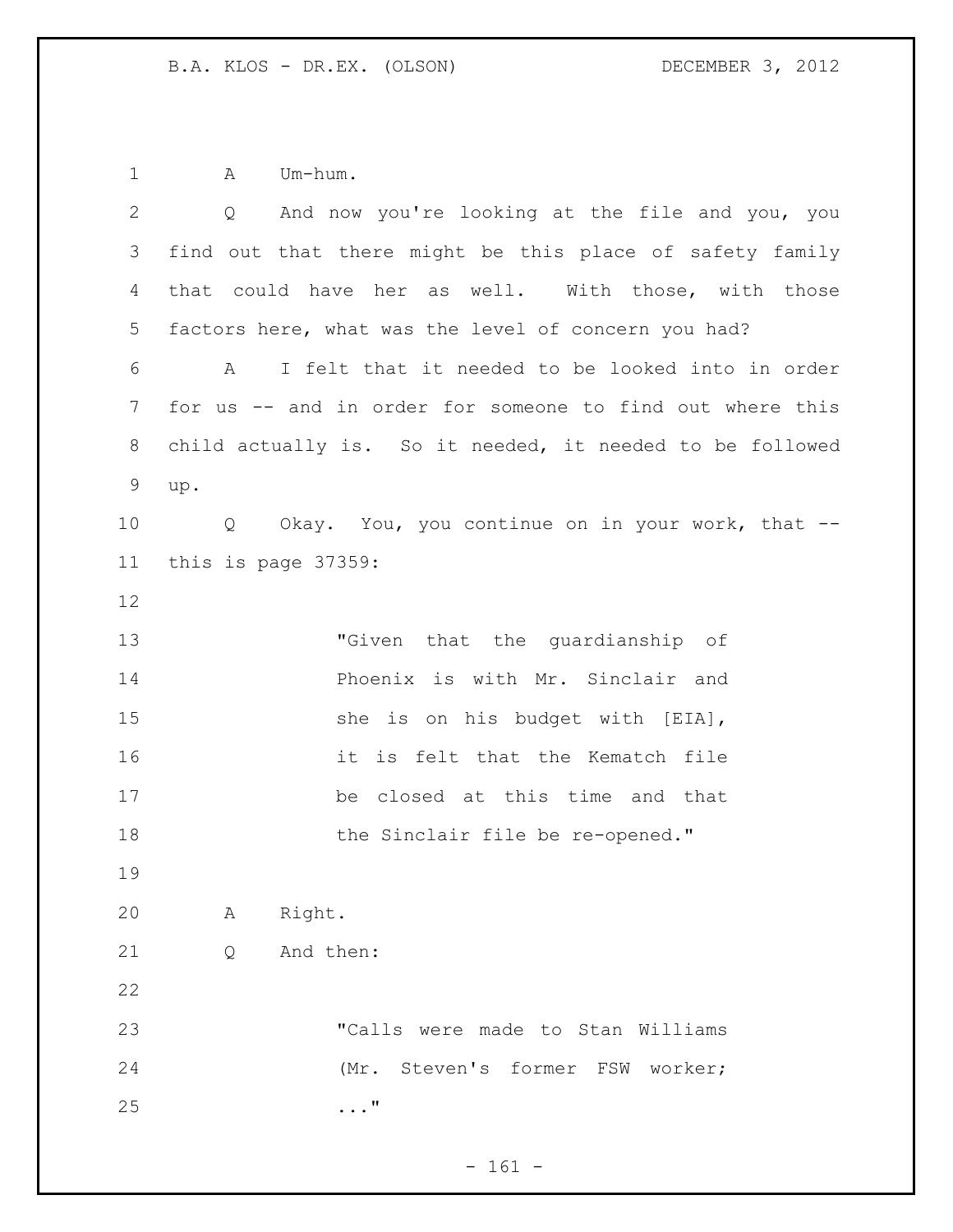A Um-hum.

Q And now you're looking at the file and you, you find out that there might be this place of safety family that could have her as well. With those, with those factors here, what was the level of concern you had?

A I felt that it needed to be looked into in order for us -- and in order for someone to find out where this child actually is. So it needed, it needed to be followed up.

Q Okay. You, you continue on in your work, that -- this is page 37359:

> "Given that the guardianship of Phoenix is with Mr. Sinclair and she is on his budget with [EIA], it is felt that the Kematch file be closed at this time and that the Sinclair file be re-opened."

A Right.

Q And then:

> "Calls were made to Stan Williams (Mr. Steven's former FSW worker; ..."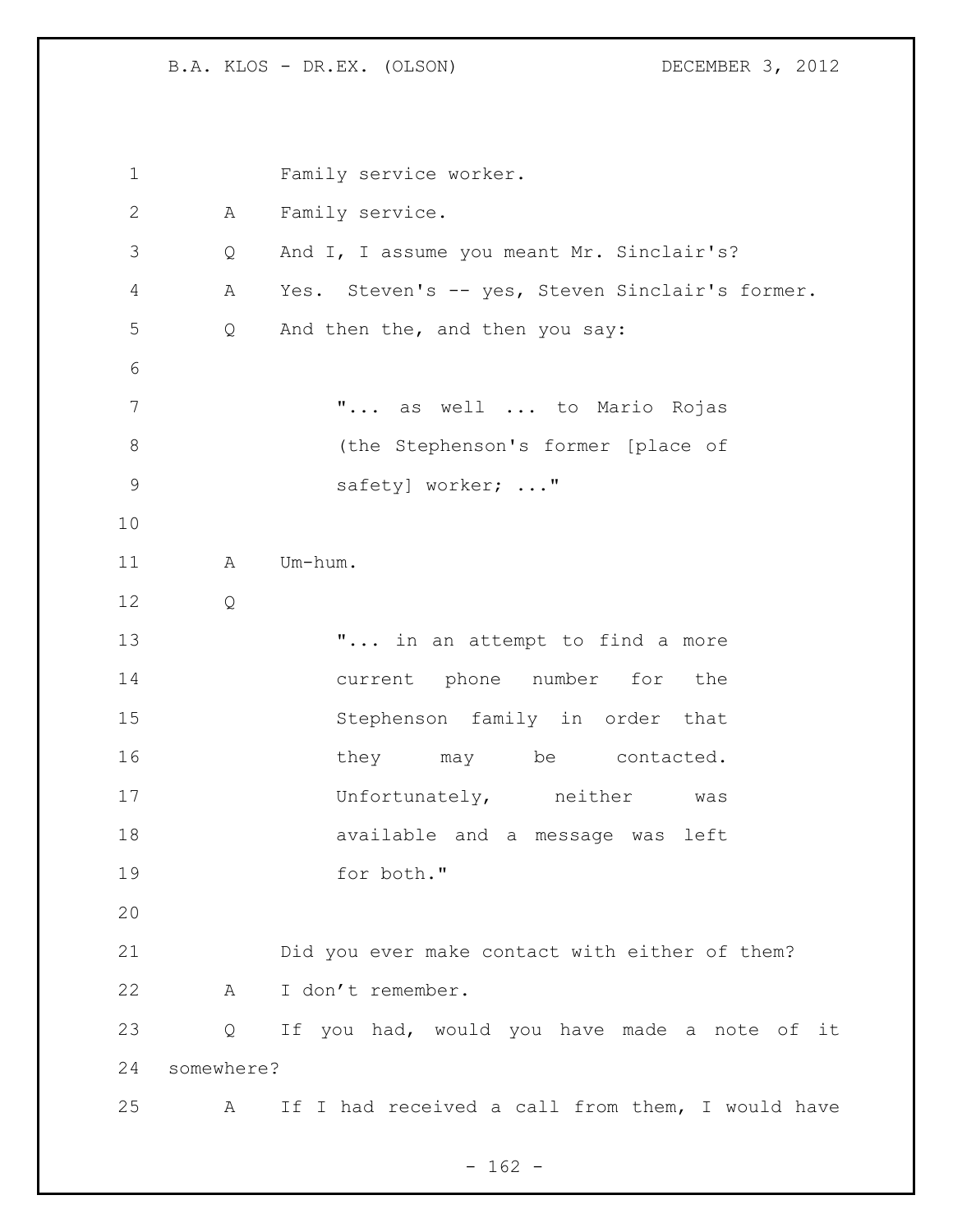Family service worker.

A Family service.

Q And I, I assume you meant Mr. Sinclair's?

A Yes. Steven's -- yes, Steven Sinclair's former.

Q And then the, and then you say:

> "... as well ... to Mario Rojas (the Stephenson's former [place of safety] worker; ..."

A Um-hum.

Q

> "... in an attempt to find a more current phone number for the Stephenson family in order that they may be contacted. Unfortunately, neither was available and a message was left for both."

Did you ever make contact with either of them?

A I don't remember.

Q If you had, would you have made a note of it somewhere?

A If I had received a call from them, I would have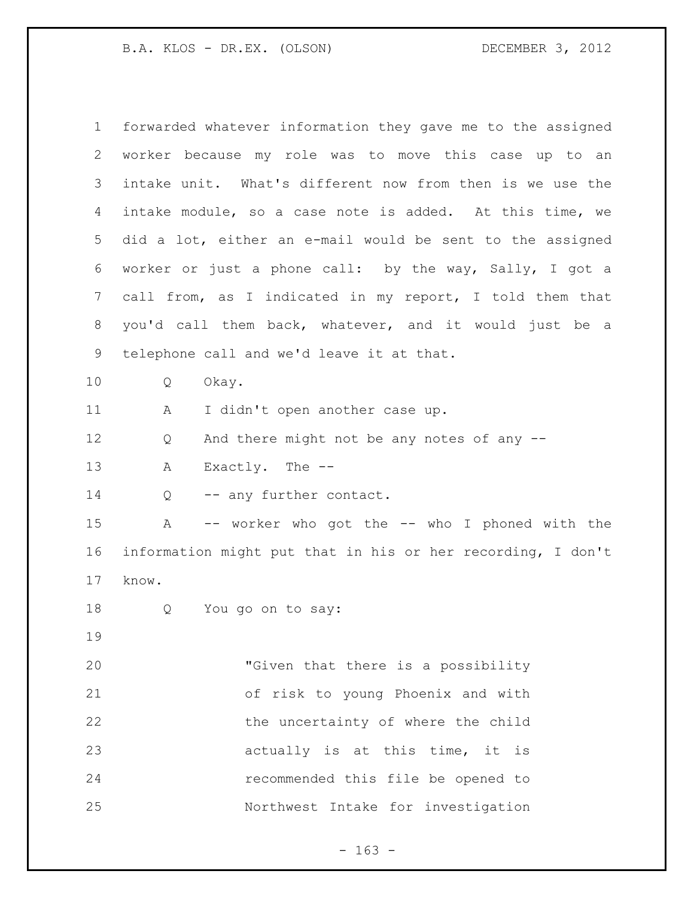forwarded whatever information they gave me to the assigned worker because my role was to move this case up to an intake unit. What's different now from then is we use the intake module, so a case note is added. At this time, we did a lot, either an e-mail would be sent to the assigned worker or just a phone call: by the way, Sally, I got a call from, as I indicated in my report, I told them that you'd call them back, whatever, and it would just be a telephone call and we'd leave it at that.

Q Okay.

A I didn't open another case up.

Q And there might not be any notes of any --

A Exactly. The --

Q -- any further contact.

A -- worker who got the -- who I phoned with the information might put that in his or her recording, I don't know.

Q You go on to say:

> "Given that there is a possibility of risk to young Phoenix and with the uncertainty of where the child actually is at this time, it is recommended this file be opened to Northwest Intake for investigation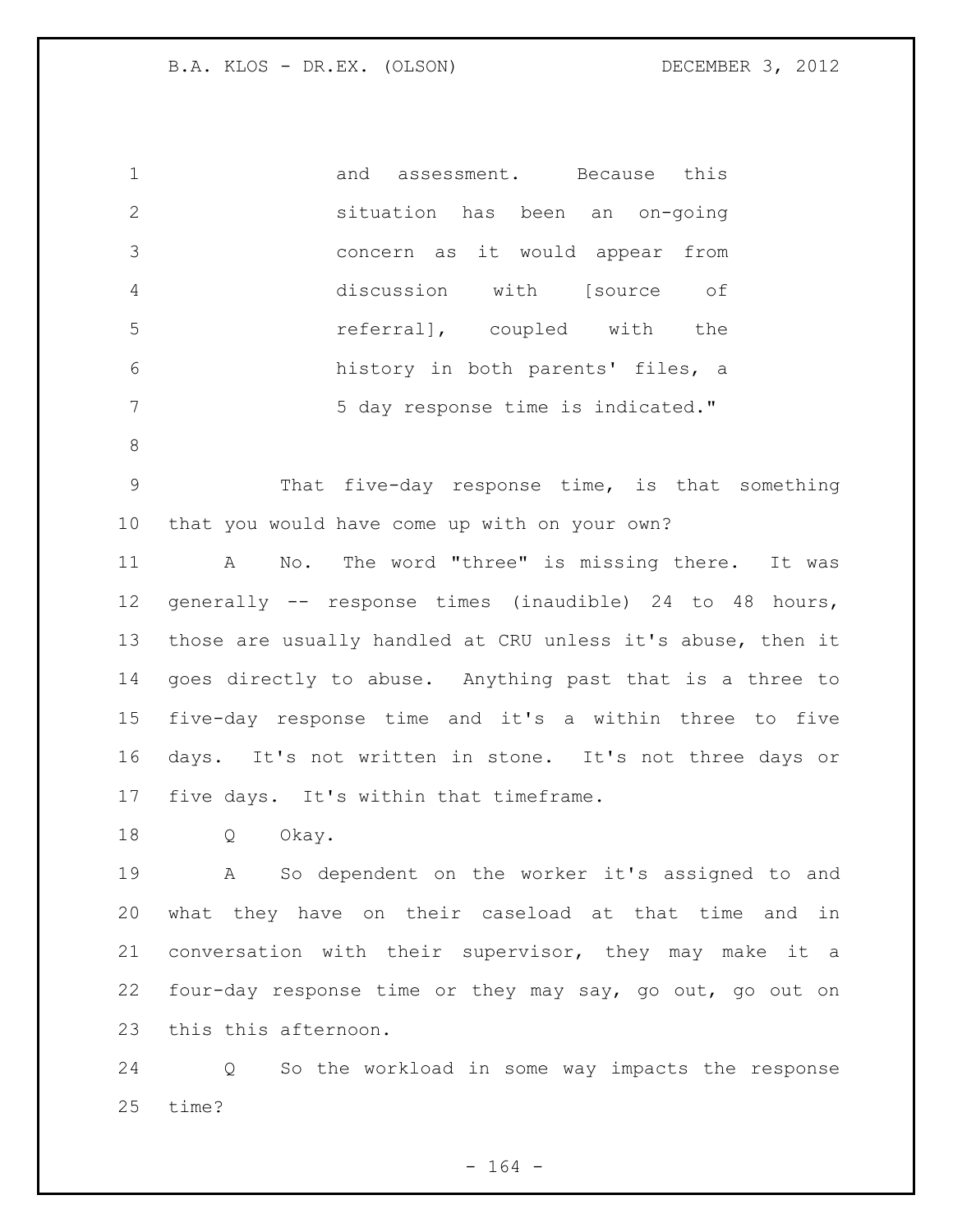and assessment. Because this situation has been an on-going concern as it would appear from discussion with [source of referral], coupled with the history in both parents' files, a 5 day response time is indicated."

That five-day response time, is that something that you would have come up with on your own?

A No. The word "three" is missing there. It was generally -- response times (inaudible) 24 to 48 hours, those are usually handled at CRU unless it's abuse, then it goes directly to abuse. Anything past that is a three to five-day response time and it's a within three to five days. It's not written in stone. It's not three days or five days. It's within that timeframe.

Q Okay.

A So dependent on the worker it's assigned to and what they have on their caseload at that time and in conversation with their supervisor, they may make it a four-day response time or they may say, go out, go out on this this afternoon.

Q So the workload in some way impacts the response time?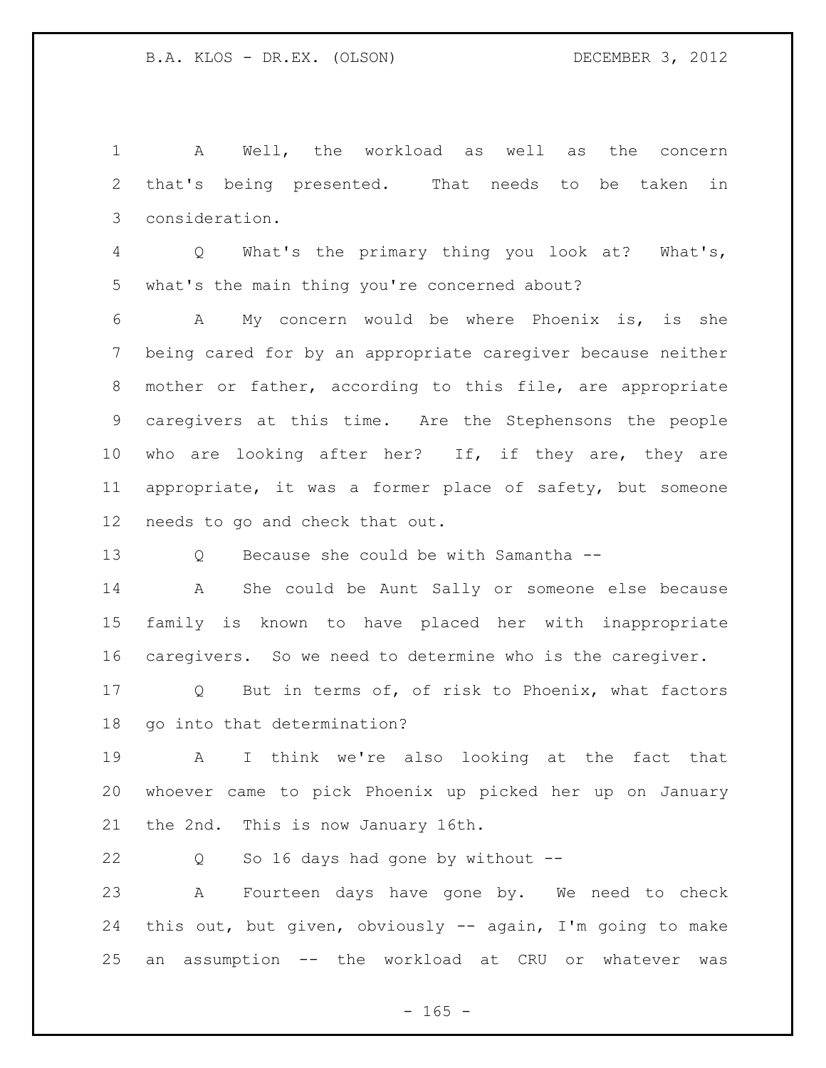A Well, the workload as well as the concern that's being presented. That needs to be taken in consideration.

Q What's the primary thing you look at? What's, what's the main thing you're concerned about?

A My concern would be where Phoenix is, is she being cared for by an appropriate caregiver because neither mother or father, according to this file, are appropriate caregivers at this time. Are the Stephensons the people who are looking after her? If, if they are, they are appropriate, it was a former place of safety, but someone needs to go and check that out.

Q Because she could be with Samantha --

A She could be Aunt Sally or someone else because family is known to have placed her with inappropriate caregivers. So we need to determine who is the caregiver.

Q But in terms of, of risk to Phoenix, what factors go into that determination?

A I think we're also looking at the fact that whoever came to pick Phoenix up picked her up on January the 2nd. This is now January 16th.

Q So 16 days had gone by without --

A Fourteen days have gone by. We need to check this out, but given, obviously -- again, I'm going to make an assumption -- the workload at CRU or whatever was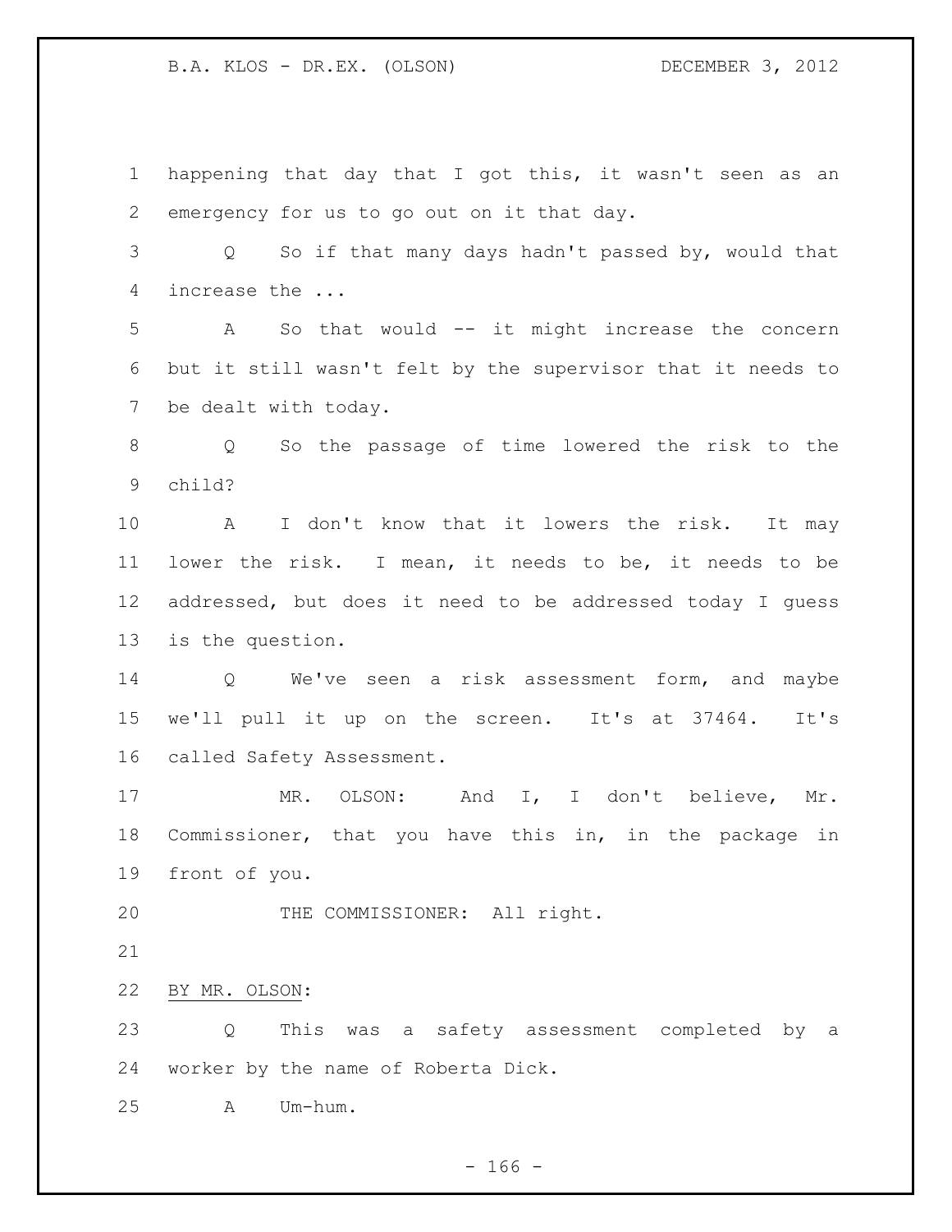happening that day that I got this, it wasn't seen as an emergency for us to go out on it that day.

Q So if that many days hadn't passed by, would that increase the ...

A So that would -- it might increase the concern but it still wasn't felt by the supervisor that it needs to be dealt with today.

Q So the passage of time lowered the risk to the child?

A I don't know that it lowers the risk. It may lower the risk. I mean, it needs to be, it needs to be addressed, but does it need to be addressed today I guess is the question.

Q We've seen a risk assessment form, and maybe we'll pull it up on the screen. It's at 37464. It's called Safety Assessment.

MR. OLSON: And I, I don't believe, Mr. Commissioner, that you have this in, in the package in front of you.

THE COMMISSIONER: All right.

BY MR. OLSON:

Q This was a safety assessment completed by a worker by the name of Roberta Dick.

A Um-hum.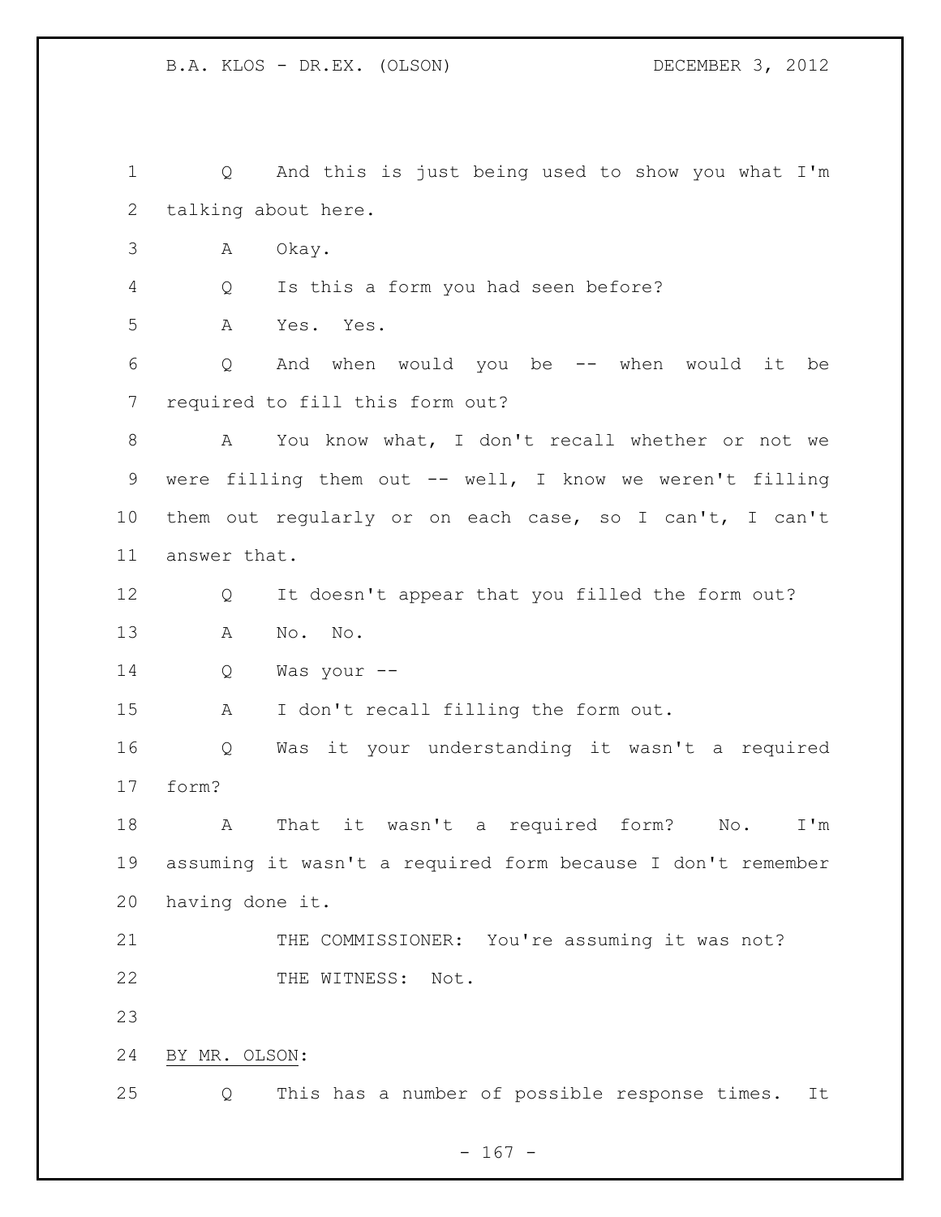Q And this is just being used to show you what I'm talking about here.

A Okay.

Q Is this a form you had seen before?

A Yes. Yes.

Q And when would you be -- when would it be required to fill this form out?

A You know what, I don't recall whether or not we were filling them out -- well, I know we weren't filling them out regularly or on each case, so I can't, I can't answer that.

Q It doesn't appear that you filled the form out?

A No. No.

Q Was your --

A I don't recall filling the form out.

Q Was it your understanding it wasn't a required form?

A That it wasn't a required form? No. I'm assuming it wasn't a required form because I don't remember having done it.

THE COMMISSIONER: You're assuming it was not?

THE WITNESS: Not.

BY MR. OLSON:

Q This has a number of possible response times. It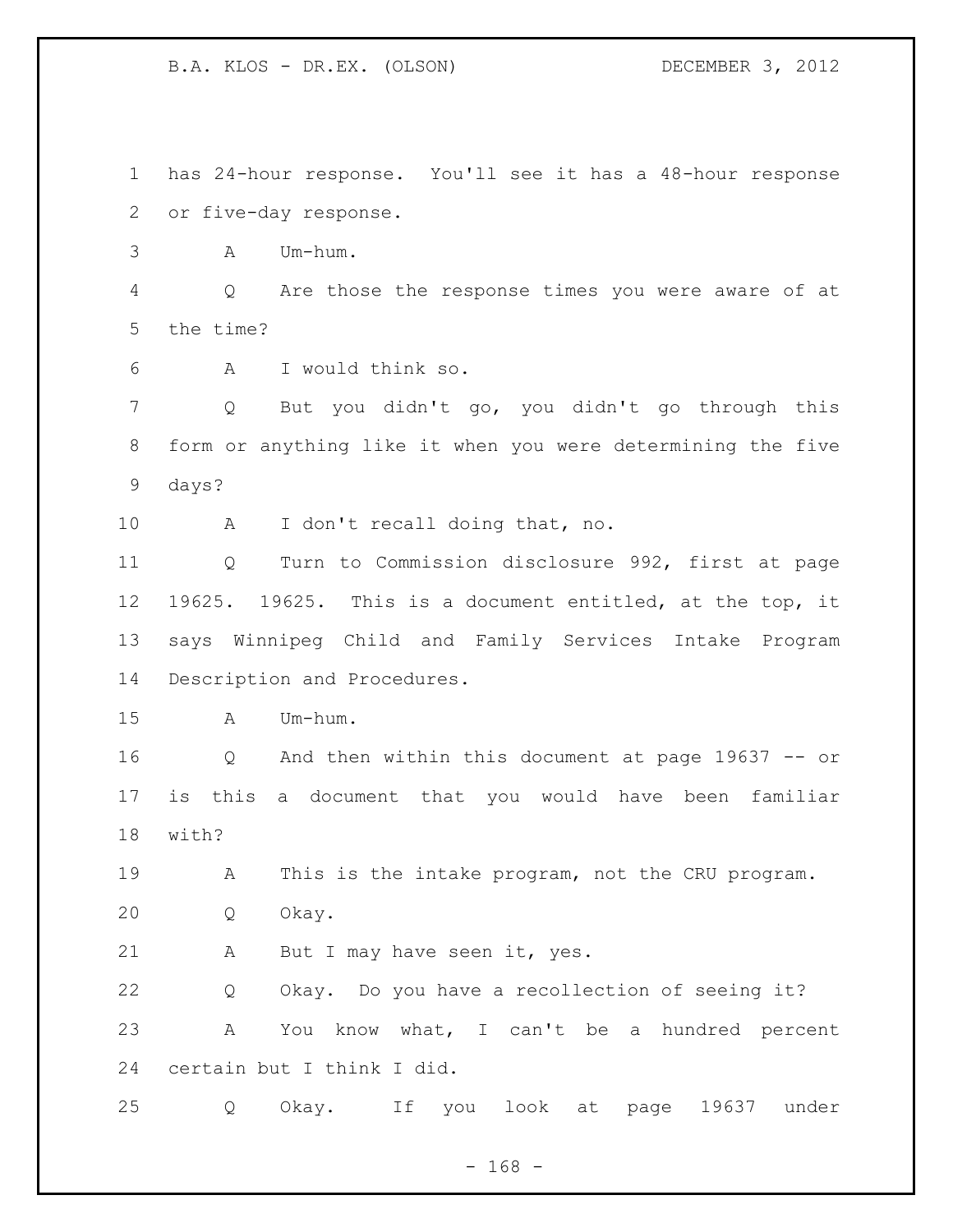has 24-hour response. You'll see it has a 48-hour response or five-day response.

A Um-hum.

Q Are those the response times you were aware of at the time?

A I would think so.

Q But you didn't go, you didn't go through this form or anything like it when you were determining the five days?

A I don't recall doing that, no.

Q Turn to Commission disclosure 992, first at page 19625. 19625. This is a document entitled, at the top, it says Winnipeg Child and Family Services Intake Program Description and Procedures.

A Um-hum.

Q And then within this document at page 19637 -- or is this a document that you would have been familiar with?

A This is the intake program, not the CRU program.

Q Okay.

A But I may have seen it, yes.

Q Okay. Do you have a recollection of seeing it?

A You know what, I can't be a hundred percent certain but I think I did.

Q Okay. If you look at page 19637 under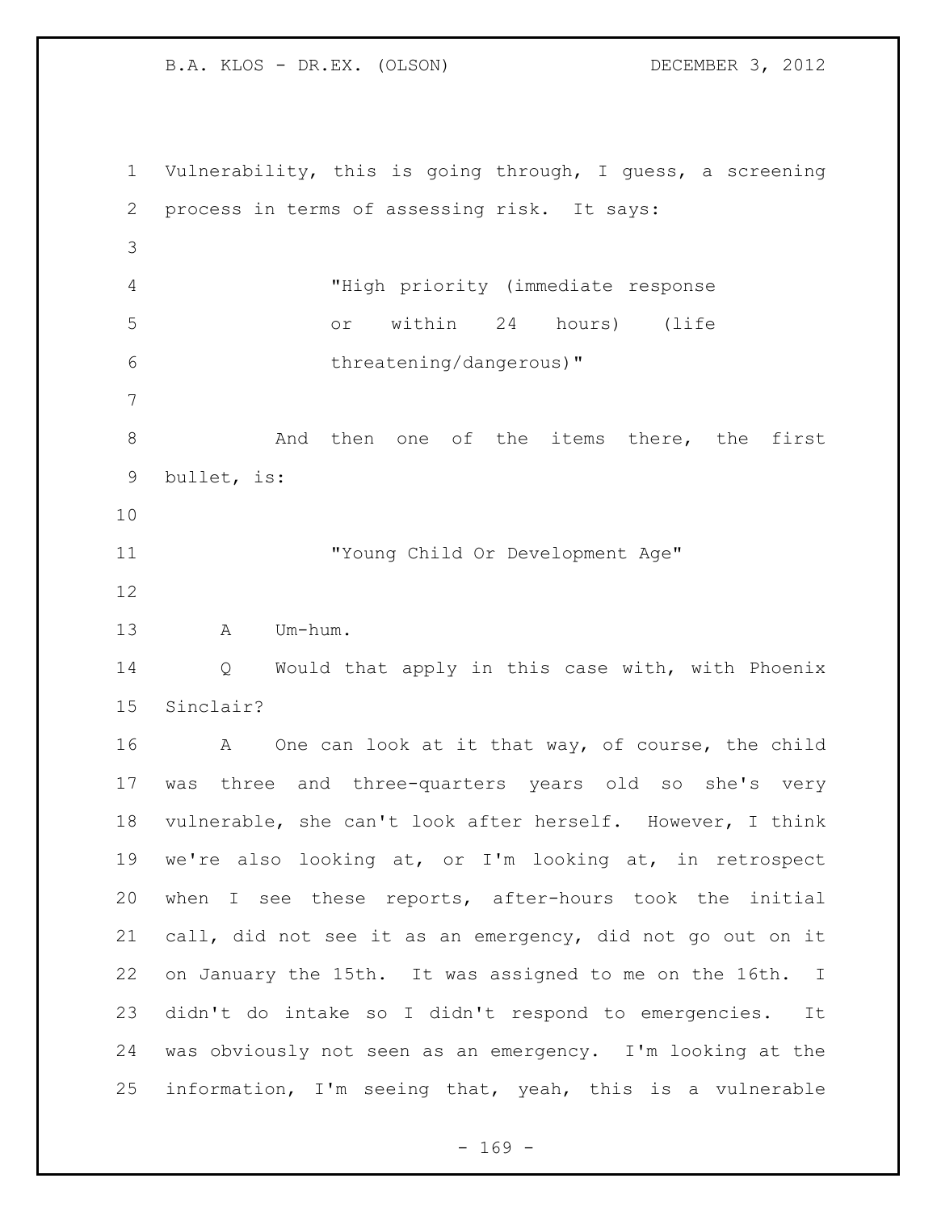Vulnerability, this is going through, I guess, a screening process in terms of assessing risk. It says:

> "High priority (immediate response or within 24 hours) (life threatening/dangerous)"

And then one of the items there, the first bullet, is:

> "Young Child Or Development Age"

A Um-hum.

Q Would that apply in this case with, with Phoenix Sinclair?

A One can look at it that way, of course, the child was three and three-quarters years old so she's very vulnerable, she can't look after herself. However, I think we're also looking at, or I'm looking at, in retrospect when I see these reports, after-hours took the initial call, did not see it as an emergency, did not go out on it on January the 15th. It was assigned to me on the 16th. I didn't do intake so I didn't respond to emergencies. It was obviously not seen as an emergency. I'm looking at the information, I'm seeing that, yeah, this is a vulnerable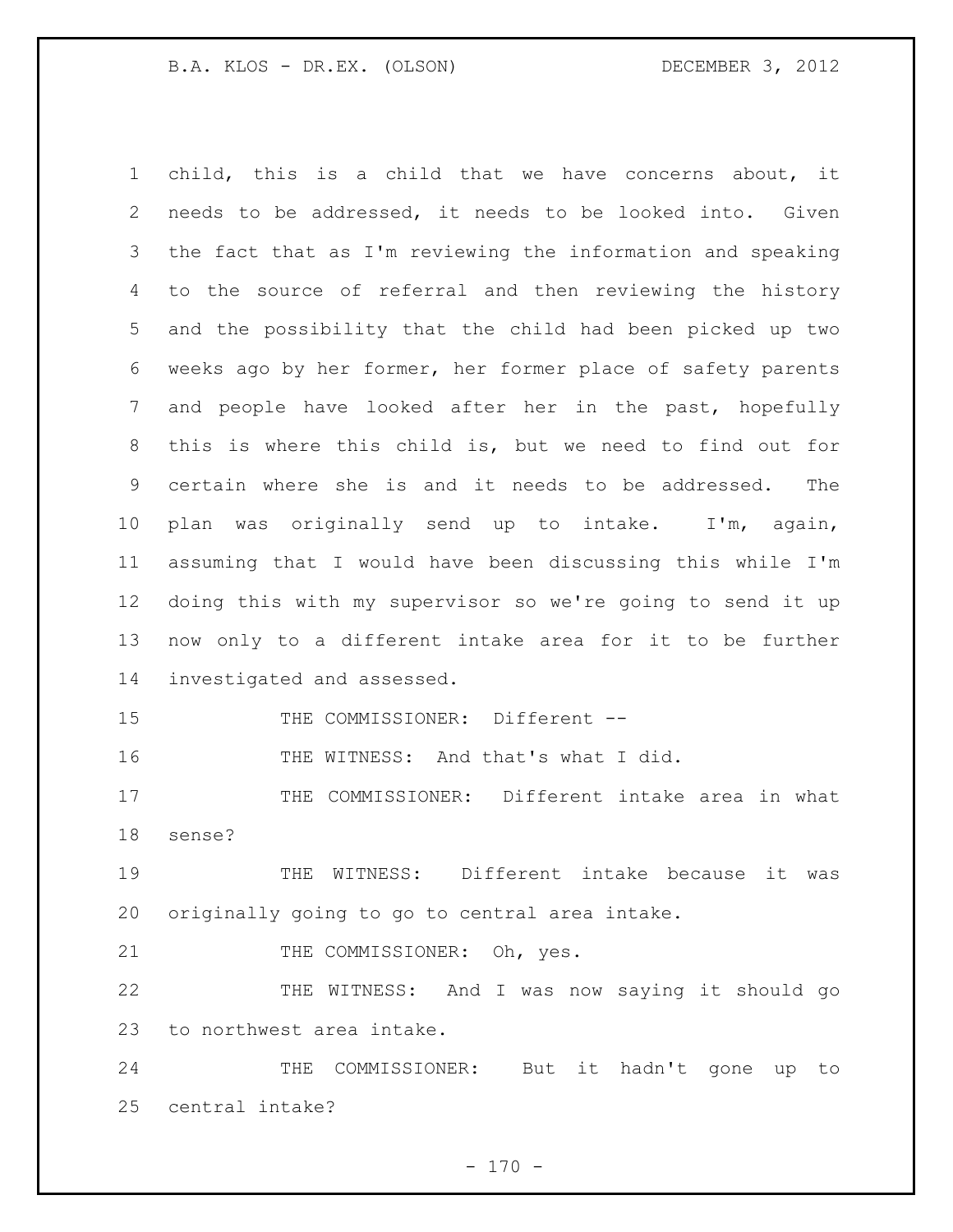child, this is a child that we have concerns about, it needs to be addressed, it needs to be looked into. Given the fact that as I'm reviewing the information and speaking to the source of referral and then reviewing the history and the possibility that the child had been picked up two weeks ago by her former, her former place of safety parents and people have looked after her in the past, hopefully this is where this child is, but we need to find out for certain where she is and it needs to be addressed. The plan was originally send up to intake. I'm, again, assuming that I would have been discussing this while I'm doing this with my supervisor so we're going to send it up now only to a different intake area for it to be further investigated and assessed.

THE COMMISSIONER: Different --

THE WITNESS: And that's what I did.

THE COMMISSIONER: Different intake area in what sense?

THE WITNESS: Different intake because it was originally going to go to central area intake.

THE COMMISSIONER: Oh, yes.

THE WITNESS: And I was now saying it should go to northwest area intake.

THE COMMISSIONER: But it hadn't gone up to central intake?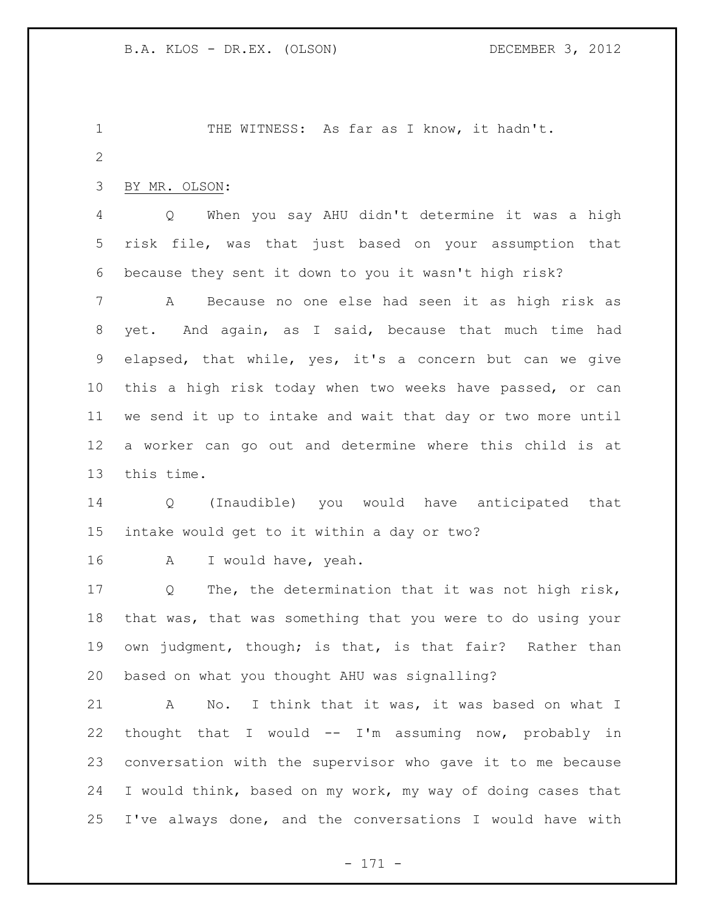THE WITNESS: As far as I know, it hadn't.

BY MR. OLSON:

Q When you say AHU didn't determine it was a high risk file, was that just based on your assumption that because they sent it down to you it wasn't high risk?

A Because no one else had seen it as high risk as yet. And again, as I said, because that much time had elapsed, that while, yes, it's a concern but can we give this a high risk today when two weeks have passed, or can we send it up to intake and wait that day or two more until a worker can go out and determine where this child is at this time.

Q (Inaudible) you would have anticipated that intake would get to it within a day or two?

A I would have, yeah.

Q The, the determination that it was not high risk, that was, that was something that you were to do using your own judgment, though; is that, is that fair? Rather than based on what you thought AHU was signalling?

A No. I think that it was, it was based on what I thought that I would -- I'm assuming now, probably in conversation with the supervisor who gave it to me because I would think, based on my work, my way of doing cases that I've always done, and the conversations I would have with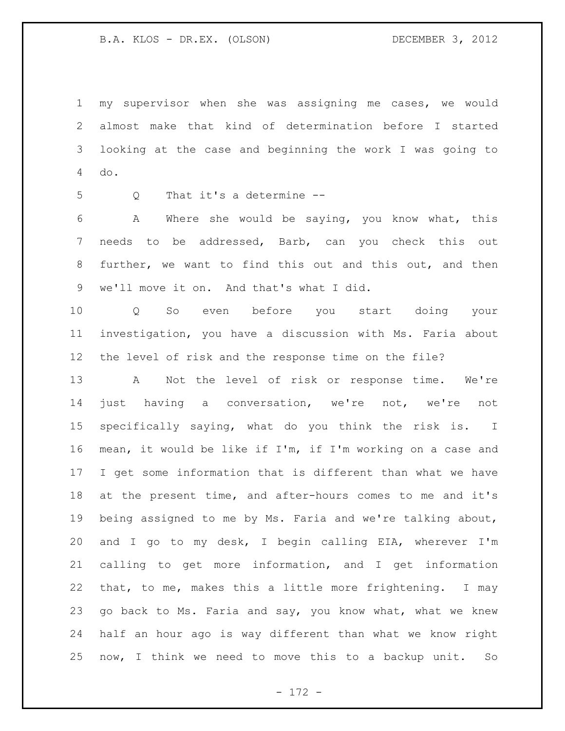my supervisor when she was assigning me cases, we would almost make that kind of determination before I started looking at the case and beginning the work I was going to do.

Q That it's a determine --

A Where she would be saying, you know what, this needs to be addressed, Barb, can you check this out further, we want to find this out and this out, and then we'll move it on. And that's what I did.

Q So even before you start doing your investigation, you have a discussion with Ms. Faria about the level of risk and the response time on the file?

A Not the level of risk or response time. We're just having a conversation, we're not, we're not specifically saying, what do you think the risk is. I mean, it would be like if I'm, if I'm working on a case and I get some information that is different than what we have at the present time, and after-hours comes to me and it's being assigned to me by Ms. Faria and we're talking about, and I go to my desk, I begin calling EIA, wherever I'm calling to get more information, and I get information that, to me, makes this a little more frightening. I may go back to Ms. Faria and say, you know what, what we knew half an hour ago is way different than what we know right now, I think we need to move this to a backup unit. So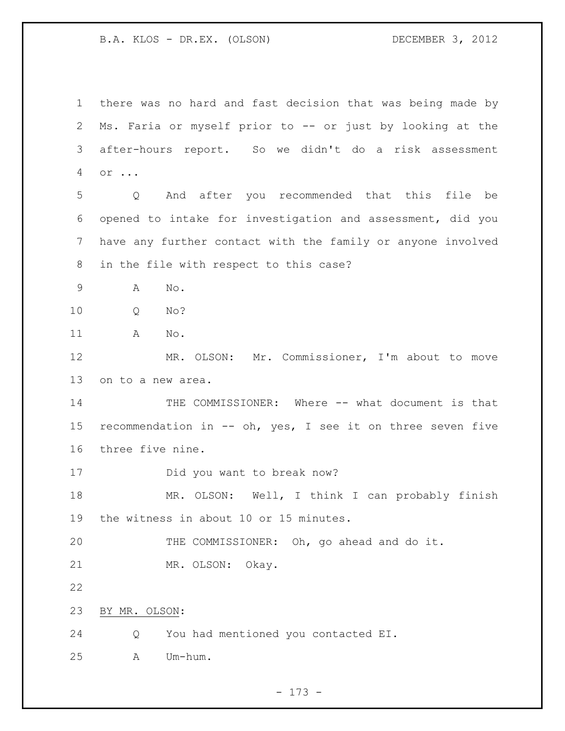there was no hard and fast decision that was being made by Ms. Faria or myself prior to -- or just by looking at the after-hours report. So we didn't do a risk assessment or ...

Q And after you recommended that this file be opened to intake for investigation and assessment, did you have any further contact with the family or anyone involved in the file with respect to this case?

A No.

Q No?

A No.

MR. OLSON: Mr. Commissioner, I'm about to move on to a new area.

THE COMMISSIONER: Where -- what document is that recommendation in -- oh, yes, I see it on three seven five three five nine.

Did you want to break now?

MR. OLSON: Well, I think I can probably finish the witness in about 10 or 15 minutes.

THE COMMISSIONER: Oh, go ahead and do it.

MR. OLSON: Okay.

BY MR. OLSON:

Q You had mentioned you contacted EI.

A Um-hum.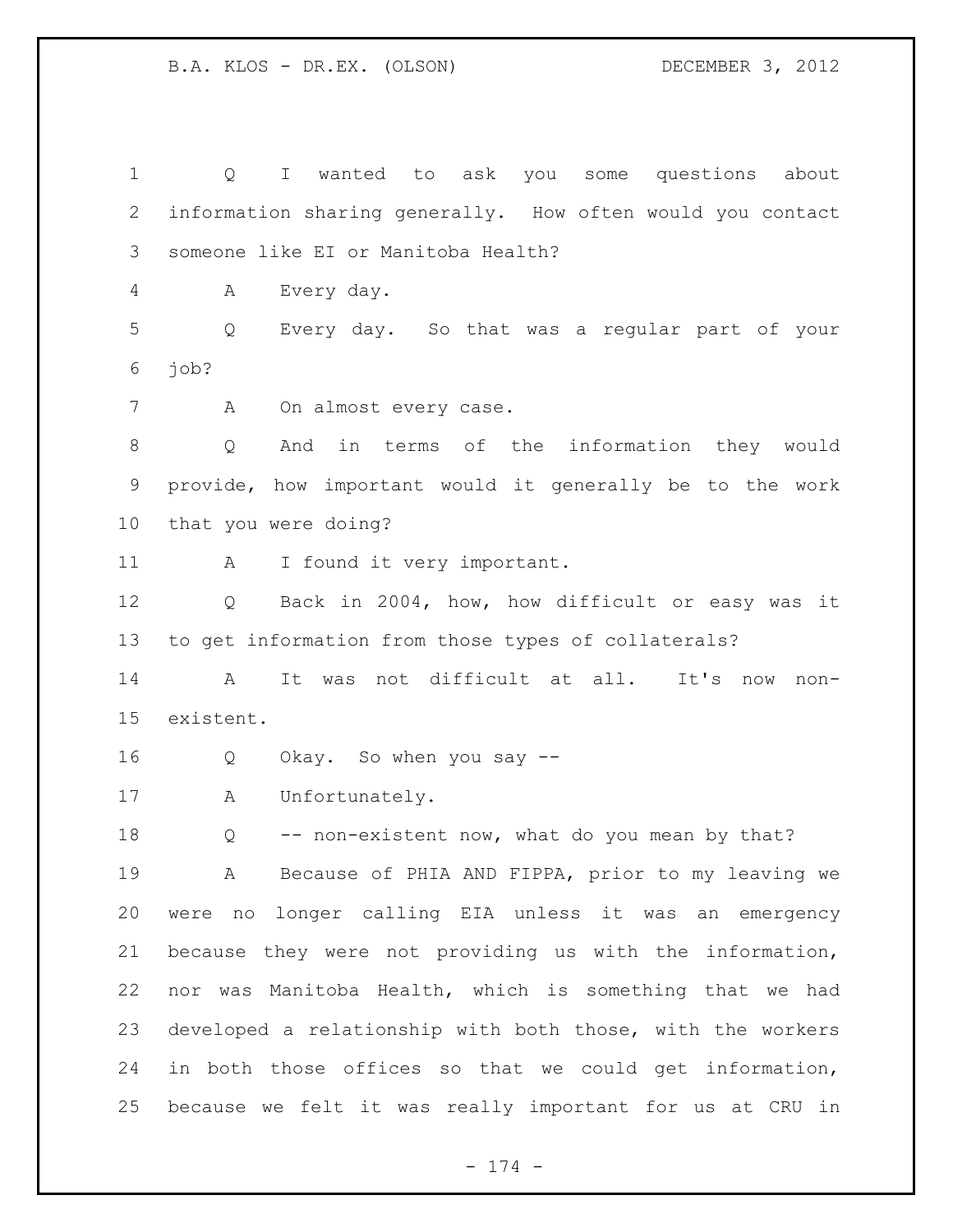Q I wanted to ask you some questions about information sharing generally. How often would you contact someone like EI or Manitoba Health?

A Every day.

Q Every day. So that was a regular part of your job?

A On almost every case.

Q And in terms of the information they would provide, how important would it generally be to the work that you were doing?

A I found it very important.

Q Back in 2004, how, how difficult or easy was it to get information from those types of collaterals?

A It was not difficult at all. It's now non-existent.

Q Okay. So when you say --

A Unfortunately.

Q -- non-existent now, what do you mean by that?

A Because of PHIA AND FIPPA, prior to my leaving we were no longer calling EIA unless it was an emergency because they were not providing us with the information, nor was Manitoba Health, which is something that we had developed a relationship with both those, with the workers in both those offices so that we could get information, because we felt it was really important for us at CRU in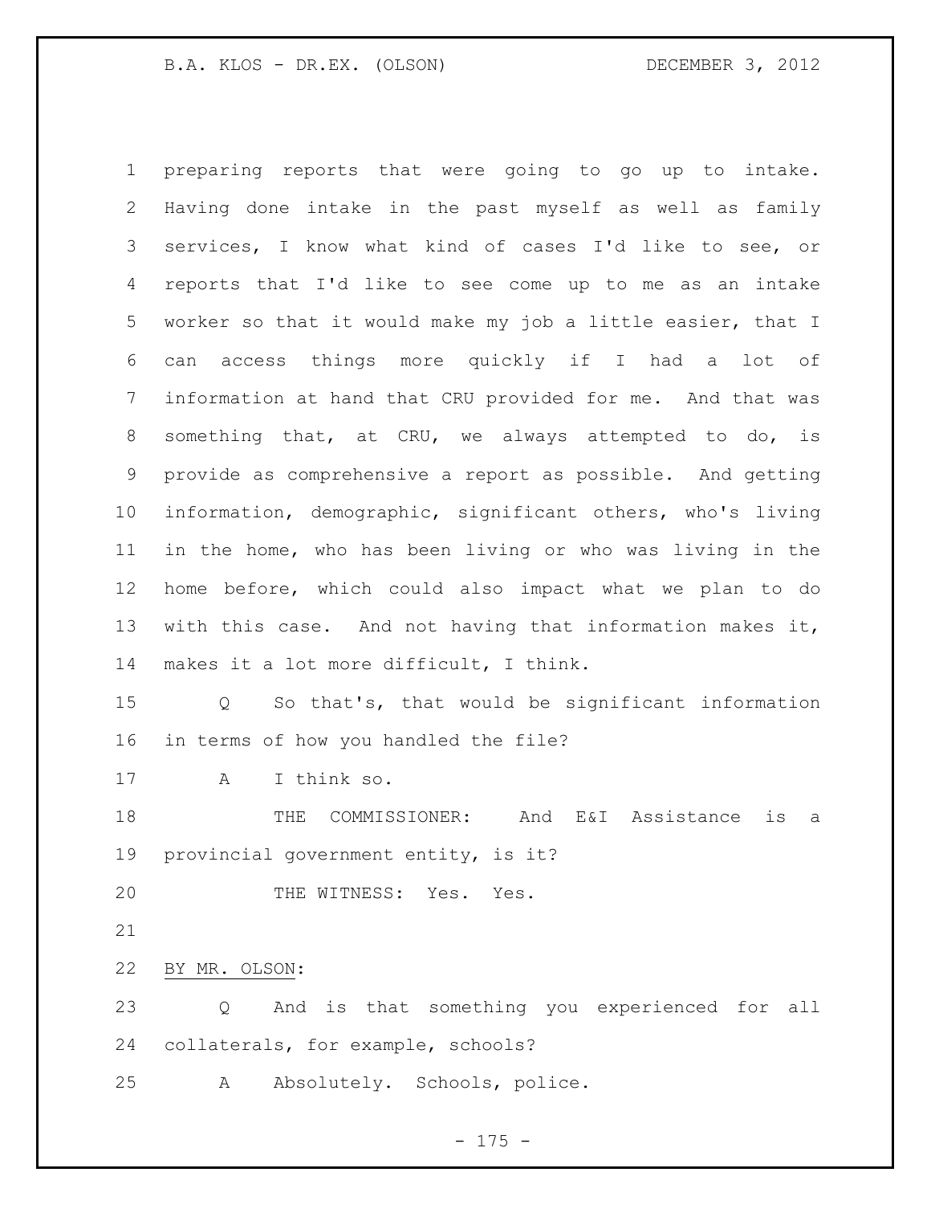preparing reports that were going to go up to intake. Having done intake in the past myself as well as family services, I know what kind of cases I'd like to see, or reports that I'd like to see come up to me as an intake worker so that it would make my job a little easier, that I can access things more quickly if I had a lot of information at hand that CRU provided for me. And that was something that, at CRU, we always attempted to do, is provide as comprehensive a report as possible. And getting information, demographic, significant others, who's living in the home, who has been living or who was living in the home before, which could also impact what we plan to do with this case. And not having that information makes it, makes it a lot more difficult, I think.

Q So that's, that would be significant information in terms of how you handled the file?

A I think so.

THE COMMISSIONER: And E&I Assistance is a provincial government entity, is it?

THE WITNESS: Yes. Yes.

BY MR. OLSON:

Q And is that something you experienced for all collaterals, for example, schools?

A Absolutely. Schools, police.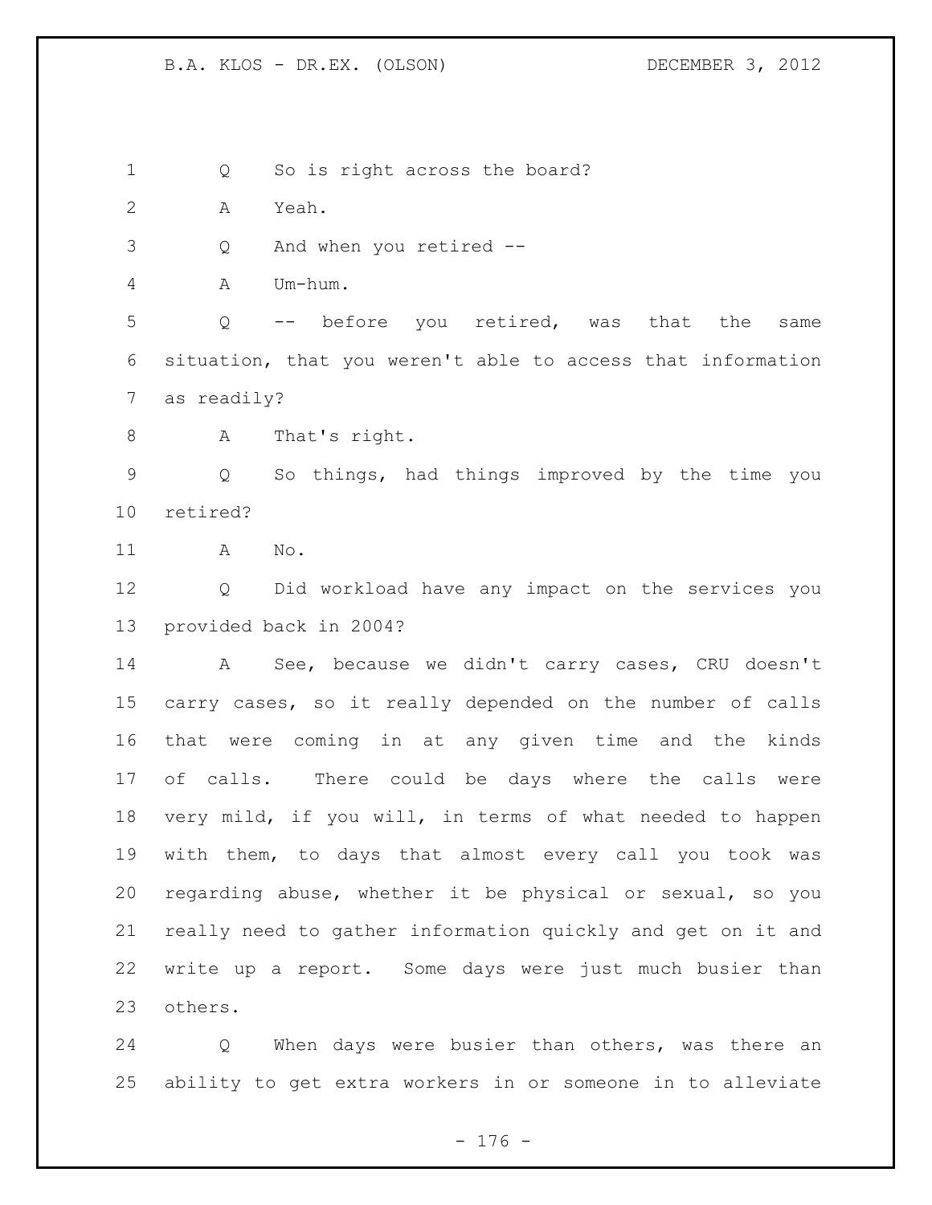Q So is right across the board?

A Yeah.

Q And when you retired --

A Um-hum.

Q -- before you retired, was that the same situation, that you weren't able to access that information as readily?

A That's right.

Q So things, had things improved by the time you retired?

A No.

Q Did workload have any impact on the services you provided back in 2004?

A See, because we didn't carry cases, CRU doesn't carry cases, so it really depended on the number of calls that were coming in at any given time and the kinds of calls. There could be days where the calls were very mild, if you will, in terms of what needed to happen with them, to days that almost every call you took was regarding abuse, whether it be physical or sexual, so you really need to gather information quickly and get on it and write up a report. Some days were just much busier than others.

Q When days were busier than others, was there an ability to get extra workers in or someone in to alleviate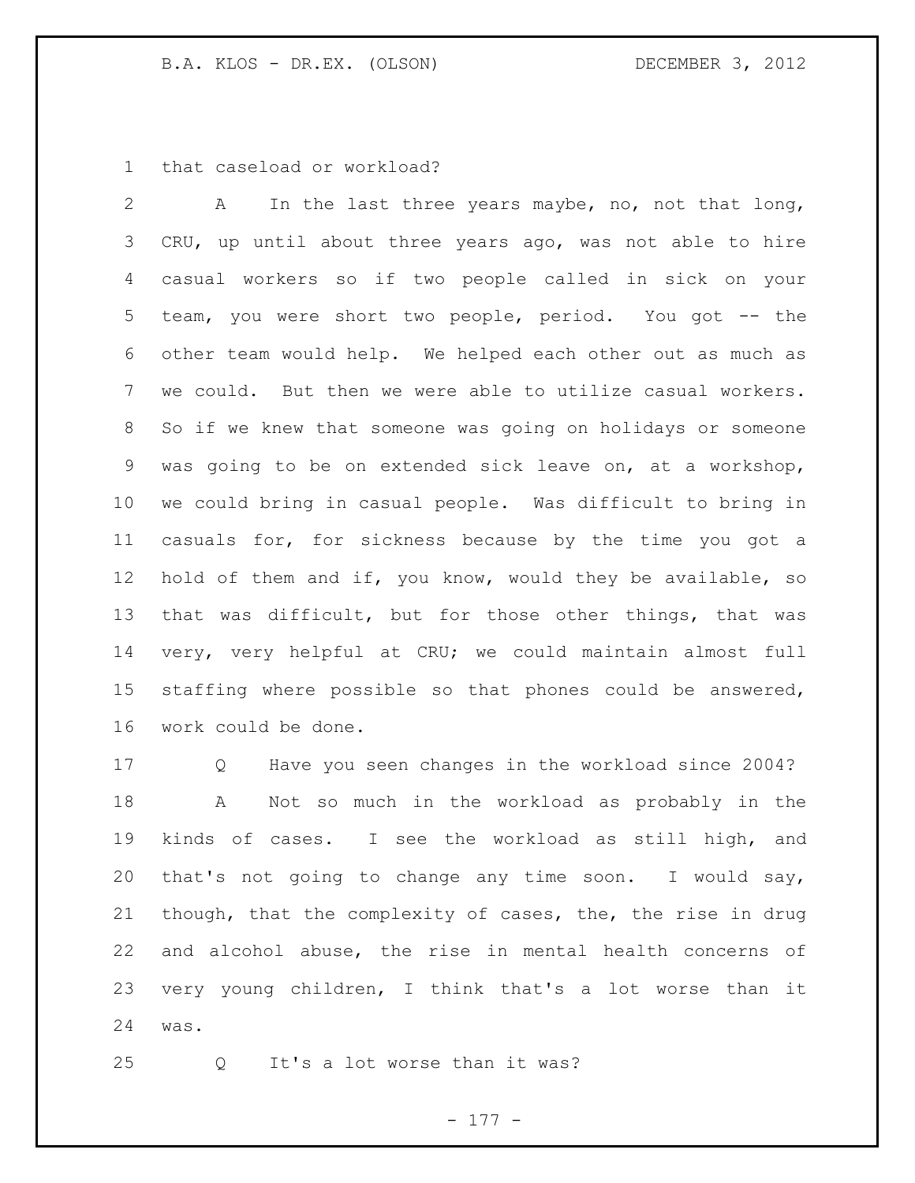that caseload or workload?

A In the last three years maybe, no, not that long, CRU, up until about three years ago, was not able to hire casual workers so if two people called in sick on your team, you were short two people, period. You got -- the other team would help. We helped each other out as much as we could. But then we were able to utilize casual workers. So if we knew that someone was going on holidays or someone was going to be on extended sick leave on, at a workshop, we could bring in casual people. Was difficult to bring in casuals for, for sickness because by the time you got a hold of them and if, you know, would they be available, so that was difficult, but for those other things, that was very, very helpful at CRU; we could maintain almost full staffing where possible so that phones could be answered, work could be done.

Q Have you seen changes in the workload since 2004?

A Not so much in the workload as probably in the kinds of cases. I see the workload as still high, and that's not going to change any time soon. I would say, though, that the complexity of cases, the, the rise in drug and alcohol abuse, the rise in mental health concerns of very young children, I think that's a lot worse than it was.

Q It's a lot worse than it was?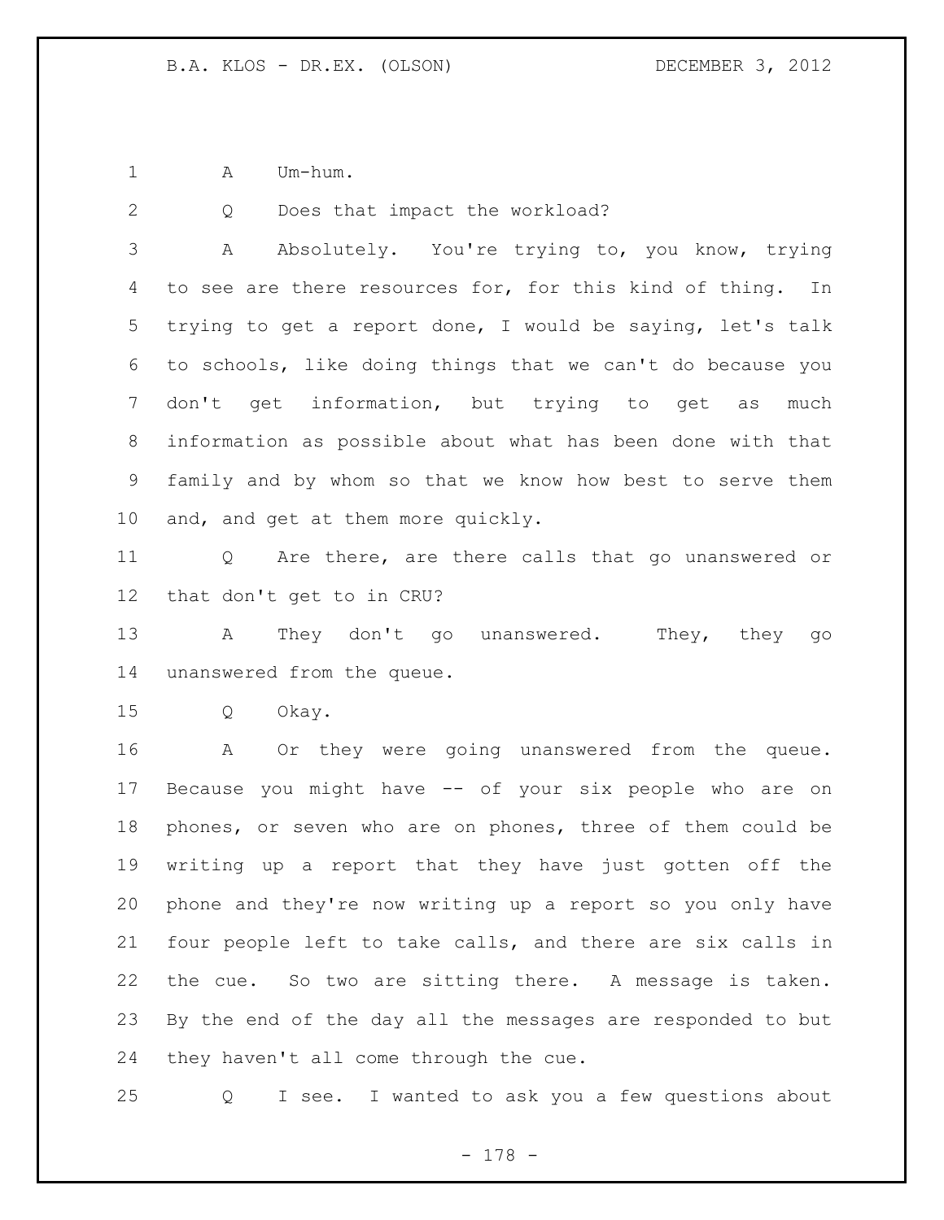1 A Um-hum.

2 Q Does that impact the workload?

3 A Absolutely. You're trying to, you know, trying
4 to see are there resources for, for this kind of thing. In
5 trying to get a report done, I would be saying, let's talk
6 to schools, like doing things that we can't do because you
7 don't get information, but trying to get as much
8 information as possible about what has been done with that
9 family and by whom so that we know how best to serve them
10 and, and get at them more quickly.

11 Q Are there, are there calls that go unanswered or
12 that don't get to in CRU?

13 A They don't go unanswered. They, they go
14 unanswered from the queue.

15 Q Okay.

16 A Or they were going unanswered from the queue.
17 Because you might have -- of your six people who are on
18 phones, or seven who are on phones, three of them could be
19 writing up a report that they have just gotten off the
20 phone and they're now writing up a report so you only have
21 four people left to take calls, and there are six calls in
22 the cue. So two are sitting there. A message is taken.
23 By the end of the day all the messages are responded to but
24 they haven't all come through the cue.

25 Q I see. I wanted to ask you a few questions about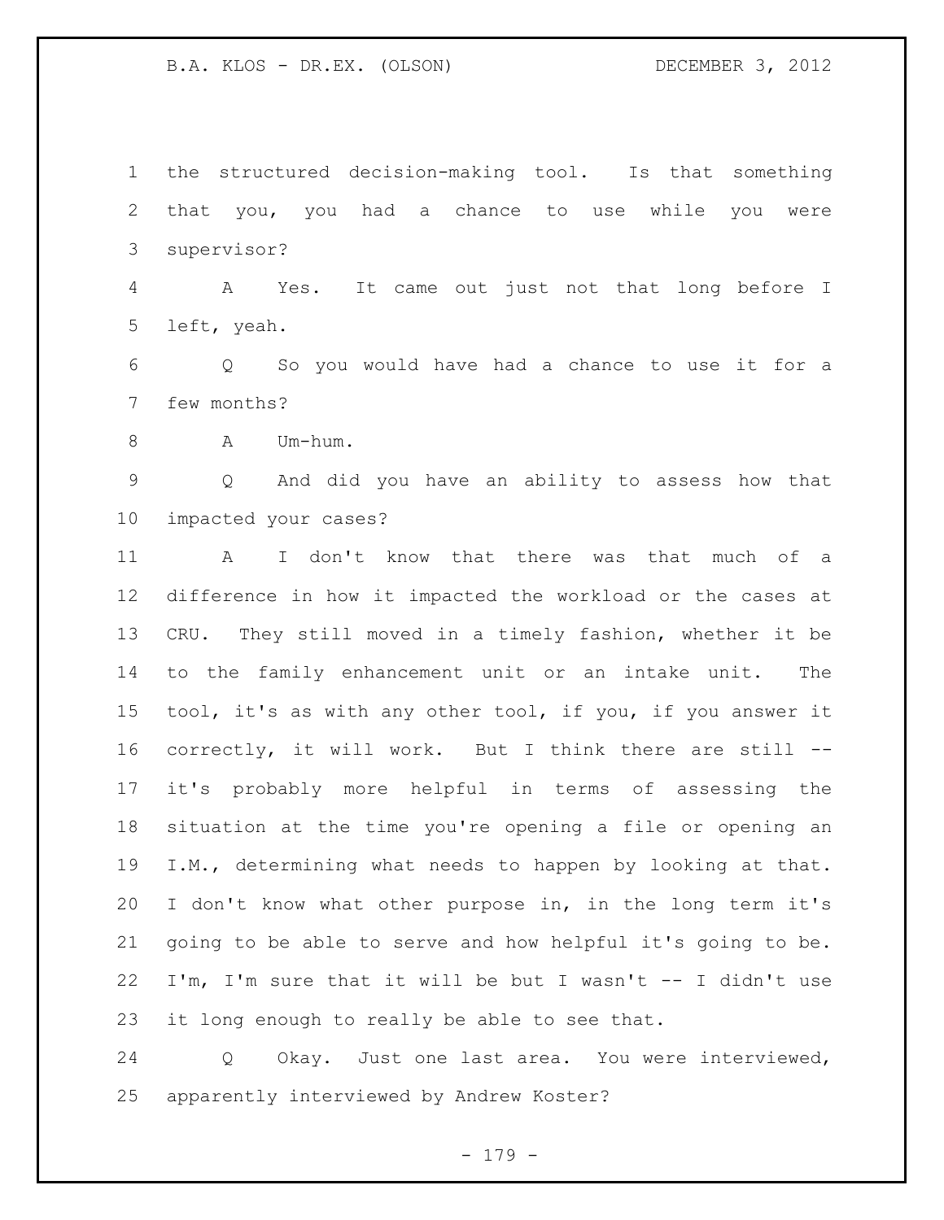the structured decision-making tool. Is that something that you, you had a chance to use while you were supervisor?

A Yes. It came out just not that long before I left, yeah.

Q So you would have had a chance to use it for a few months?

A Um-hum.

Q And did you have an ability to assess how that impacted your cases?

A I don't know that there was that much of a difference in how it impacted the workload or the cases at CRU. They still moved in a timely fashion, whether it be to the family enhancement unit or an intake unit. The tool, it's as with any other tool, if you, if you answer it correctly, it will work. But I think there are still -- it's probably more helpful in terms of assessing the situation at the time you're opening a file or opening an I.M., determining what needs to happen by looking at that. I don't know what other purpose in, in the long term it's going to be able to serve and how helpful it's going to be. I'm, I'm sure that it will be but I wasn't -- I didn't use it long enough to really be able to see that.

Q Okay. Just one last area. You were interviewed, apparently interviewed by Andrew Koster?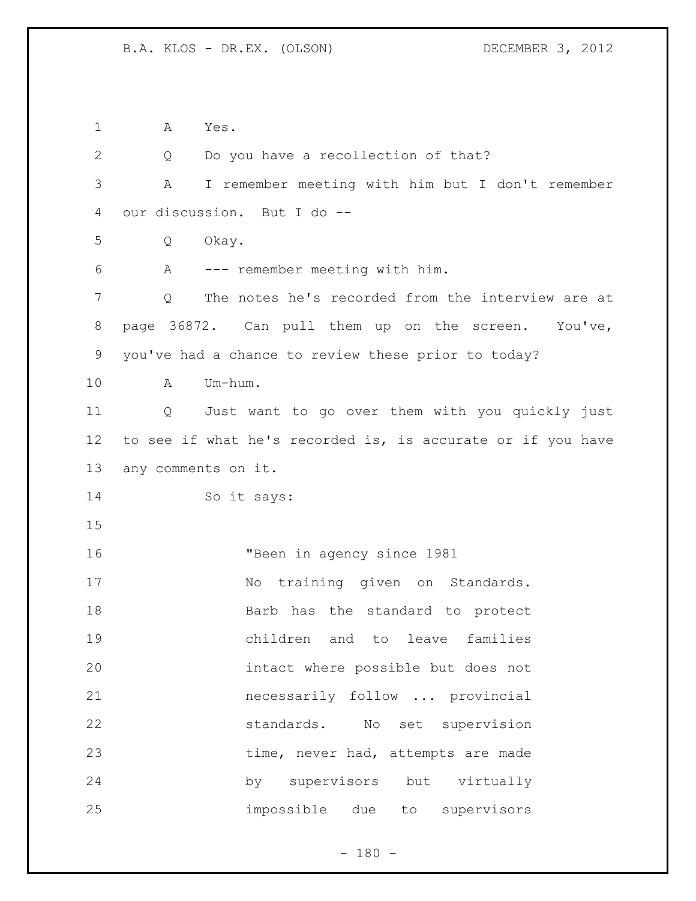A Yes.

Q Do you have a recollection of that?

A I remember meeting with him but I don't remember our discussion. But I do --

Q Okay.

A --- remember meeting with him.

Q The notes he's recorded from the interview are at page 36872. Can pull them up on the screen. You've, you've had a chance to review these prior to today?

A Um-hum.

Q Just want to go over them with you quickly just to see if what he's recorded is, is accurate or if you have any comments on it.

So it says:

> "Been in agency since 1981
> No training given on Standards. Barb has the standard to protect children and to leave families intact where possible but does not necessarily follow ... provincial standards. No set supervision time, never had, attempts are made by supervisors but virtually impossible due to supervisors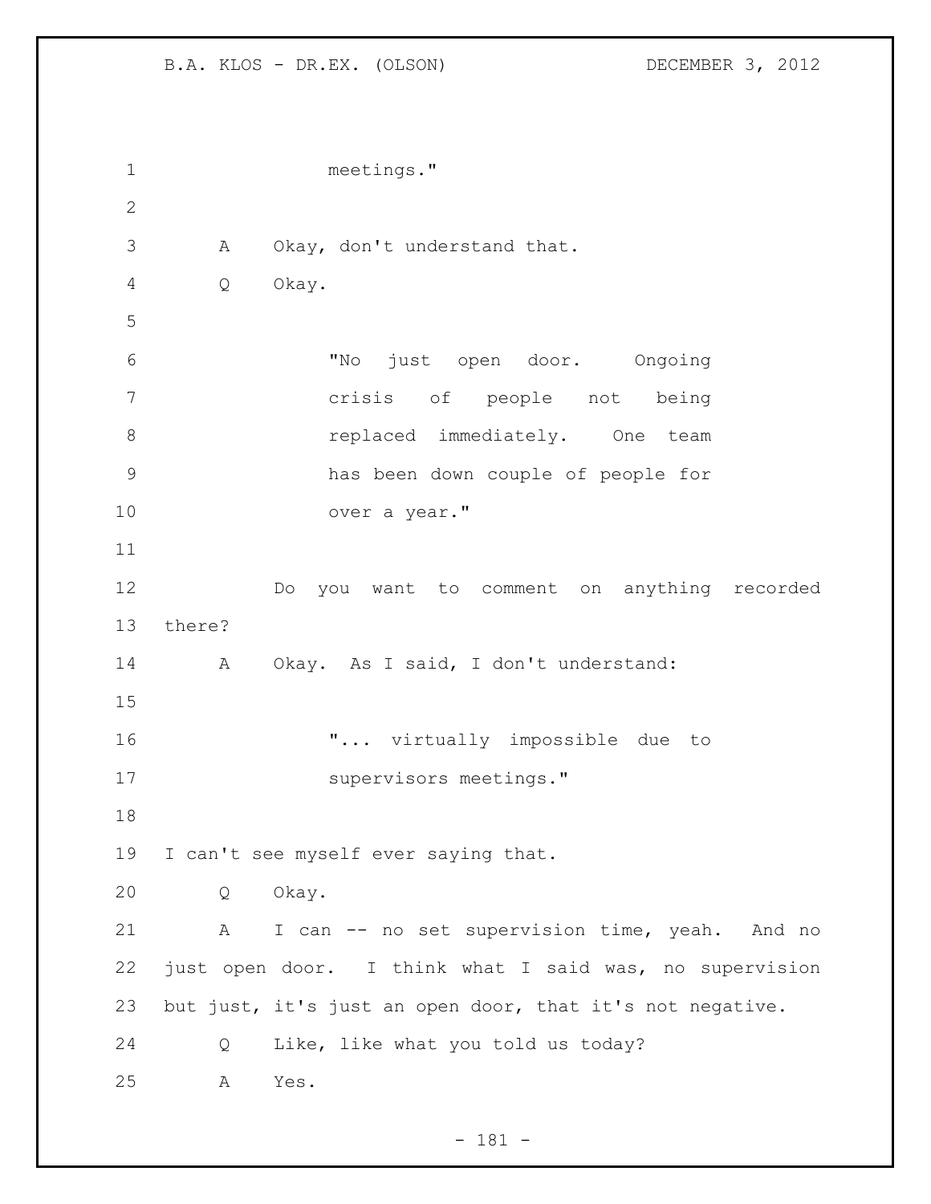meetings."

A Okay, don't understand that.

Q Okay.

> "No just open door. Ongoing crisis of people not being replaced immediately. One team has been down couple of people for over a year."

Do you want to comment on anything recorded there?

A Okay. As I said, I don't understand:

> "... virtually impossible due to supervisors meetings."

I can't see myself ever saying that.

Q Okay.

A I can -- no set supervision time, yeah. And no just open door. I think what I said was, no supervision but just, it's just an open door, that it's not negative.

Q Like, like what you told us today?

A Yes.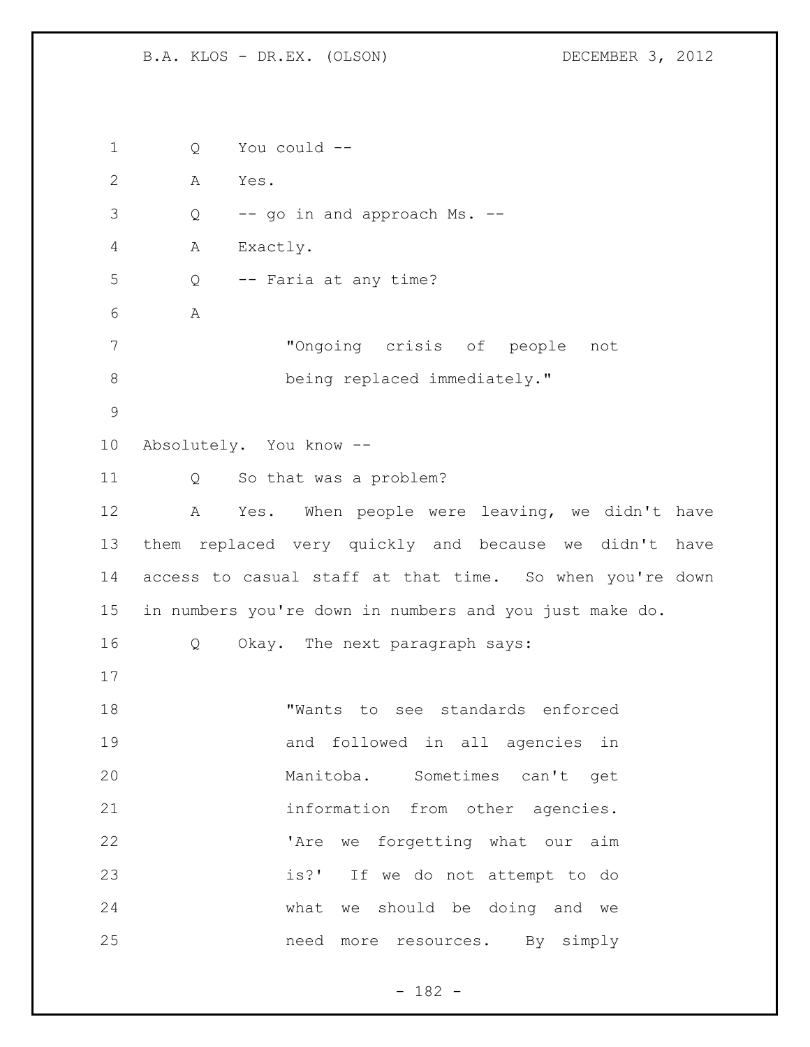Q You could --

A Yes.

Q -- go in and approach Ms. --

A Exactly.

Q -- Faria at any time?

A

> "Ongoing crisis of people not being replaced immediately."

Absolutely. You know --

Q So that was a problem?

A Yes. When people were leaving, we didn't have them replaced very quickly and because we didn't have access to casual staff at that time. So when you're down in numbers you're down in numbers and you just make do.

Q Okay. The next paragraph says:

> "Wants to see standards enforced and followed in all agencies in Manitoba. Sometimes can't get information from other agencies. 'Are we forgetting what our aim is?' If we do not attempt to do what we should be doing and we need more resources. By simply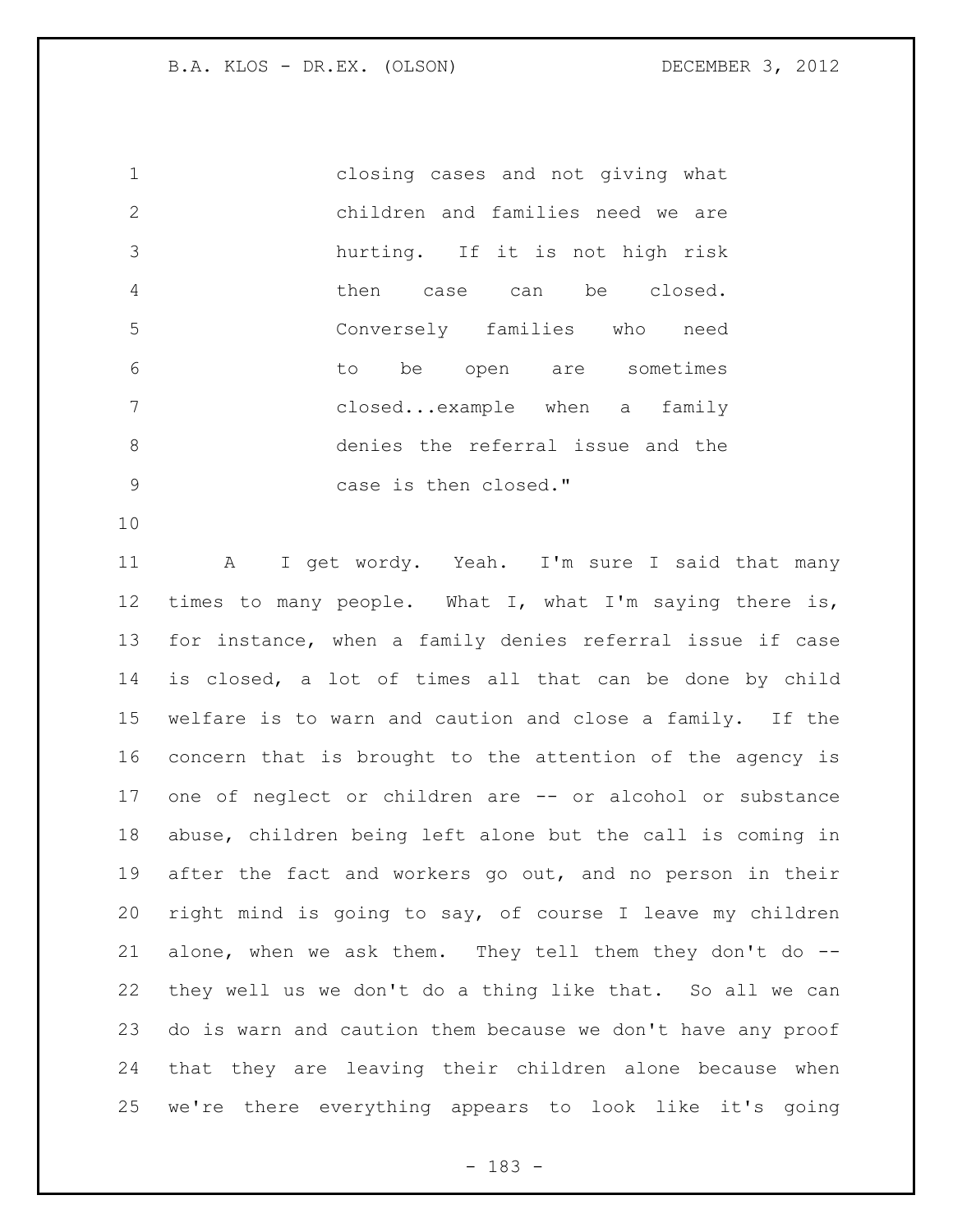closing cases and not giving what children and families need we are hurting. If it is not high risk then case can be closed. Conversely families who need to be open are sometimes closed...example when a family denies the referral issue and the case is then closed."

A I get wordy. Yeah. I'm sure I said that many times to many people. What I, what I'm saying there is, for instance, when a family denies referral issue if case is closed, a lot of times all that can be done by child welfare is to warn and caution and close a family. If the concern that is brought to the attention of the agency is one of neglect or children are -- or alcohol or substance abuse, children being left alone but the call is coming in after the fact and workers go out, and no person in their right mind is going to say, of course I leave my children alone, when we ask them. They tell them they don't do -- they well us we don't do a thing like that. So all we can do is warn and caution them because we don't have any proof that they are leaving their children alone because when we're there everything appears to look like it's going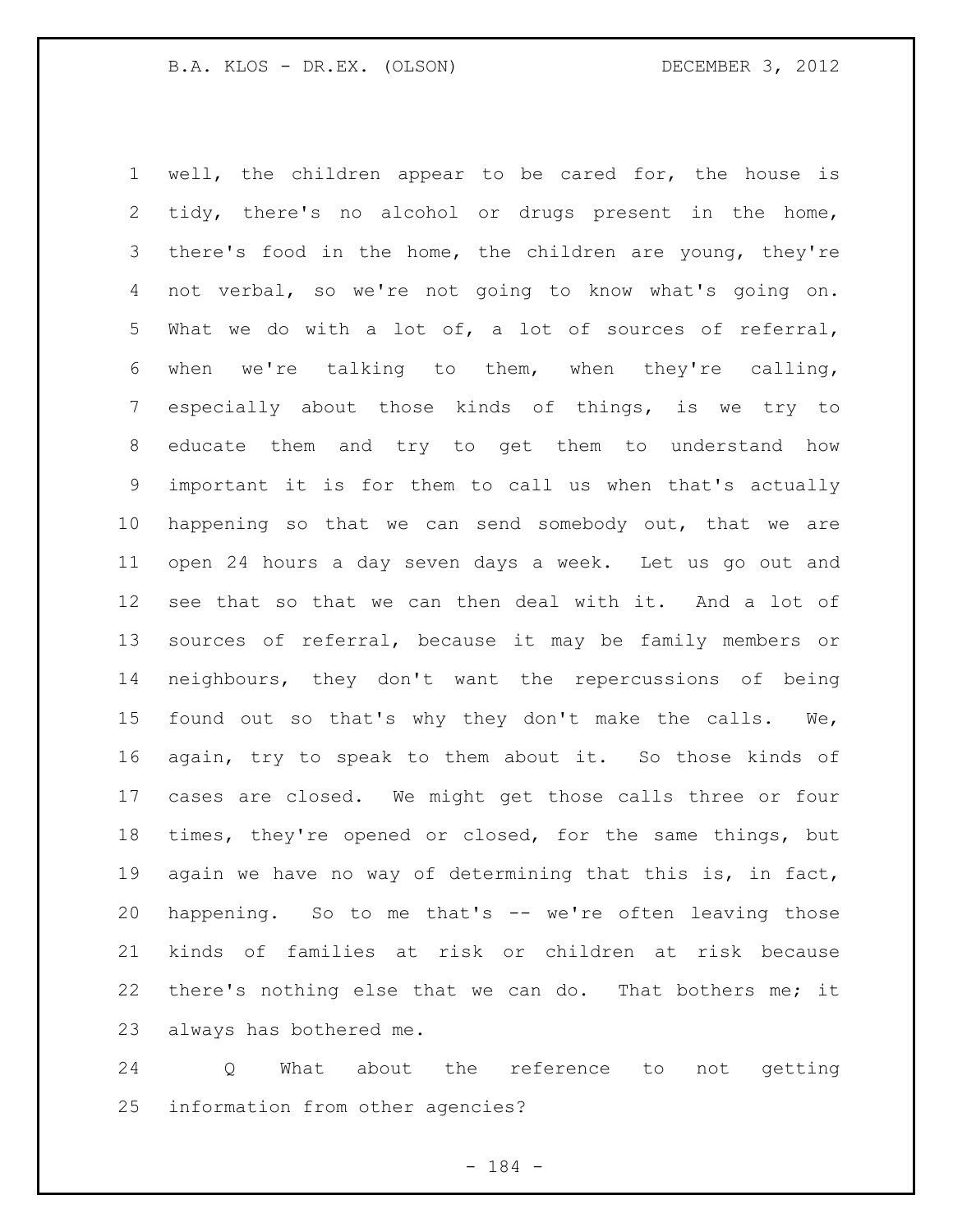well, the children appear to be cared for, the house is tidy, there's no alcohol or drugs present in the home, there's food in the home, the children are young, they're not verbal, so we're not going to know what's going on. What we do with a lot of, a lot of sources of referral, when we're talking to them, when they're calling, especially about those kinds of things, is we try to educate them and try to get them to understand how important it is for them to call us when that's actually happening so that we can send somebody out, that we are open 24 hours a day seven days a week. Let us go out and see that so that we can then deal with it. And a lot of sources of referral, because it may be family members or neighbours, they don't want the repercussions of being found out so that's why they don't make the calls. We, again, try to speak to them about it. So those kinds of cases are closed. We might get those calls three or four times, they're opened or closed, for the same things, but again we have no way of determining that this is, in fact, happening. So to me that's -- we're often leaving those kinds of families at risk or children at risk because there's nothing else that we can do. That bothers me; it always has bothered me.

Q What about the reference to not getting information from other agencies?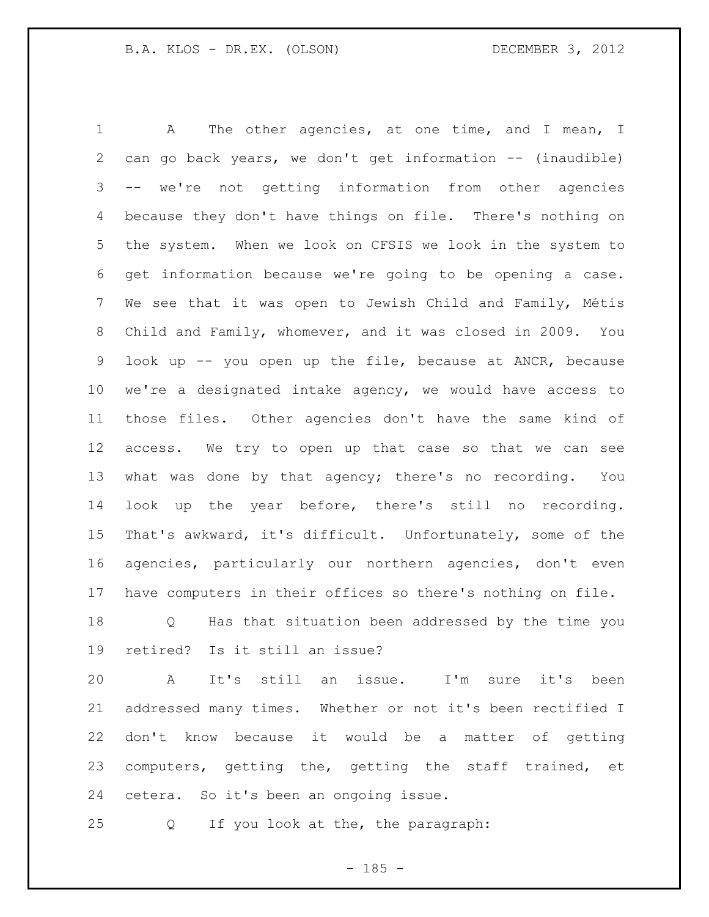A The other agencies, at one time, and I mean, I can go back years, we don't get information -- (inaudible) -- we're not getting information from other agencies because they don't have things on file. There's nothing on the system. When we look on CFSIS we look in the system to get information because we're going to be opening a case. We see that it was open to Jewish Child and Family, Métis Child and Family, whomever, and it was closed in 2009. You look up -- you open up the file, because at ANCR, because we're a designated intake agency, we would have access to those files. Other agencies don't have the same kind of access. We try to open up that case so that we can see what was done by that agency; there's no recording. You look up the year before, there's still no recording. That's awkward, it's difficult. Unfortunately, some of the agencies, particularly our northern agencies, don't even have computers in their offices so there's nothing on file.

Q Has that situation been addressed by the time you retired? Is it still an issue?

A It's still an issue. I'm sure it's been addressed many times. Whether or not it's been rectified I don't know because it would be a matter of getting computers, getting the, getting the staff trained, et cetera. So it's been an ongoing issue.

Q If you look at the, the paragraph: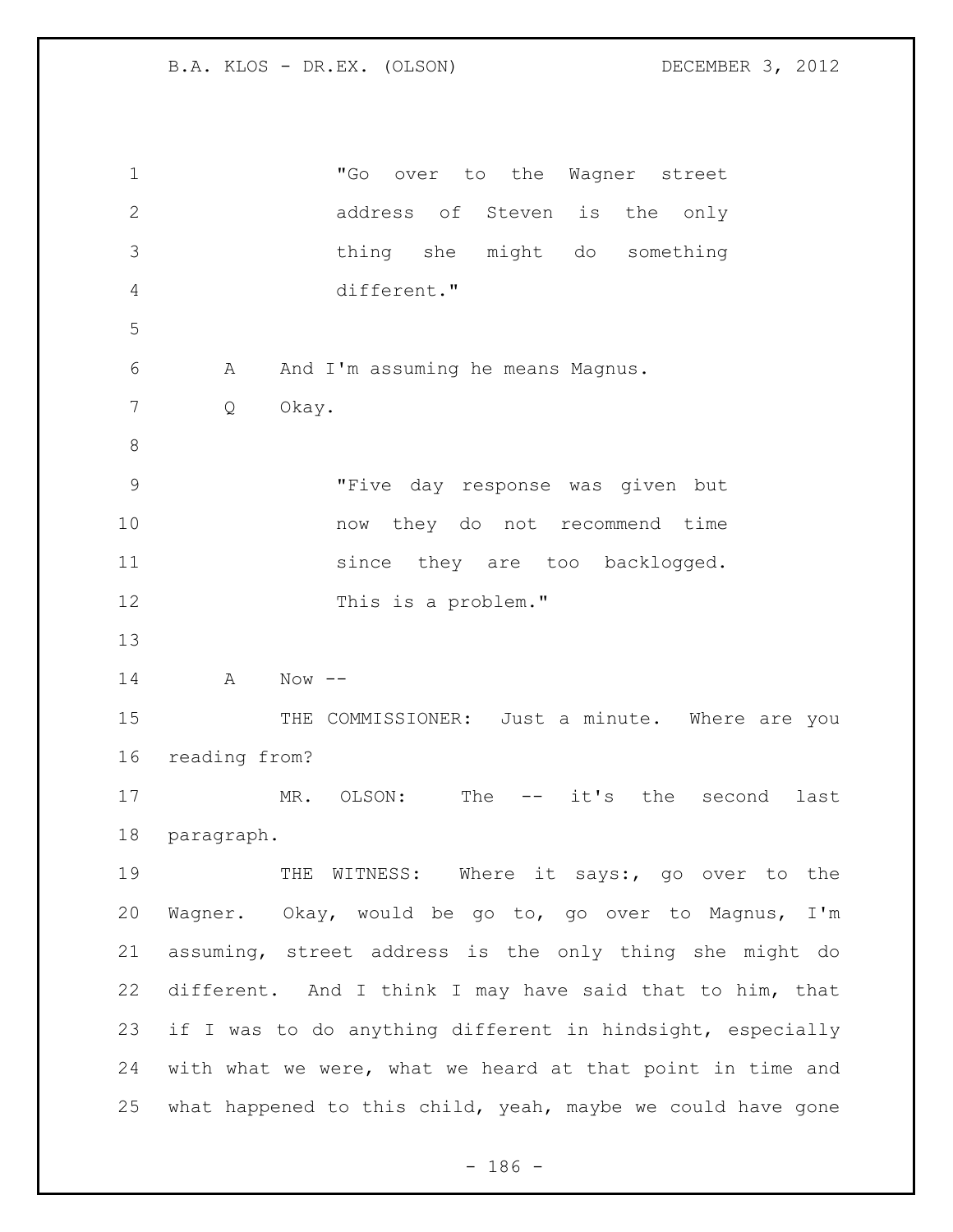"Go over to the Wagner street address of Steven is the only thing she might do something different."

A And I'm assuming he means Magnus.

Q Okay.

"Five day response was given but now they do not recommend time since they are too backlogged. This is a problem."

A Now --

THE COMMISSIONER: Just a minute. Where are you reading from?

MR. OLSON: The -- it's the second last paragraph.

THE WITNESS: Where it says:, go over to the Wagner. Okay, would be go to, go over to Magnus, I'm assuming, street address is the only thing she might do different. And I think I may have said that to him, that if I was to do anything different in hindsight, especially with what we were, what we heard at that point in time and what happened to this child, yeah, maybe we could have gone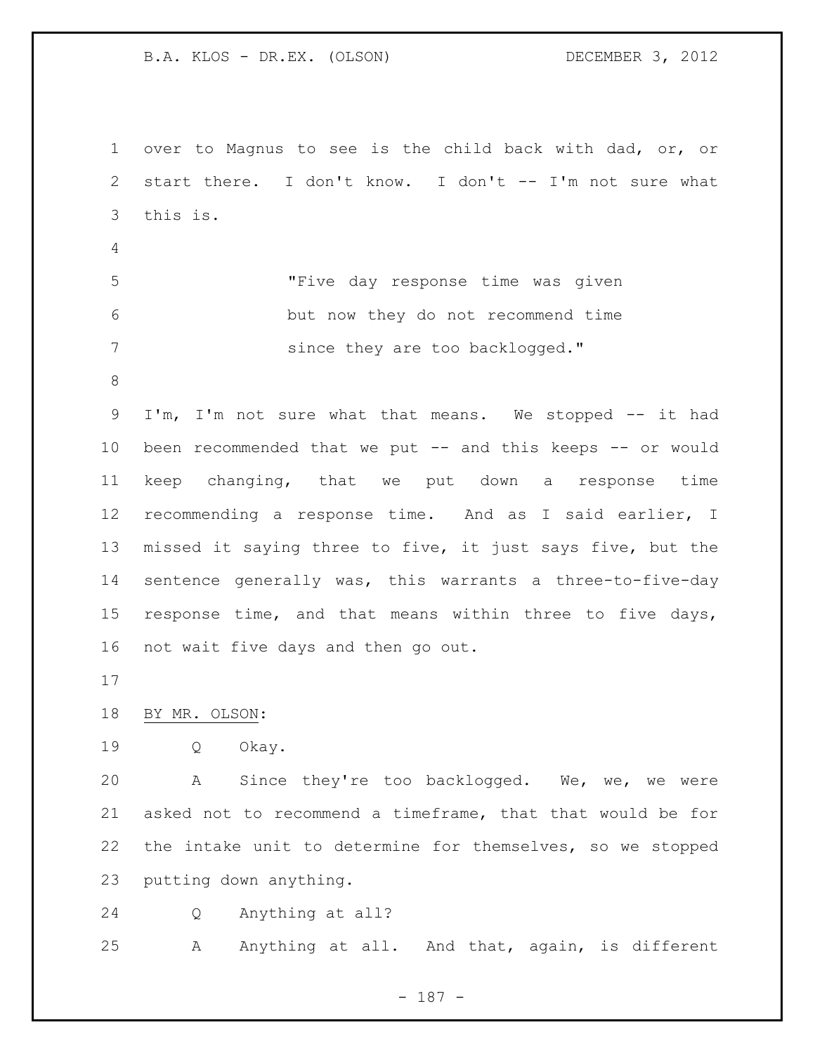over to Magnus to see is the child back with dad, or, or start there. I don't know. I don't -- I'm not sure what this is.

> "Five day response time was given but now they do not recommend time since they are too backlogged."

I'm, I'm not sure what that means. We stopped -- it had been recommended that we put -- and this keeps -- or would keep changing, that we put down a response time recommending a response time. And as I said earlier, I missed it saying three to five, it just says five, but the sentence generally was, this warrants a three-to-five-day response time, and that means within three to five days, not wait five days and then go out.

BY MR. OLSON:

Q Okay.

A Since they're too backlogged. We, we, we were asked not to recommend a timeframe, that that would be for the intake unit to determine for themselves, so we stopped putting down anything.

Q Anything at all?

A Anything at all. And that, again, is different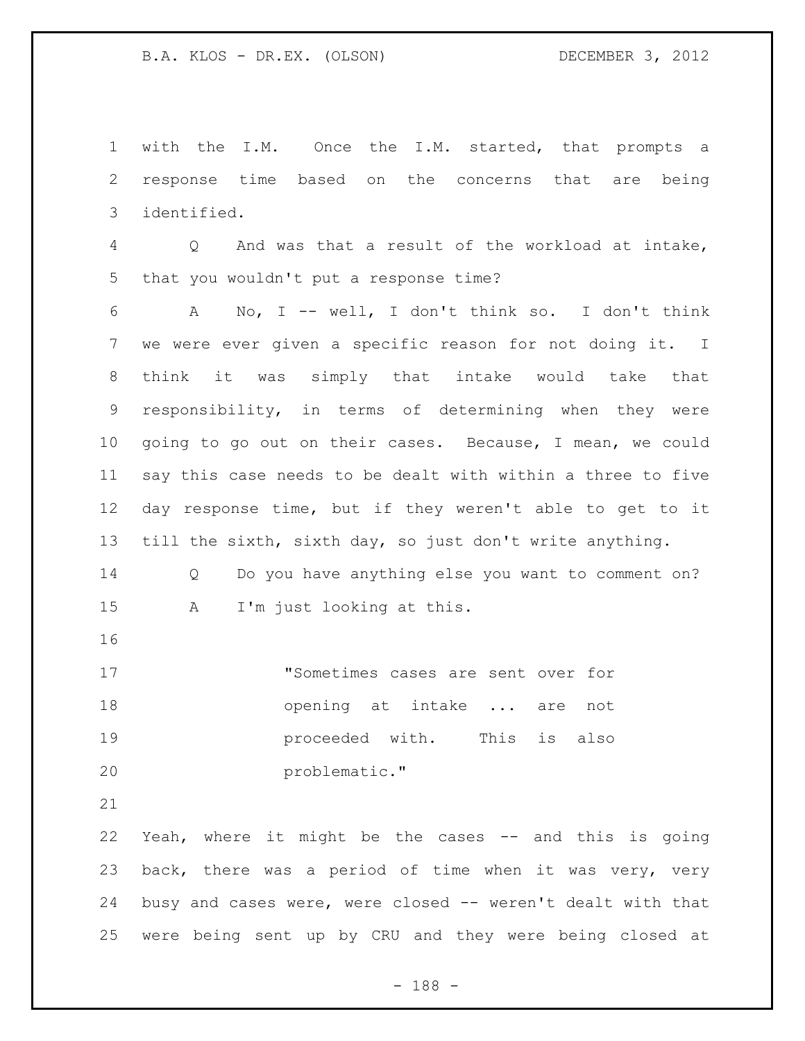with the I.M. Once the I.M. started, that prompts a response time based on the concerns that are being identified.

Q And was that a result of the workload at intake, that you wouldn't put a response time?

A No, I -- well, I don't think so. I don't think we were ever given a specific reason for not doing it. I think it was simply that intake would take that responsibility, in terms of determining when they were going to go out on their cases. Because, I mean, we could say this case needs to be dealt with within a three to five day response time, but if they weren't able to get to it till the sixth, sixth day, so just don't write anything.

Q Do you have anything else you want to comment on?

A I'm just looking at this.

> "Sometimes cases are sent over for opening at intake ... are not proceeded with. This is also problematic."

Yeah, where it might be the cases -- and this is going back, there was a period of time when it was very, very busy and cases were, were closed -- weren't dealt with that were being sent up by CRU and they were being closed at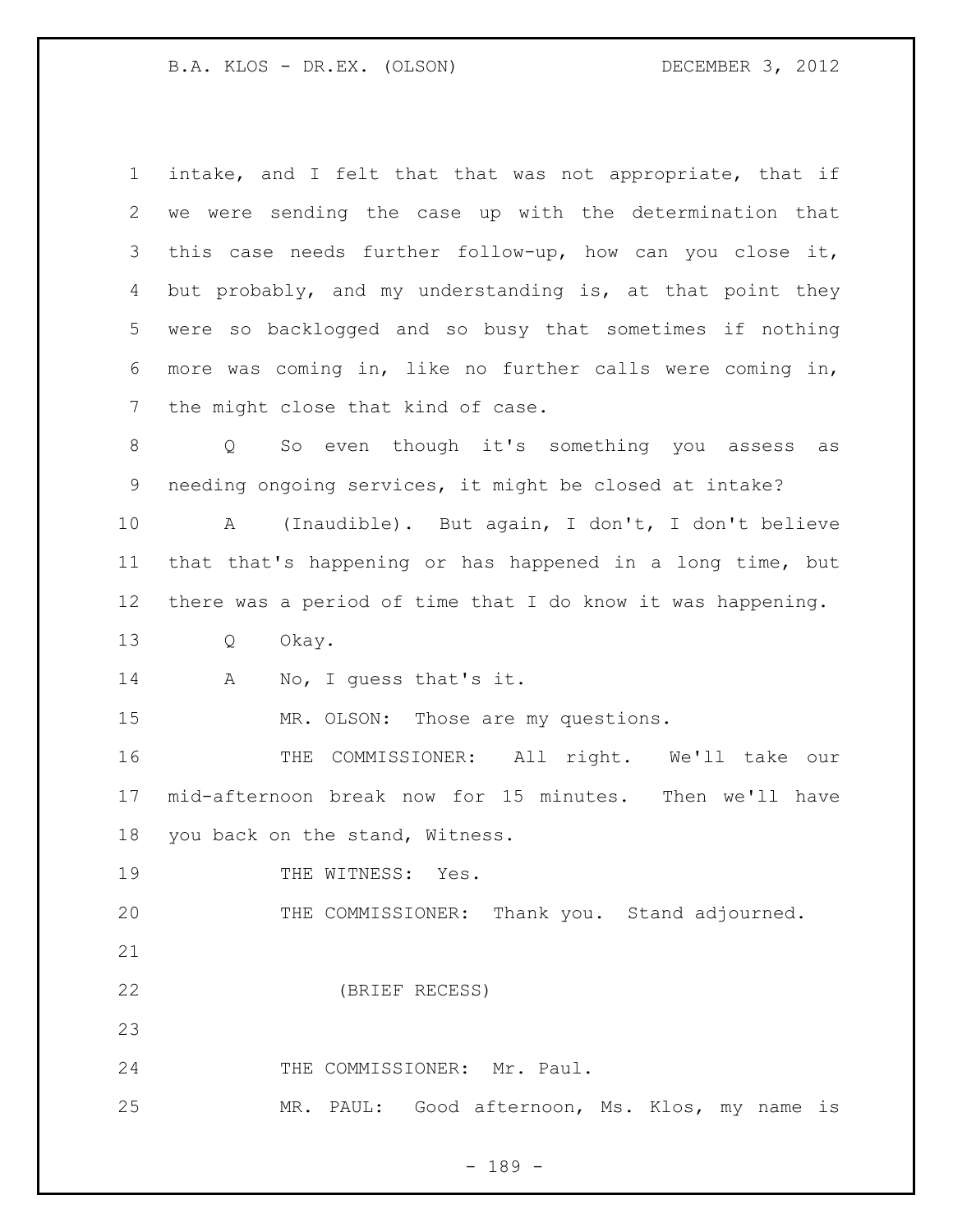intake, and I felt that that was not appropriate, that if we were sending the case up with the determination that this case needs further follow-up, how can you close it, but probably, and my understanding is, at that point they were so backlogged and so busy that sometimes if nothing more was coming in, like no further calls were coming in, the might close that kind of case.

Q So even though it's something you assess as needing ongoing services, it might be closed at intake?

A (Inaudible). But again, I don't, I don't believe that that's happening or has happened in a long time, but there was a period of time that I do know it was happening.

Q Okay.

A No, I guess that's it.

MR. OLSON: Those are my questions.

THE COMMISSIONER: All right. We'll take our mid-afternoon break now for 15 minutes. Then we'll have you back on the stand, Witness.

THE WITNESS: Yes.

THE COMMISSIONER: Thank you. Stand adjourned.

(BRIEF RECESS)

THE COMMISSIONER: Mr. Paul.

MR. PAUL: Good afternoon, Ms. Klos, my name is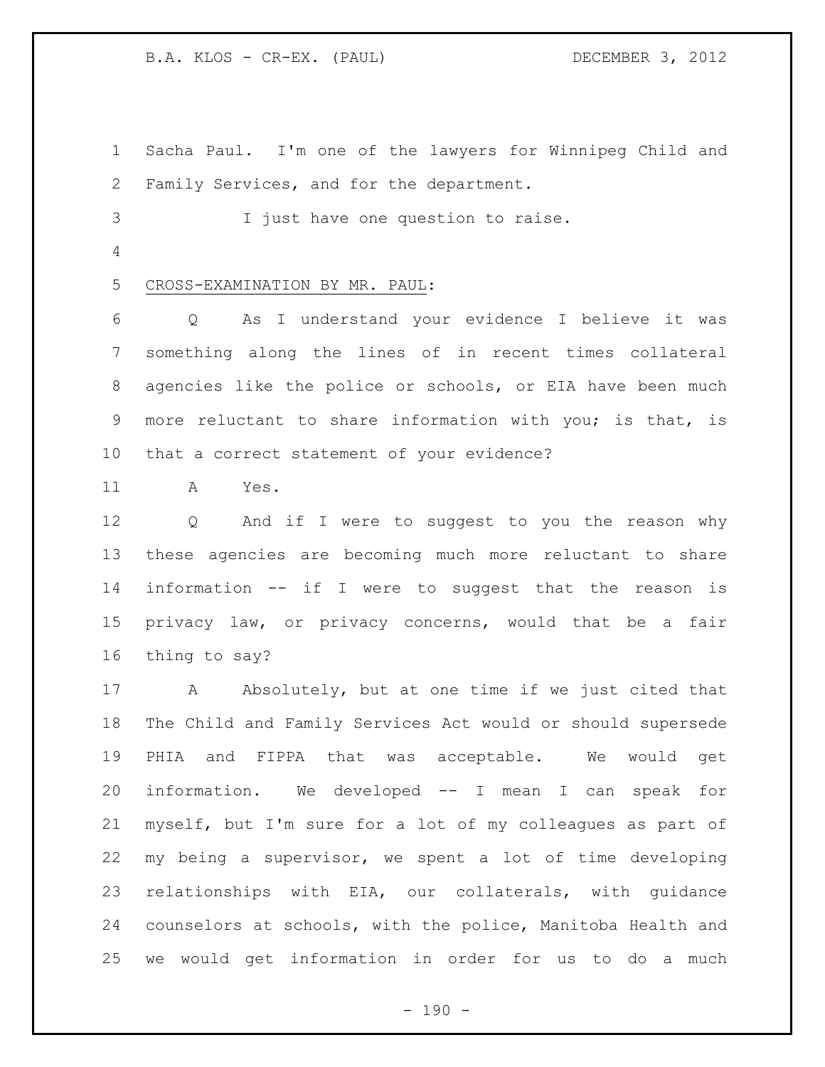Sacha Paul. I'm one of the lawyers for Winnipeg Child and Family Services, and for the department.

I just have one question to raise.

CROSS-EXAMINATION BY MR. PAUL:

Q As I understand your evidence I believe it was something along the lines of in recent times collateral agencies like the police or schools, or EIA have been much more reluctant to share information with you; is that, is that a correct statement of your evidence?

A Yes.

Q And if I were to suggest to you the reason why these agencies are becoming much more reluctant to share information -- if I were to suggest that the reason is privacy law, or privacy concerns, would that be a fair thing to say?

A Absolutely, but at one time if we just cited that The Child and Family Services Act would or should supersede PHIA and FIPPA that was acceptable. We would get information. We developed -- I mean I can speak for myself, but I'm sure for a lot of my colleagues as part of my being a supervisor, we spent a lot of time developing relationships with EIA, our collaterals, with guidance counselors at schools, with the police, Manitoba Health and we would get information in order for us to do a much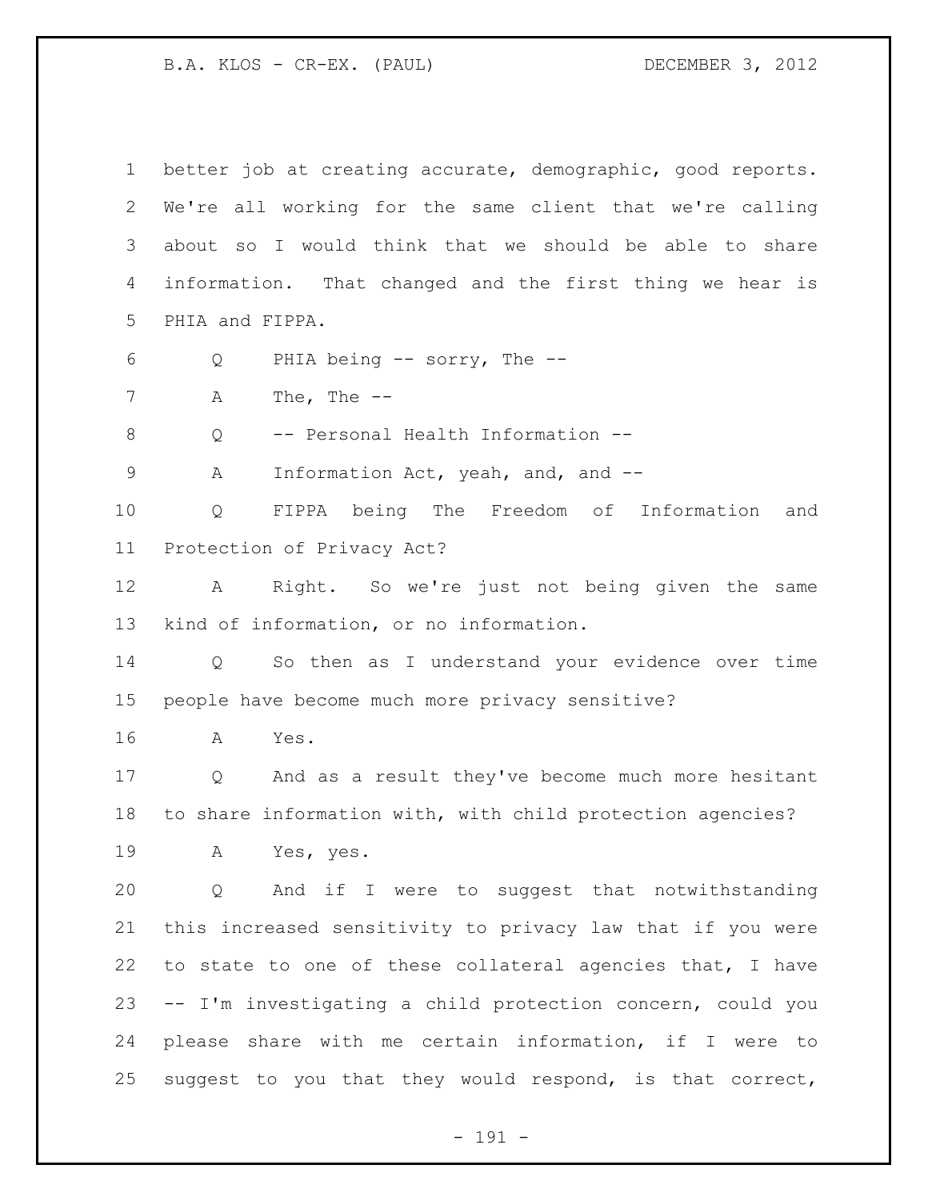better job at creating accurate, demographic, good reports. We're all working for the same client that we're calling about so I would think that we should be able to share information. That changed and the first thing we hear is PHIA and FIPPA.

Q PHIA being -- sorry, The --

A The, The --

Q -- Personal Health Information --

A Information Act, yeah, and, and --

Q FIPPA being The Freedom of Information and Protection of Privacy Act?

A Right. So we're just not being given the same kind of information, or no information.

Q So then as I understand your evidence over time people have become much more privacy sensitive?

A Yes.

Q And as a result they've become much more hesitant to share information with, with child protection agencies?

A Yes, yes.

Q And if I were to suggest that notwithstanding this increased sensitivity to privacy law that if you were to state to one of these collateral agencies that, I have -- I'm investigating a child protection concern, could you please share with me certain information, if I were to suggest to you that they would respond, is that correct,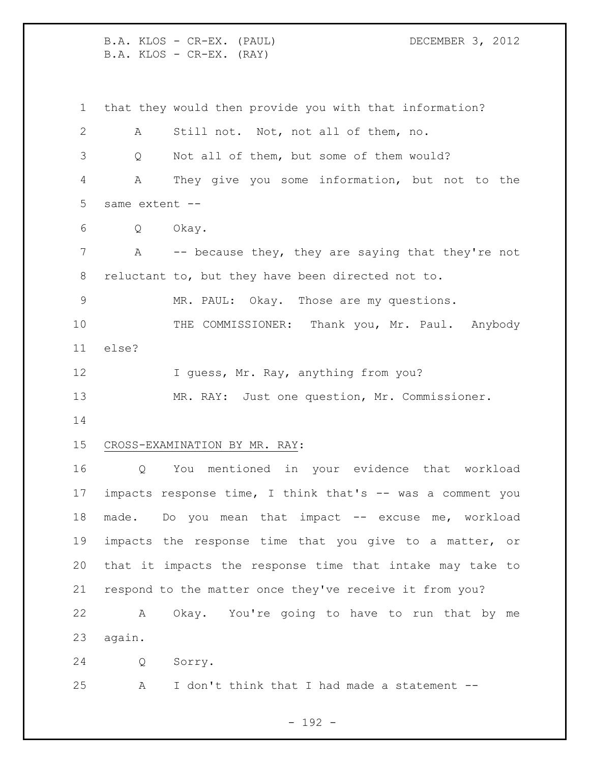that they would then provide you with that information?

A Still not. Not, not all of them, no.

Q Not all of them, but some of them would?

A They give you some information, but not to the same extent --

Q Okay.

A -- because they, they are saying that they're not reluctant to, but they have been directed not to.

MR. PAUL: Okay. Those are my questions.

THE COMMISSIONER: Thank you, Mr. Paul. Anybody else?

I guess, Mr. Ray, anything from you?

MR. RAY: Just one question, Mr. Commissioner.

CROSS-EXAMINATION BY MR. RAY:

Q You mentioned in your evidence that workload impacts response time, I think that's -- was a comment you made. Do you mean that impact -- excuse me, workload impacts the response time that you give to a matter, or that it impacts the response time that intake may take to respond to the matter once they've receive it from you?

A Okay. You're going to have to run that by me again.

Q Sorry.

A I don't think that I had made a statement --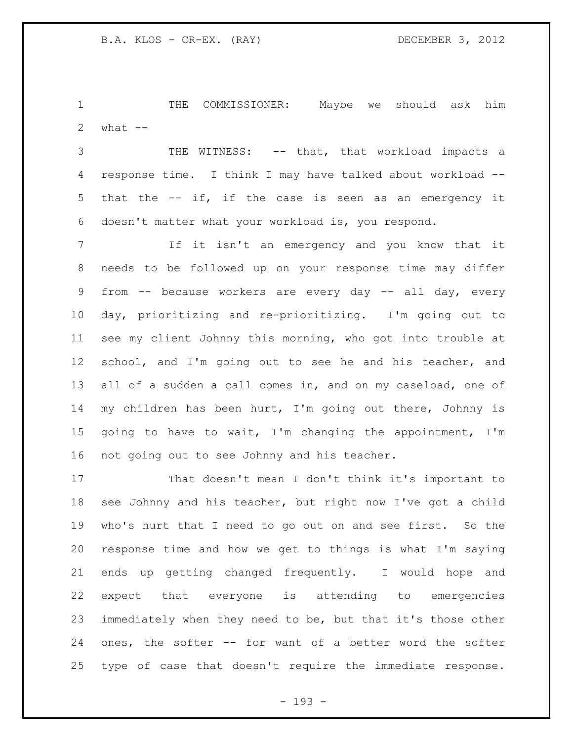THE COMMISSIONER: Maybe we should ask him what --

THE WITNESS: -- that, that workload impacts a response time. I think I may have talked about workload -- that the -- if, if the case is seen as an emergency it doesn't matter what your workload is, you respond.

If it isn't an emergency and you know that it needs to be followed up on your response time may differ from -- because workers are every day -- all day, every day, prioritizing and re-prioritizing. I'm going out to see my client Johnny this morning, who got into trouble at school, and I'm going out to see he and his teacher, and all of a sudden a call comes in, and on my caseload, one of my children has been hurt, I'm going out there, Johnny is going to have to wait, I'm changing the appointment, I'm not going out to see Johnny and his teacher.

That doesn't mean I don't think it's important to see Johnny and his teacher, but right now I've got a child who's hurt that I need to go out on and see first. So the response time and how we get to things is what I'm saying ends up getting changed frequently. I would hope and expect that everyone is attending to emergencies immediately when they need to be, but that it's those other ones, the softer -- for want of a better word the softer type of case that doesn't require the immediate response.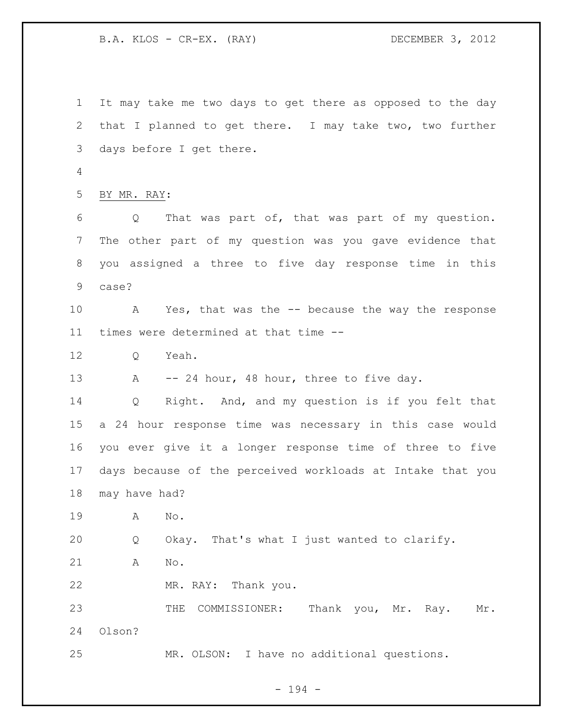It may take me two days to get there as opposed to the day that I planned to get there. I may take two, two further days before I get there.

BY MR. RAY:

Q That was part of, that was part of my question. The other part of my question was you gave evidence that you assigned a three to five day response time in this case?

A Yes, that was the -- because the way the response times were determined at that time --

Q Yeah.

A -- 24 hour, 48 hour, three to five day.

Q Right. And, and my question is if you felt that a 24 hour response time was necessary in this case would you ever give it a longer response time of three to five days because of the perceived workloads at Intake that you may have had?

A No.

Q Okay. That's what I just wanted to clarify.

A No.

MR. RAY: Thank you.

THE COMMISSIONER: Thank you, Mr. Ray. Mr. Olson?

MR. OLSON: I have no additional questions.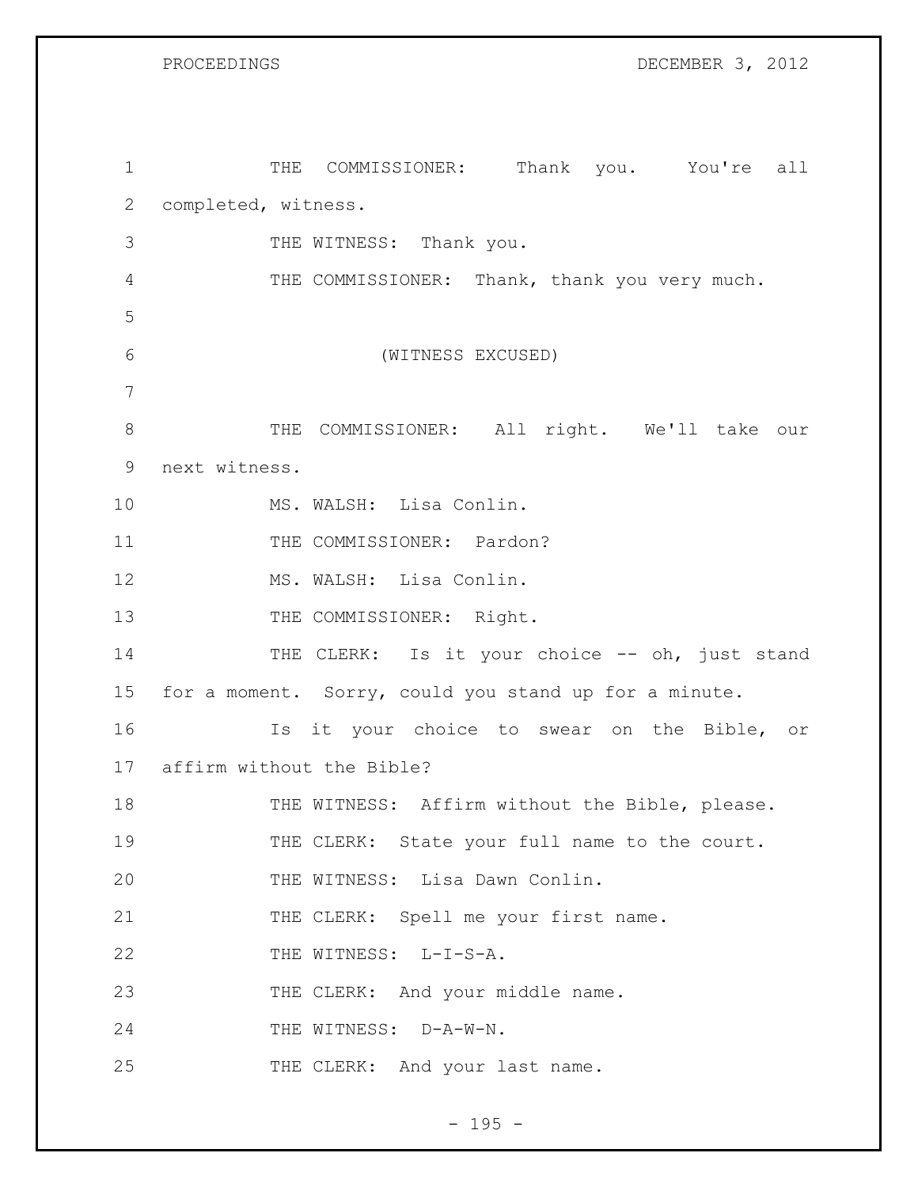1 THE COMMISSIONER: Thank you. You're all
2 completed, witness.
3 THE WITNESS: Thank you.
4 THE COMMISSIONER: Thank, thank you very much.
5
6 (WITNESS EXCUSED)
7
8 THE COMMISSIONER: All right. We'll take our
9 next witness.
10 MS. WALSH: Lisa Conlin.
11 THE COMMISSIONER: Pardon?
12 MS. WALSH: Lisa Conlin.
13 THE COMMISSIONER: Right.
14 THE CLERK: Is it your choice -- oh, just stand
15 for a moment. Sorry, could you stand up for a minute.
16 Is it your choice to swear on the Bible, or
17 affirm without the Bible?
18 THE WITNESS: Affirm without the Bible, please.
19 THE CLERK: State your full name to the court.
20 THE WITNESS: Lisa Dawn Conlin.
21 THE CLERK: Spell me your first name.
22 THE WITNESS: L-I-S-A.
23 THE CLERK: And your middle name.
24 THE WITNESS: D-A-W-N.
25 THE CLERK: And your last name.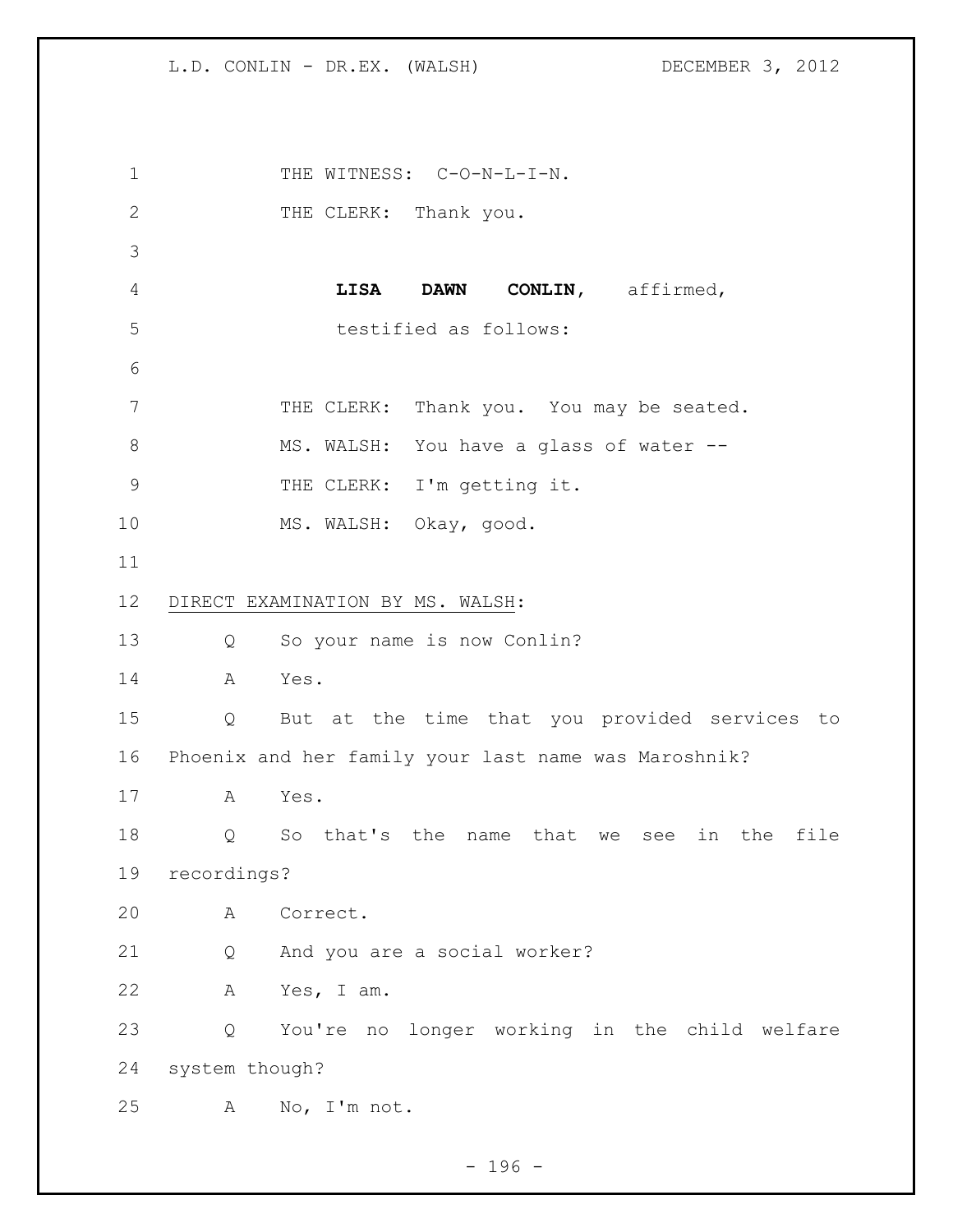THE WITNESS: C-O-N-L-I-N.

THE CLERK: Thank you.

**LISA DAWN CONLIN**, affirmed, testified as follows:

THE CLERK: Thank you. You may be seated.

MS. WALSH: You have a glass of water --

THE CLERK: I'm getting it.

MS. WALSH: Okay, good.

DIRECT EXAMINATION BY MS. WALSH:

Q So your name is now Conlin?

A Yes.

Q But at the time that you provided services to Phoenix and her family your last name was Maroshnik?

A Yes.

Q So that's the name that we see in the file recordings?

A Correct.

Q And you are a social worker?

A Yes, I am.

Q You're no longer working in the child welfare system though?

A No, I'm not.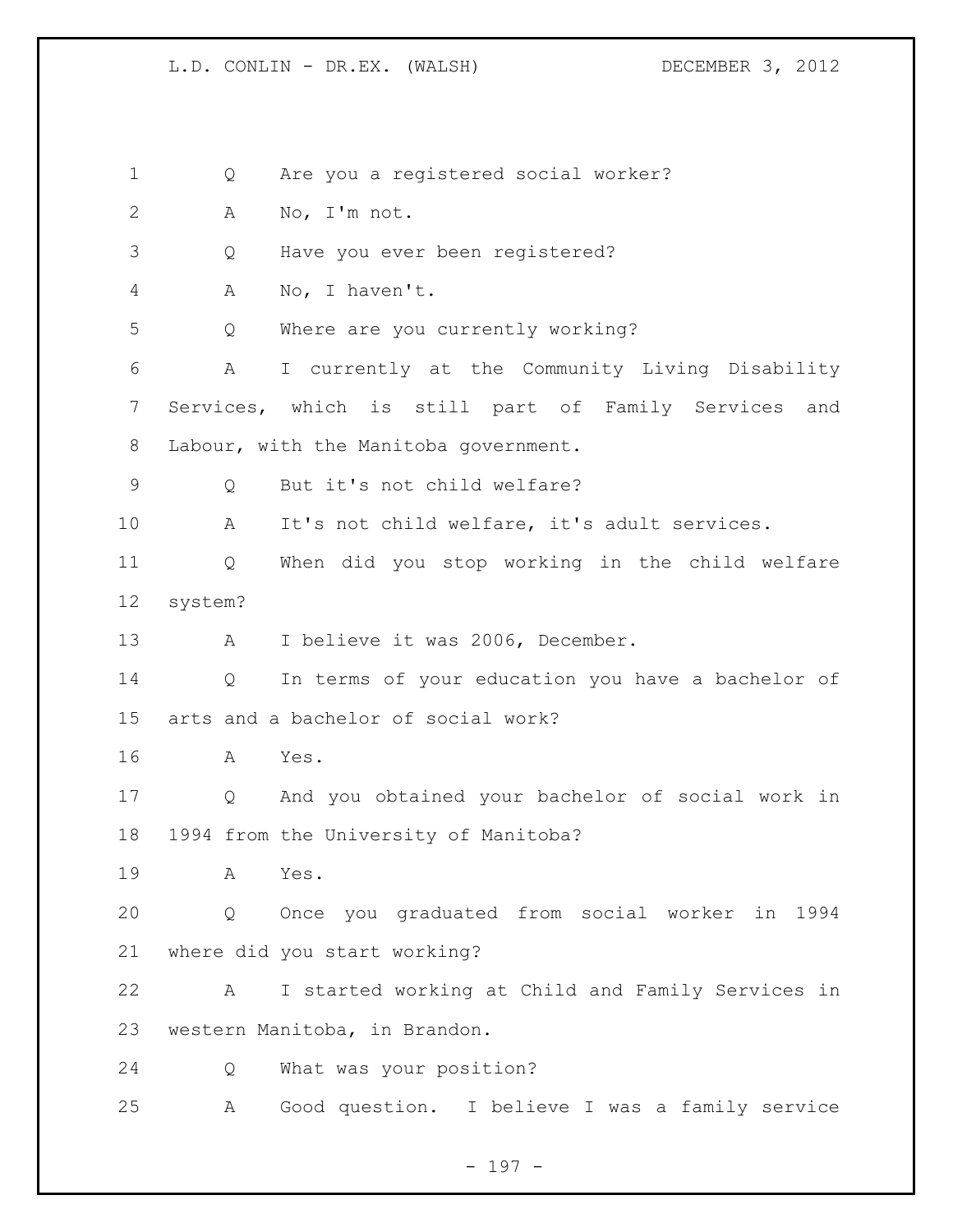Q Are you a registered social worker?

A No, I'm not.

Q Have you ever been registered?

A No, I haven't.

Q Where are you currently working?

A I currently at the Community Living Disability Services, which is still part of Family Services and Labour, with the Manitoba government.

Q But it's not child welfare?

A It's not child welfare, it's adult services.

Q When did you stop working in the child welfare system?

A I believe it was 2006, December.

Q In terms of your education you have a bachelor of arts and a bachelor of social work?

A Yes.

Q And you obtained your bachelor of social work in 1994 from the University of Manitoba?

A Yes.

Q Once you graduated from social worker in 1994 where did you start working?

A I started working at Child and Family Services in western Manitoba, in Brandon.

Q What was your position?

A Good question. I believe I was a family service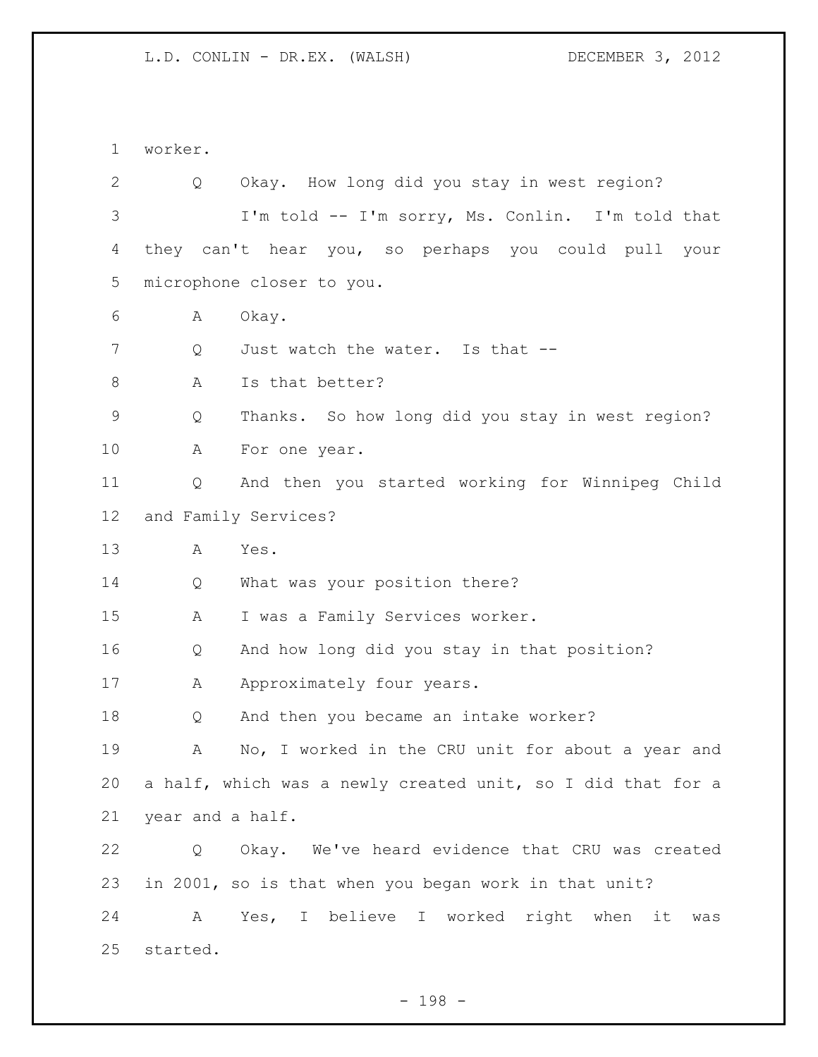worker.

Q Okay. How long did you stay in west region?

I'm told -- I'm sorry, Ms. Conlin. I'm told that they can't hear you, so perhaps you could pull your microphone closer to you.

A Okay.

Q Just watch the water. Is that --

A Is that better?

Q Thanks. So how long did you stay in west region?

A For one year.

Q And then you started working for Winnipeg Child and Family Services?

A Yes.

Q What was your position there?

A I was a Family Services worker.

Q And how long did you stay in that position?

A Approximately four years.

Q And then you became an intake worker?

A No, I worked in the CRU unit for about a year and a half, which was a newly created unit, so I did that for a year and a half.

Q Okay. We've heard evidence that CRU was created in 2001, so is that when you began work in that unit?

A Yes, I believe I worked right when it was started.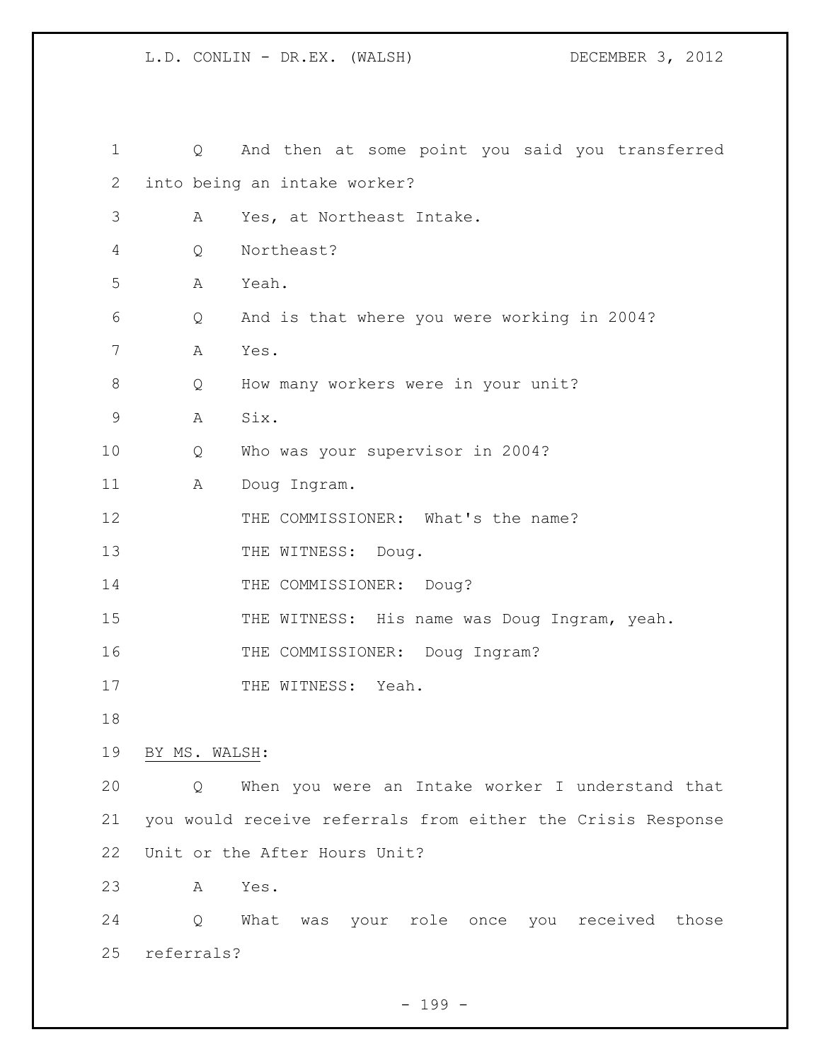Q And then at some point you said you transferred into being an intake worker?

A Yes, at Northeast Intake.

Q Northeast?

A Yeah.

Q And is that where you were working in 2004?

A Yes.

Q How many workers were in your unit?

A Six.

Q Who was your supervisor in 2004?

A Doug Ingram.

THE COMMISSIONER: What's the name?

THE WITNESS: Doug.

THE COMMISSIONER: Doug?

THE WITNESS: His name was Doug Ingram, yeah.

THE COMMISSIONER: Doug Ingram?

THE WITNESS: Yeah.

BY MS. WALSH:

Q When you were an Intake worker I understand that you would receive referrals from either the Crisis Response Unit or the After Hours Unit?

A Yes.

Q What was your role once you received those referrals?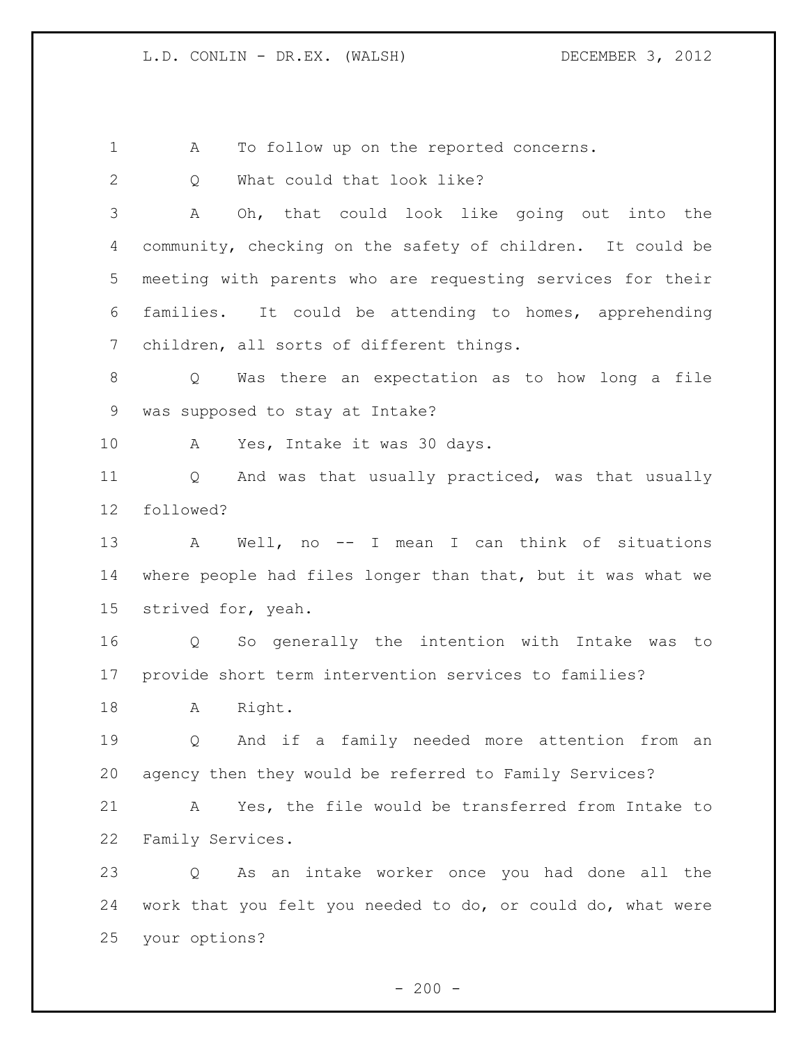A To follow up on the reported concerns.

Q What could that look like?

A Oh, that could look like going out into the community, checking on the safety of children. It could be meeting with parents who are requesting services for their families. It could be attending to homes, apprehending children, all sorts of different things.

Q Was there an expectation as to how long a file was supposed to stay at Intake?

A Yes, Intake it was 30 days.

Q And was that usually practiced, was that usually followed?

A Well, no -- I mean I can think of situations where people had files longer than that, but it was what we strived for, yeah.

Q So generally the intention with Intake was to provide short term intervention services to families?

A Right.

Q And if a family needed more attention from an agency then they would be referred to Family Services?

A Yes, the file would be transferred from Intake to Family Services.

Q As an intake worker once you had done all the work that you felt you needed to do, or could do, what were your options?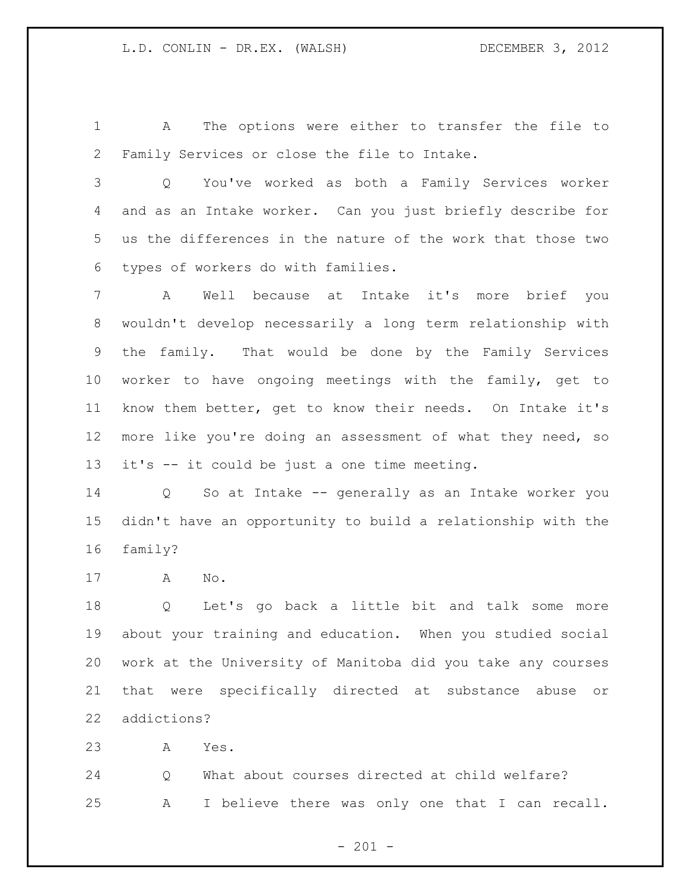A The options were either to transfer the file to Family Services or close the file to Intake.

Q You've worked as both a Family Services worker and as an Intake worker. Can you just briefly describe for us the differences in the nature of the work that those two types of workers do with families.

A Well because at Intake it's more brief you wouldn't develop necessarily a long term relationship with the family. That would be done by the Family Services worker to have ongoing meetings with the family, get to know them better, get to know their needs. On Intake it's more like you're doing an assessment of what they need, so it's -- it could be just a one time meeting.

Q So at Intake -- generally as an Intake worker you didn't have an opportunity to build a relationship with the family?

A No.

Q Let's go back a little bit and talk some more about your training and education. When you studied social work at the University of Manitoba did you take any courses that were specifically directed at substance abuse or addictions?

A Yes.

Q What about courses directed at child welfare?

A I believe there was only one that I can recall.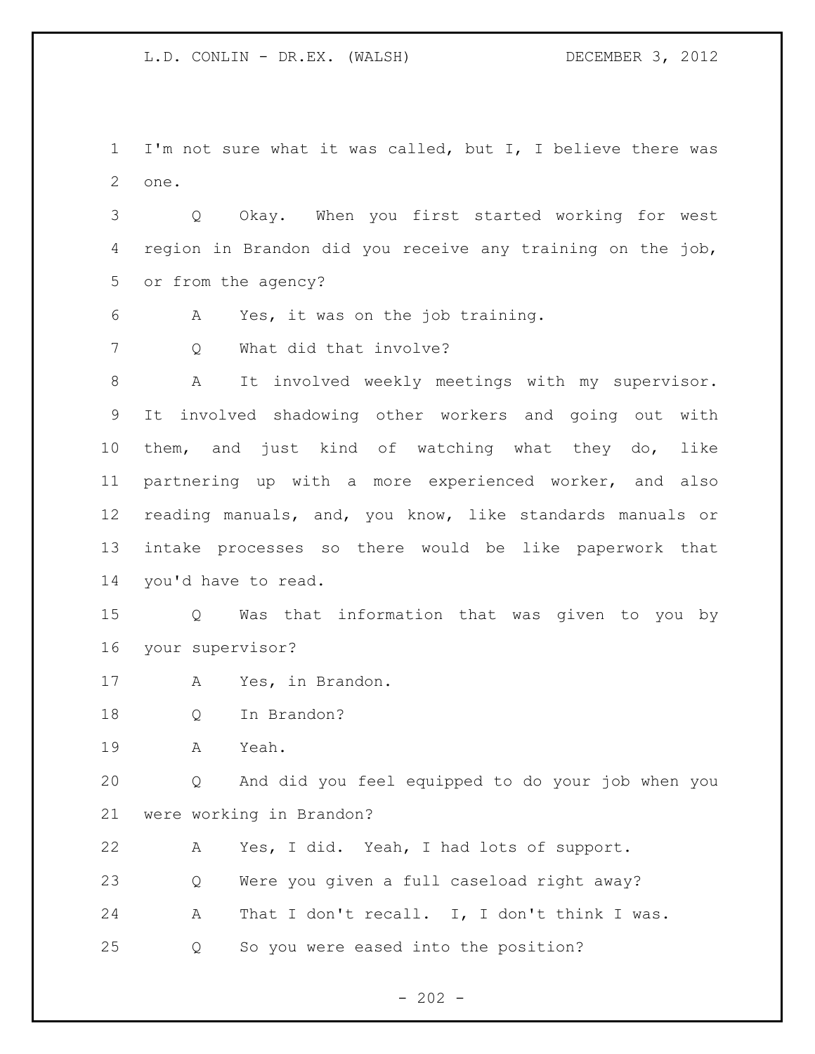I'm not sure what it was called, but I, I believe there was one.

Q Okay. When you first started working for west region in Brandon did you receive any training on the job, or from the agency?

A Yes, it was on the job training.

Q What did that involve?

A It involved weekly meetings with my supervisor. It involved shadowing other workers and going out with them, and just kind of watching what they do, like partnering up with a more experienced worker, and also reading manuals, and, you know, like standards manuals or intake processes so there would be like paperwork that you'd have to read.

Q Was that information that was given to you by your supervisor?

A Yes, in Brandon.

Q In Brandon?

A Yeah.

Q And did you feel equipped to do your job when you were working in Brandon?

A Yes, I did. Yeah, I had lots of support.

Q Were you given a full caseload right away?

A That I don't recall. I, I don't think I was.

Q So you were eased into the position?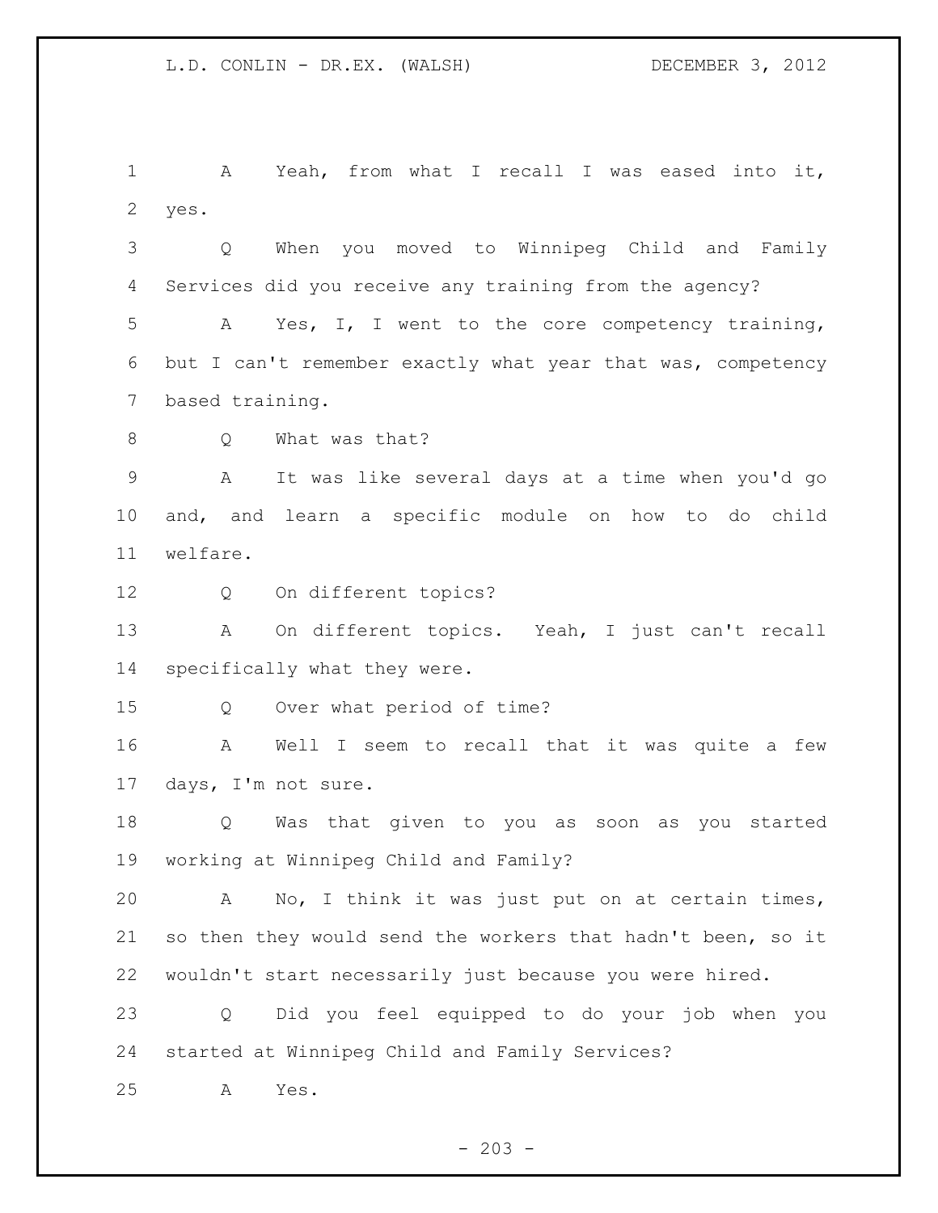A Yeah, from what I recall I was eased into it, yes.

Q When you moved to Winnipeg Child and Family Services did you receive any training from the agency?

A Yes, I, I went to the core competency training, but I can't remember exactly what year that was, competency based training.

Q What was that?

A It was like several days at a time when you'd go and, and learn a specific module on how to do child welfare.

Q On different topics?

A On different topics. Yeah, I just can't recall specifically what they were.

Q Over what period of time?

A Well I seem to recall that it was quite a few days, I'm not sure.

Q Was that given to you as soon as you started working at Winnipeg Child and Family?

A No, I think it was just put on at certain times, so then they would send the workers that hadn't been, so it wouldn't start necessarily just because you were hired.

Q Did you feel equipped to do your job when you started at Winnipeg Child and Family Services?

A Yes.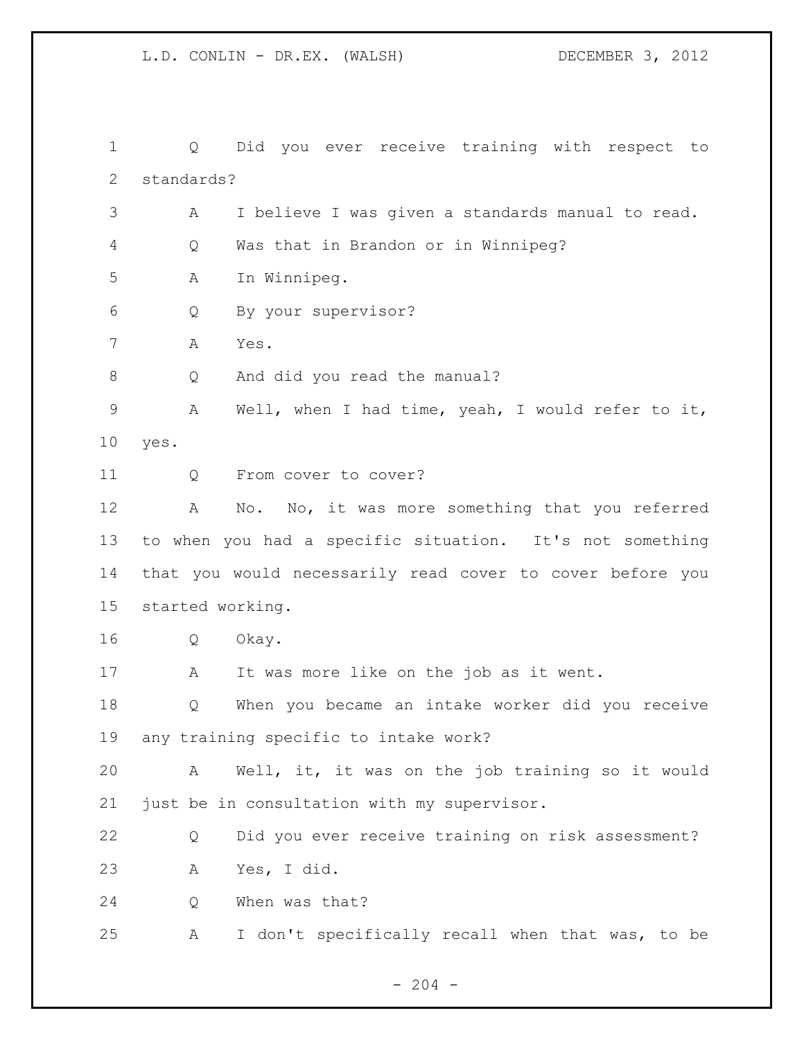Q Did you ever receive training with respect to standards?

A I believe I was given a standards manual to read.

Q Was that in Brandon or in Winnipeg?

A In Winnipeg.

Q By your supervisor?

A Yes.

Q And did you read the manual?

A Well, when I had time, yeah, I would refer to it, yes.

Q From cover to cover?

A No. No, it was more something that you referred to when you had a specific situation. It's not something that you would necessarily read cover to cover before you started working.

Q Okay.

A It was more like on the job as it went.

Q When you became an intake worker did you receive any training specific to intake work?

A Well, it, it was on the job training so it would just be in consultation with my supervisor.

Q Did you ever receive training on risk assessment?

A Yes, I did.

Q When was that?

A I don't specifically recall when that was, to be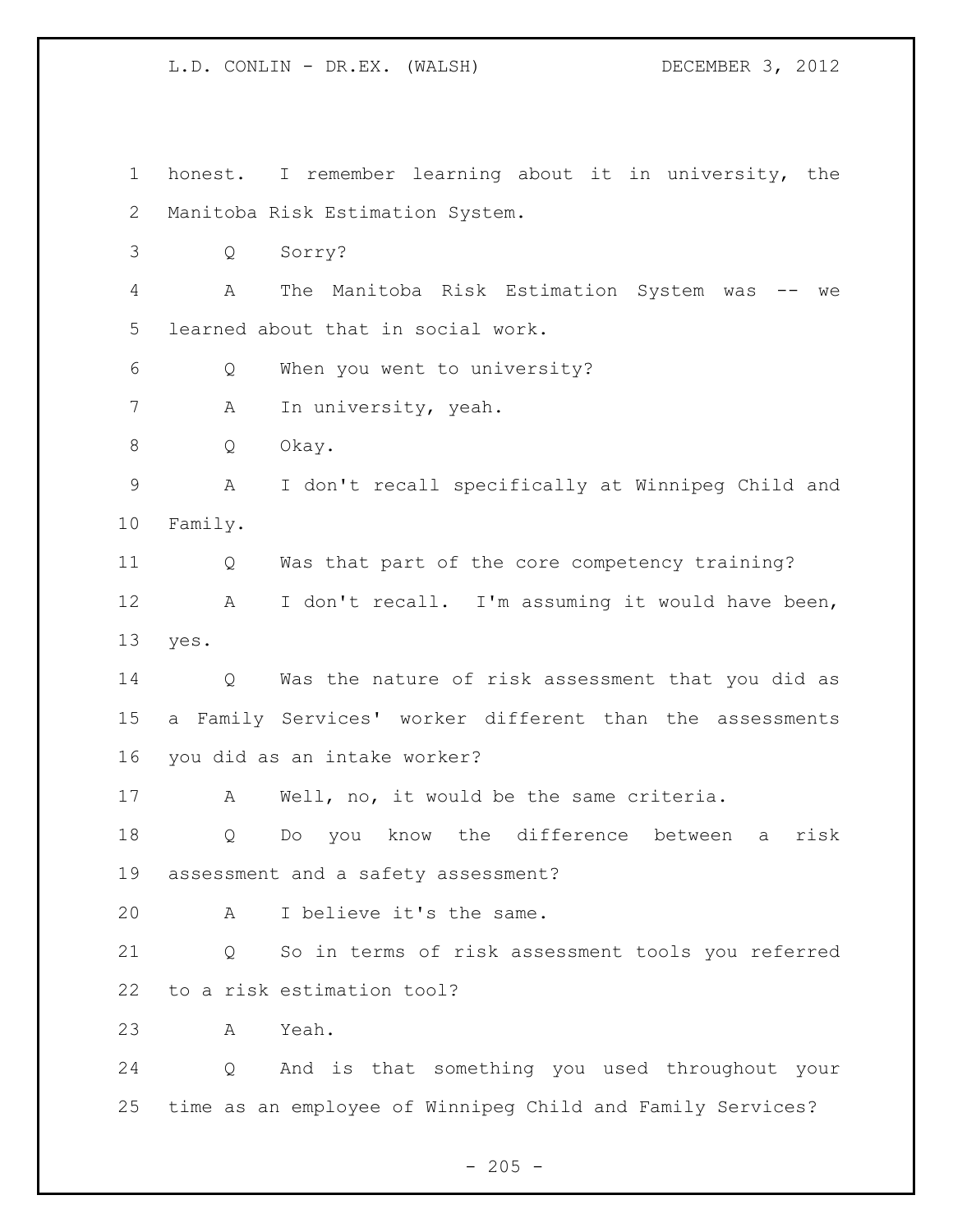honest. I remember learning about it in university, the Manitoba Risk Estimation System.

Q Sorry?

A The Manitoba Risk Estimation System was -- we learned about that in social work.

Q When you went to university?

A In university, yeah.

Q Okay.

A I don't recall specifically at Winnipeg Child and Family.

Q Was that part of the core competency training?

A I don't recall. I'm assuming it would have been, yes.

Q Was the nature of risk assessment that you did as a Family Services' worker different than the assessments you did as an intake worker?

A Well, no, it would be the same criteria.

Q Do you know the difference between a risk assessment and a safety assessment?

A I believe it's the same.

Q So in terms of risk assessment tools you referred to a risk estimation tool?

A Yeah.

Q And is that something you used throughout your time as an employee of Winnipeg Child and Family Services?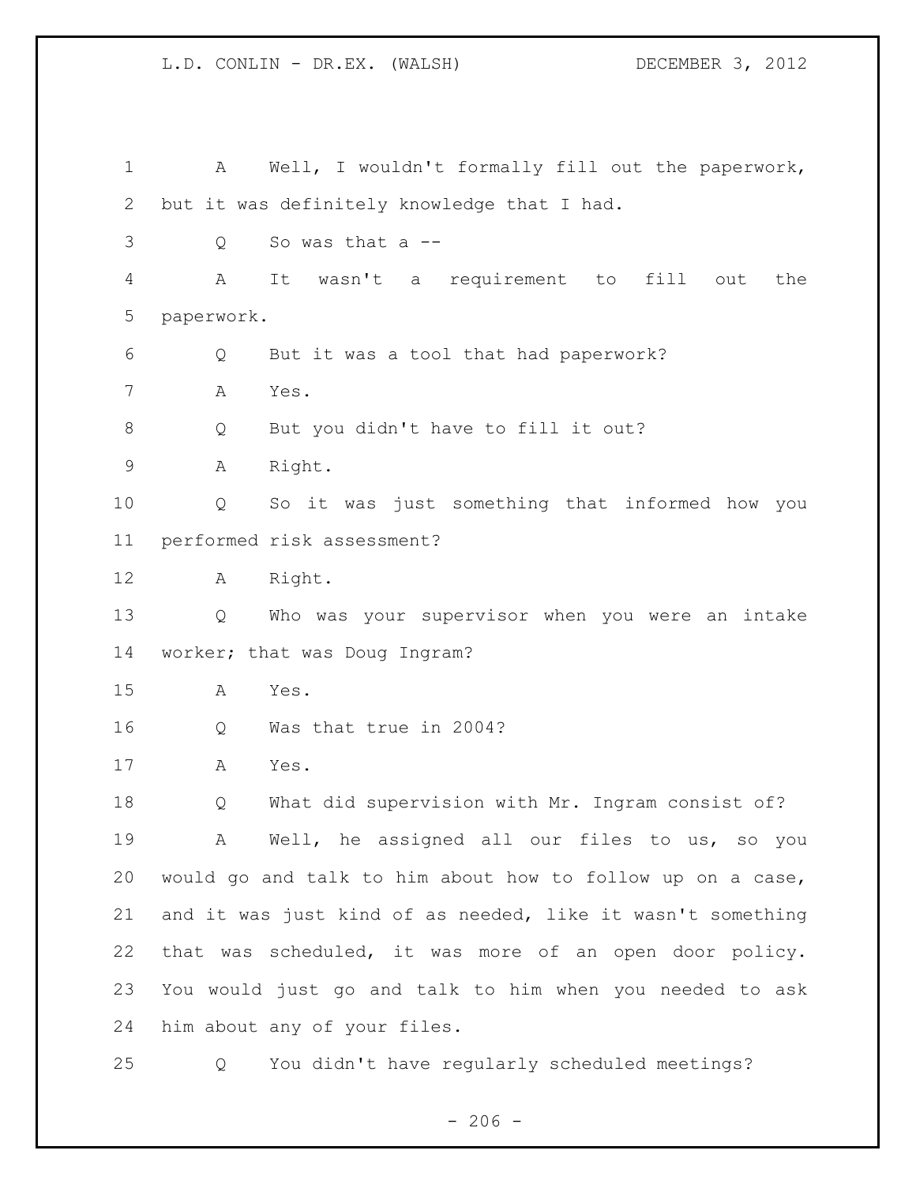A Well, I wouldn't formally fill out the paperwork, but it was definitely knowledge that I had.

Q So was that a --

A It wasn't a requirement to fill out the paperwork.

Q But it was a tool that had paperwork?

A Yes.

Q But you didn't have to fill it out?

A Right.

Q So it was just something that informed how you performed risk assessment?

A Right.

Q Who was your supervisor when you were an intake worker; that was Doug Ingram?

A Yes.

Q Was that true in 2004?

A Yes.

Q What did supervision with Mr. Ingram consist of?

A Well, he assigned all our files to us, so you would go and talk to him about how to follow up on a case, and it was just kind of as needed, like it wasn't something that was scheduled, it was more of an open door policy. You would just go and talk to him when you needed to ask him about any of your files.

Q You didn't have regularly scheduled meetings?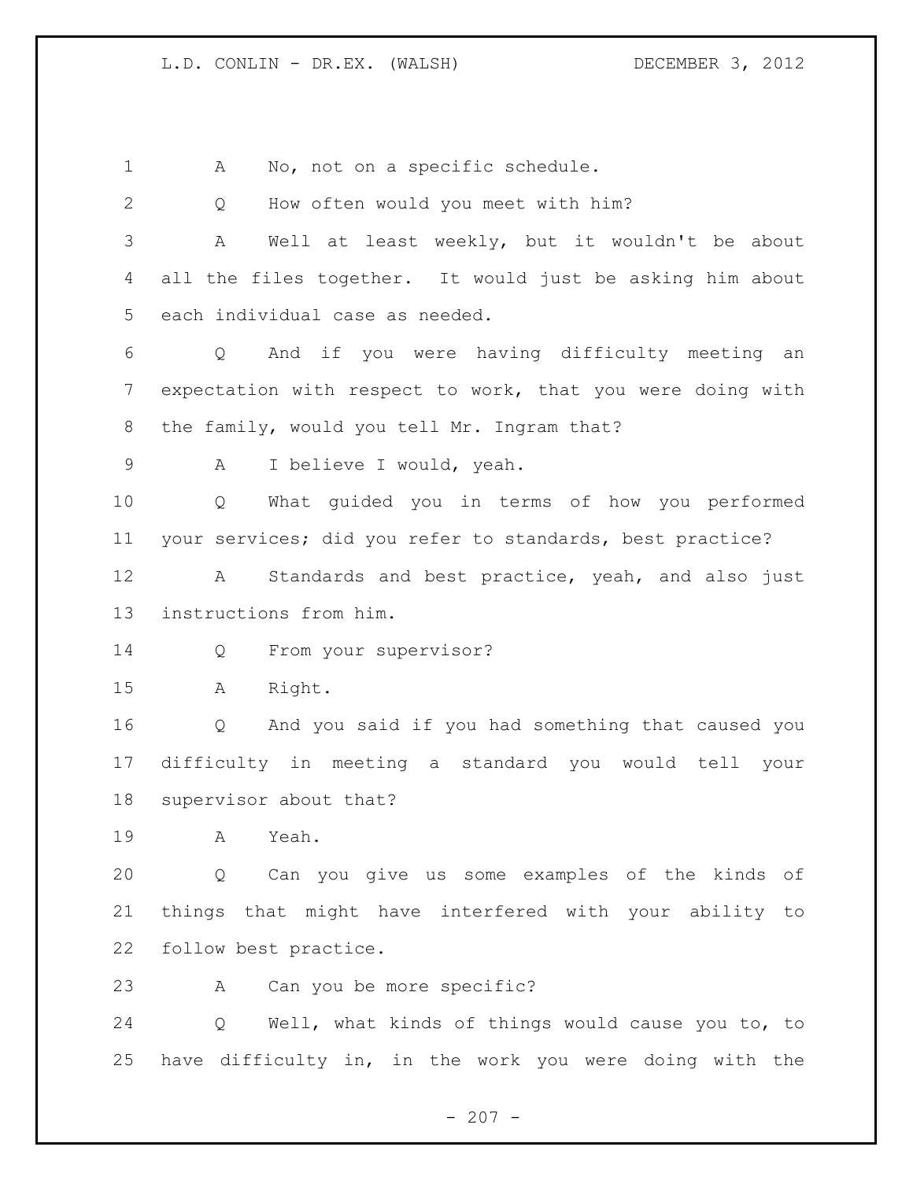A No, not on a specific schedule.

Q How often would you meet with him?

A Well at least weekly, but it wouldn't be about all the files together. It would just be asking him about each individual case as needed.

Q And if you were having difficulty meeting an expectation with respect to work, that you were doing with the family, would you tell Mr. Ingram that?

A I believe I would, yeah.

Q What guided you in terms of how you performed your services; did you refer to standards, best practice?

A Standards and best practice, yeah, and also just instructions from him.

Q From your supervisor?

A Right.

Q And you said if you had something that caused you difficulty in meeting a standard you would tell your supervisor about that?

A Yeah.

Q Can you give us some examples of the kinds of things that might have interfered with your ability to follow best practice.

A Can you be more specific?

Q Well, what kinds of things would cause you to, to have difficulty in, in the work you were doing with the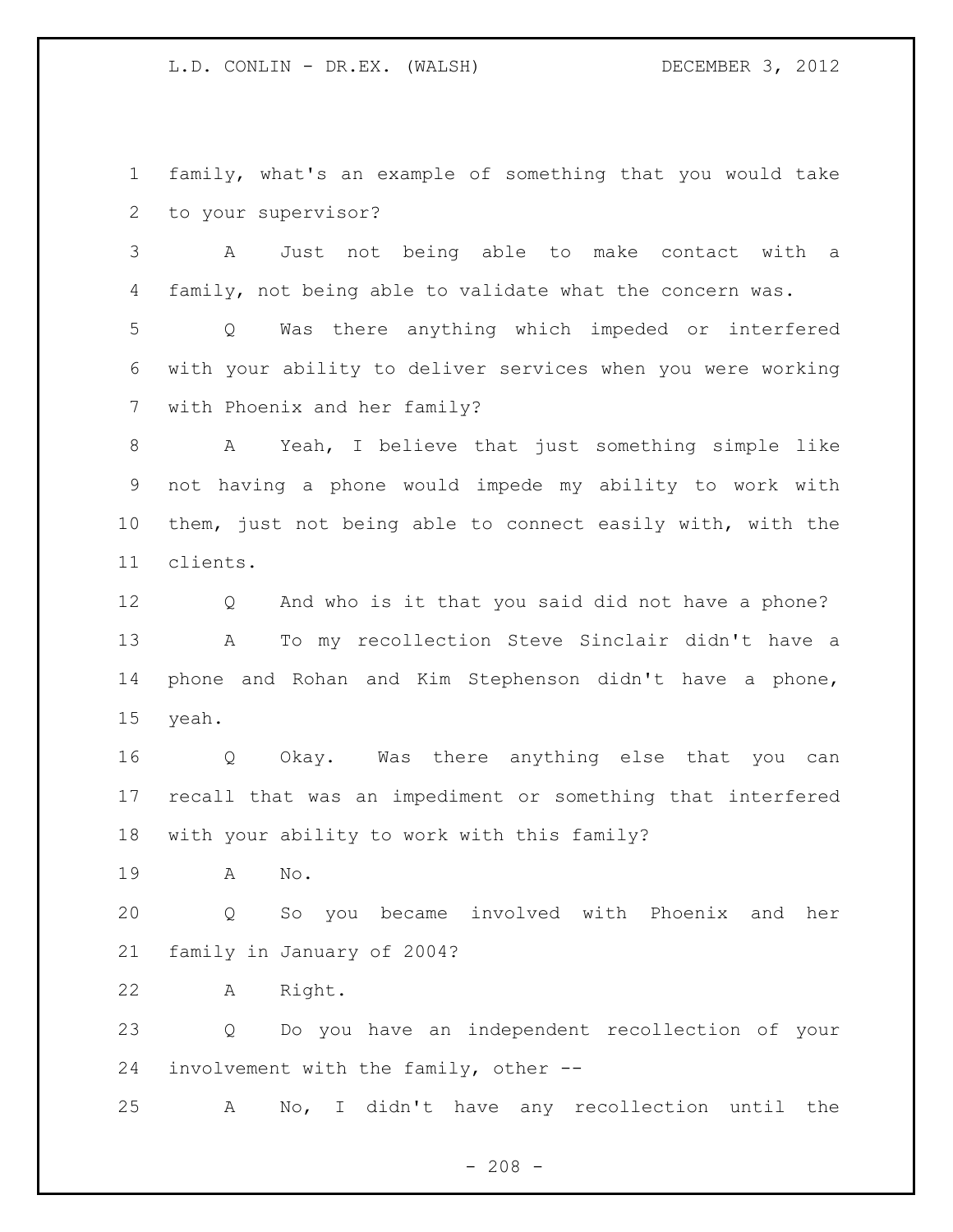family, what's an example of something that you would take to your supervisor?

A Just not being able to make contact with a family, not being able to validate what the concern was.

Q Was there anything which impeded or interfered with your ability to deliver services when you were working with Phoenix and her family?

A Yeah, I believe that just something simple like not having a phone would impede my ability to work with them, just not being able to connect easily with, with the clients.

Q And who is it that you said did not have a phone?

A To my recollection Steve Sinclair didn't have a phone and Rohan and Kim Stephenson didn't have a phone, yeah.

Q Okay. Was there anything else that you can recall that was an impediment or something that interfered with your ability to work with this family?

A No.

Q So you became involved with Phoenix and her family in January of 2004?

A Right.

Q Do you have an independent recollection of your involvement with the family, other --

A No, I didn't have any recollection until the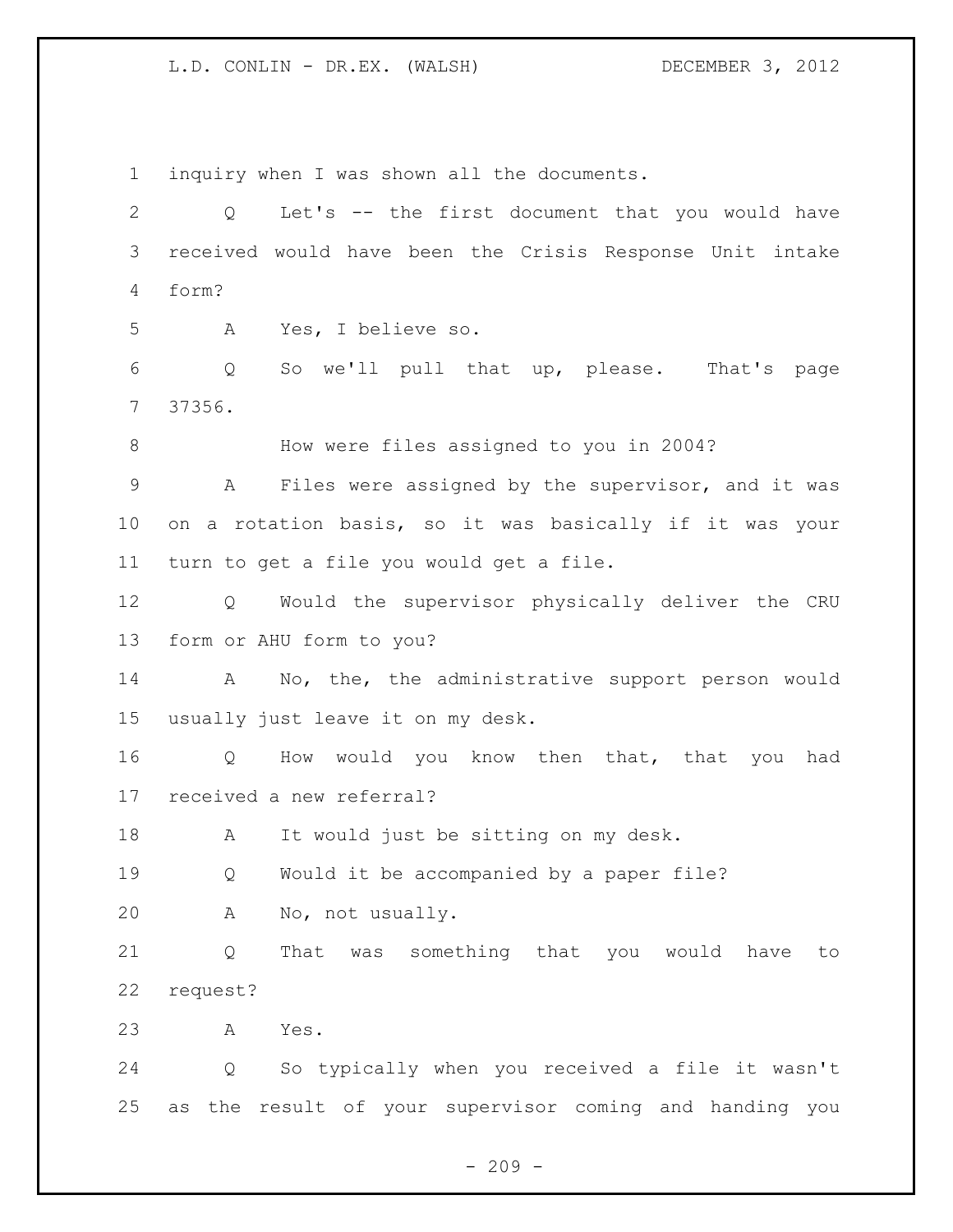inquiry when I was shown all the documents.

Q Let's -- the first document that you would have received would have been the Crisis Response Unit intake form?

A Yes, I believe so.

Q So we'll pull that up, please. That's page 37356.

How were files assigned to you in 2004?

A Files were assigned by the supervisor, and it was on a rotation basis, so it was basically if it was your turn to get a file you would get a file.

Q Would the supervisor physically deliver the CRU form or AHU form to you?

A No, the, the administrative support person would usually just leave it on my desk.

Q How would you know then that, that you had received a new referral?

A It would just be sitting on my desk.

Q Would it be accompanied by a paper file?

A No, not usually.

Q That was something that you would have to request?

A Yes.

Q So typically when you received a file it wasn't as the result of your supervisor coming and handing you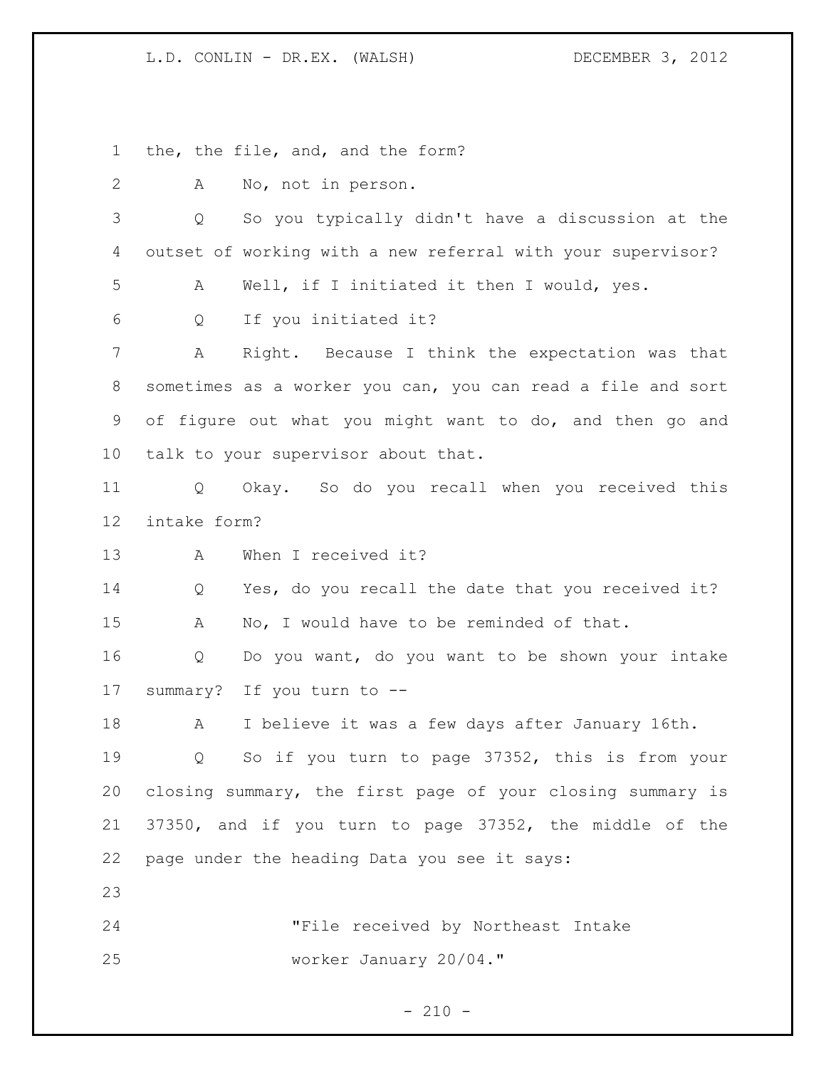the, the file, and, and the form?

A No, not in person.

Q So you typically didn't have a discussion at the outset of working with a new referral with your supervisor?

A Well, if I initiated it then I would, yes.

Q If you initiated it?

A Right. Because I think the expectation was that sometimes as a worker you can, you can read a file and sort of figure out what you might want to do, and then go and talk to your supervisor about that.

Q Okay. So do you recall when you received this intake form?

A When I received it?

Q Yes, do you recall the date that you received it?

A No, I would have to be reminded of that.

Q Do you want, do you want to be shown your intake summary? If you turn to --

A I believe it was a few days after January 16th.

Q So if you turn to page 37352, this is from your closing summary, the first page of your closing summary is 37350, and if you turn to page 37352, the middle of the page under the heading Data you see it says:

> "File received by Northeast Intake worker January 20/04."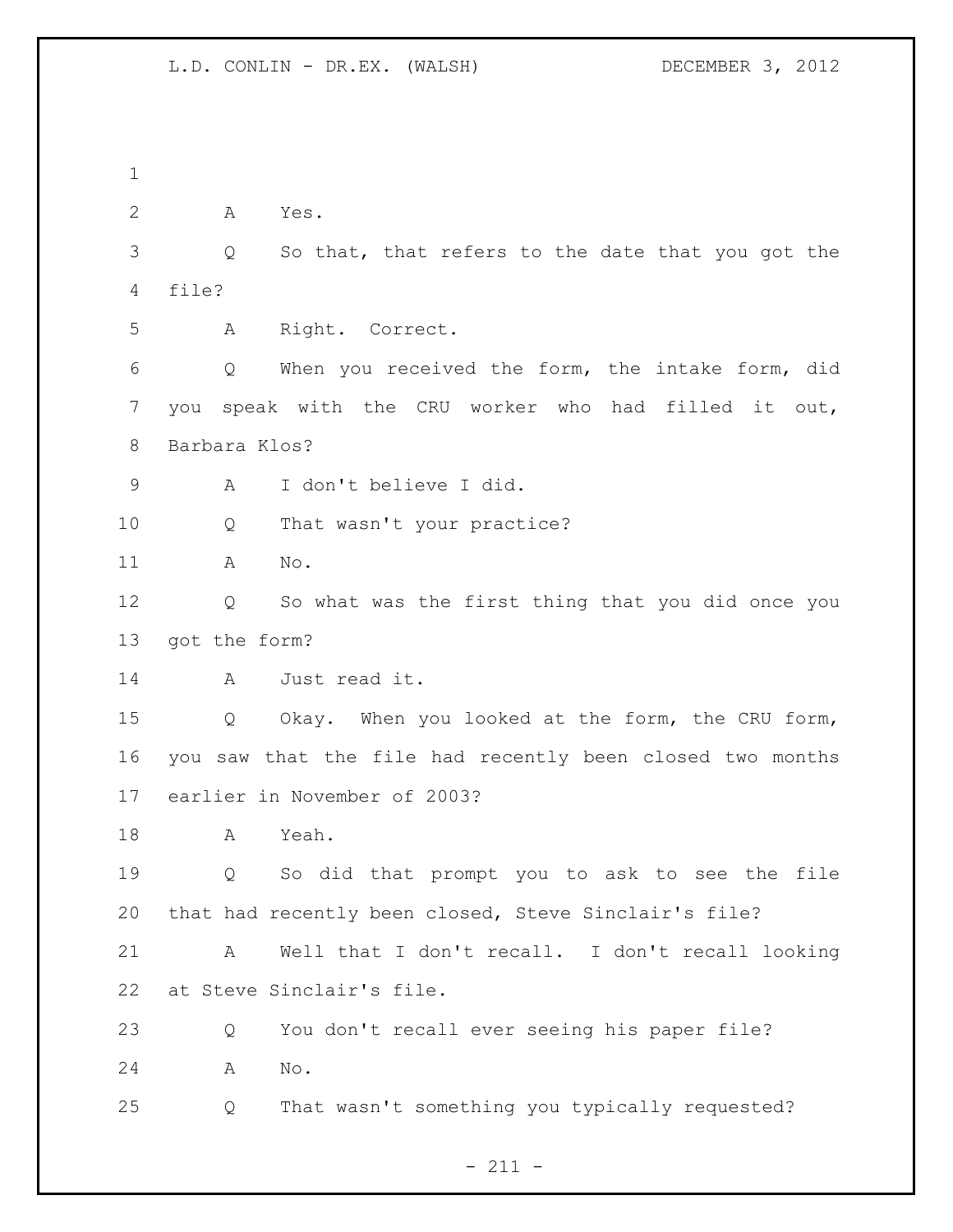A Yes.

Q So that, that refers to the date that you got the file?

A Right. Correct.

Q When you received the form, the intake form, did you speak with the CRU worker who had filled it out, Barbara Klos?

A I don't believe I did.

Q That wasn't your practice?

A No.

Q So what was the first thing that you did once you got the form?

A Just read it.

Q Okay. When you looked at the form, the CRU form, you saw that the file had recently been closed two months earlier in November of 2003?

A Yeah.

Q So did that prompt you to ask to see the file that had recently been closed, Steve Sinclair's file?

A Well that I don't recall. I don't recall looking at Steve Sinclair's file.

Q You don't recall ever seeing his paper file?

A No.

Q That wasn't something you typically requested?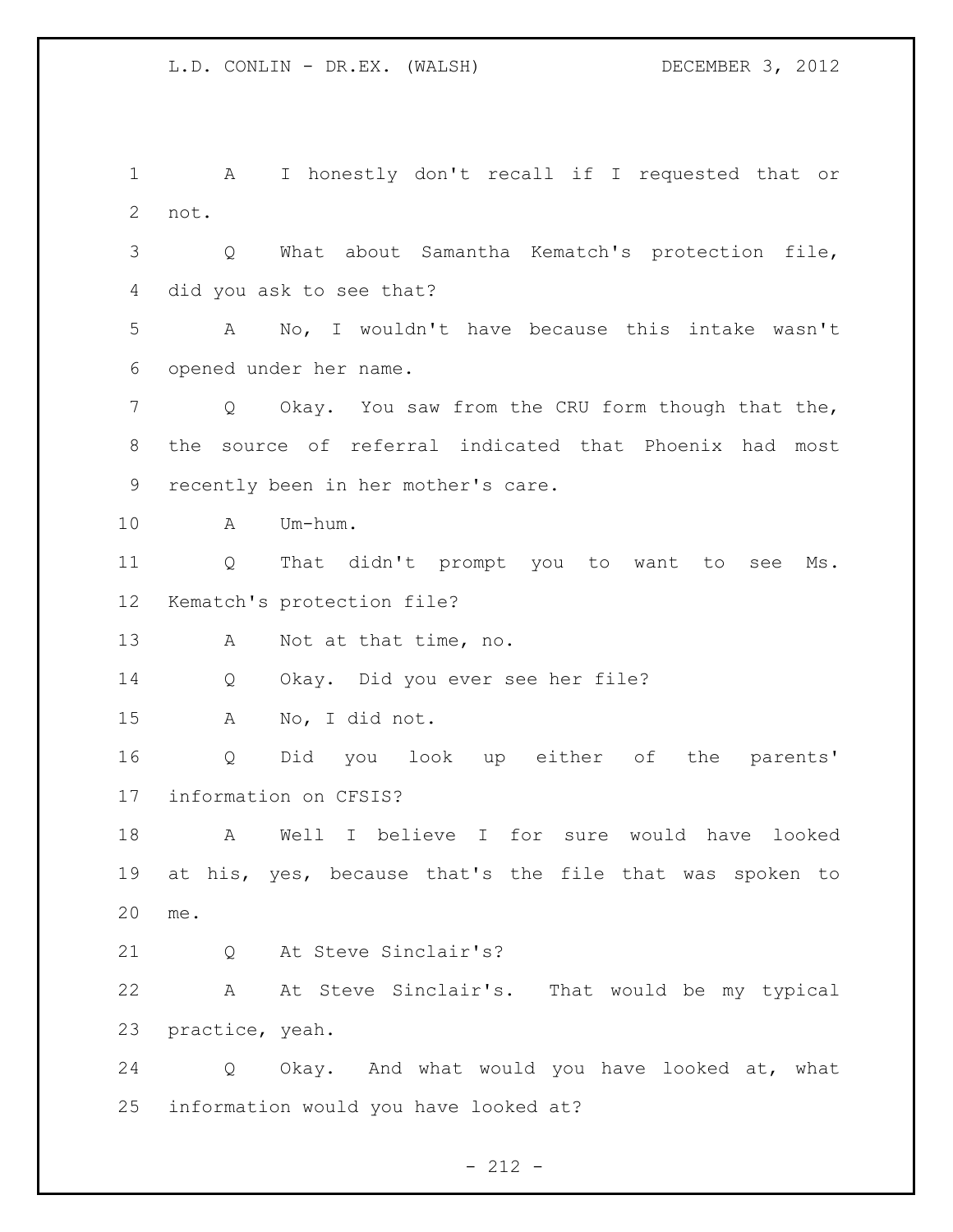A I honestly don't recall if I requested that or not.

Q What about Samantha Kematch's protection file, did you ask to see that?

A No, I wouldn't have because this intake wasn't opened under her name.

Q Okay. You saw from the CRU form though that the, the source of referral indicated that Phoenix had most recently been in her mother's care.

A Um-hum.

Q That didn't prompt you to want to see Ms. Kematch's protection file?

A Not at that time, no.

Q Okay. Did you ever see her file?

A No, I did not.

Q Did you look up either of the parents' information on CFSIS?

A Well I believe I for sure would have looked at his, yes, because that's the file that was spoken to me.

Q At Steve Sinclair's?

A At Steve Sinclair's. That would be my typical practice, yeah.

Q Okay. And what would you have looked at, what information would you have looked at?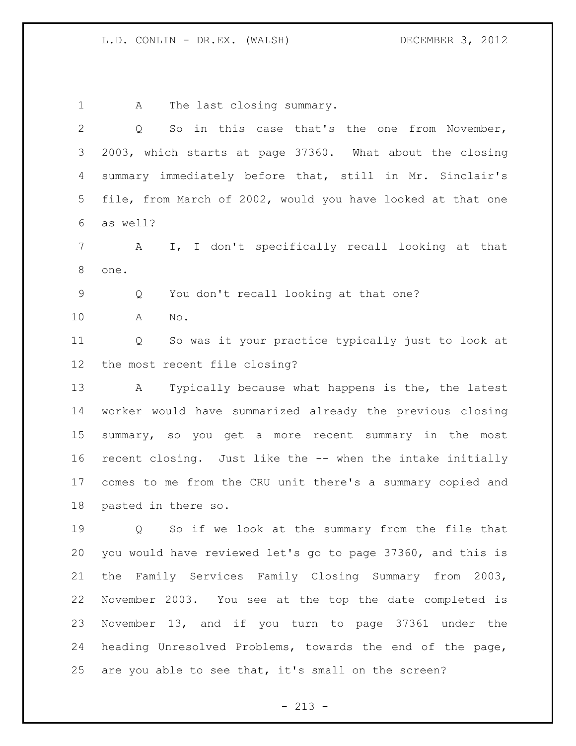A The last closing summary.

Q So in this case that's the one from November, 2003, which starts at page 37360. What about the closing summary immediately before that, still in Mr. Sinclair's file, from March of 2002, would you have looked at that one as well?

A I, I don't specifically recall looking at that one.

Q You don't recall looking at that one?

A No.

Q So was it your practice typically just to look at the most recent file closing?

A Typically because what happens is the, the latest worker would have summarized already the previous closing summary, so you get a more recent summary in the most recent closing. Just like the -- when the intake initially comes to me from the CRU unit there's a summary copied and pasted in there so.

Q So if we look at the summary from the file that you would have reviewed let's go to page 37360, and this is the Family Services Family Closing Summary from 2003, November 2003. You see at the top the date completed is November 13, and if you turn to page 37361 under the heading Unresolved Problems, towards the end of the page, are you able to see that, it's small on the screen?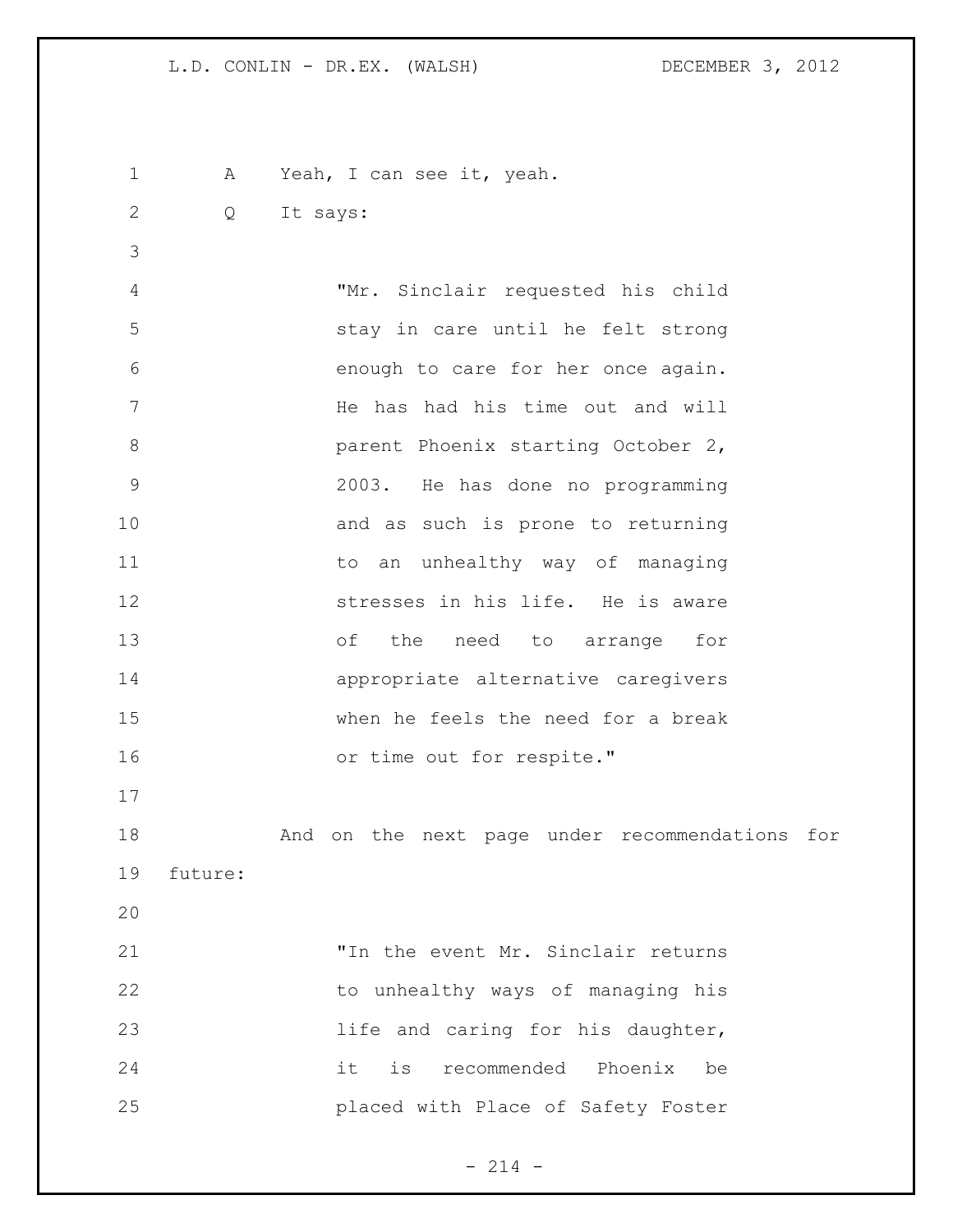A Yeah, I can see it, yeah.

Q It says:

> "Mr. Sinclair requested his child stay in care until he felt strong enough to care for her once again. He has had his time out and will parent Phoenix starting October 2, 2003. He has done no programming and as such is prone to returning to an unhealthy way of managing stresses in his life. He is aware of the need to arrange for appropriate alternative caregivers when he feels the need for a break or time out for respite."

And on the next page under recommendations for future:

> "In the event Mr. Sinclair returns to unhealthy ways of managing his life and caring for his daughter, it is recommended Phoenix be placed with Place of Safety Foster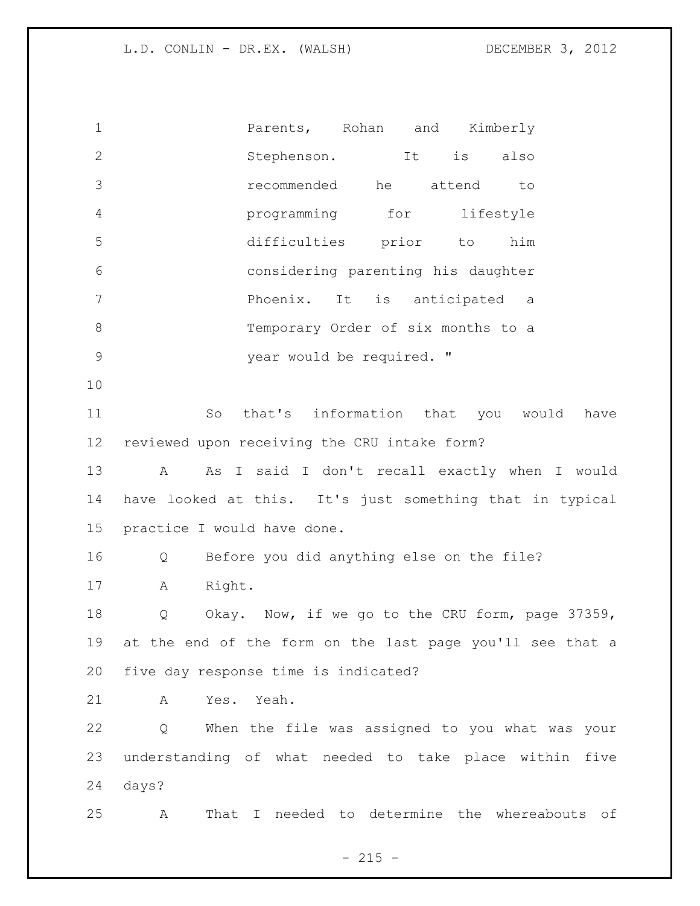Parents, Rohan and Kimberly Stephenson. It is also recommended he attend to programming for lifestyle difficulties prior to him considering parenting his daughter Phoenix. It is anticipated a Temporary Order of six months to a year would be required. "

So that's information that you would have reviewed upon receiving the CRU intake form?

A As I said I don't recall exactly when I would have looked at this. It's just something that in typical practice I would have done.

Q Before you did anything else on the file?

A Right.

Q Okay. Now, if we go to the CRU form, page 37359, at the end of the form on the last page you'll see that a five day response time is indicated?

A Yes. Yeah.

Q When the file was assigned to you what was your understanding of what needed to take place within five days?

A That I needed to determine the whereabouts of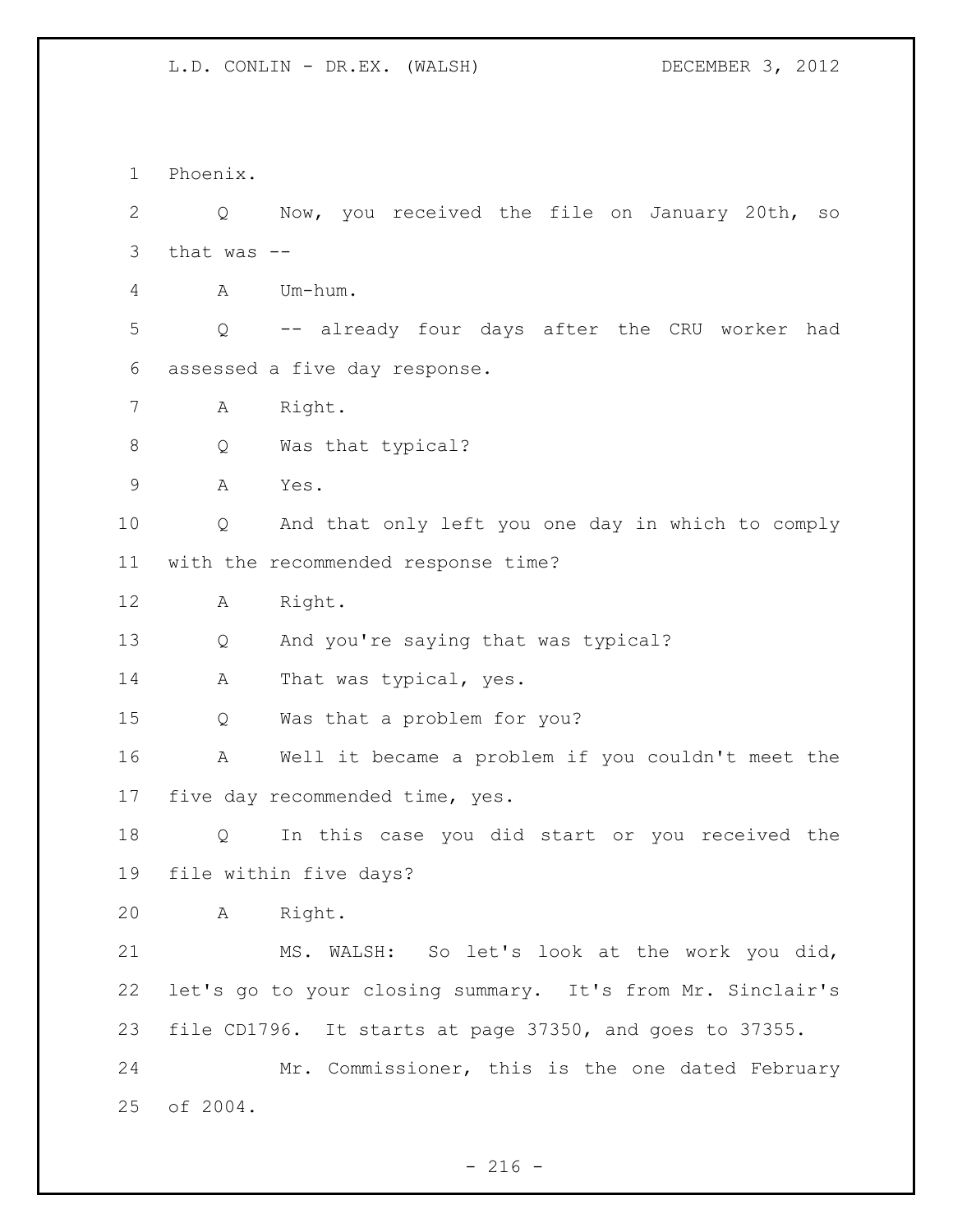Phoenix.

Q Now, you received the file on January 20th, so that was --

A Um-hum.

Q -- already four days after the CRU worker had assessed a five day response.

A Right.

Q Was that typical?

A Yes.

Q And that only left you one day in which to comply with the recommended response time?

A Right.

Q And you're saying that was typical?

A That was typical, yes.

Q Was that a problem for you?

A Well it became a problem if you couldn't meet the five day recommended time, yes.

Q In this case you did start or you received the file within five days?

A Right.

MS. WALSH: So let's look at the work you did, let's go to your closing summary. It's from Mr. Sinclair's file CD1796. It starts at page 37350, and goes to 37355.

Mr. Commissioner, this is the one dated February of 2004.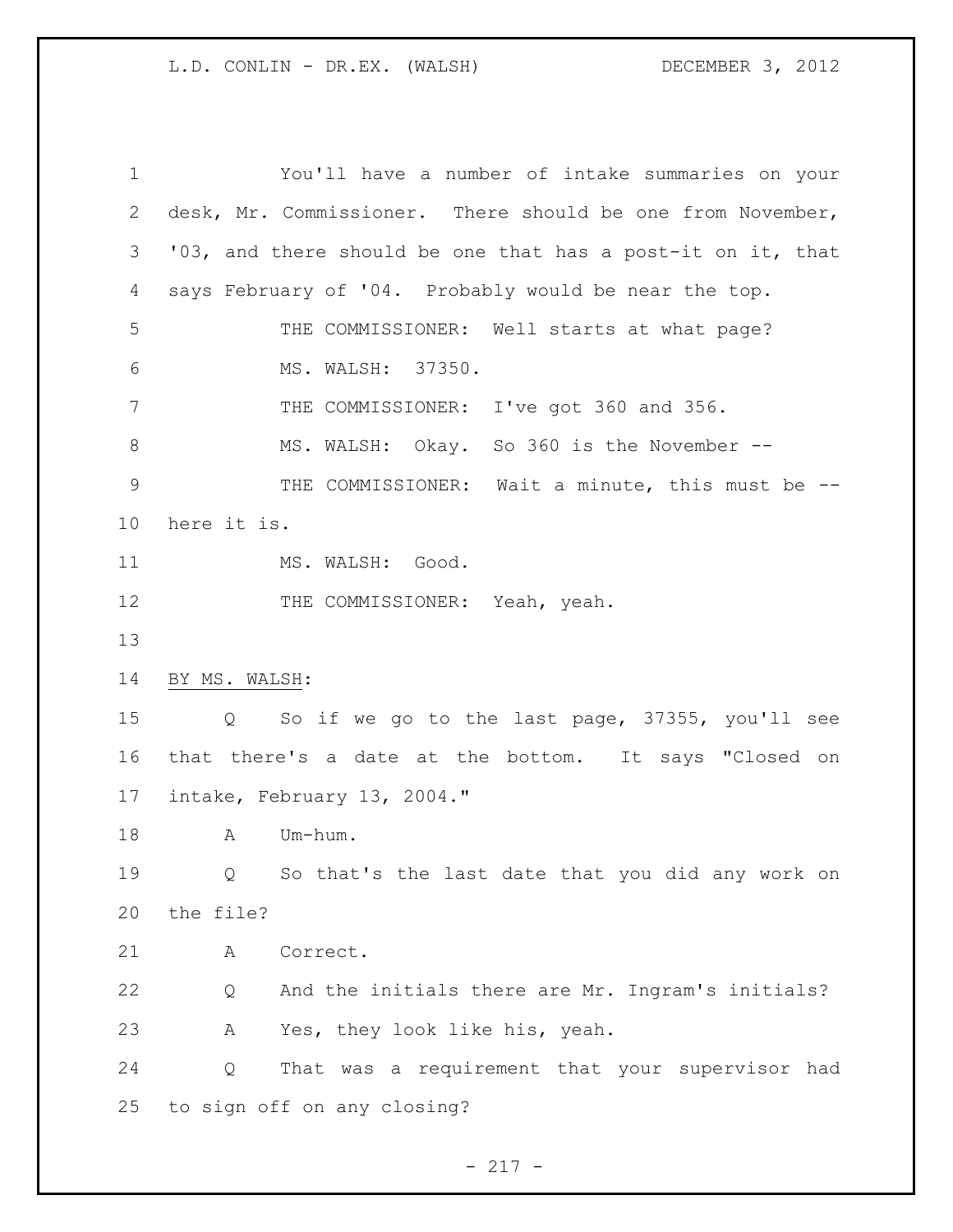You'll have a number of intake summaries on your desk, Mr. Commissioner. There should be one from November, '03, and there should be one that has a post-it on it, that says February of '04. Probably would be near the top.

THE COMMISSIONER: Well starts at what page?

MS. WALSH: 37350.

THE COMMISSIONER: I've got 360 and 356.

MS. WALSH: Okay. So 360 is the November --

THE COMMISSIONER: Wait a minute, this must be -- here it is.

MS. WALSH: Good.

THE COMMISSIONER: Yeah, yeah.

BY MS. WALSH:

Q So if we go to the last page, 37355, you'll see that there's a date at the bottom. It says "Closed on intake, February 13, 2004."

A Um-hum.

Q So that's the last date that you did any work on the file?

A Correct.

Q And the initials there are Mr. Ingram's initials?

A Yes, they look like his, yeah.

Q That was a requirement that your supervisor had to sign off on any closing?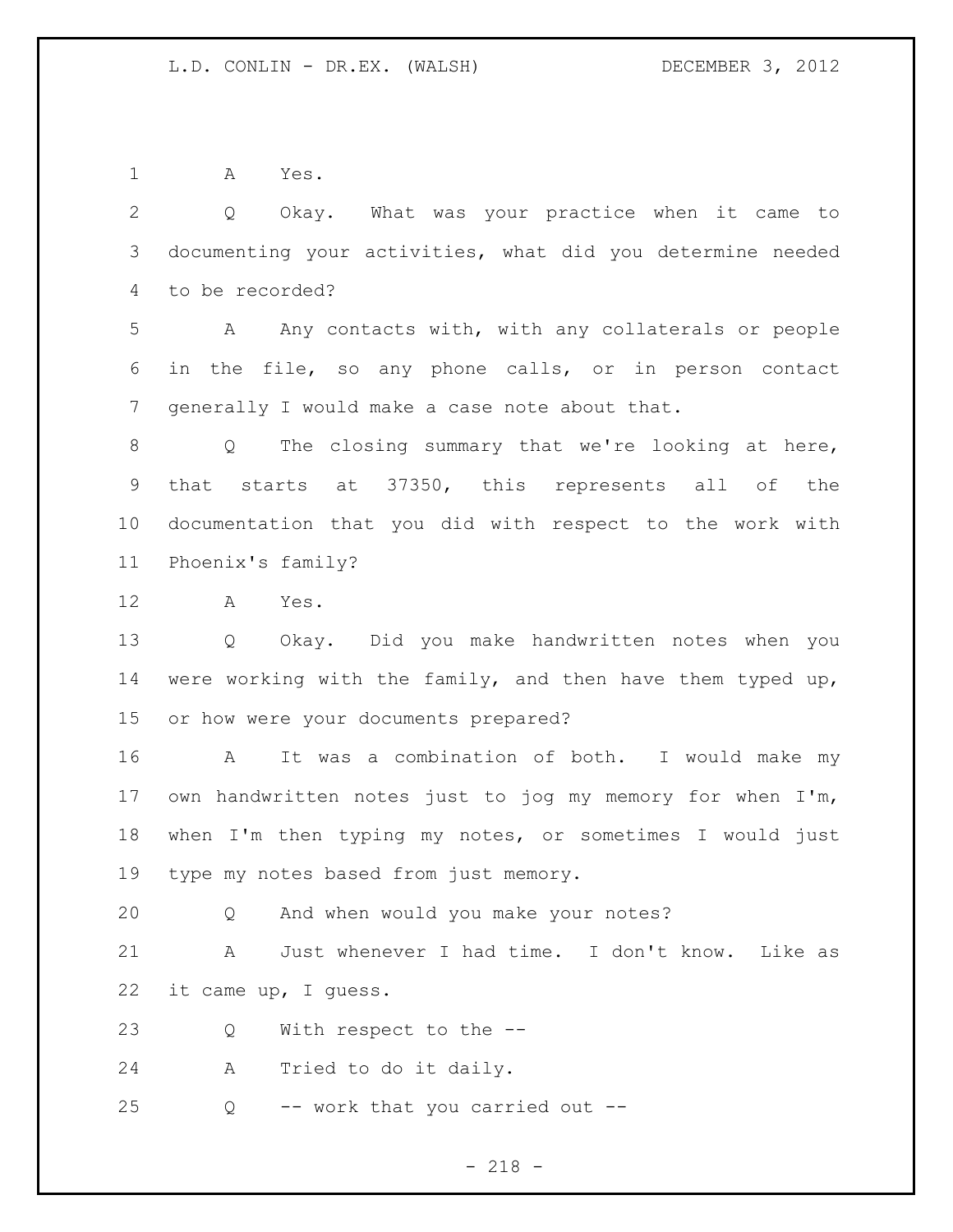A Yes.

Q Okay. What was your practice when it came to documenting your activities, what did you determine needed to be recorded?

A Any contacts with, with any collaterals or people in the file, so any phone calls, or in person contact generally I would make a case note about that.

Q The closing summary that we're looking at here, that starts at 37350, this represents all of the documentation that you did with respect to the work with Phoenix's family?

A Yes.

Q Okay. Did you make handwritten notes when you were working with the family, and then have them typed up, or how were your documents prepared?

A It was a combination of both. I would make my own handwritten notes just to jog my memory for when I'm, when I'm then typing my notes, or sometimes I would just type my notes based from just memory.

Q And when would you make your notes?

A Just whenever I had time. I don't know. Like as it came up, I guess.

Q With respect to the --

A Tried to do it daily.

Q -- work that you carried out --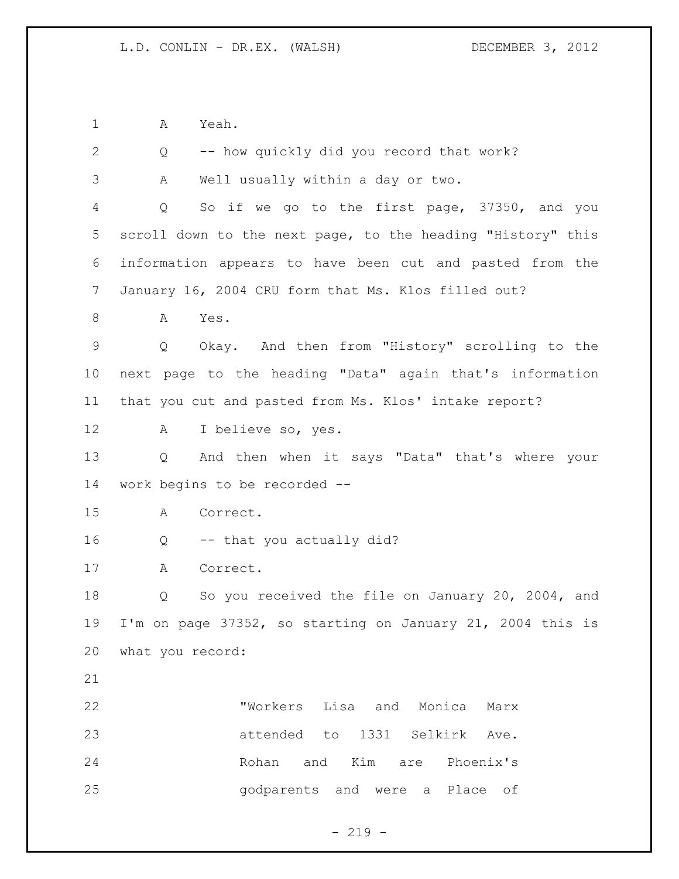A Yeah.

Q -- how quickly did you record that work?

A Well usually within a day or two.

Q So if we go to the first page, 37350, and you scroll down to the next page, to the heading "History" this information appears to have been cut and pasted from the January 16, 2004 CRU form that Ms. Klos filled out?

A Yes.

Q Okay. And then from "History" scrolling to the next page to the heading "Data" again that's information that you cut and pasted from Ms. Klos' intake report?

A I believe so, yes.

Q And then when it says "Data" that's where your work begins to be recorded --

A Correct.

Q -- that you actually did?

A Correct.

Q So you received the file on January 20, 2004, and I'm on page 37352, so starting on January 21, 2004 this is what you record:

> "Workers Lisa and Monica Marx attended to 1331 Selkirk Ave. Rohan and Kim are Phoenix's godparents and were a Place of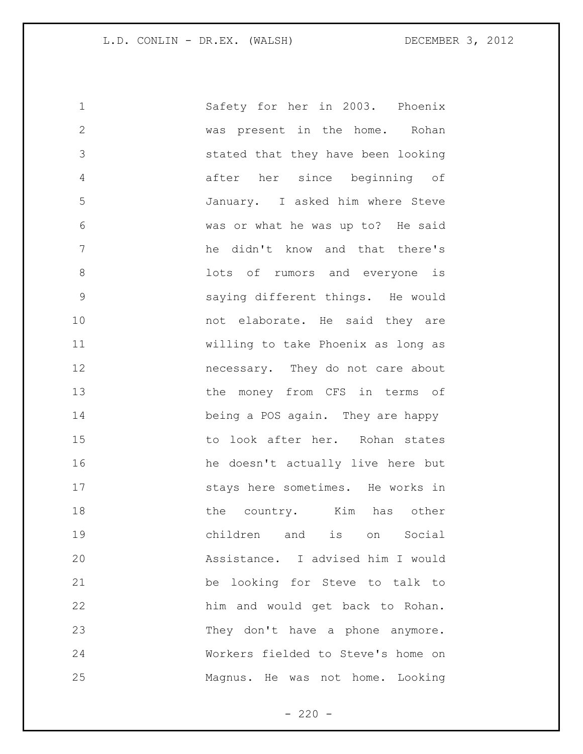Safety for her in 2003. Phoenix was present in the home. Rohan stated that they have been looking after her since beginning of January. I asked him where Steve was or what he was up to? He said he didn't know and that there's lots of rumors and everyone is saying different things. He would not elaborate. He said they are willing to take Phoenix as long as necessary. They do not care about the money from CFS in terms of being a POS again. They are happy to look after her. Rohan states he doesn't actually live here but stays here sometimes. He works in the country. Kim has other children and is on Social Assistance. I advised him I would be looking for Steve to talk to him and would get back to Rohan. They don't have a phone anymore. Workers fielded to Steve's home on Magnus. He was not home. Looking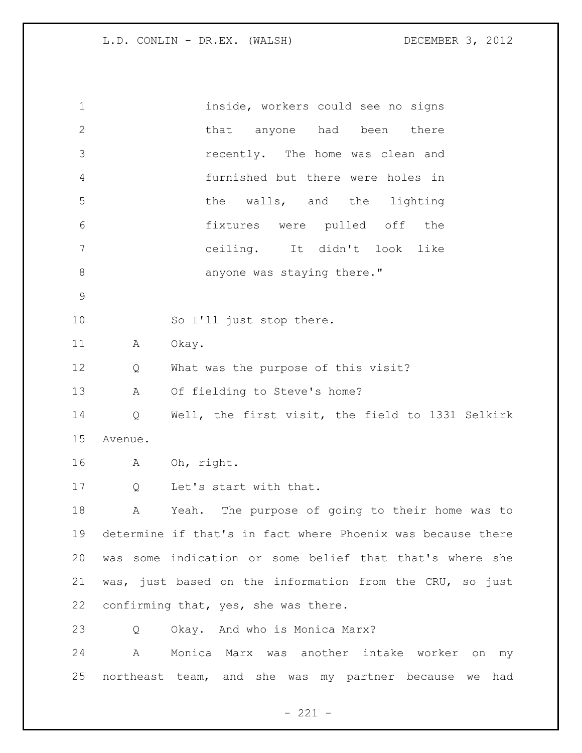inside, workers could see no signs that anyone had been there recently. The home was clean and furnished but there were holes in the walls, and the lighting fixtures were pulled off the ceiling. It didn't look like anyone was staying there."

So I'll just stop there.

A Okay.

Q What was the purpose of this visit?

A Of fielding to Steve's home?

Q Well, the first visit, the field to 1331 Selkirk Avenue.

A Oh, right.

Q Let's start with that.

A Yeah. The purpose of going to their home was to determine if that's in fact where Phoenix was because there was some indication or some belief that that's where she was, just based on the information from the CRU, so just confirming that, yes, she was there.

Q Okay. And who is Monica Marx?

A Monica Marx was another intake worker on my northeast team, and she was my partner because we had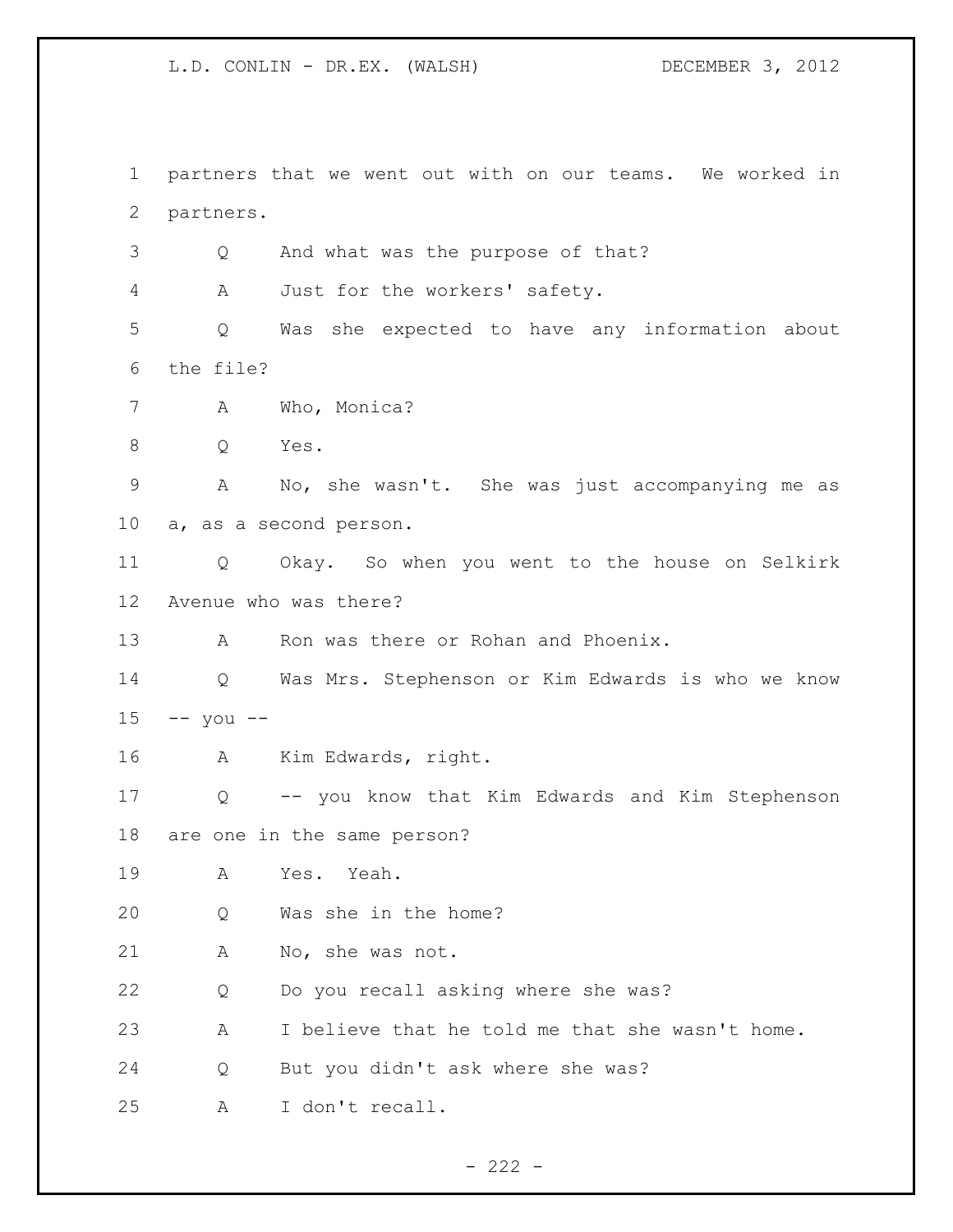partners that we went out with on our teams. We worked in partners.

Q And what was the purpose of that?

A Just for the workers' safety.

Q Was she expected to have any information about the file?

A Who, Monica?

Q Yes.

A No, she wasn't. She was just accompanying me as a, as a second person.

Q Okay. So when you went to the house on Selkirk Avenue who was there?

A Ron was there or Rohan and Phoenix.

Q Was Mrs. Stephenson or Kim Edwards is who we know -- you --

A Kim Edwards, right.

Q -- you know that Kim Edwards and Kim Stephenson are one in the same person?

A Yes. Yeah.

Q Was she in the home?

A No, she was not.

Q Do you recall asking where she was?

A I believe that he told me that she wasn't home.

Q But you didn't ask where she was?

A I don't recall.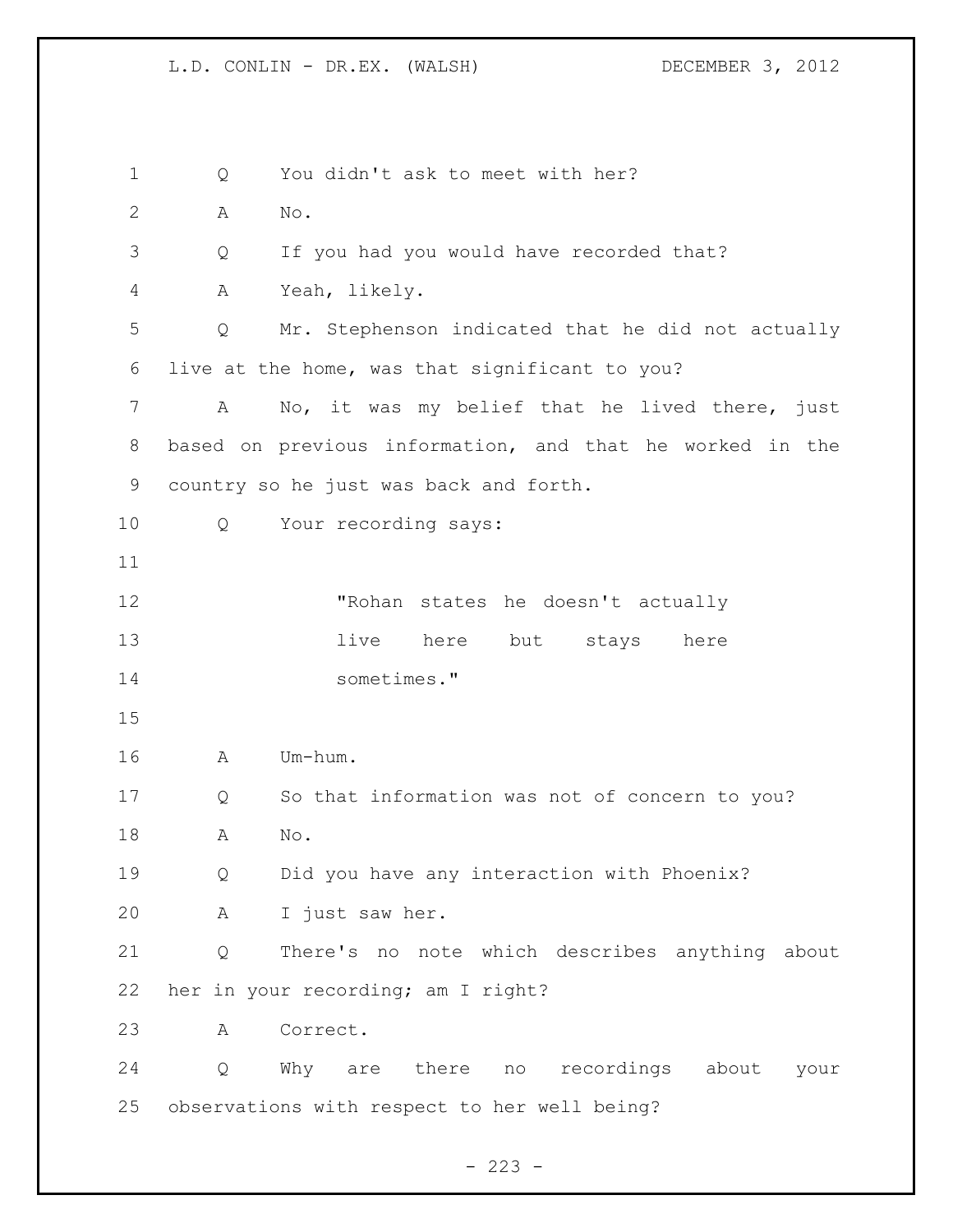Q You didn't ask to meet with her?

A No.

Q If you had you would have recorded that?

A Yeah, likely.

Q Mr. Stephenson indicated that he did not actually live at the home, was that significant to you?

A No, it was my belief that he lived there, just based on previous information, and that he worked in the country so he just was back and forth.

Q Your recording says:

> "Rohan states he doesn't actually live here but stays here sometimes."

A Um-hum.

Q So that information was not of concern to you?

A No.

Q Did you have any interaction with Phoenix?

A I just saw her.

Q There's no note which describes anything about her in your recording; am I right?

A Correct.

Q Why are there no recordings about your observations with respect to her well being?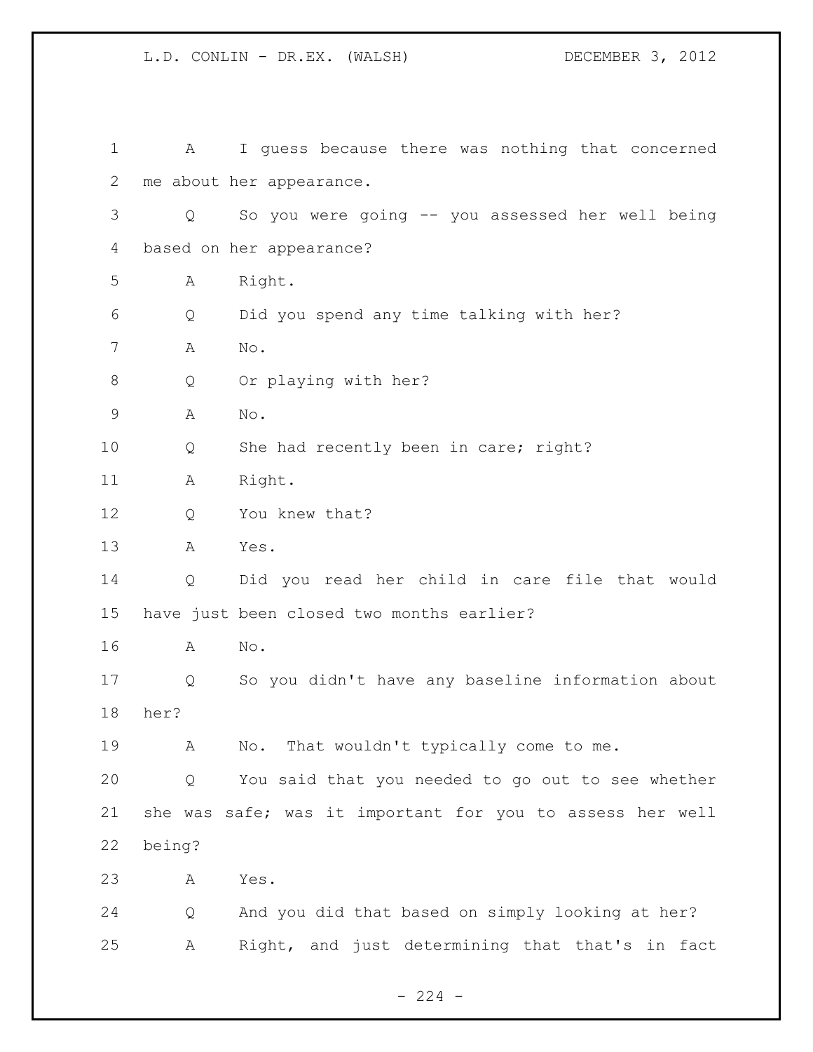A I guess because there was nothing that concerned me about her appearance.

Q So you were going -- you assessed her well being based on her appearance?

A Right.

Q Did you spend any time talking with her?

A No.

Q Or playing with her?

A No.

Q She had recently been in care; right?

A Right.

Q You knew that?

A Yes.

Q Did you read her child in care file that would have just been closed two months earlier?

A No.

Q So you didn't have any baseline information about her?

A No. That wouldn't typically come to me.

Q You said that you needed to go out to see whether she was safe; was it important for you to assess her well being?

A Yes.

Q And you did that based on simply looking at her?

A Right, and just determining that that's in fact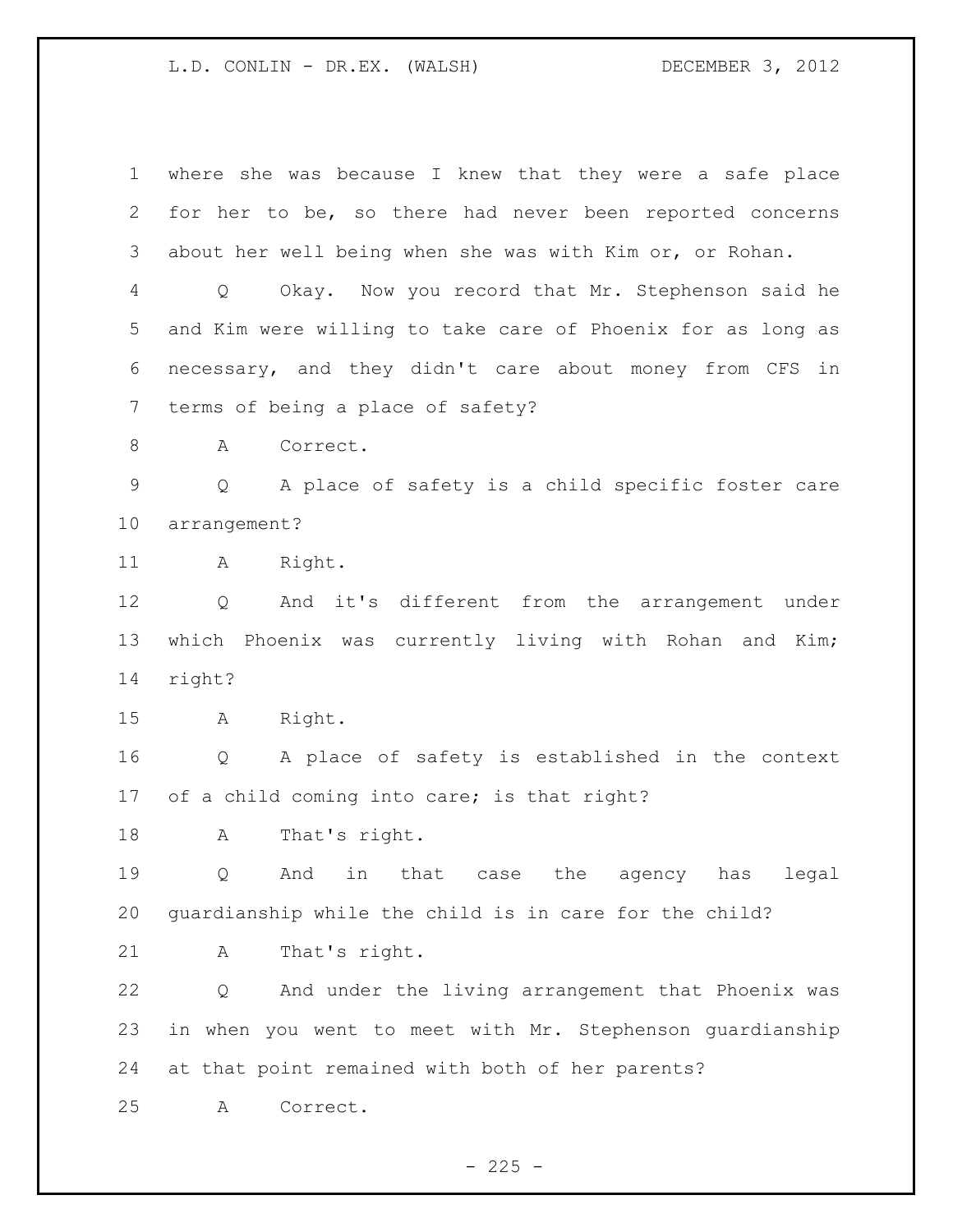where she was because I knew that they were a safe place for her to be, so there had never been reported concerns about her well being when she was with Kim or, or Rohan.

Q Okay. Now you record that Mr. Stephenson said he and Kim were willing to take care of Phoenix for as long as necessary, and they didn't care about money from CFS in terms of being a place of safety?

A Correct.

Q A place of safety is a child specific foster care arrangement?

A Right.

Q And it's different from the arrangement under which Phoenix was currently living with Rohan and Kim; right?

A Right.

Q A place of safety is established in the context of a child coming into care; is that right?

A That's right.

Q And in that case the agency has legal guardianship while the child is in care for the child?

A That's right.

Q And under the living arrangement that Phoenix was in when you went to meet with Mr. Stephenson guardianship at that point remained with both of her parents?

A Correct.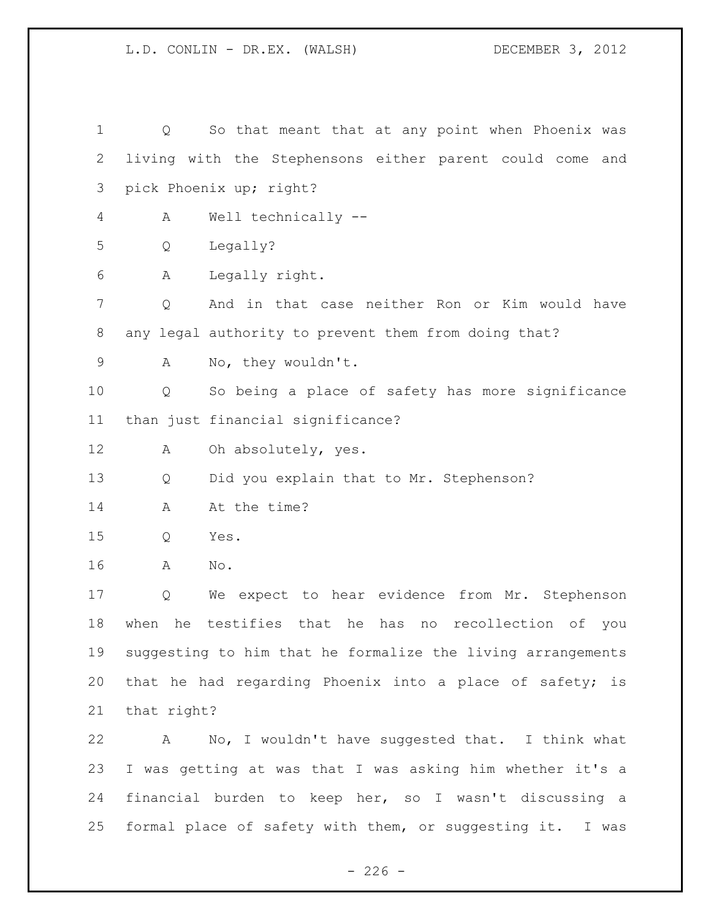Q So that meant that at any point when Phoenix was living with the Stephensons either parent could come and pick Phoenix up; right?

A Well technically --

Q Legally?

A Legally right.

Q And in that case neither Ron or Kim would have any legal authority to prevent them from doing that?

A No, they wouldn't.

Q So being a place of safety has more significance than just financial significance?

A Oh absolutely, yes.

Q Did you explain that to Mr. Stephenson?

A At the time?

Q Yes.

A No.

Q We expect to hear evidence from Mr. Stephenson when he testifies that he has no recollection of you suggesting to him that he formalize the living arrangements that he had regarding Phoenix into a place of safety; is that right?

A No, I wouldn't have suggested that. I think what I was getting at was that I was asking him whether it's a financial burden to keep her, so I wasn't discussing a formal place of safety with them, or suggesting it. I was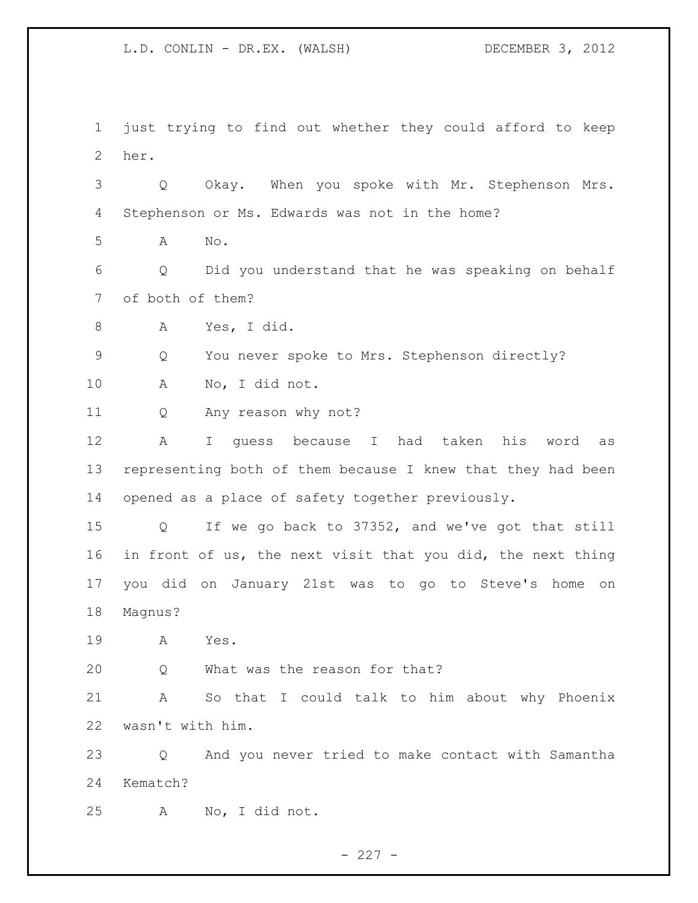just trying to find out whether they could afford to keep her.

Q Okay. When you spoke with Mr. Stephenson Mrs. Stephenson or Ms. Edwards was not in the home?

A No.

Q Did you understand that he was speaking on behalf of both of them?

A Yes, I did.

Q You never spoke to Mrs. Stephenson directly?

A No, I did not.

Q Any reason why not?

A I guess because I had taken his word as representing both of them because I knew that they had been opened as a place of safety together previously.

Q If we go back to 37352, and we've got that still in front of us, the next visit that you did, the next thing you did on January 21st was to go to Steve's home on Magnus?

A Yes.

Q What was the reason for that?

A So that I could talk to him about why Phoenix wasn't with him.

Q And you never tried to make contact with Samantha Kematch?

A No, I did not.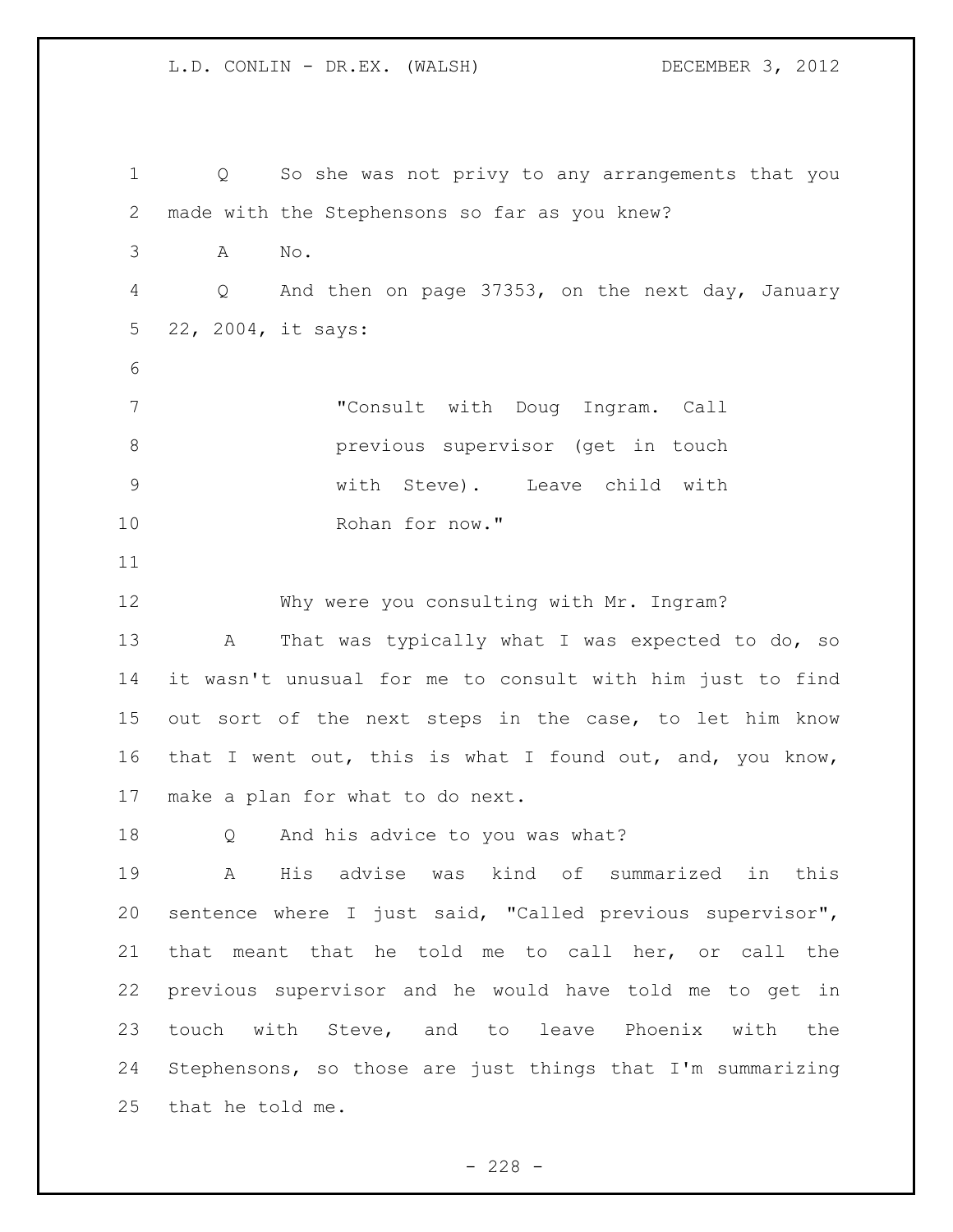Q So she was not privy to any arrangements that you made with the Stephensons so far as you knew?

A No.

Q And then on page 37353, on the next day, January 22, 2004, it says:

> "Consult with Doug Ingram. Call previous supervisor (get in touch with Steve). Leave child with Rohan for now."

Why were you consulting with Mr. Ingram?

A That was typically what I was expected to do, so it wasn't unusual for me to consult with him just to find out sort of the next steps in the case, to let him know that I went out, this is what I found out, and, you know, make a plan for what to do next.

Q And his advice to you was what?

A His advise was kind of summarized in this sentence where I just said, "Called previous supervisor", that meant that he told me to call her, or call the previous supervisor and he would have told me to get in touch with Steve, and to leave Phoenix with the Stephensons, so those are just things that I'm summarizing that he told me.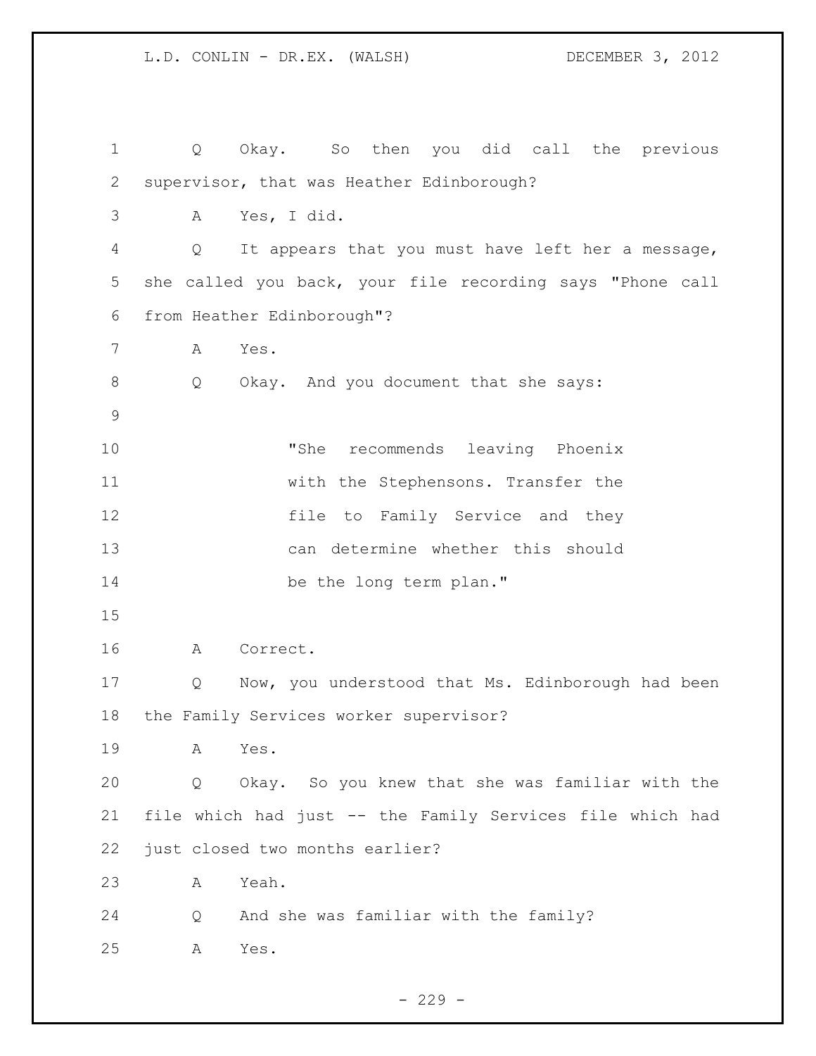Q Okay. So then you did call the previous supervisor, that was Heather Edinborough?

A Yes, I did.

Q It appears that you must have left her a message, she called you back, your file recording says "Phone call from Heather Edinborough"?

A Yes.

Q Okay. And you document that she says:

> "She recommends leaving Phoenix with the Stephensons. Transfer the file to Family Service and they can determine whether this should be the long term plan."

A Correct.

Q Now, you understood that Ms. Edinborough had been the Family Services worker supervisor?

A Yes.

Q Okay. So you knew that she was familiar with the file which had just -- the Family Services file which had just closed two months earlier?

A Yeah.

Q And she was familiar with the family?

A Yes.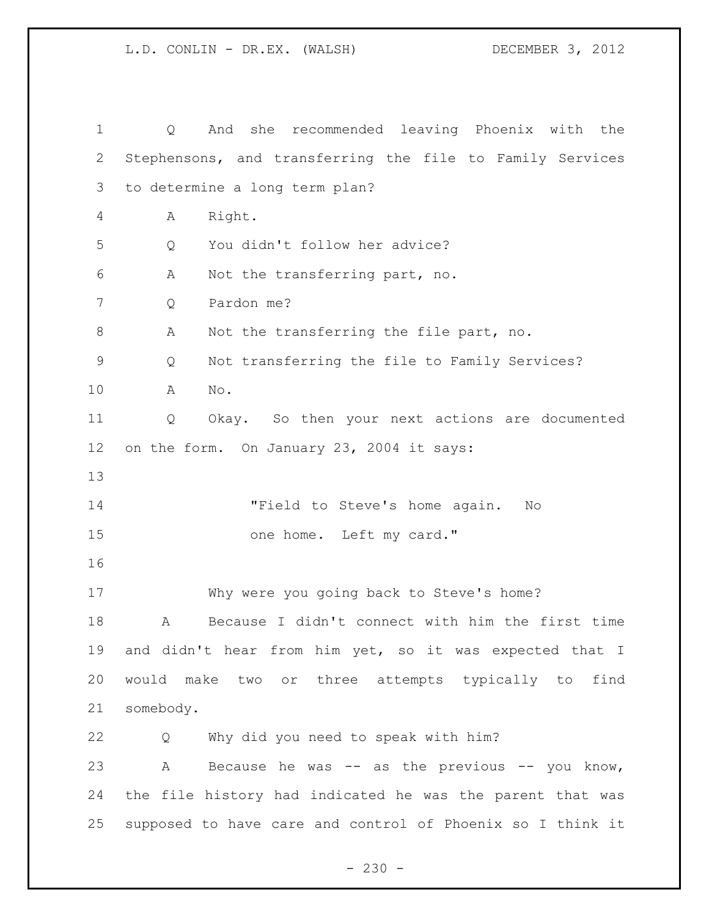Q And she recommended leaving Phoenix with the Stephensons, and transferring the file to Family Services to determine a long term plan?

A Right.

Q You didn't follow her advice?

A Not the transferring part, no.

Q Pardon me?

A Not the transferring the file part, no.

Q Not transferring the file to Family Services?

A No.

Q Okay. So then your next actions are documented on the form. On January 23, 2004 it says:

> "Field to Steve's home again. No one home. Left my card."

Why were you going back to Steve's home?

A Because I didn't connect with him the first time and didn't hear from him yet, so it was expected that I would make two or three attempts typically to find somebody.

Q Why did you need to speak with him?

A Because he was -- as the previous -- you know, the file history had indicated he was the parent that was supposed to have care and control of Phoenix so I think it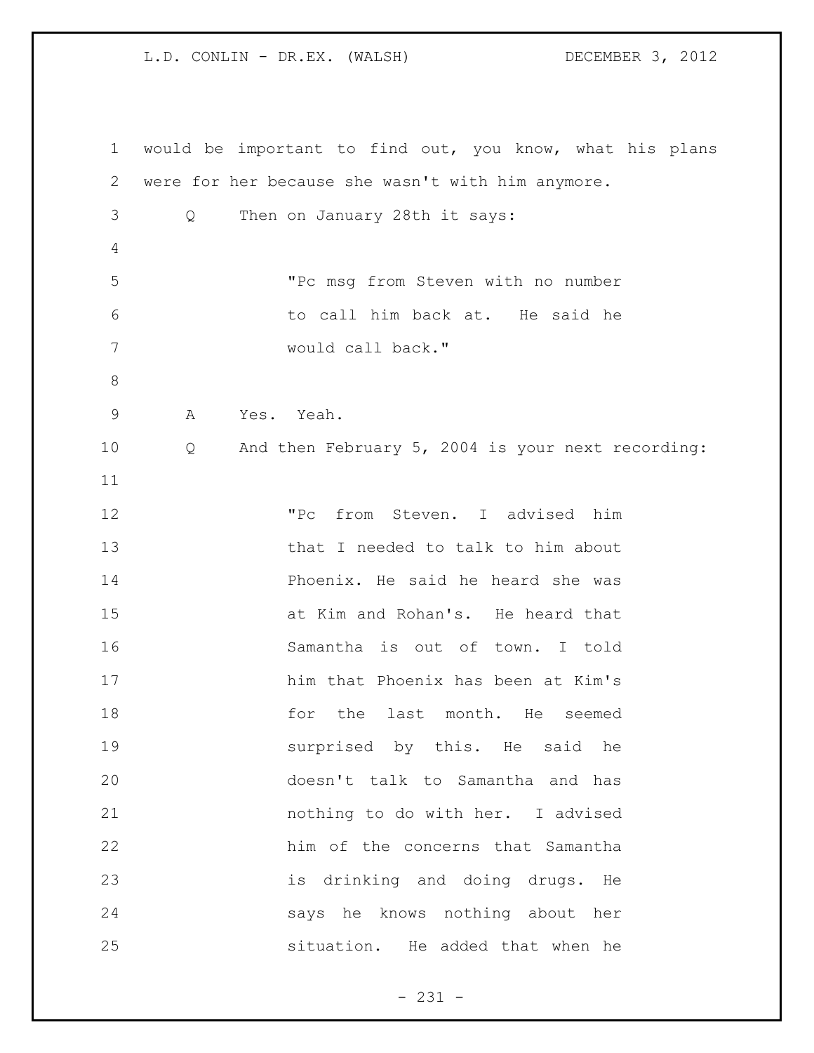would be important to find out, you know, what his plans were for her because she wasn't with him anymore.

Q Then on January 28th it says:

> "Pc msg from Steven with no number to call him back at. He said he would call back."

A Yes. Yeah.

Q And then February 5, 2004 is your next recording:

> "Pc from Steven. I advised him that I needed to talk to him about Phoenix. He said he heard she was at Kim and Rohan's. He heard that Samantha is out of town. I told him that Phoenix has been at Kim's for the last month. He seemed surprised by this. He said he doesn't talk to Samantha and has nothing to do with her. I advised him of the concerns that Samantha is drinking and doing drugs. He says he knows nothing about her situation. He added that when he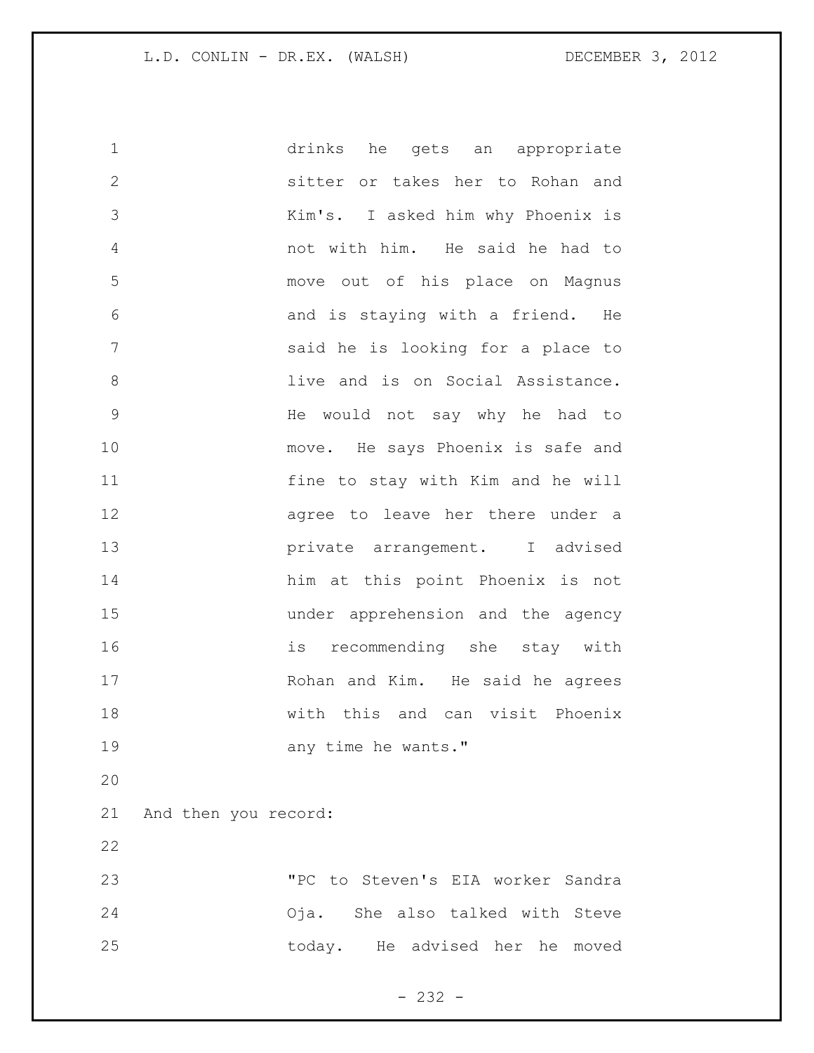> drinks he gets an appropriate sitter or takes her to Rohan and Kim's. I asked him why Phoenix is not with him. He said he had to move out of his place on Magnus and is staying with a friend. He said he is looking for a place to live and is on Social Assistance. He would not say why he had to move. He says Phoenix is safe and fine to stay with Kim and he will agree to leave her there under a private arrangement. I advised him at this point Phoenix is not under apprehension and the agency is recommending she stay with Rohan and Kim. He said he agrees with this and can visit Phoenix any time he wants."

And then you record:

> "PC to Steven's EIA worker Sandra Oja. She also talked with Steve today. He advised her he moved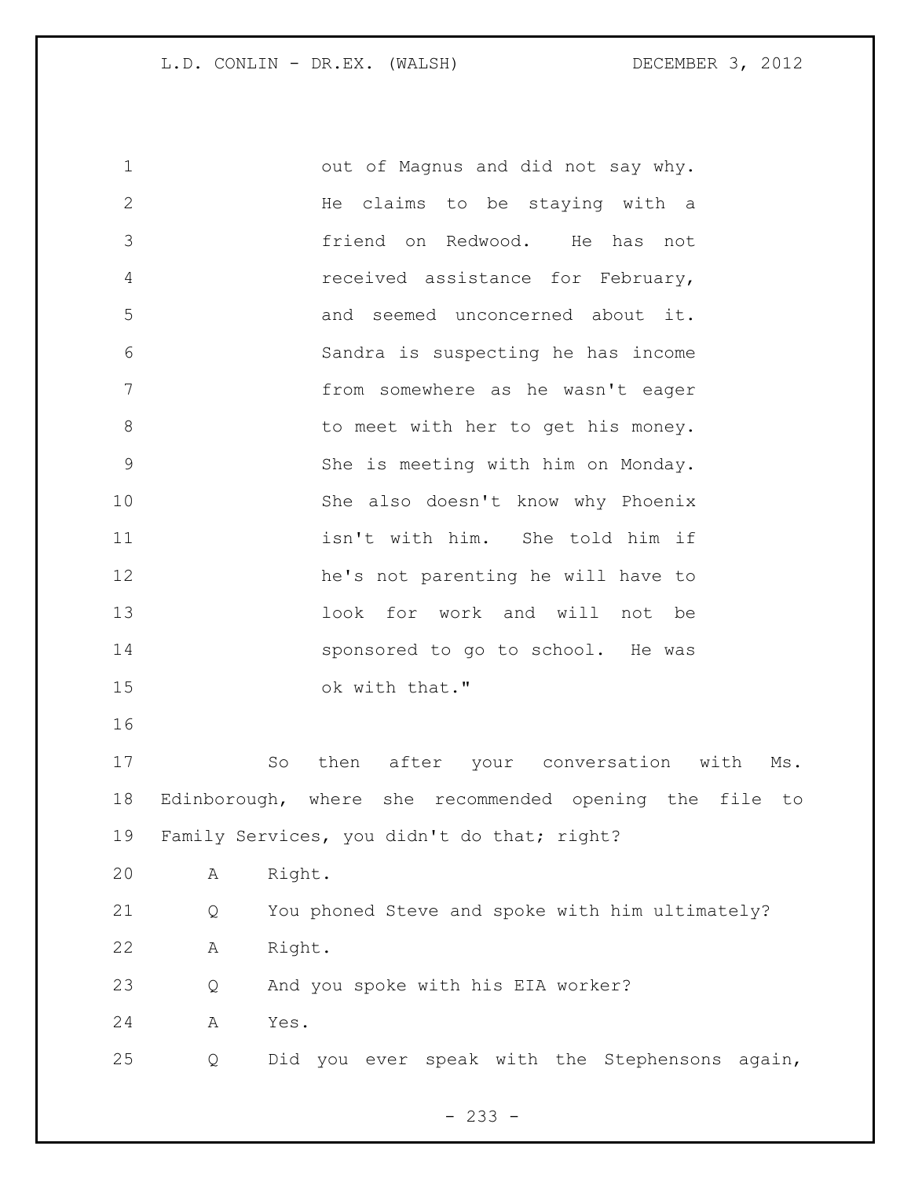out of Magnus and did not say why. He claims to be staying with a friend on Redwood. He has not received assistance for February, and seemed unconcerned about it. Sandra is suspecting he has income from somewhere as he wasn't eager to meet with her to get his money. She is meeting with him on Monday. She also doesn't know why Phoenix isn't with him. She told him if he's not parenting he will have to look for work and will not be sponsored to go to school. He was ok with that."

So then after your conversation with Ms. Edinborough, where she recommended opening the file to Family Services, you didn't do that; right?

A Right.

Q You phoned Steve and spoke with him ultimately?

A Right.

Q And you spoke with his EIA worker?

A Yes.

Q Did you ever speak with the Stephensons again,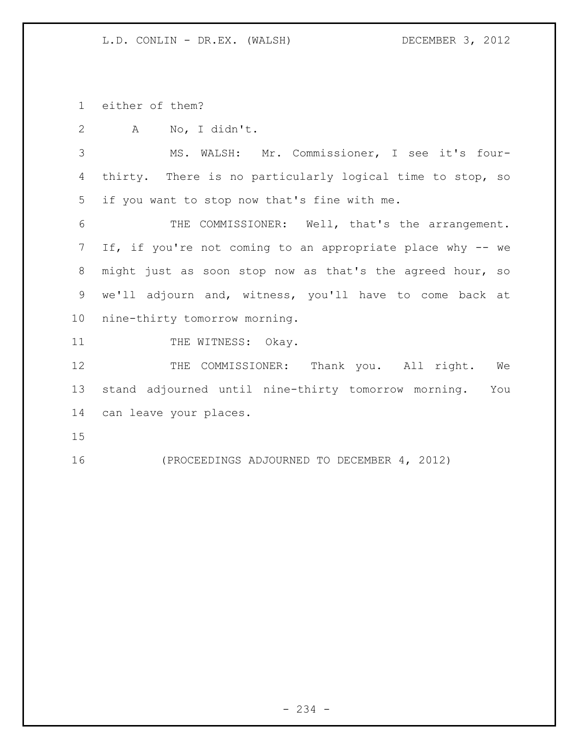either of them?

A No, I didn't.

MS. WALSH: Mr. Commissioner, I see it's four-thirty. There is no particularly logical time to stop, so if you want to stop now that's fine with me.

THE COMMISSIONER: Well, that's the arrangement. If, if you're not coming to an appropriate place why -- we might just as soon stop now as that's the agreed hour, so we'll adjourn and, witness, you'll have to come back at nine-thirty tomorrow morning.

THE WITNESS: Okay.

THE COMMISSIONER: Thank you. All right. We stand adjourned until nine-thirty tomorrow morning. You can leave your places.

(PROCEEDINGS ADJOURNED TO DECEMBER 4, 2012)